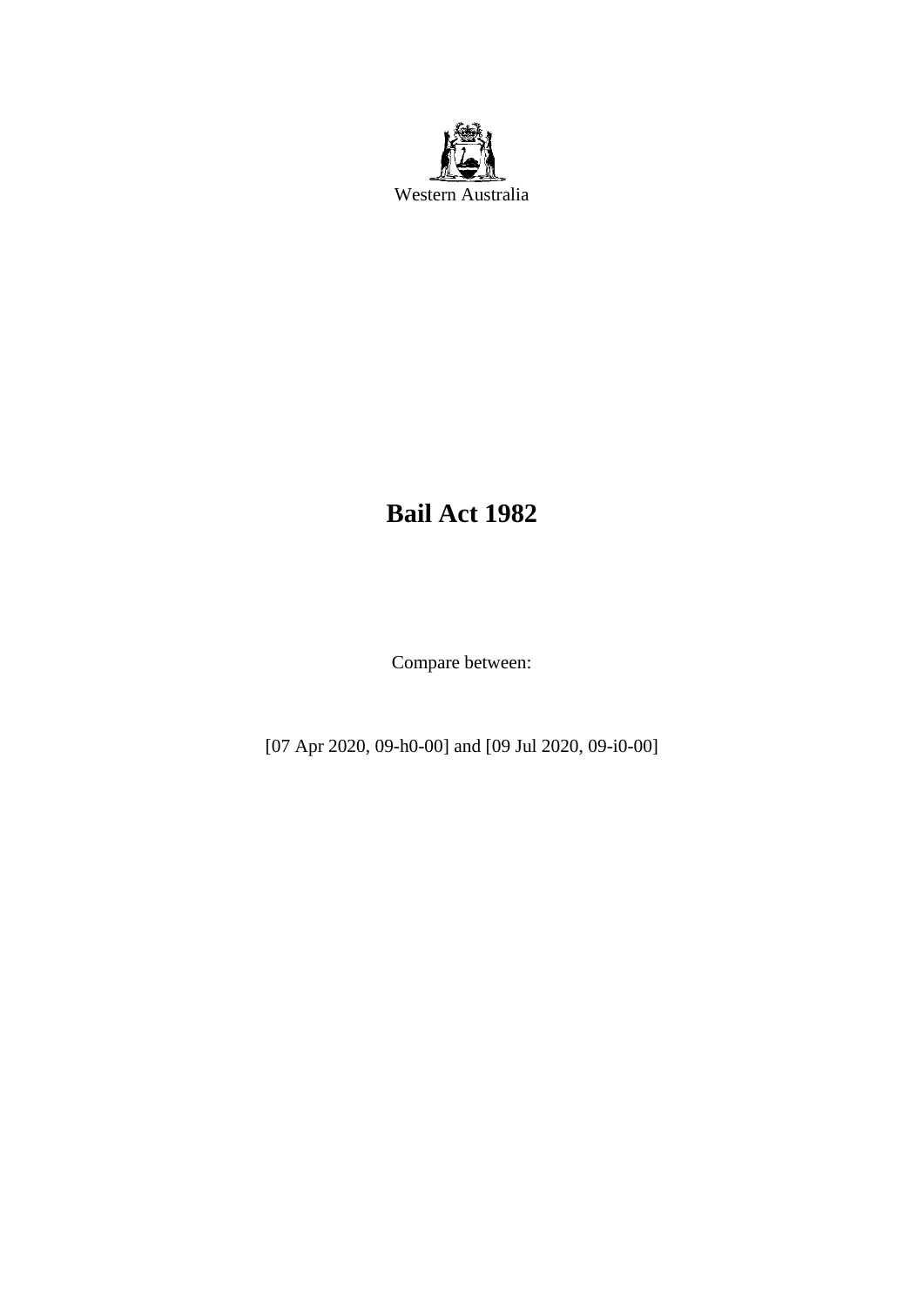Western Australia

# Bail Act 1982

Compare between:

[07 Apr 2020, 09-h0-00] and [09 Jul 2020, 09-i0-00]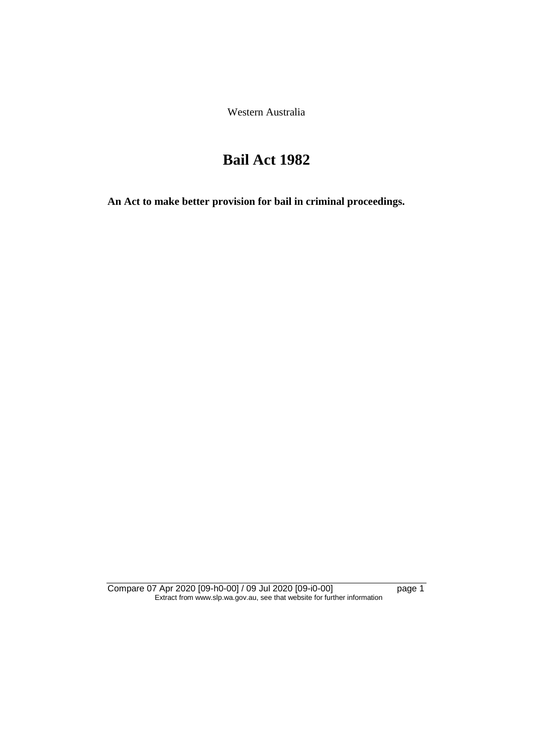Western Australia

# Bail Act 1982

**An Act to make better provision for bail in criminal proceedings.**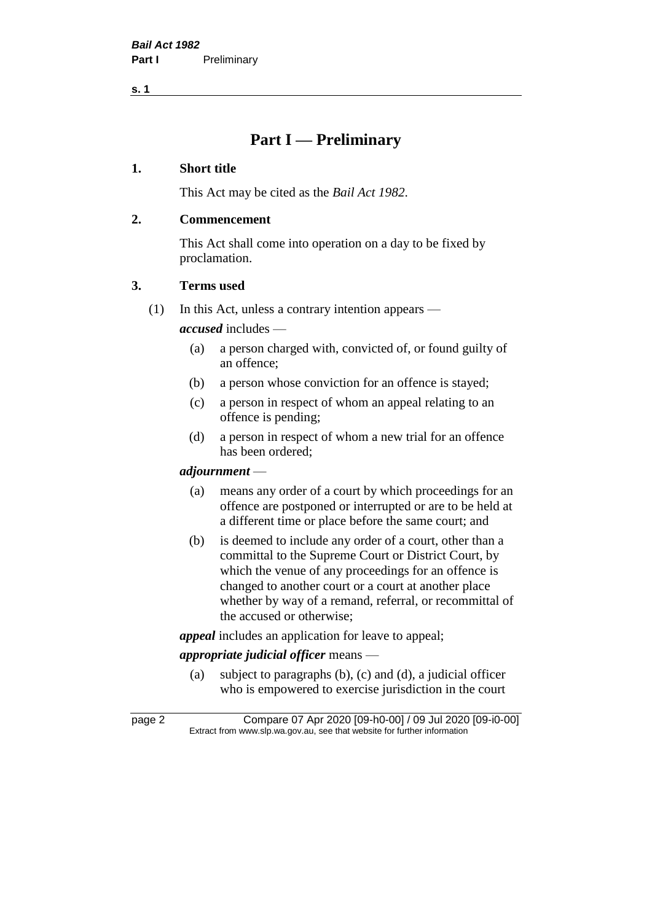# Part I — Preliminary

## 1. Short title

This Act may be cited as the *Bail Act 1982*.

## 2. Commencement

This Act shall come into operation on a day to be fixed by proclamation.

## 3. Terms used

(1) In this Act, unless a contrary intention appears —

***accused*** includes —

- (a) a person charged with, convicted of, or found guilty of an offence;
- (b) a person whose conviction for an offence is stayed;
- (c) a person in respect of whom an appeal relating to an offence is pending;
- (d) a person in respect of whom a new trial for an offence has been ordered;

***adjournment*** —

- (a) means any order of a court by which proceedings for an offence are postponed or interrupted or are to be held at a different time or place before the same court; and
- (b) is deemed to include any order of a court, other than a committal to the Supreme Court or District Court, by which the venue of any proceedings for an offence is changed to another court or a court at another place whether by way of a remand, referral, or recommittal of the accused or otherwise;

***appeal*** includes an application for leave to appeal;

***appropriate judicial officer*** means —

- (a) subject to paragraphs (b), (c) and (d), a judicial officer who is empowered to exercise jurisdiction in the court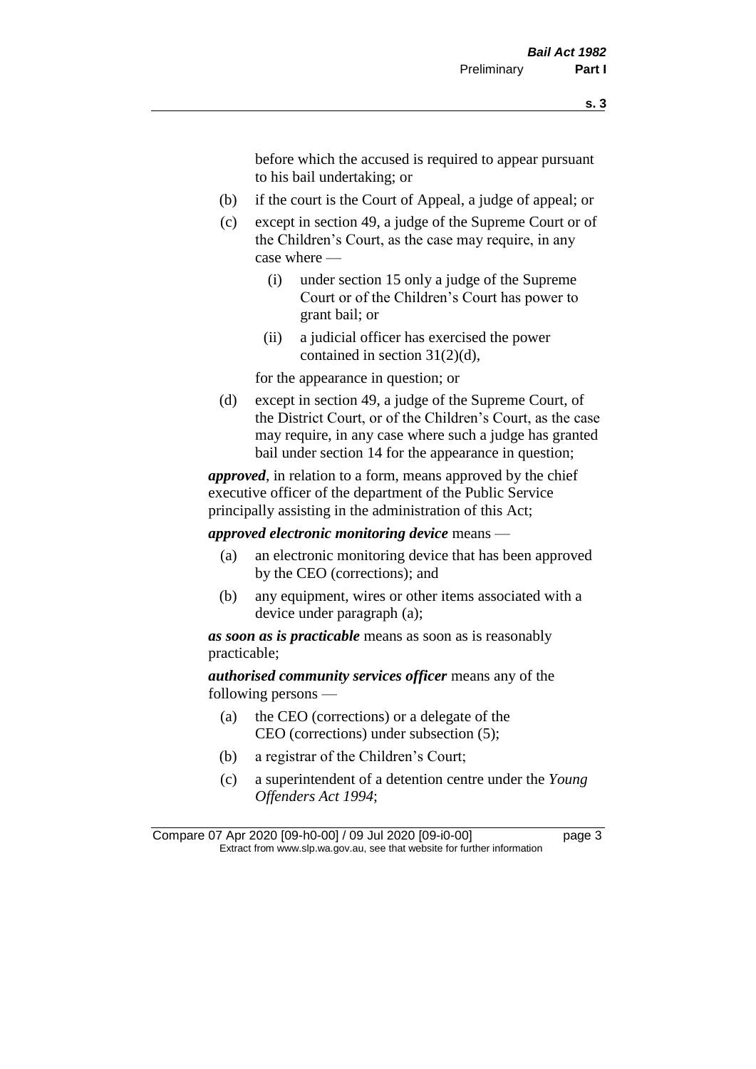before which the accused is required to appear pursuant to his bail undertaking; or

- (b) if the court is the Court of Appeal, a judge of appeal; or
- (c) except in section 49, a judge of the Supreme Court or of the Children's Court, as the case may require, in any case where —
  - (i) under section 15 only a judge of the Supreme Court or of the Children's Court has power to grant bail; or
  - (ii) a judicial officer has exercised the power contained in section 31(2)(d),

  for the appearance in question; or
- (d) except in section 49, a judge of the Supreme Court, of the District Court, or of the Children's Court, as the case may require, in any case where such a judge has granted bail under section 14 for the appearance in question;

***approved***, in relation to a form, means approved by the chief executive officer of the department of the Public Service principally assisting in the administration of this Act;

***approved electronic monitoring device*** means —

- (a) an electronic monitoring device that has been approved by the CEO (corrections); and
- (b) any equipment, wires or other items associated with a device under paragraph (a);

***as soon as is practicable*** means as soon as is reasonably practicable;

***authorised community services officer*** means any of the following persons —

- (a) the CEO (corrections) or a delegate of the CEO (corrections) under subsection (5);
- (b) a registrar of the Children's Court;
- (c) a superintendent of a detention centre under the *Young Offenders Act 1994*;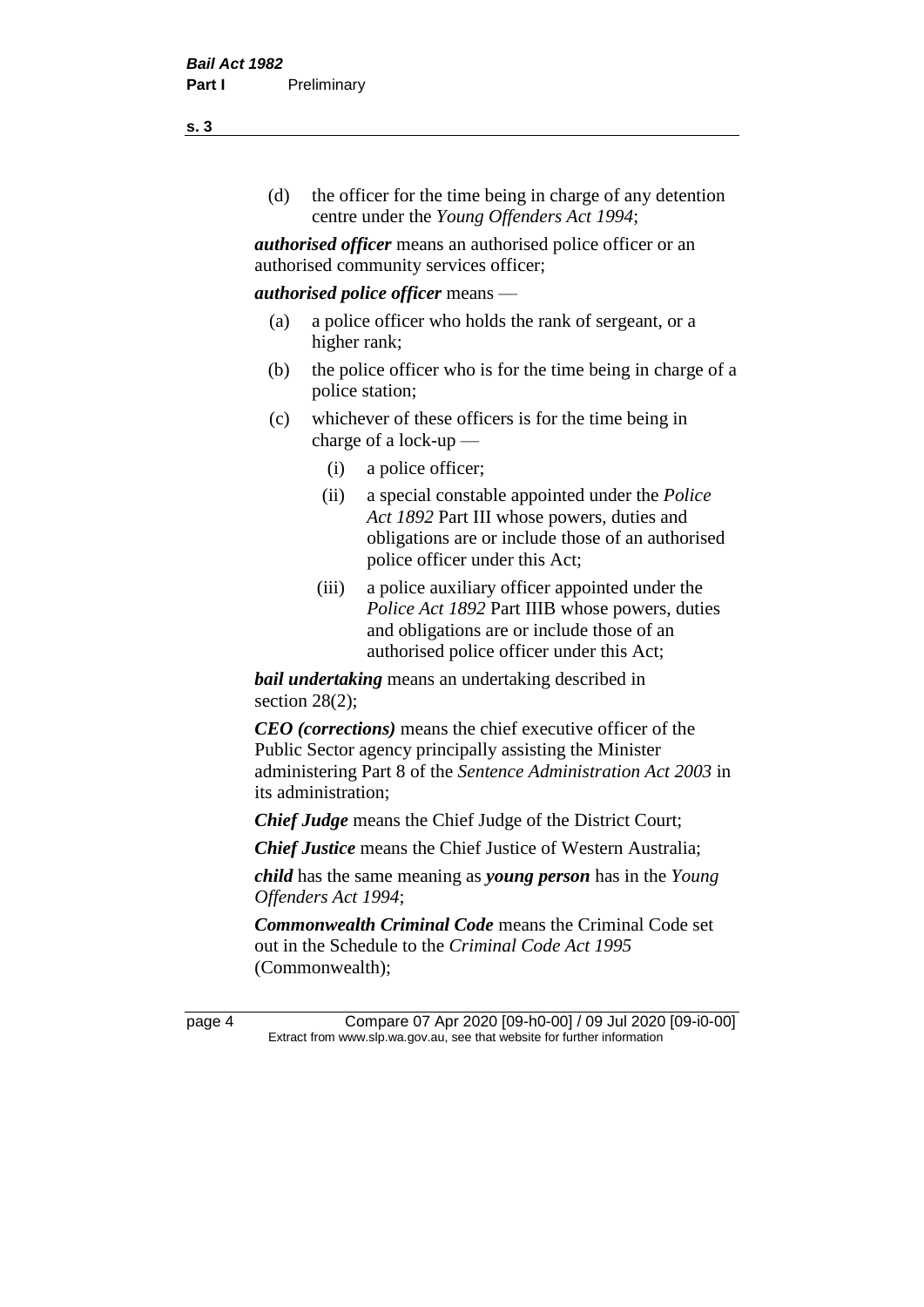(d) the officer for the time being in charge of any detention centre under the *Young Offenders Act 1994*;

***authorised officer*** means an authorised police officer or an authorised community services officer;

***authorised police officer*** means —

(a) a police officer who holds the rank of sergeant, or a higher rank;

(b) the police officer who is for the time being in charge of a police station;

(c) whichever of these officers is for the time being in charge of a lock-up —

(i) a police officer;

(ii) a special constable appointed under the *Police Act 1892* Part III whose powers, duties and obligations are or include those of an authorised police officer under this Act;

(iii) a police auxiliary officer appointed under the *Police Act 1892* Part IIIB whose powers, duties and obligations are or include those of an authorised police officer under this Act;

***bail undertaking*** means an undertaking described in section 28(2);

***CEO (corrections)*** means the chief executive officer of the Public Sector agency principally assisting the Minister administering Part 8 of the *Sentence Administration Act 2003* in its administration;

***Chief Judge*** means the Chief Judge of the District Court;

***Chief Justice*** means the Chief Justice of Western Australia;

***child*** has the same meaning as ***young person*** has in the *Young Offenders Act 1994*;

***Commonwealth Criminal Code*** means the Criminal Code set out in the Schedule to the *Criminal Code Act 1995* (Commonwealth);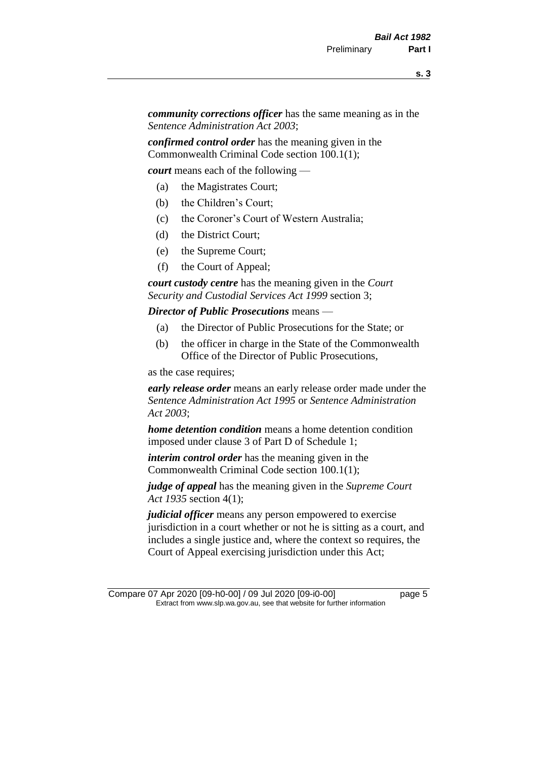***community corrections officer*** has the same meaning as in the *Sentence Administration Act 2003*;

***confirmed control order*** has the meaning given in the Commonwealth Criminal Code section 100.1(1);

***court*** means each of the following —

- (a) the Magistrates Court;
- (b) the Children's Court;
- (c) the Coroner's Court of Western Australia;
- (d) the District Court;
- (e) the Supreme Court;
- (f) the Court of Appeal;

***court custody centre*** has the meaning given in the *Court Security and Custodial Services Act 1999* section 3;

***Director of Public Prosecutions*** means —

- (a) the Director of Public Prosecutions for the State; or
- (b) the officer in charge in the State of the Commonwealth Office of the Director of Public Prosecutions,

as the case requires;

***early release order*** means an early release order made under the *Sentence Administration Act 1995* or *Sentence Administration Act 2003*;

***home detention condition*** means a home detention condition imposed under clause 3 of Part D of Schedule 1;

***interim control order*** has the meaning given in the Commonwealth Criminal Code section 100.1(1);

***judge of appeal*** has the meaning given in the *Supreme Court Act 1935* section 4(1);

***judicial officer*** means any person empowered to exercise jurisdiction in a court whether or not he is sitting as a court, and includes a single justice and, where the context so requires, the Court of Appeal exercising jurisdiction under this Act;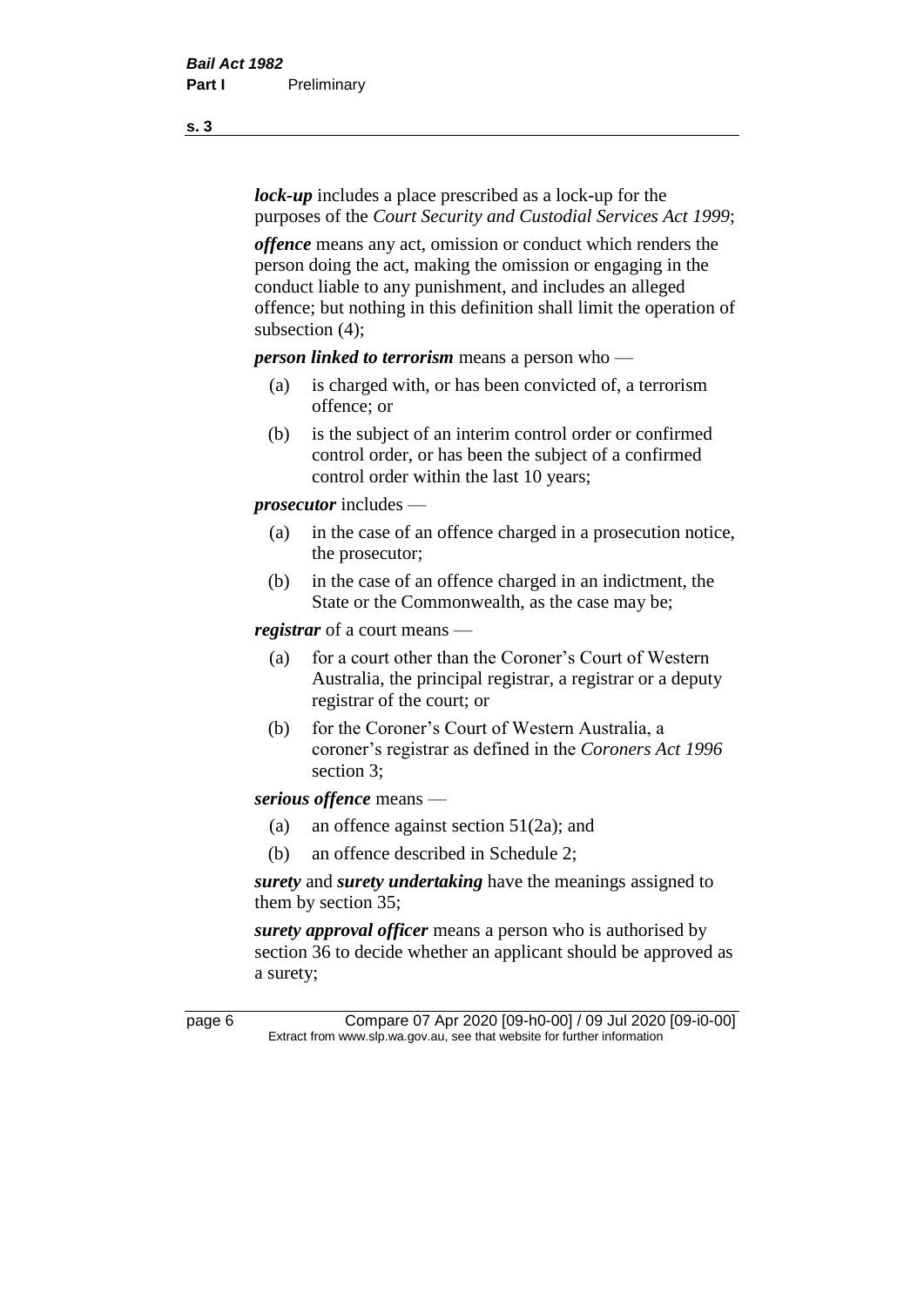***lock-up*** includes a place prescribed as a lock-up for the purposes of the *Court Security and Custodial Services Act 1999*;

***offence*** means any act, omission or conduct which renders the person doing the act, making the omission or engaging in the conduct liable to any punishment, and includes an alleged offence; but nothing in this definition shall limit the operation of subsection (4);

***person linked to terrorism*** means a person who —

- (a) is charged with, or has been convicted of, a terrorism offence; or
- (b) is the subject of an interim control order or confirmed control order, or has been the subject of a confirmed control order within the last 10 years;

***prosecutor*** includes —

- (a) in the case of an offence charged in a prosecution notice, the prosecutor;
- (b) in the case of an offence charged in an indictment, the State or the Commonwealth, as the case may be;

***registrar*** of a court means —

- (a) for a court other than the Coroner's Court of Western Australia, the principal registrar, a registrar or a deputy registrar of the court; or
- (b) for the Coroner's Court of Western Australia, a coroner's registrar as defined in the *Coroners Act 1996* section 3;

***serious offence*** means —

- (a) an offence against section 51(2a); and
- (b) an offence described in Schedule 2;

***surety*** and ***surety undertaking*** have the meanings assigned to them by section 35;

***surety approval officer*** means a person who is authorised by section 36 to decide whether an applicant should be approved as a surety;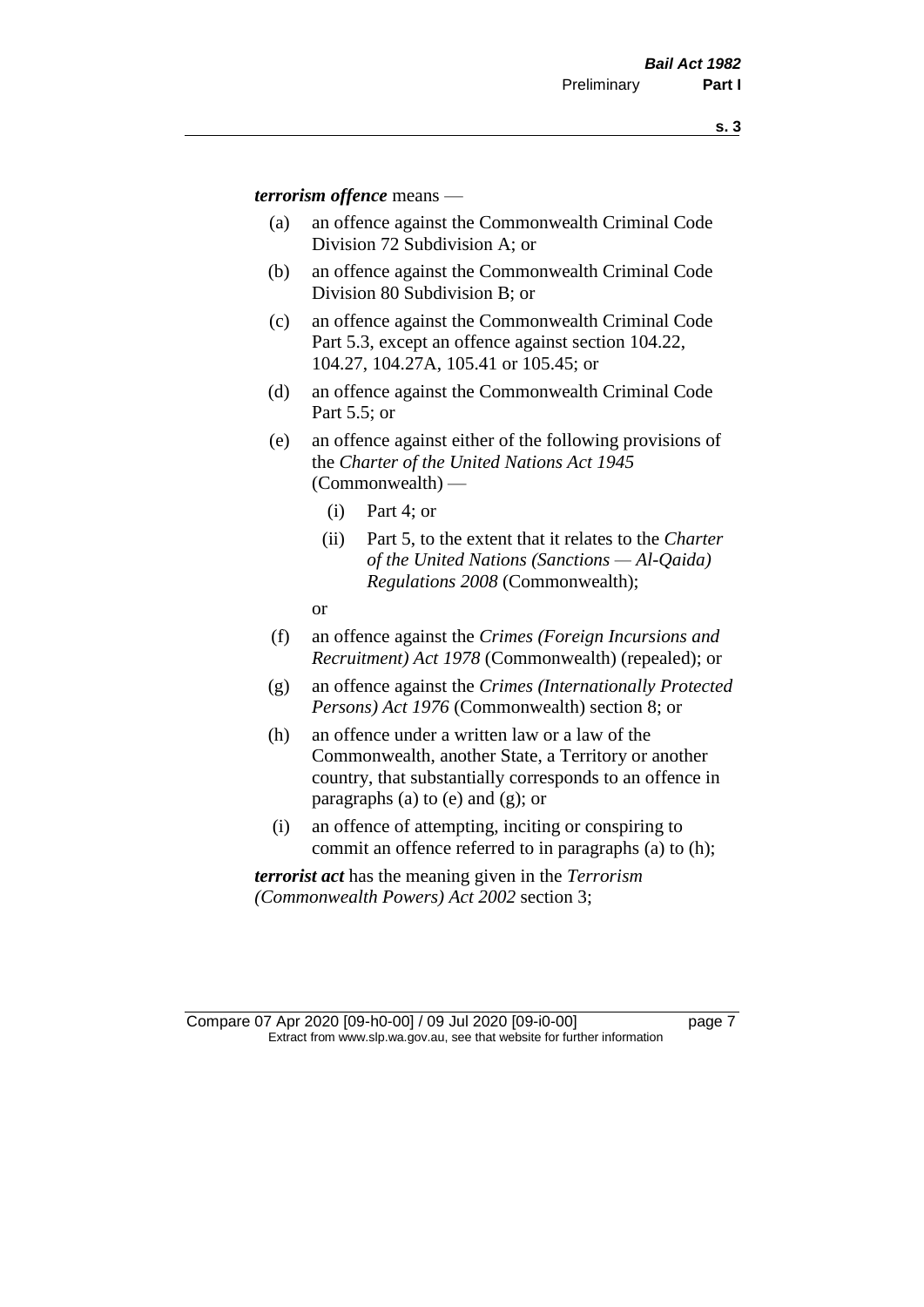***terrorism offence*** means —

(a) an offence against the Commonwealth Criminal Code Division 72 Subdivision A; or

(b) an offence against the Commonwealth Criminal Code Division 80 Subdivision B; or

(c) an offence against the Commonwealth Criminal Code Part 5.3, except an offence against section 104.22, 104.27, 104.27A, 105.41 or 105.45; or

(d) an offence against the Commonwealth Criminal Code Part 5.5; or

(e) an offence against either of the following provisions of the *Charter of the United Nations Act 1945* (Commonwealth) —

 (i) Part 4; or

 (ii) Part 5, to the extent that it relates to the *Charter of the United Nations (Sanctions — Al-Qaida) Regulations 2008* (Commonwealth);

 or

(f) an offence against the *Crimes (Foreign Incursions and Recruitment) Act 1978* (Commonwealth) (repealed); or

(g) an offence against the *Crimes (Internationally Protected Persons) Act 1976* (Commonwealth) section 8; or

(h) an offence under a written law or a law of the Commonwealth, another State, a Territory or another country, that substantially corresponds to an offence in paragraphs (a) to (e) and (g); or

(i) an offence of attempting, inciting or conspiring to commit an offence referred to in paragraphs (a) to (h);

***terrorist act*** has the meaning given in the *Terrorism (Commonwealth Powers) Act 2002* section 3;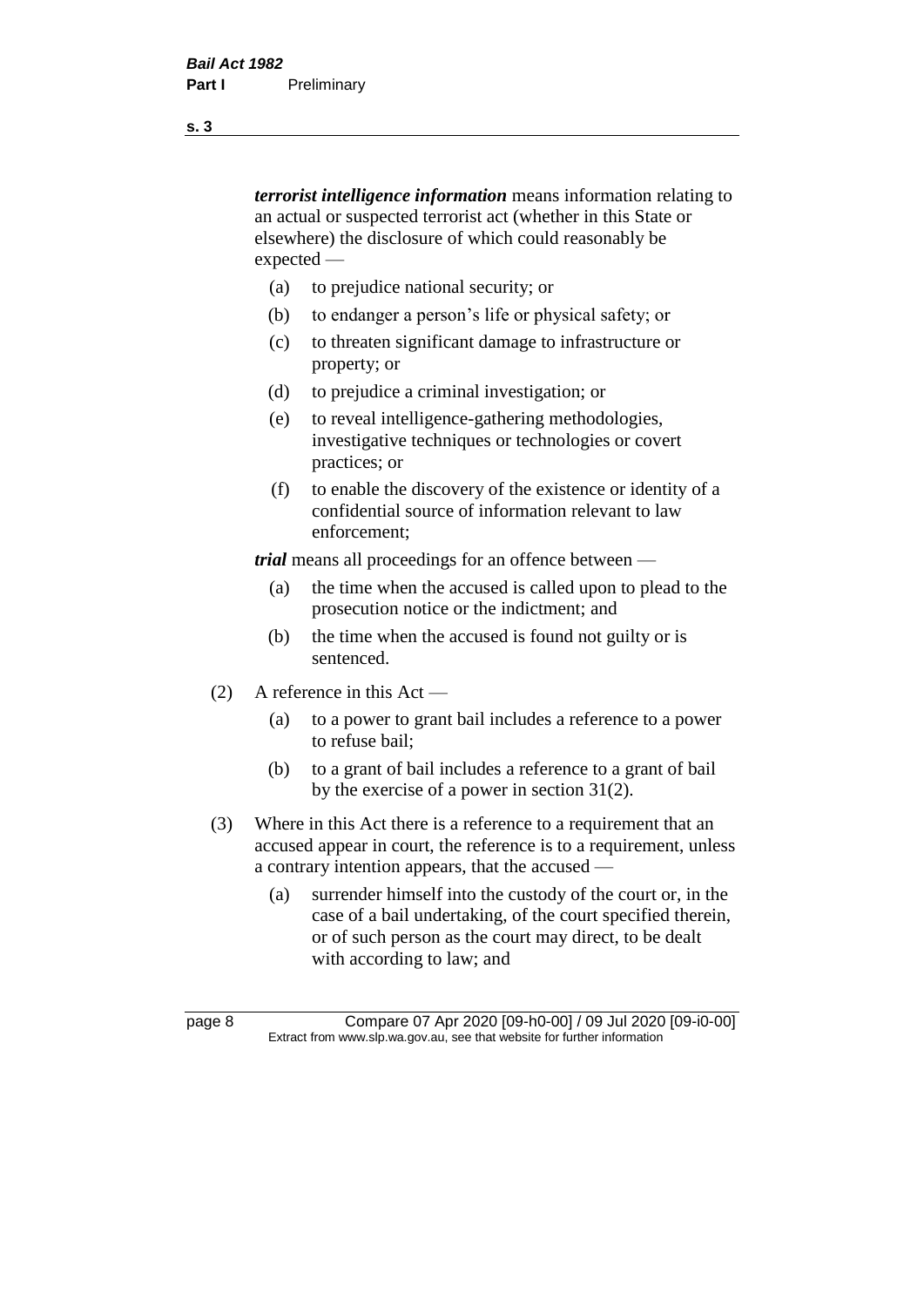***terrorist intelligence information*** means information relating to an actual or suspected terrorist act (whether in this State or elsewhere) the disclosure of which could reasonably be expected —

(a) to prejudice national security; or

(b) to endanger a person's life or physical safety; or

(c) to threaten significant damage to infrastructure or property; or

(d) to prejudice a criminal investigation; or

(e) to reveal intelligence-gathering methodologies, investigative techniques or technologies or covert practices; or

(f) to enable the discovery of the existence or identity of a confidential source of information relevant to law enforcement;

***trial*** means all proceedings for an offence between —

(a) the time when the accused is called upon to plead to the prosecution notice or the indictment; and

(b) the time when the accused is found not guilty or is sentenced.

(2) A reference in this Act —

(a) to a power to grant bail includes a reference to a power to refuse bail;

(b) to a grant of bail includes a reference to a grant of bail by the exercise of a power in section 31(2).

(3) Where in this Act there is a reference to a requirement that an accused appear in court, the reference is to a requirement, unless a contrary intention appears, that the accused —

(a) surrender himself into the custody of the court or, in the case of a bail undertaking, of the court specified therein, or of such person as the court may direct, to be dealt with according to law; and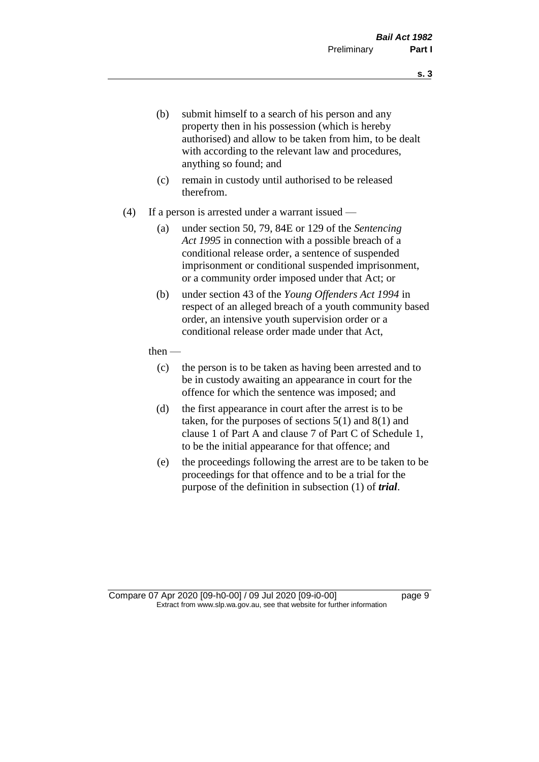(b) submit himself to a search of his person and any property then in his possession (which is hereby authorised) and allow to be taken from him, to be dealt with according to the relevant law and procedures, anything so found; and

(c) remain in custody until authorised to be released therefrom.

(4) If a person is arrested under a warrant issued —

(a) under section 50, 79, 84E or 129 of the *Sentencing Act 1995* in connection with a possible breach of a conditional release order, a sentence of suspended imprisonment or conditional suspended imprisonment, or a community order imposed under that Act; or

(b) under section 43 of the *Young Offenders Act 1994* in respect of an alleged breach of a youth community based order, an intensive youth supervision order or a conditional release order made under that Act,

then —

(c) the person is to be taken as having been arrested and to be in custody awaiting an appearance in court for the offence for which the sentence was imposed; and

(d) the first appearance in court after the arrest is to be taken, for the purposes of sections 5(1) and 8(1) and clause 1 of Part A and clause 7 of Part C of Schedule 1, to be the initial appearance for that offence; and

(e) the proceedings following the arrest are to be taken to be proceedings for that offence and to be a trial for the purpose of the definition in subsection (1) of ***trial***.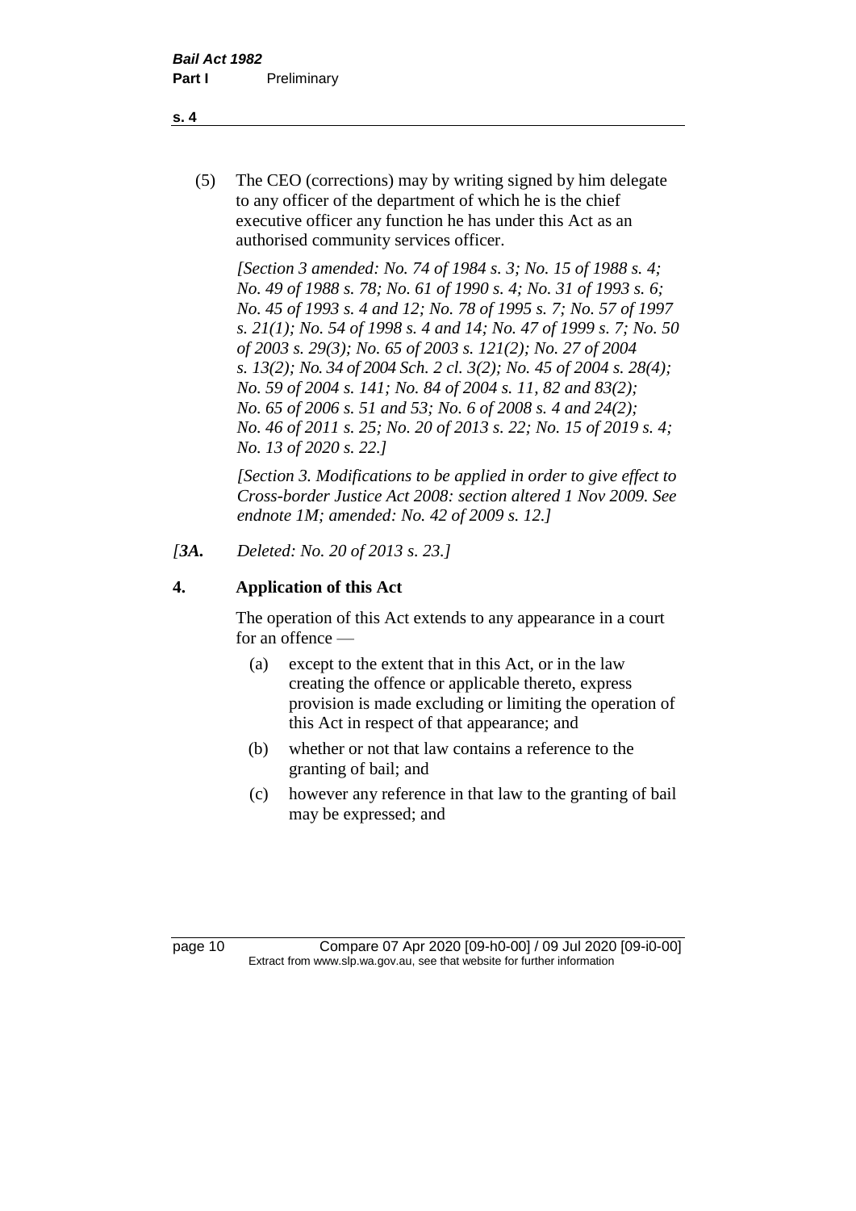(5) The CEO (corrections) may by writing signed by him delegate to any officer of the department of which he is the chief executive officer any function he has under this Act as an authorised community services officer.

*[Section 3 amended: No. 74 of 1984 s. 3; No. 15 of 1988 s. 4; No. 49 of 1988 s. 78; No. 61 of 1990 s. 4; No. 31 of 1993 s. 6; No. 45 of 1993 s. 4 and 12; No. 78 of 1995 s. 7; No. 57 of 1997 s. 21(1); No. 54 of 1998 s. 4 and 14; No. 47 of 1999 s. 7; No. 50 of 2003 s. 29(3); No. 65 of 2003 s. 121(2); No. 27 of 2004 s. 13(2); No. 34 of 2004 Sch. 2 cl. 3(2); No. 45 of 2004 s. 28(4); No. 59 of 2004 s. 141; No. 84 of 2004 s. 11, 82 and 83(2); No. 65 of 2006 s. 51 and 53; No. 6 of 2008 s. 4 and 24(2); No. 46 of 2011 s. 25; No. 20 of 2013 s. 22; No. 15 of 2019 s. 4; No. 13 of 2020 s. 22.]*

*[Section 3. Modifications to be applied in order to give effect to Cross-border Justice Act 2008: section altered 1 Nov 2009. See endnote 1M; amended: No. 42 of 2009 s. 12.]*

*[**3A.** Deleted: No. 20 of 2013 s. 23.]*

## 4. Application of this Act

The operation of this Act extends to any appearance in a court for an offence —

(a) except to the extent that in this Act, or in the law creating the offence or applicable thereto, express provision is made excluding or limiting the operation of this Act in respect of that appearance; and

(b) whether or not that law contains a reference to the granting of bail; and

(c) however any reference in that law to the granting of bail may be expressed; and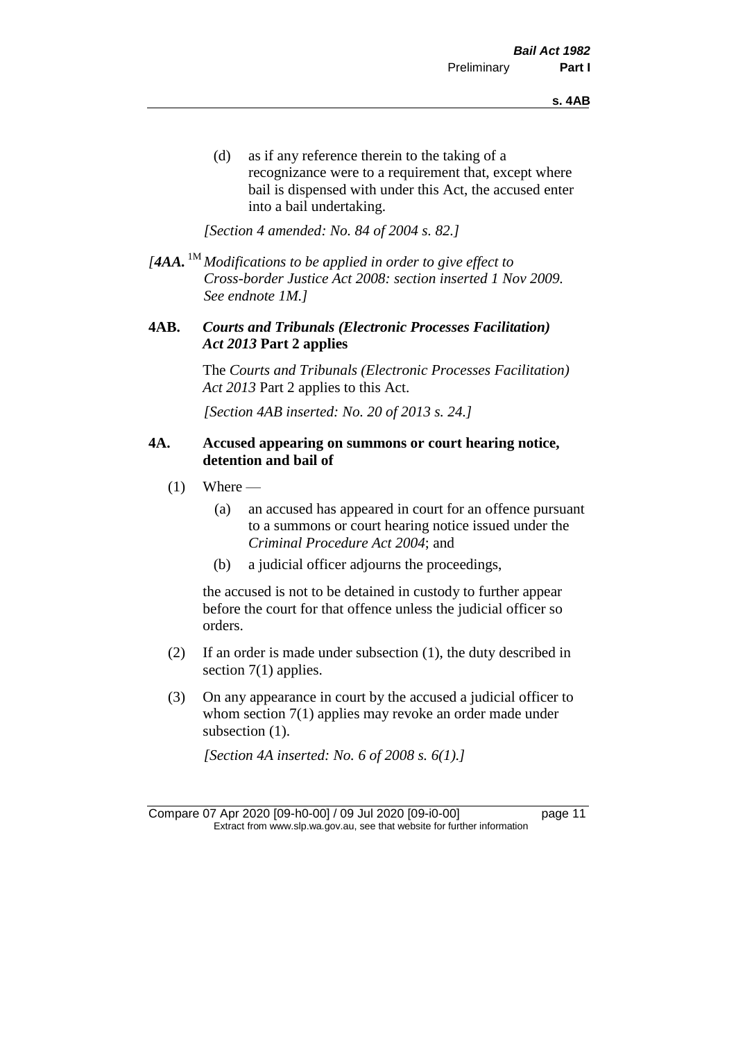(d) as if any reference therein to the taking of a recognizance were to a requirement that, except where bail is dispensed with under this Act, the accused enter into a bail undertaking.

*[Section 4 amended: No. 84 of 2004 s. 82.]*

*[**4AA.** [1M] Modifications to be applied in order to give effect to Cross-border Justice Act 2008: section inserted 1 Nov 2009. See endnote 1M.]*

### 4AB. *Courts and Tribunals (Electronic Processes Facilitation) Act 2013* Part 2 applies

The *Courts and Tribunals (Electronic Processes Facilitation) Act 2013* Part 2 applies to this Act.

*[Section 4AB inserted: No. 20 of 2013 s. 24.]*

### 4A. Accused appearing on summons or court hearing notice, detention and bail of

(1) Where —

(a) an accused has appeared in court for an offence pursuant to a summons or court hearing notice issued under the *Criminal Procedure Act 2004*; and

(b) a judicial officer adjourns the proceedings,

the accused is not to be detained in custody to further appear before the court for that offence unless the judicial officer so orders.

(2) If an order is made under subsection (1), the duty described in section 7(1) applies.

(3) On any appearance in court by the accused a judicial officer to whom section 7(1) applies may revoke an order made under subsection (1).

*[Section 4A inserted: No. 6 of 2008 s. 6(1).]*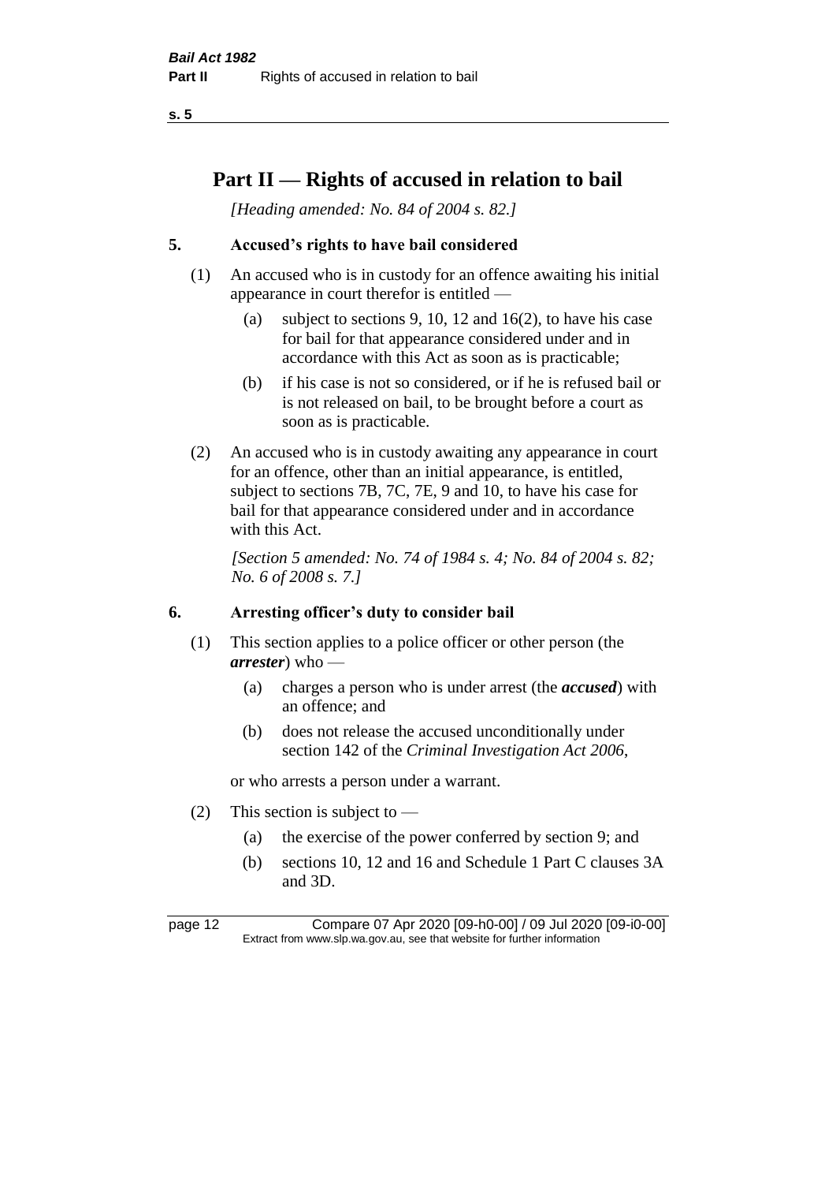# Part II — Rights of accused in relation to bail

*[Heading amended: No. 84 of 2004 s. 82.]*

## 5. Accused's rights to have bail considered

(1) An accused who is in custody for an offence awaiting his initial appearance in court therefor is entitled —

- (a) subject to sections 9, 10, 12 and 16(2), to have his case for bail for that appearance considered under and in accordance with this Act as soon as is practicable;
- (b) if his case is not so considered, or if he is refused bail or is not released on bail, to be brought before a court as soon as is practicable.

(2) An accused who is in custody awaiting any appearance in court for an offence, other than an initial appearance, is entitled, subject to sections 7B, 7C, 7E, 9 and 10, to have his case for bail for that appearance considered under and in accordance with this Act.

*[Section 5 amended: No. 74 of 1984 s. 4; No. 84 of 2004 s. 82; No. 6 of 2008 s. 7.]*

## 6. Arresting officer's duty to consider bail

(1) This section applies to a police officer or other person (the ***arrester***) who —

- (a) charges a person who is under arrest (the ***accused***) with an offence; and
- (b) does not release the accused unconditionally under section 142 of the *Criminal Investigation Act 2006*,

or who arrests a person under a warrant.

(2) This section is subject to —

- (a) the exercise of the power conferred by section 9; and
- (b) sections 10, 12 and 16 and Schedule 1 Part C clauses 3A and 3D.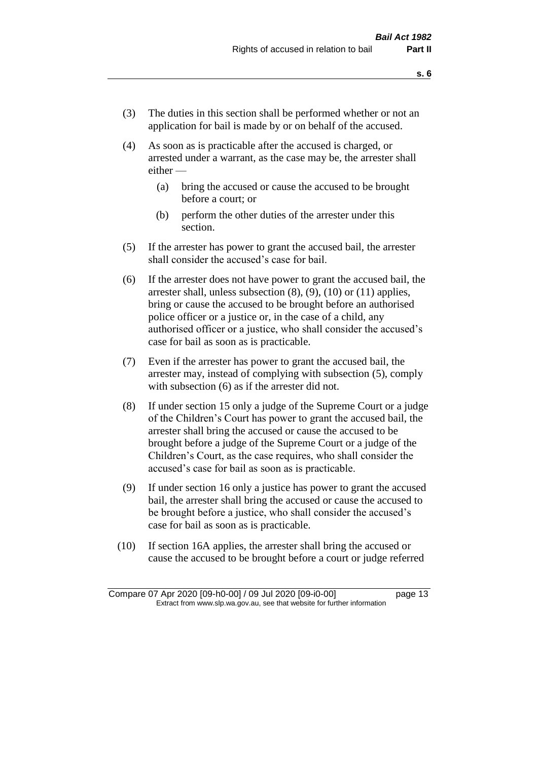(3) The duties in this section shall be performed whether or not an application for bail is made by or on behalf of the accused.

(4) As soon as is practicable after the accused is charged, or arrested under a warrant, as the case may be, the arrester shall either —

(a) bring the accused or cause the accused to be brought before a court; or

(b) perform the other duties of the arrester under this section.

(5) If the arrester has power to grant the accused bail, the arrester shall consider the accused's case for bail.

(6) If the arrester does not have power to grant the accused bail, the arrester shall, unless subsection (8), (9), (10) or (11) applies, bring or cause the accused to be brought before an authorised police officer or a justice or, in the case of a child, any authorised officer or a justice, who shall consider the accused's case for bail as soon as is practicable.

(7) Even if the arrester has power to grant the accused bail, the arrester may, instead of complying with subsection (5), comply with subsection (6) as if the arrester did not.

(8) If under section 15 only a judge of the Supreme Court or a judge of the Children's Court has power to grant the accused bail, the arrester shall bring the accused or cause the accused to be brought before a judge of the Supreme Court or a judge of the Children's Court, as the case requires, who shall consider the accused's case for bail as soon as is practicable.

(9) If under section 16 only a justice has power to grant the accused bail, the arrester shall bring the accused or cause the accused to be brought before a justice, who shall consider the accused's case for bail as soon as is practicable.

(10) If section 16A applies, the arrester shall bring the accused or cause the accused to be brought before a court or judge referred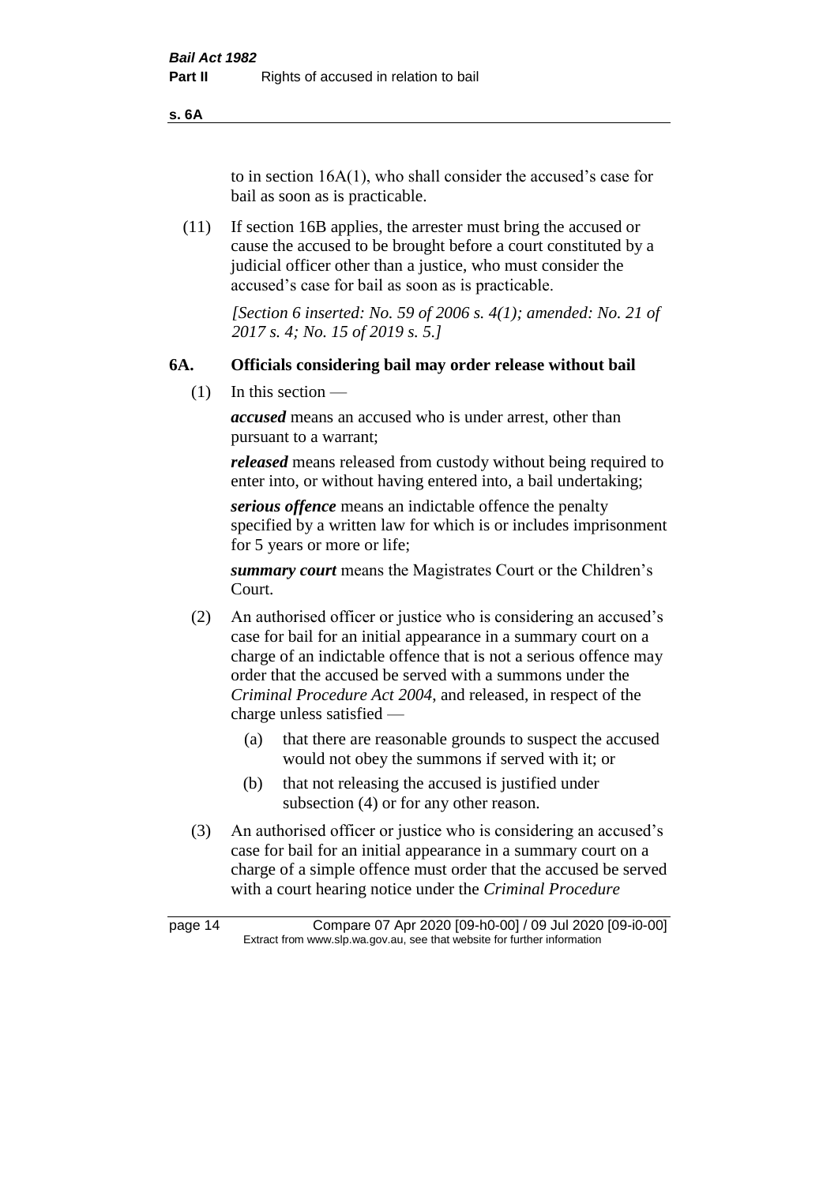to in section 16A(1), who shall consider the accused's case for bail as soon as is practicable.

(11) If section 16B applies, the arrester must bring the accused or cause the accused to be brought before a court constituted by a judicial officer other than a justice, who must consider the accused's case for bail as soon as is practicable.

*[Section 6 inserted: No. 59 of 2006 s. 4(1); amended: No. 21 of 2017 s. 4; No. 15 of 2019 s. 5.]*

## 6A. Officials considering bail may order release without bail

(1) In this section —

***accused*** means an accused who is under arrest, other than pursuant to a warrant;

***released*** means released from custody without being required to enter into, or without having entered into, a bail undertaking;

***serious offence*** means an indictable offence the penalty specified by a written law for which is or includes imprisonment for 5 years or more or life;

***summary court*** means the Magistrates Court or the Children's Court.

(2) An authorised officer or justice who is considering an accused's case for bail for an initial appearance in a summary court on a charge of an indictable offence that is not a serious offence may order that the accused be served with a summons under the *Criminal Procedure Act 2004*, and released, in respect of the charge unless satisfied —

- (a) that there are reasonable grounds to suspect the accused would not obey the summons if served with it; or
- (b) that not releasing the accused is justified under subsection (4) or for any other reason.

(3) An authorised officer or justice who is considering an accused's case for bail for an initial appearance in a summary court on a charge of a simple offence must order that the accused be served with a court hearing notice under the *Criminal Procedure*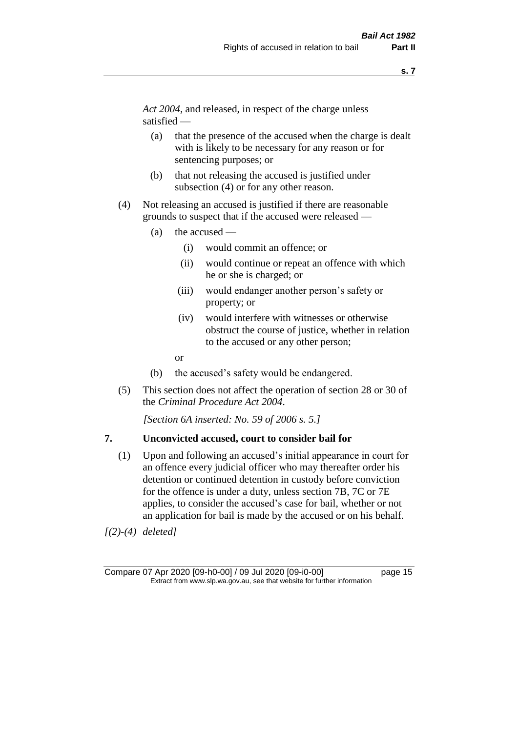*Act 2004*, and released, in respect of the charge unless satisfied —

(a) that the presence of the accused when the charge is dealt with is likely to be necessary for any reason or for sentencing purposes; or

(b) that not releasing the accused is justified under subsection (4) or for any other reason.

(4) Not releasing an accused is justified if there are reasonable grounds to suspect that if the accused were released —

(a) the accused —

(i) would commit an offence; or

(ii) would continue or repeat an offence with which he or she is charged; or

(iii) would endanger another person's safety or property; or

(iv) would interfere with witnesses or otherwise obstruct the course of justice, whether in relation to the accused or any other person;

or

(b) the accused's safety would be endangered.

(5) This section does not affect the operation of section 28 or 30 of the *Criminal Procedure Act 2004*.

*[Section 6A inserted: No. 59 of 2006 s. 5.]*

**7. Unconvicted accused, court to consider bail for**

(1) Upon and following an accused's initial appearance in court for an offence every judicial officer who may thereafter order his detention or continued detention in custody before conviction for the offence is under a duty, unless section 7B, 7C or 7E applies, to consider the accused's case for bail, whether or not an application for bail is made by the accused or on his behalf.

*[(2)-(4) deleted]*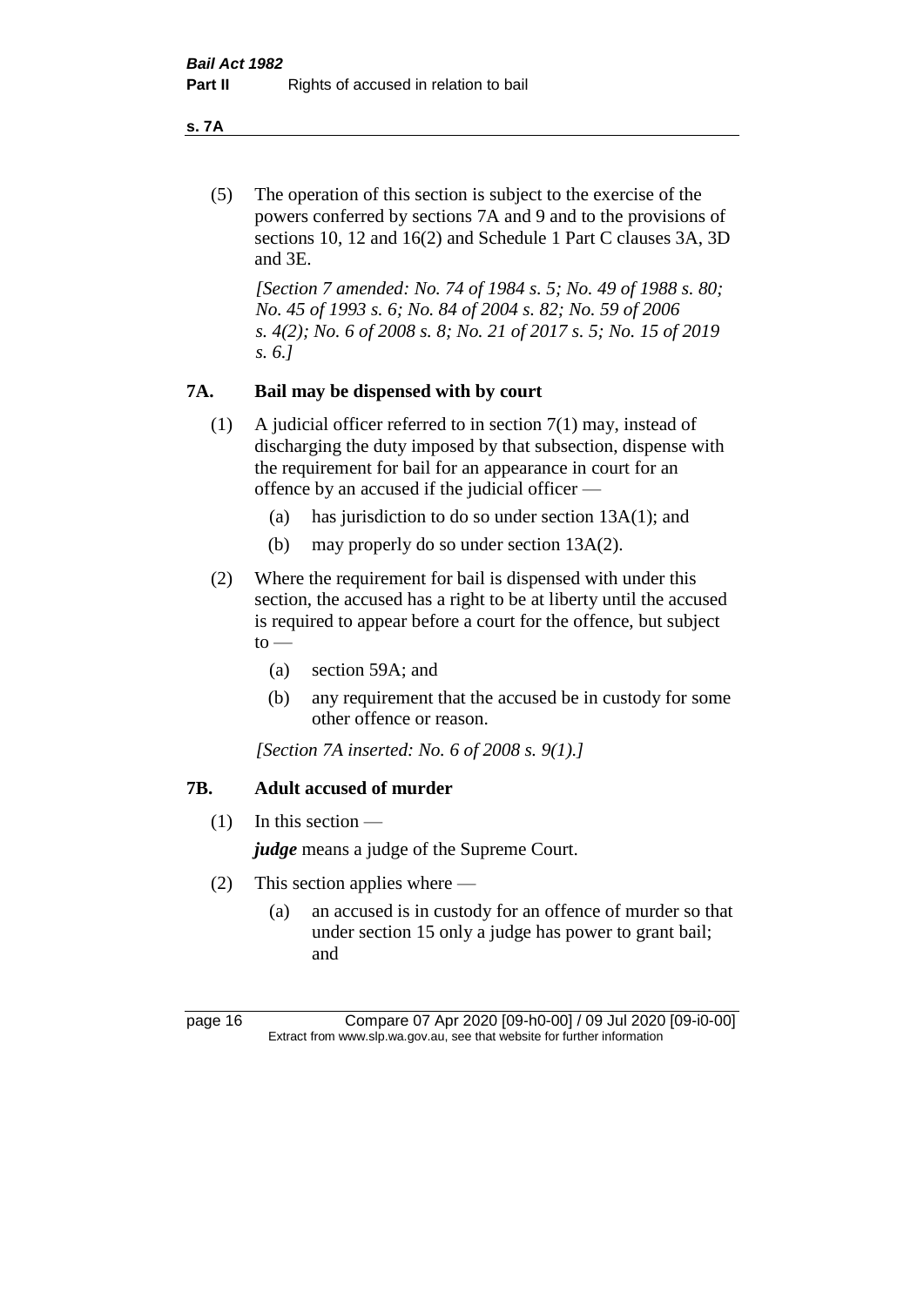(5) The operation of this section is subject to the exercise of the powers conferred by sections 7A and 9 and to the provisions of sections 10, 12 and 16(2) and Schedule 1 Part C clauses 3A, 3D and 3E.

*[Section 7 amended: No. 74 of 1984 s. 5; No. 49 of 1988 s. 80; No. 45 of 1993 s. 6; No. 84 of 2004 s. 82; No. 59 of 2006 s. 4(2); No. 6 of 2008 s. 8; No. 21 of 2017 s. 5; No. 15 of 2019 s. 6.]*

## 7A. Bail may be dispensed with by court

(1) A judicial officer referred to in section 7(1) may, instead of discharging the duty imposed by that subsection, dispense with the requirement for bail for an appearance in court for an offence by an accused if the judicial officer —

- (a) has jurisdiction to do so under section 13A(1); and
- (b) may properly do so under section 13A(2).

(2) Where the requirement for bail is dispensed with under this section, the accused has a right to be at liberty until the accused is required to appear before a court for the offence, but subject to —

- (a) section 59A; and
- (b) any requirement that the accused be in custody for some other offence or reason.

*[Section 7A inserted: No. 6 of 2008 s. 9(1).]*

## 7B. Adult accused of murder

(1) In this section —

***judge*** means a judge of the Supreme Court.

(2) This section applies where —

- (a) an accused is in custody for an offence of murder so that under section 15 only a judge has power to grant bail; and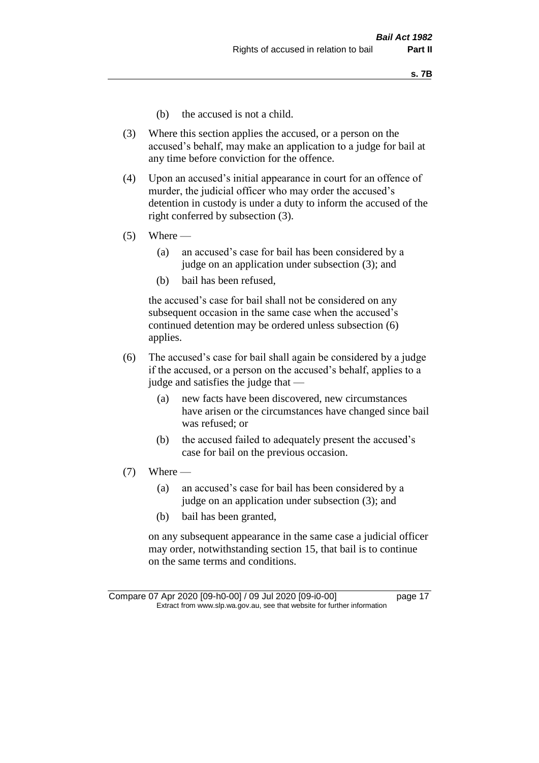(b) the accused is not a child.

(3) Where this section applies the accused, or a person on the accused's behalf, may make an application to a judge for bail at any time before conviction for the offence.

(4) Upon an accused's initial appearance in court for an offence of murder, the judicial officer who may order the accused's detention in custody is under a duty to inform the accused of the right conferred by subsection (3).

(5) Where —

(a) an accused's case for bail has been considered by a judge on an application under subsection (3); and

(b) bail has been refused,

the accused's case for bail shall not be considered on any subsequent occasion in the same case when the accused's continued detention may be ordered unless subsection (6) applies.

(6) The accused's case for bail shall again be considered by a judge if the accused, or a person on the accused's behalf, applies to a judge and satisfies the judge that —

(a) new facts have been discovered, new circumstances have arisen or the circumstances have changed since bail was refused; or

(b) the accused failed to adequately present the accused's case for bail on the previous occasion.

(7) Where —

(a) an accused's case for bail has been considered by a judge on an application under subsection (3); and

(b) bail has been granted,

on any subsequent appearance in the same case a judicial officer may order, notwithstanding section 15, that bail is to continue on the same terms and conditions.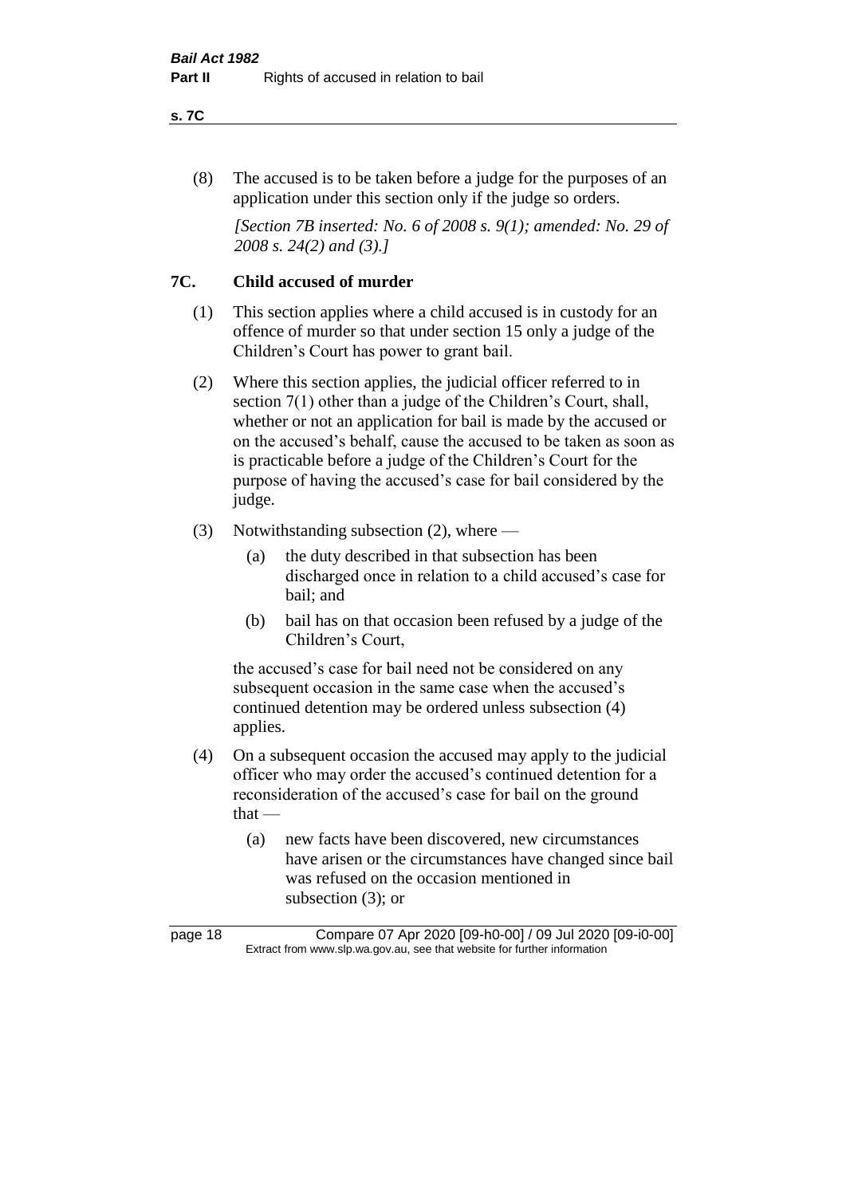(8) The accused is to be taken before a judge for the purposes of an application under this section only if the judge so orders.

*[Section 7B inserted: No. 6 of 2008 s. 9(1); amended: No. 29 of 2008 s. 24(2) and (3).]*

## 7C. Child accused of murder

(1) This section applies where a child accused is in custody for an offence of murder so that under section 15 only a judge of the Children's Court has power to grant bail.

(2) Where this section applies, the judicial officer referred to in section 7(1) other than a judge of the Children's Court, shall, whether or not an application for bail is made by the accused or on the accused's behalf, cause the accused to be taken as soon as is practicable before a judge of the Children's Court for the purpose of having the accused's case for bail considered by the judge.

(3) Notwithstanding subsection (2), where —

- (a) the duty described in that subsection has been discharged once in relation to a child accused's case for bail; and
- (b) bail has on that occasion been refused by a judge of the Children's Court,

the accused's case for bail need not be considered on any subsequent occasion in the same case when the accused's continued detention may be ordered unless subsection (4) applies.

(4) On a subsequent occasion the accused may apply to the judicial officer who may order the accused's continued detention for a reconsideration of the accused's case for bail on the ground that —

- (a) new facts have been discovered, new circumstances have arisen or the circumstances have changed since bail was refused on the occasion mentioned in subsection (3); or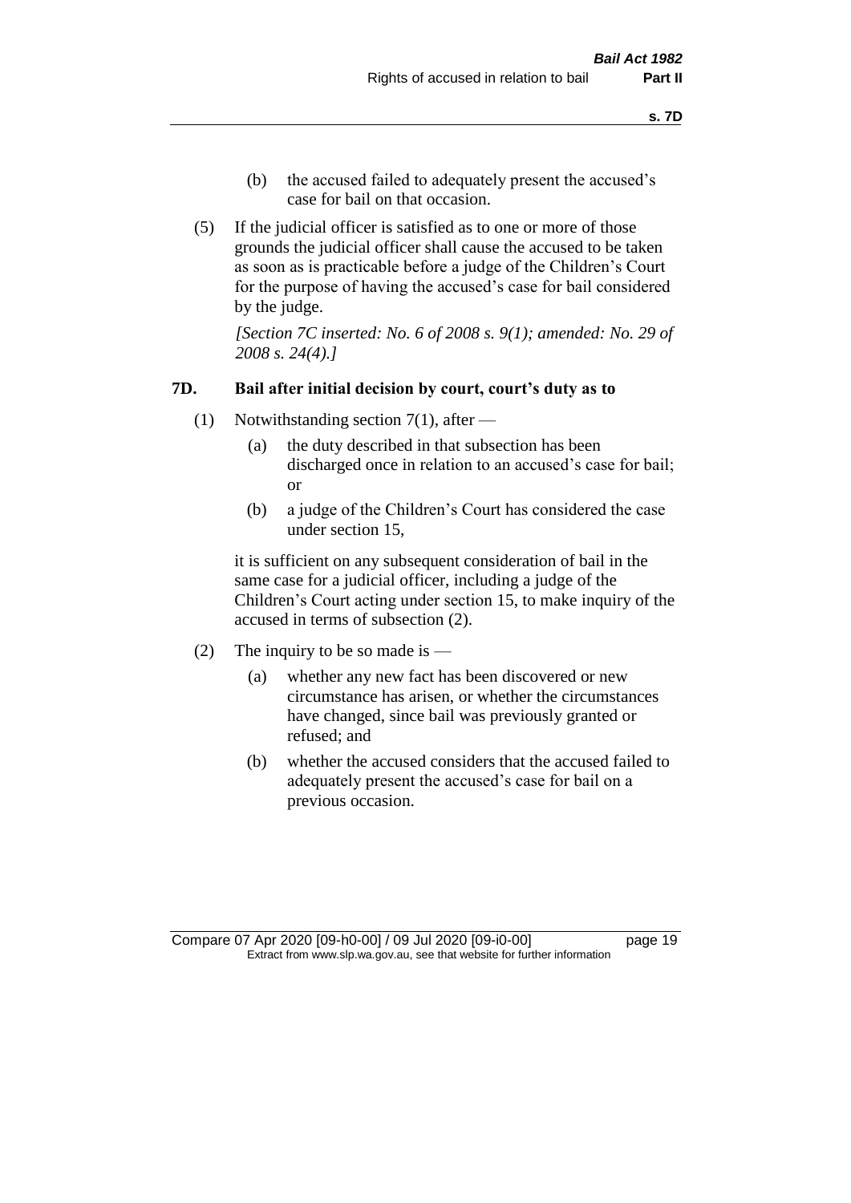(b) the accused failed to adequately present the accused's case for bail on that occasion.

(5) If the judicial officer is satisfied as to one or more of those grounds the judicial officer shall cause the accused to be taken as soon as is practicable before a judge of the Children's Court for the purpose of having the accused's case for bail considered by the judge.

*[Section 7C inserted: No. 6 of 2008 s. 9(1); amended: No. 29 of 2008 s. 24(4).]*

### 7D. Bail after initial decision by court, court's duty as to

(1) Notwithstanding section 7(1), after —

(a) the duty described in that subsection has been discharged once in relation to an accused's case for bail; or

(b) a judge of the Children's Court has considered the case under section 15,

it is sufficient on any subsequent consideration of bail in the same case for a judicial officer, including a judge of the Children's Court acting under section 15, to make inquiry of the accused in terms of subsection (2).

(2) The inquiry to be so made is —

(a) whether any new fact has been discovered or new circumstance has arisen, or whether the circumstances have changed, since bail was previously granted or refused; and

(b) whether the accused considers that the accused failed to adequately present the accused's case for bail on a previous occasion.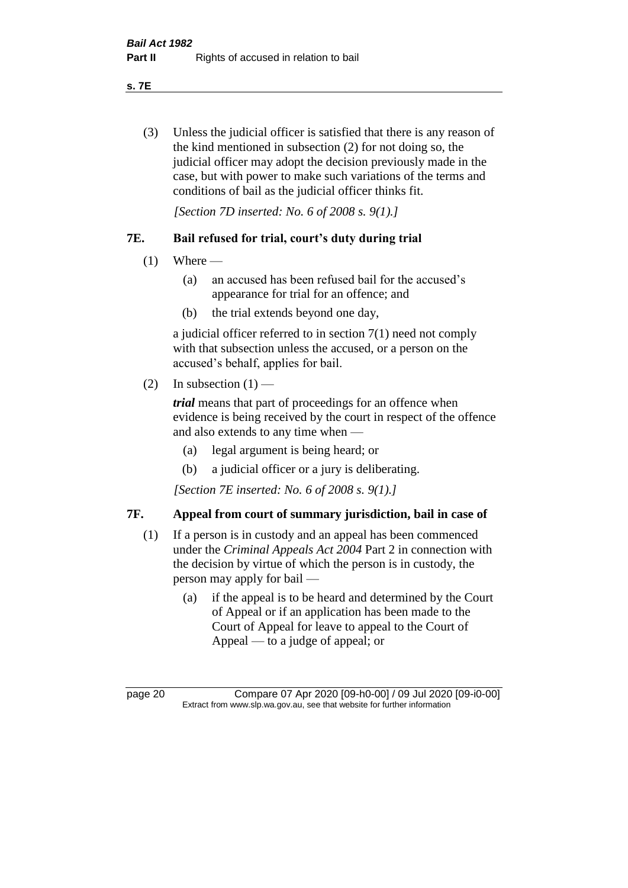(3) Unless the judicial officer is satisfied that there is any reason of the kind mentioned in subsection (2) for not doing so, the judicial officer may adopt the decision previously made in the case, but with power to make such variations of the terms and conditions of bail as the judicial officer thinks fit.

*[Section 7D inserted: No. 6 of 2008 s. 9(1).]*

## 7E. Bail refused for trial, court's duty during trial

(1) Where —

- (a) an accused has been refused bail for the accused's appearance for trial for an offence; and
- (b) the trial extends beyond one day,

a judicial officer referred to in section 7(1) need not comply with that subsection unless the accused, or a person on the accused's behalf, applies for bail.

(2) In subsection (1) —

***trial*** means that part of proceedings for an offence when evidence is being received by the court in respect of the offence and also extends to any time when —

- (a) legal argument is being heard; or
- (b) a judicial officer or a jury is deliberating.

*[Section 7E inserted: No. 6 of 2008 s. 9(1).]*

## 7F. Appeal from court of summary jurisdiction, bail in case of

(1) If a person is in custody and an appeal has been commenced under the *Criminal Appeals Act 2004* Part 2 in connection with the decision by virtue of which the person is in custody, the person may apply for bail —

- (a) if the appeal is to be heard and determined by the Court of Appeal or if an application has been made to the Court of Appeal for leave to appeal to the Court of Appeal — to a judge of appeal; or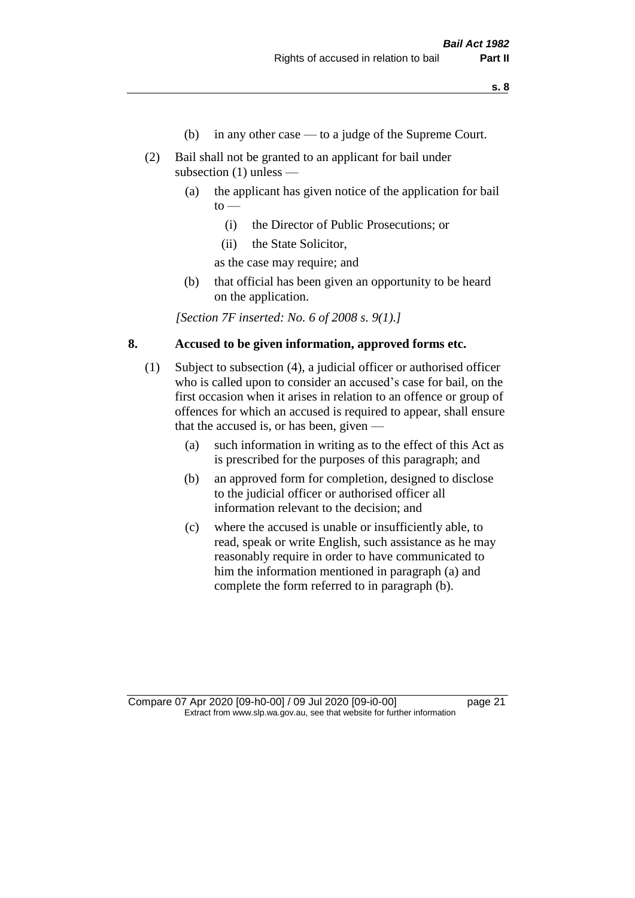(b) in any other case — to a judge of the Supreme Court.

(2) Bail shall not be granted to an applicant for bail under subsection (1) unless —

(a) the applicant has given notice of the application for bail to —

(i) the Director of Public Prosecutions; or

(ii) the State Solicitor,

as the case may require; and

(b) that official has been given an opportunity to be heard on the application.

*[Section 7F inserted: No. 6 of 2008 s. 9(1).]*

## 8. Accused to be given information, approved forms etc.

(1) Subject to subsection (4), a judicial officer or authorised officer who is called upon to consider an accused's case for bail, on the first occasion when it arises in relation to an offence or group of offences for which an accused is required to appear, shall ensure that the accused is, or has been, given —

(a) such information in writing as to the effect of this Act as is prescribed for the purposes of this paragraph; and

(b) an approved form for completion, designed to disclose to the judicial officer or authorised officer all information relevant to the decision; and

(c) where the accused is unable or insufficiently able, to read, speak or write English, such assistance as he may reasonably require in order to have communicated to him the information mentioned in paragraph (a) and complete the form referred to in paragraph (b).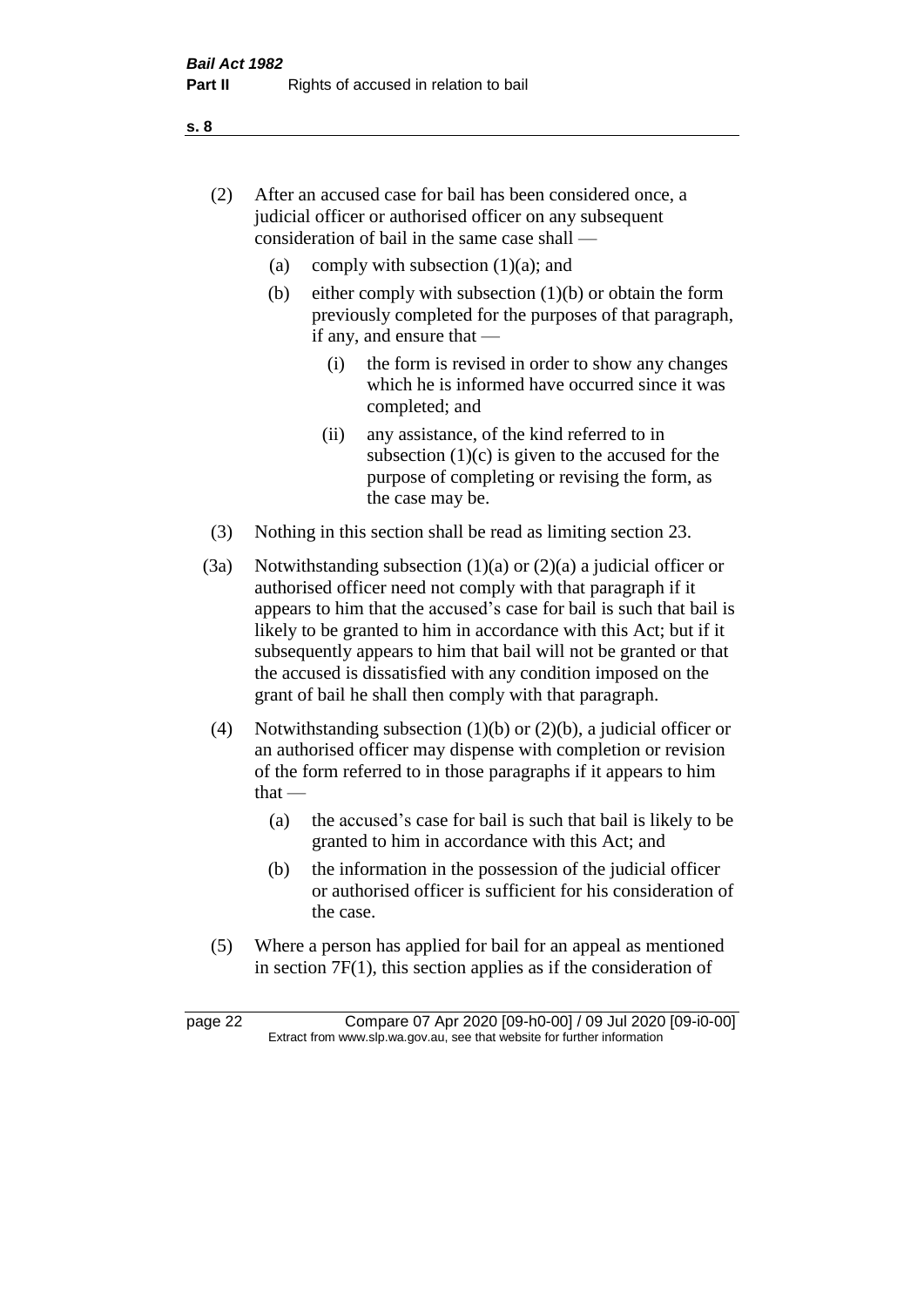(2) After an accused case for bail has been considered once, a judicial officer or authorised officer on any subsequent consideration of bail in the same case shall —

(a) comply with subsection (1)(a); and

(b) either comply with subsection (1)(b) or obtain the form previously completed for the purposes of that paragraph, if any, and ensure that —

(i) the form is revised in order to show any changes which he is informed have occurred since it was completed; and

(ii) any assistance, of the kind referred to in subsection (1)(c) is given to the accused for the purpose of completing or revising the form, as the case may be.

(3) Nothing in this section shall be read as limiting section 23.

(3a) Notwithstanding subsection (1)(a) or (2)(a) a judicial officer or authorised officer need not comply with that paragraph if it appears to him that the accused's case for bail is such that bail is likely to be granted to him in accordance with this Act; but if it subsequently appears to him that bail will not be granted or that the accused is dissatisfied with any condition imposed on the grant of bail he shall then comply with that paragraph.

(4) Notwithstanding subsection (1)(b) or (2)(b), a judicial officer or an authorised officer may dispense with completion or revision of the form referred to in those paragraphs if it appears to him that —

(a) the accused's case for bail is such that bail is likely to be granted to him in accordance with this Act; and

(b) the information in the possession of the judicial officer or authorised officer is sufficient for his consideration of the case.

(5) Where a person has applied for bail for an appeal as mentioned in section 7F(1), this section applies as if the consideration of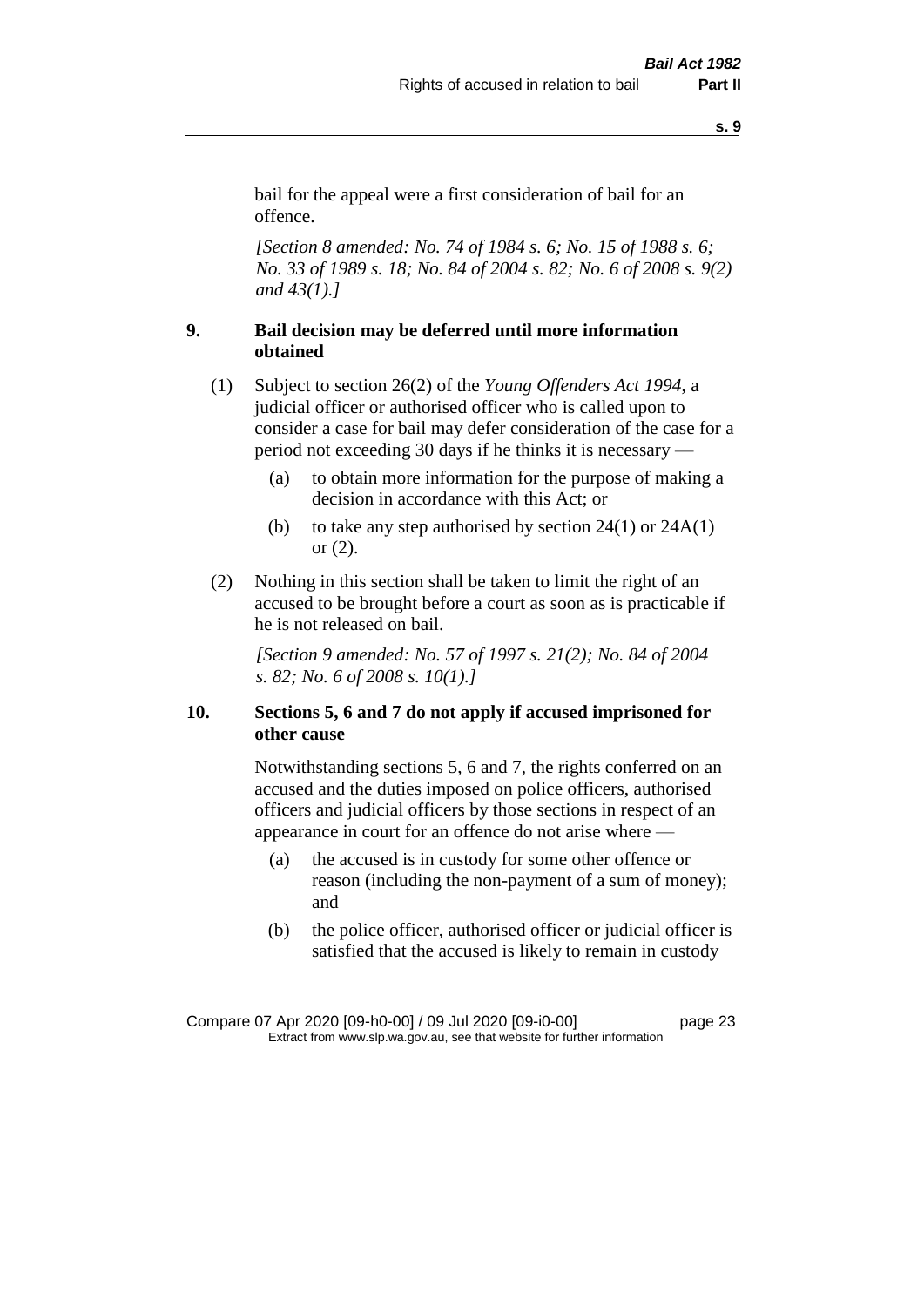bail for the appeal were a first consideration of bail for an offence.

*[Section 8 amended: No. 74 of 1984 s. 6; No. 15 of 1988 s. 6; No. 33 of 1989 s. 18; No. 84 of 2004 s. 82; No. 6 of 2008 s. 9(2) and 43(1).]*

## 9. Bail decision may be deferred until more information obtained

(1) Subject to section 26(2) of the *Young Offenders Act 1994*, a judicial officer or authorised officer who is called upon to consider a case for bail may defer consideration of the case for a period not exceeding 30 days if he thinks it is necessary —

- (a) to obtain more information for the purpose of making a decision in accordance with this Act; or
- (b) to take any step authorised by section 24(1) or 24A(1) or (2).

(2) Nothing in this section shall be taken to limit the right of an accused to be brought before a court as soon as is practicable if he is not released on bail.

*[Section 9 amended: No. 57 of 1997 s. 21(2); No. 84 of 2004 s. 82; No. 6 of 2008 s. 10(1).]*

## 10. Sections 5, 6 and 7 do not apply if accused imprisoned for other cause

Notwithstanding sections 5, 6 and 7, the rights conferred on an accused and the duties imposed on police officers, authorised officers and judicial officers by those sections in respect of an appearance in court for an offence do not arise where —

- (a) the accused is in custody for some other offence or reason (including the non-payment of a sum of money); and
- (b) the police officer, authorised officer or judicial officer is satisfied that the accused is likely to remain in custody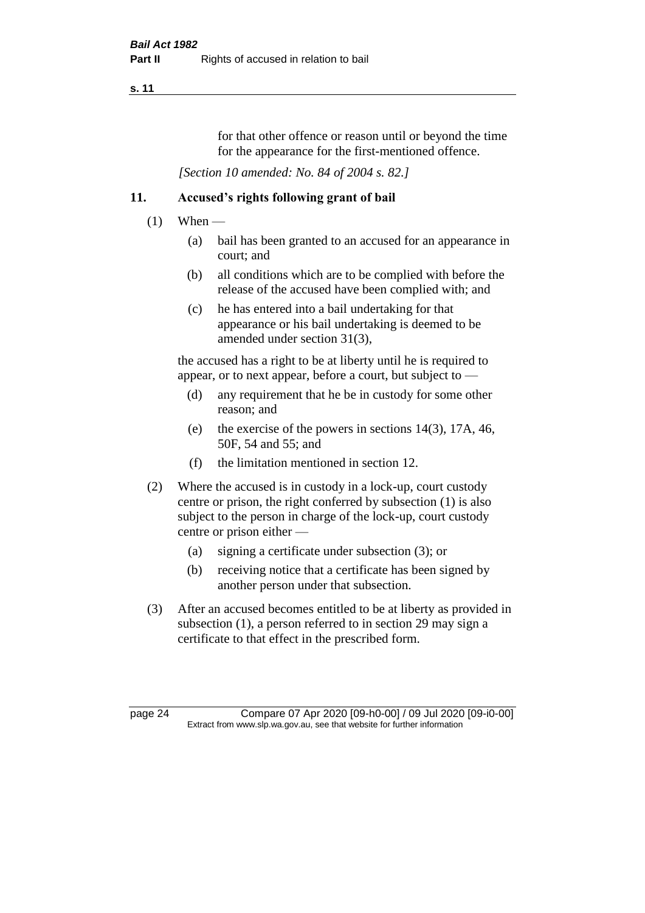for that other offence or reason until or beyond the time for the appearance for the first-mentioned offence.

*[Section 10 amended: No. 84 of 2004 s. 82.]*

## 11. Accused's rights following grant of bail

(1) When —

(a) bail has been granted to an accused for an appearance in court; and

(b) all conditions which are to be complied with before the release of the accused have been complied with; and

(c) he has entered into a bail undertaking for that appearance or his bail undertaking is deemed to be amended under section 31(3),

the accused has a right to be at liberty until he is required to appear, or to next appear, before a court, but subject to —

(d) any requirement that he be in custody for some other reason; and

(e) the exercise of the powers in sections 14(3), 17A, 46, 50F, 54 and 55; and

(f) the limitation mentioned in section 12.

(2) Where the accused is in custody in a lock-up, court custody centre or prison, the right conferred by subsection (1) is also subject to the person in charge of the lock-up, court custody centre or prison either —

(a) signing a certificate under subsection (3); or

(b) receiving notice that a certificate has been signed by another person under that subsection.

(3) After an accused becomes entitled to be at liberty as provided in subsection (1), a person referred to in section 29 may sign a certificate to that effect in the prescribed form.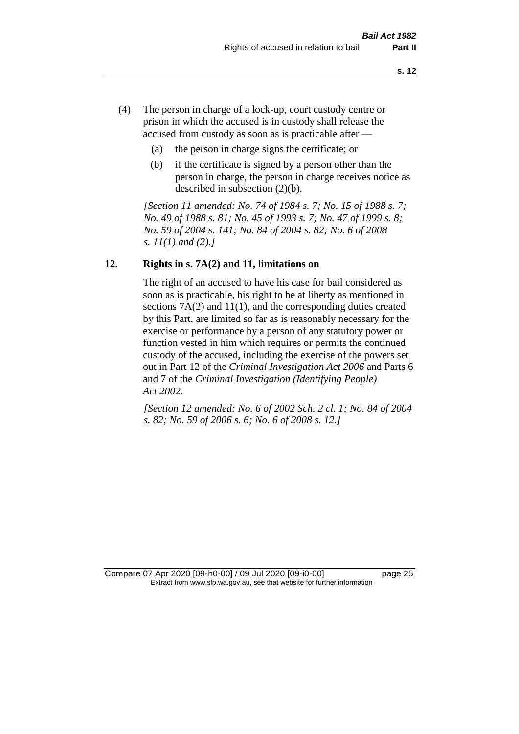(4) The person in charge of a lock-up, court custody centre or prison in which the accused is in custody shall release the accused from custody as soon as is practicable after —

(a) the person in charge signs the certificate; or

(b) if the certificate is signed by a person other than the person in charge, the person in charge receives notice as described in subsection (2)(b).

*[Section 11 amended: No. 74 of 1984 s. 7; No. 15 of 1988 s. 7; No. 49 of 1988 s. 81; No. 45 of 1993 s. 7; No. 47 of 1999 s. 8; No. 59 of 2004 s. 141; No. 84 of 2004 s. 82; No. 6 of 2008 s. 11(1) and (2).]*

## 12. Rights in s. 7A(2) and 11, limitations on

The right of an accused to have his case for bail considered as soon as is practicable, his right to be at liberty as mentioned in sections 7A(2) and 11(1), and the corresponding duties created by this Part, are limited so far as is reasonably necessary for the exercise or performance by a person of any statutory power or function vested in him which requires or permits the continued custody of the accused, including the exercise of the powers set out in Part 12 of the *Criminal Investigation Act 2006* and Parts 6 and 7 of the *Criminal Investigation (Identifying People) Act 2002*.

*[Section 12 amended: No. 6 of 2002 Sch. 2 cl. 1; No. 84 of 2004 s. 82; No. 59 of 2006 s. 6; No. 6 of 2008 s. 12.]*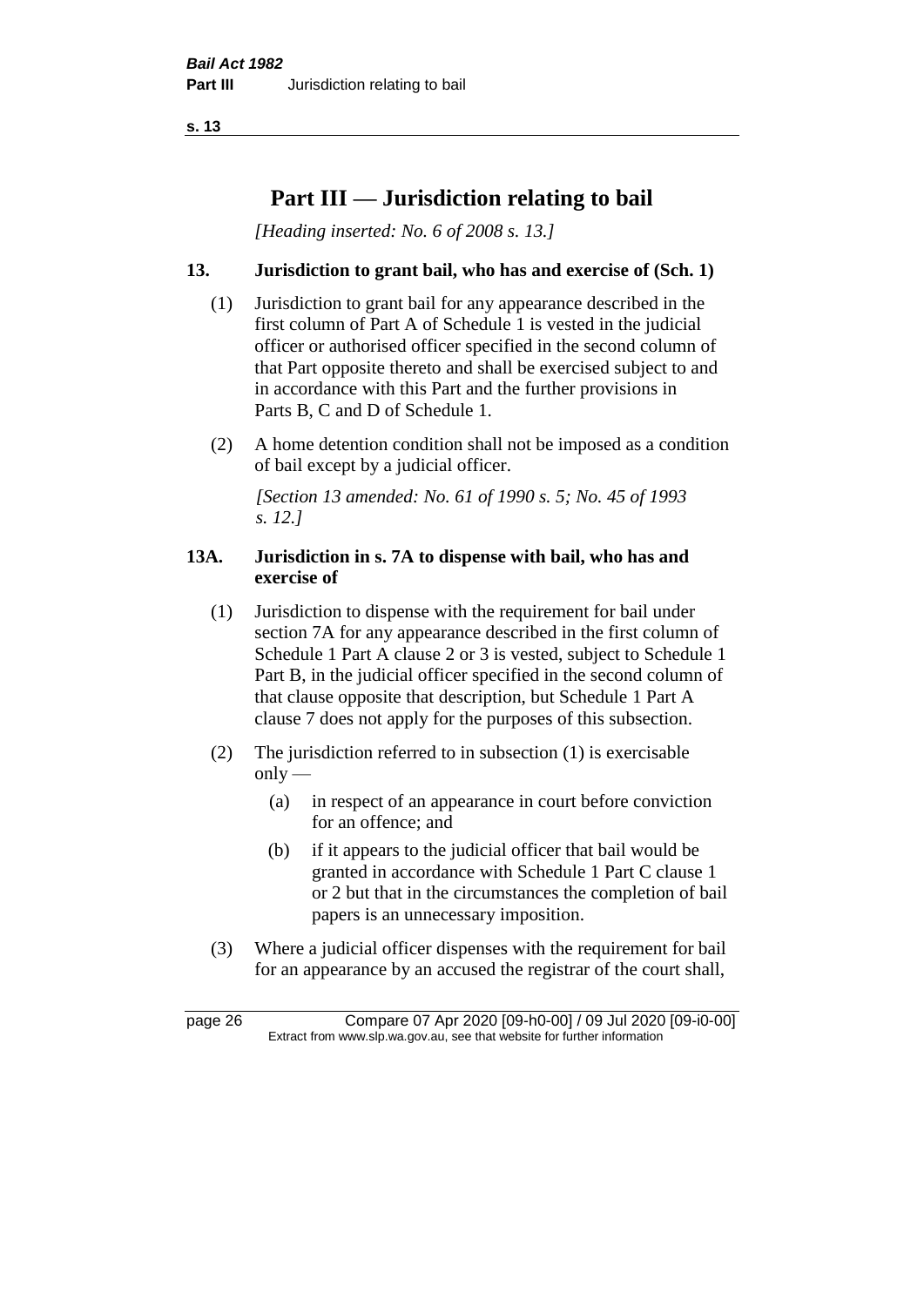# Part III — Jurisdiction relating to bail

*[Heading inserted: No. 6 of 2008 s. 13.]*

### 13. Jurisdiction to grant bail, who has and exercise of (Sch. 1)

(1) Jurisdiction to grant bail for any appearance described in the first column of Part A of Schedule 1 is vested in the judicial officer or authorised officer specified in the second column of that Part opposite thereto and shall be exercised subject to and in accordance with this Part and the further provisions in Parts B, C and D of Schedule 1.

(2) A home detention condition shall not be imposed as a condition of bail except by a judicial officer.

*[Section 13 amended: No. 61 of 1990 s. 5; No. 45 of 1993 s. 12.]*

### 13A. Jurisdiction in s. 7A to dispense with bail, who has and exercise of

(1) Jurisdiction to dispense with the requirement for bail under section 7A for any appearance described in the first column of Schedule 1 Part A clause 2 or 3 is vested, subject to Schedule 1 Part B, in the judicial officer specified in the second column of that clause opposite that description, but Schedule 1 Part A clause 7 does not apply for the purposes of this subsection.

(2) The jurisdiction referred to in subsection (1) is exercisable only —

(a) in respect of an appearance in court before conviction for an offence; and

(b) if it appears to the judicial officer that bail would be granted in accordance with Schedule 1 Part C clause 1 or 2 but that in the circumstances the completion of bail papers is an unnecessary imposition.

(3) Where a judicial officer dispenses with the requirement for bail for an appearance by an accused the registrar of the court shall,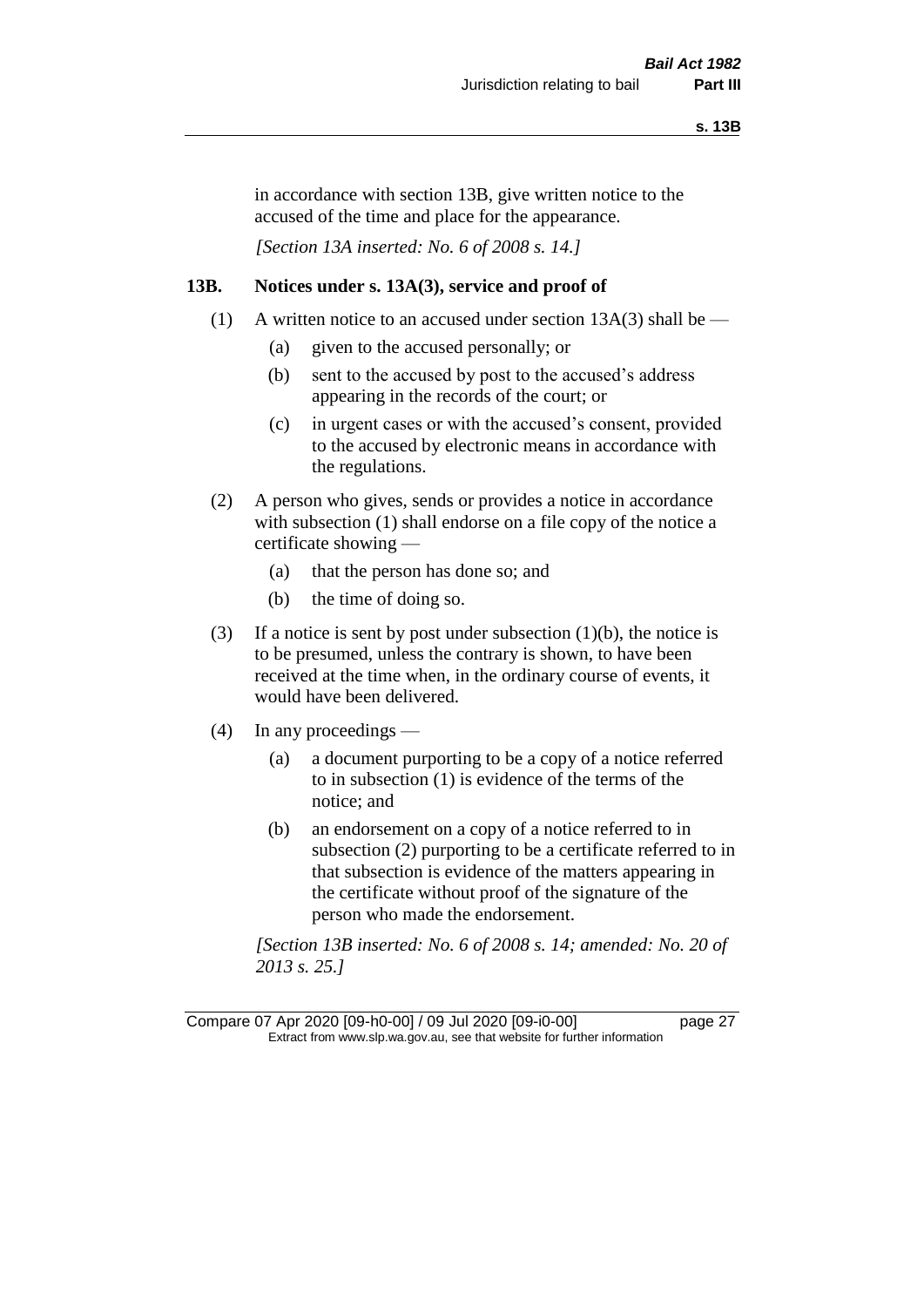in accordance with section 13B, give written notice to the accused of the time and place for the appearance.

*[Section 13A inserted: No. 6 of 2008 s. 14.]*

### 13B. Notices under s. 13A(3), service and proof of

(1) A written notice to an accused under section 13A(3) shall be —

- (a) given to the accused personally; or
- (b) sent to the accused by post to the accused's address appearing in the records of the court; or
- (c) in urgent cases or with the accused's consent, provided to the accused by electronic means in accordance with the regulations.

(2) A person who gives, sends or provides a notice in accordance with subsection (1) shall endorse on a file copy of the notice a certificate showing —

- (a) that the person has done so; and
- (b) the time of doing so.

(3) If a notice is sent by post under subsection (1)(b), the notice is to be presumed, unless the contrary is shown, to have been received at the time when, in the ordinary course of events, it would have been delivered.

(4) In any proceedings —

- (a) a document purporting to be a copy of a notice referred to in subsection (1) is evidence of the terms of the notice; and
- (b) an endorsement on a copy of a notice referred to in subsection (2) purporting to be a certificate referred to in that subsection is evidence of the matters appearing in the certificate without proof of the signature of the person who made the endorsement.

*[Section 13B inserted: No. 6 of 2008 s. 14; amended: No. 20 of 2013 s. 25.]*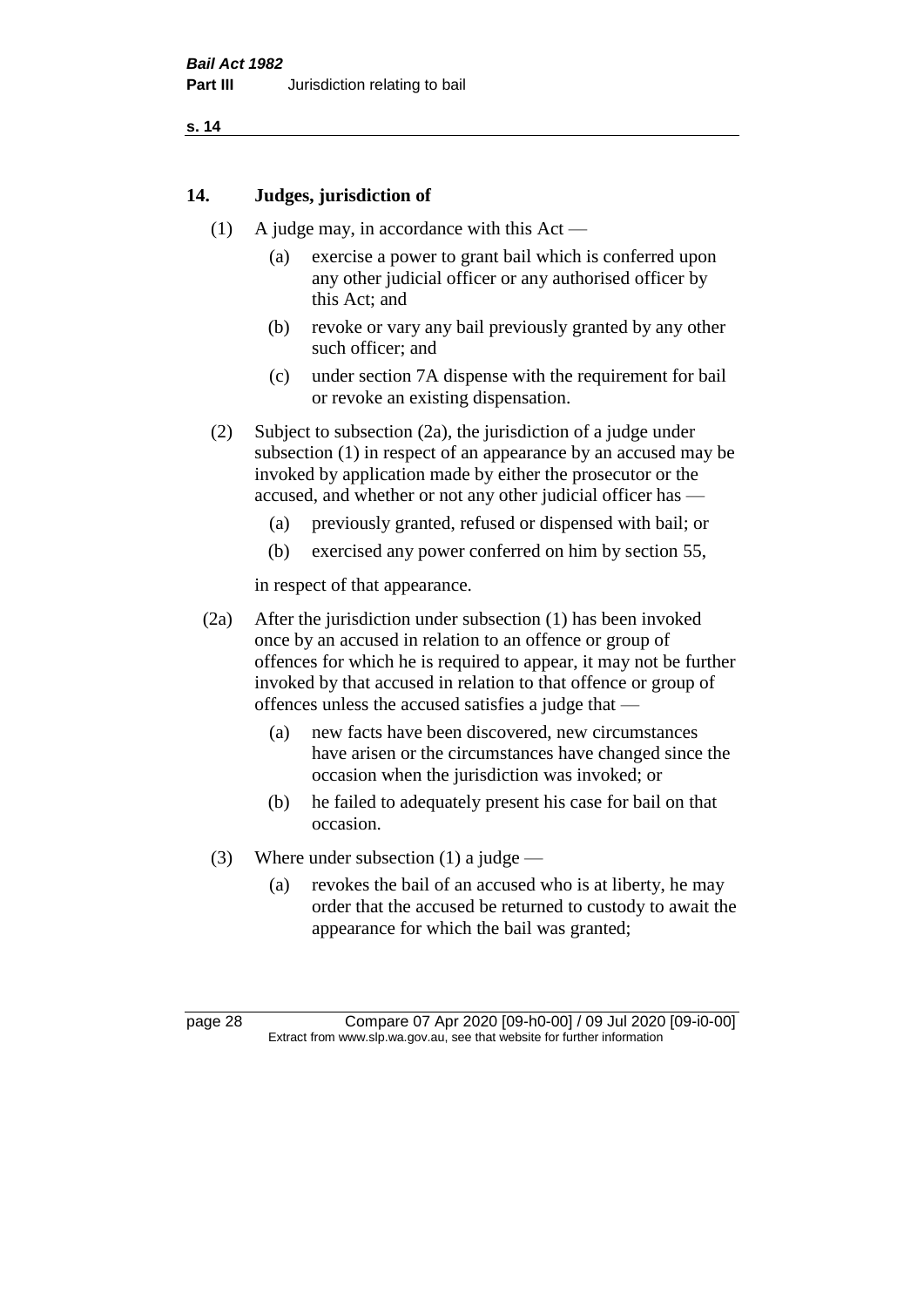## 14. Judges, jurisdiction of

(1) A judge may, in accordance with this Act —

- (a) exercise a power to grant bail which is conferred upon any other judicial officer or any authorised officer by this Act; and
- (b) revoke or vary any bail previously granted by any other such officer; and
- (c) under section 7A dispense with the requirement for bail or revoke an existing dispensation.

(2) Subject to subsection (2a), the jurisdiction of a judge under subsection (1) in respect of an appearance by an accused may be invoked by application made by either the prosecutor or the accused, and whether or not any other judicial officer has —

- (a) previously granted, refused or dispensed with bail; or
- (b) exercised any power conferred on him by section 55,

in respect of that appearance.

(2a) After the jurisdiction under subsection (1) has been invoked once by an accused in relation to an offence or group of offences for which he is required to appear, it may not be further invoked by that accused in relation to that offence or group of offences unless the accused satisfies a judge that —

- (a) new facts have been discovered, new circumstances have arisen or the circumstances have changed since the occasion when the jurisdiction was invoked; or
- (b) he failed to adequately present his case for bail on that occasion.

(3) Where under subsection (1) a judge —

- (a) revokes the bail of an accused who is at liberty, he may order that the accused be returned to custody to await the appearance for which the bail was granted;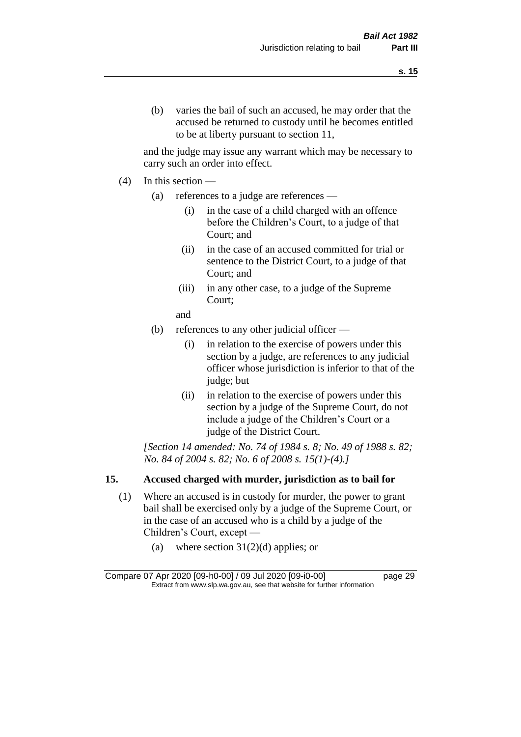(b) varies the bail of such an accused, he may order that the accused be returned to custody until he becomes entitled to be at liberty pursuant to section 11,

and the judge may issue any warrant which may be necessary to carry such an order into effect.

(4) In this section —

(a) references to a judge are references —

(i) in the case of a child charged with an offence before the Children's Court, to a judge of that Court; and

(ii) in the case of an accused committed for trial or sentence to the District Court, to a judge of that Court; and

(iii) in any other case, to a judge of the Supreme Court;

and

(b) references to any other judicial officer —

(i) in relation to the exercise of powers under this section by a judge, are references to any judicial officer whose jurisdiction is inferior to that of the judge; but

(ii) in relation to the exercise of powers under this section by a judge of the Supreme Court, do not include a judge of the Children's Court or a judge of the District Court.

*[Section 14 amended: No. 74 of 1984 s. 8; No. 49 of 1988 s. 82; No. 84 of 2004 s. 82; No. 6 of 2008 s. 15(1)-(4).]*

## 15. Accused charged with murder, jurisdiction as to bail for

(1) Where an accused is in custody for murder, the power to grant bail shall be exercised only by a judge of the Supreme Court, or in the case of an accused who is a child by a judge of the Children's Court, except —

(a) where section 31(2)(d) applies; or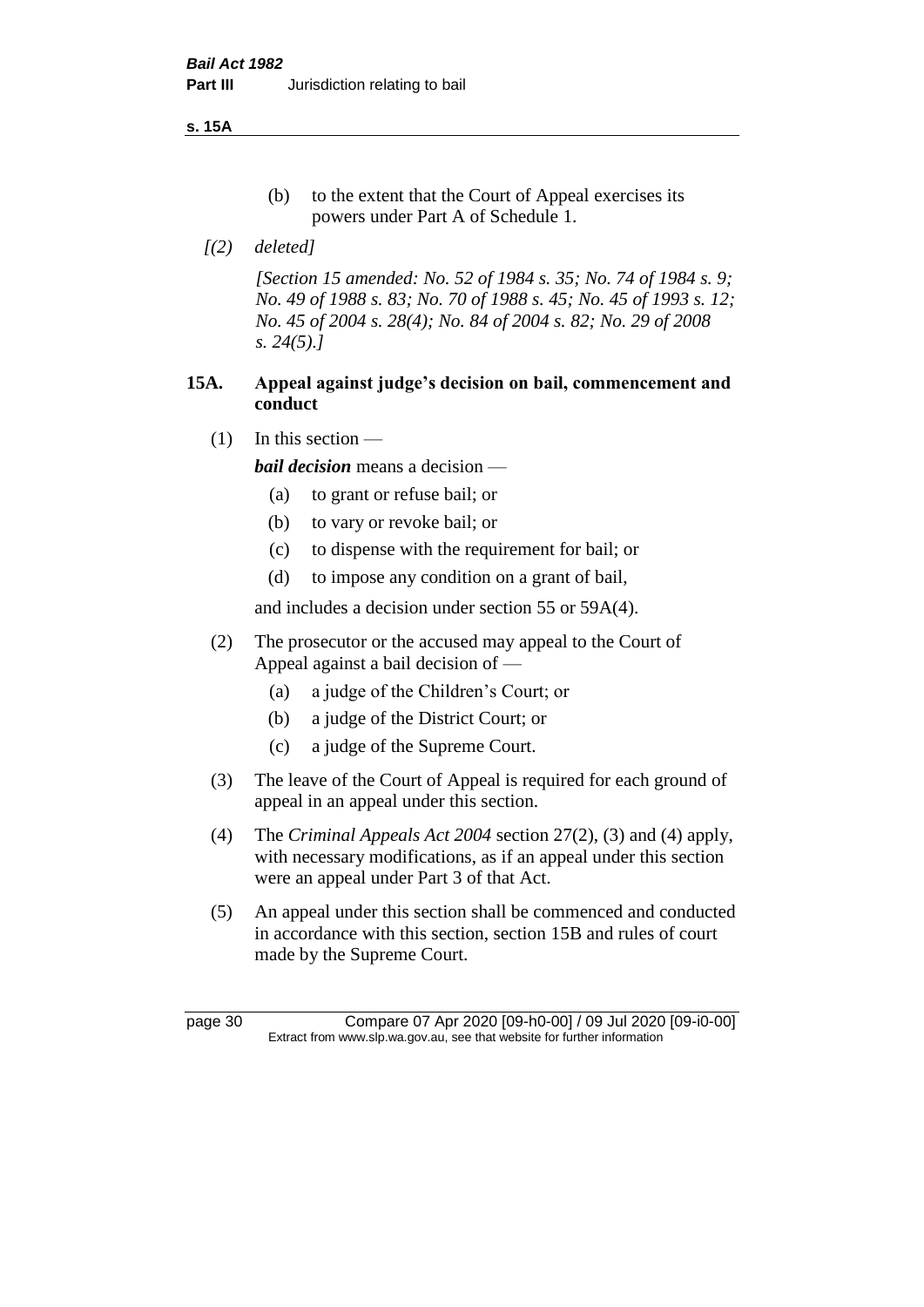(b) to the extent that the Court of Appeal exercises its powers under Part A of Schedule 1.

*[(2) deleted]*

*[Section 15 amended: No. 52 of 1984 s. 35; No. 74 of 1984 s. 9; No. 49 of 1988 s. 83; No. 70 of 1988 s. 45; No. 45 of 1993 s. 12; No. 45 of 2004 s. 28(4); No. 84 of 2004 s. 82; No. 29 of 2008 s. 24(5).]*

## 15A. Appeal against judge's decision on bail, commencement and conduct

(1) In this section —

***bail decision*** means a decision —

(a) to grant or refuse bail; or

(b) to vary or revoke bail; or

(c) to dispense with the requirement for bail; or

(d) to impose any condition on a grant of bail,

and includes a decision under section 55 or 59A(4).

(2) The prosecutor or the accused may appeal to the Court of Appeal against a bail decision of —

(a) a judge of the Children's Court; or

(b) a judge of the District Court; or

(c) a judge of the Supreme Court.

(3) The leave of the Court of Appeal is required for each ground of appeal in an appeal under this section.

(4) The *Criminal Appeals Act 2004* section 27(2), (3) and (4) apply, with necessary modifications, as if an appeal under this section were an appeal under Part 3 of that Act.

(5) An appeal under this section shall be commenced and conducted in accordance with this section, section 15B and rules of court made by the Supreme Court.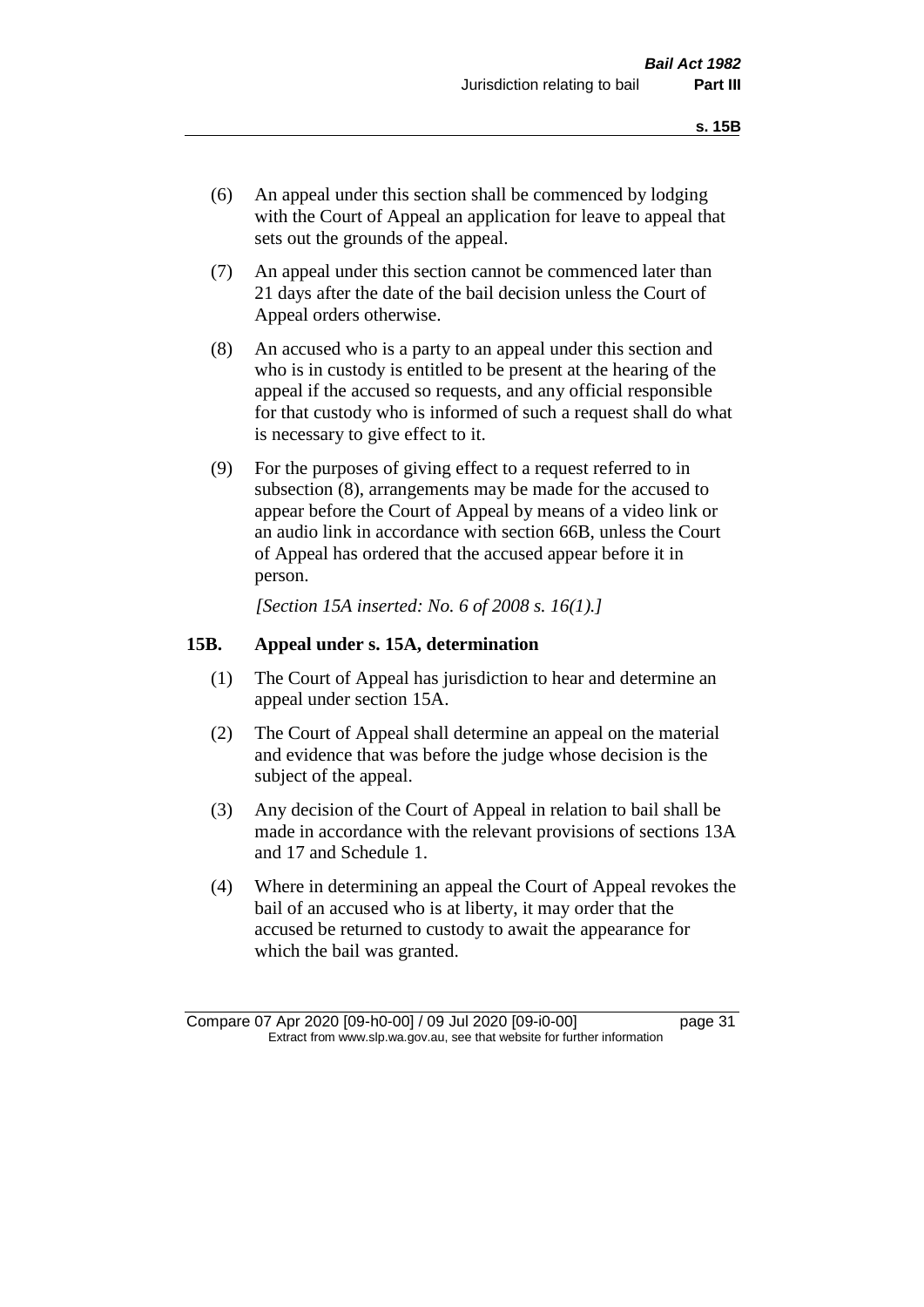(6) An appeal under this section shall be commenced by lodging with the Court of Appeal an application for leave to appeal that sets out the grounds of the appeal.

(7) An appeal under this section cannot be commenced later than 21 days after the date of the bail decision unless the Court of Appeal orders otherwise.

(8) An accused who is a party to an appeal under this section and who is in custody is entitled to be present at the hearing of the appeal if the accused so requests, and any official responsible for that custody who is informed of such a request shall do what is necessary to give effect to it.

(9) For the purposes of giving effect to a request referred to in subsection (8), arrangements may be made for the accused to appear before the Court of Appeal by means of a video link or an audio link in accordance with section 66B, unless the Court of Appeal has ordered that the accused appear before it in person.

*[Section 15A inserted: No. 6 of 2008 s. 16(1).]*

### 15B. Appeal under s. 15A, determination

(1) The Court of Appeal has jurisdiction to hear and determine an appeal under section 15A.

(2) The Court of Appeal shall determine an appeal on the material and evidence that was before the judge whose decision is the subject of the appeal.

(3) Any decision of the Court of Appeal in relation to bail shall be made in accordance with the relevant provisions of sections 13A and 17 and Schedule 1.

(4) Where in determining an appeal the Court of Appeal revokes the bail of an accused who is at liberty, it may order that the accused be returned to custody to await the appearance for which the bail was granted.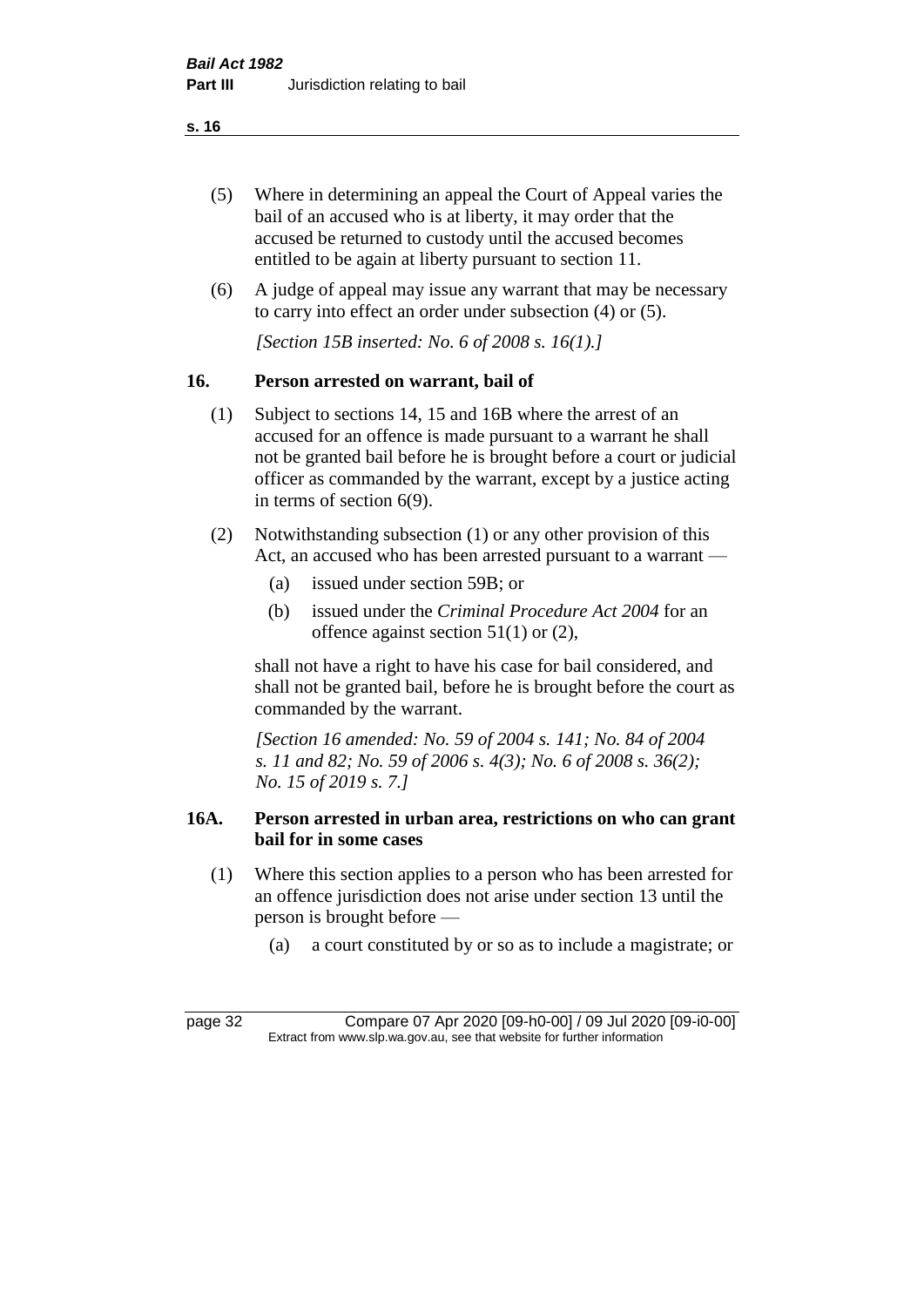(5) Where in determining an appeal the Court of Appeal varies the bail of an accused who is at liberty, it may order that the accused be returned to custody until the accused becomes entitled to be again at liberty pursuant to section 11.

(6) A judge of appeal may issue any warrant that may be necessary to carry into effect an order under subsection (4) or (5).

*[Section 15B inserted: No. 6 of 2008 s. 16(1).]*

## 16. Person arrested on warrant, bail of

(1) Subject to sections 14, 15 and 16B where the arrest of an accused for an offence is made pursuant to a warrant he shall not be granted bail before he is brought before a court or judicial officer as commanded by the warrant, except by a justice acting in terms of section 6(9).

(2) Notwithstanding subsection (1) or any other provision of this Act, an accused who has been arrested pursuant to a warrant —

- (a) issued under section 59B; or
- (b) issued under the *Criminal Procedure Act 2004* for an offence against section 51(1) or (2),

shall not have a right to have his case for bail considered, and shall not be granted bail, before he is brought before the court as commanded by the warrant.

*[Section 16 amended: No. 59 of 2004 s. 141; No. 84 of 2004 s. 11 and 82; No. 59 of 2006 s. 4(3); No. 6 of 2008 s. 36(2); No. 15 of 2019 s. 7.]*

## 16A. Person arrested in urban area, restrictions on who can grant bail for in some cases

(1) Where this section applies to a person who has been arrested for an offence jurisdiction does not arise under section 13 until the person is brought before —

- (a) a court constituted by or so as to include a magistrate; or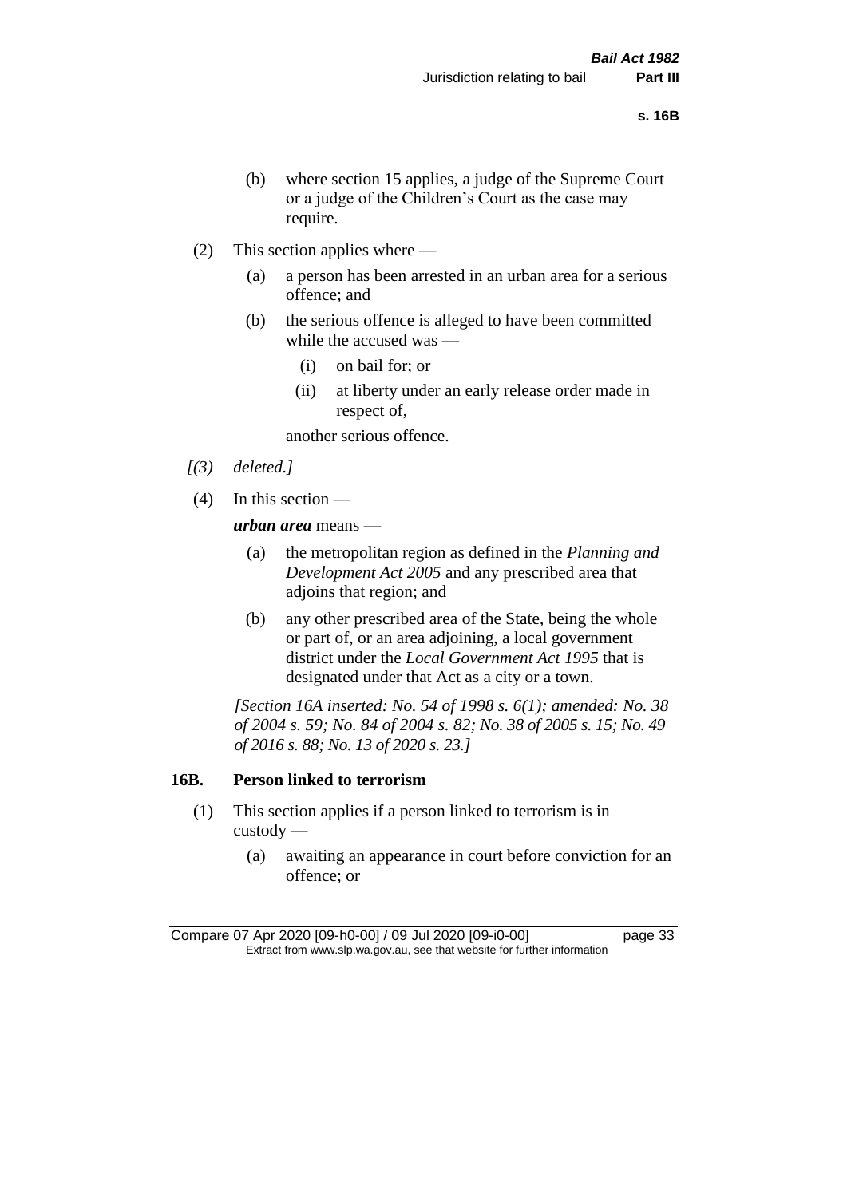(b) where section 15 applies, a judge of the Supreme Court or a judge of the Children's Court as the case may require.

(2) This section applies where —

(a) a person has been arrested in an urban area for a serious offence; and

(b) the serious offence is alleged to have been committed while the accused was —

(i) on bail for; or

(ii) at liberty under an early release order made in respect of,

another serious offence.

*[(3) deleted.]*

(4) In this section —

***urban area*** means —

(a) the metropolitan region as defined in the *Planning and Development Act 2005* and any prescribed area that adjoins that region; and

(b) any other prescribed area of the State, being the whole or part of, or an area adjoining, a local government district under the *Local Government Act 1995* that is designated under that Act as a city or a town.

*[Section 16A inserted: No. 54 of 1998 s. 6(1); amended: No. 38 of 2004 s. 59; No. 84 of 2004 s. 82; No. 38 of 2005 s. 15; No. 49 of 2016 s. 88; No. 13 of 2020 s. 23.]*

### 16B. Person linked to terrorism

(1) This section applies if a person linked to terrorism is in custody —

(a) awaiting an appearance in court before conviction for an offence; or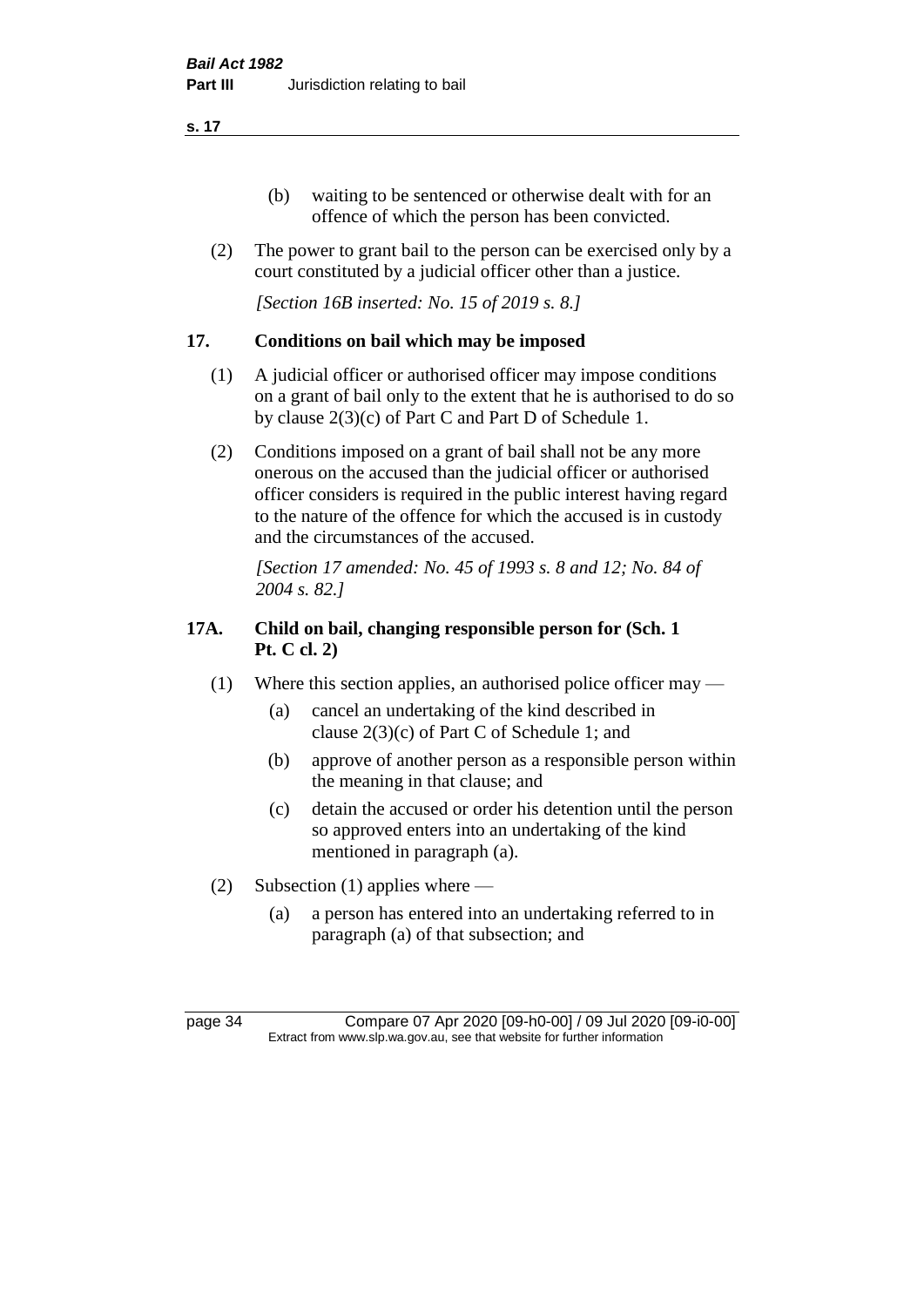(b) waiting to be sentenced or otherwise dealt with for an offence of which the person has been convicted.

(2) The power to grant bail to the person can be exercised only by a court constituted by a judicial officer other than a justice.

*[Section 16B inserted: No. 15 of 2019 s. 8.]*

## 17. Conditions on bail which may be imposed

(1) A judicial officer or authorised officer may impose conditions on a grant of bail only to the extent that he is authorised to do so by clause 2(3)(c) of Part C and Part D of Schedule 1.

(2) Conditions imposed on a grant of bail shall not be any more onerous on the accused than the judicial officer or authorised officer considers is required in the public interest having regard to the nature of the offence for which the accused is in custody and the circumstances of the accused.

*[Section 17 amended: No. 45 of 1993 s. 8 and 12; No. 84 of 2004 s. 82.]*

## 17A. Child on bail, changing responsible person for (Sch. 1 Pt. C cl. 2)

(1) Where this section applies, an authorised police officer may —

(a) cancel an undertaking of the kind described in clause 2(3)(c) of Part C of Schedule 1; and

(b) approve of another person as a responsible person within the meaning in that clause; and

(c) detain the accused or order his detention until the person so approved enters into an undertaking of the kind mentioned in paragraph (a).

(2) Subsection (1) applies where —

(a) a person has entered into an undertaking referred to in paragraph (a) of that subsection; and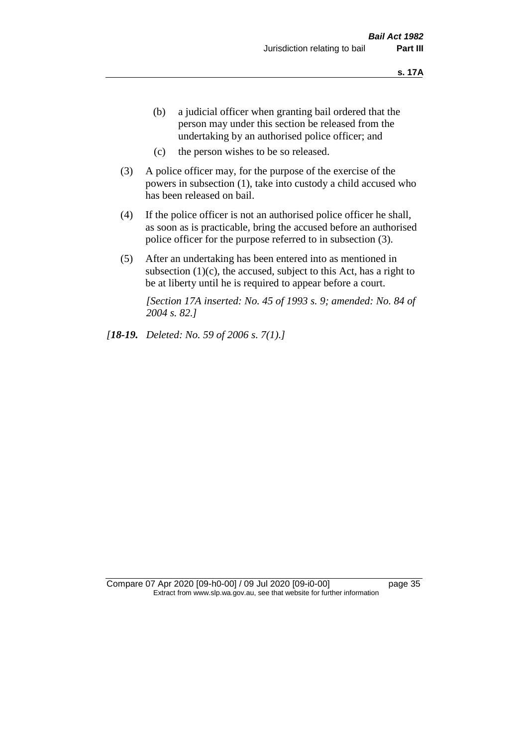(b) a judicial officer when granting bail ordered that the person may under this section be released from the undertaking by an authorised police officer; and

(c) the person wishes to be so released.

(3) A police officer may, for the purpose of the exercise of the powers in subsection (1), take into custody a child accused who has been released on bail.

(4) If the police officer is not an authorised police officer he shall, as soon as is practicable, bring the accused before an authorised police officer for the purpose referred to in subsection (3).

(5) After an undertaking has been entered into as mentioned in subsection (1)(c), the accused, subject to this Act, has a right to be at liberty until he is required to appear before a court.

*[Section 17A inserted: No. 45 of 1993 s. 9; amended: No. 84 of 2004 s. 82.]*

*[**18-19.** Deleted: No. 59 of 2006 s. 7(1).]*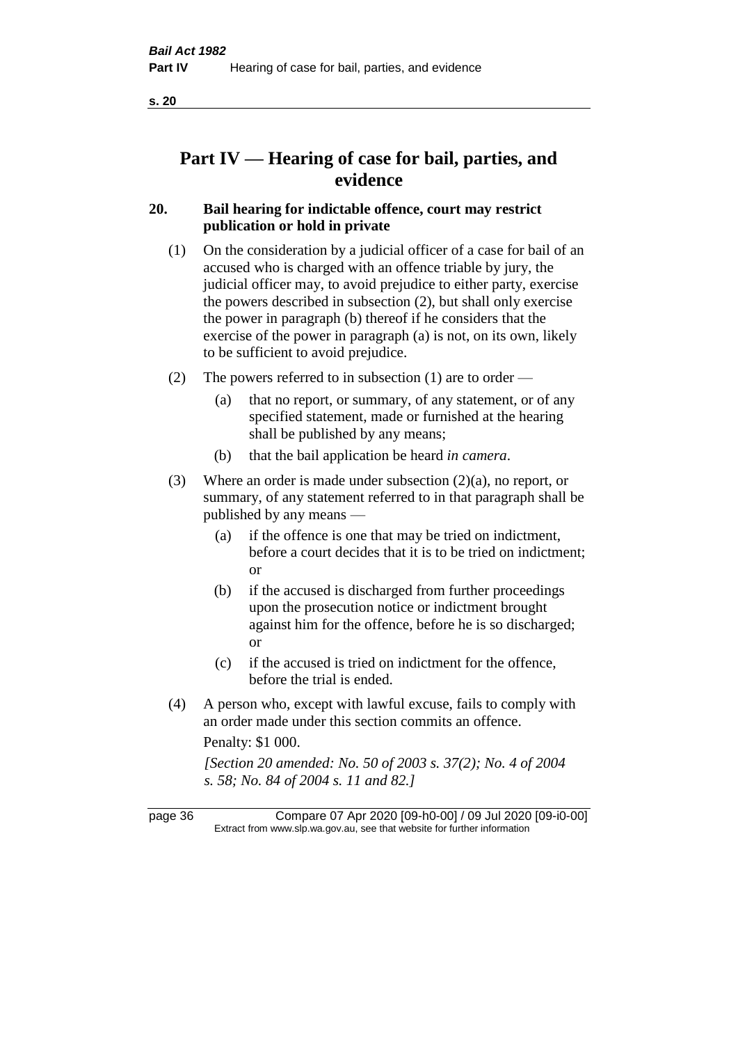# Part IV — Hearing of case for bail, parties, and evidence

## 20. Bail hearing for indictable offence, court may restrict publication or hold in private

(1) On the consideration by a judicial officer of a case for bail of an accused who is charged with an offence triable by jury, the judicial officer may, to avoid prejudice to either party, exercise the powers described in subsection (2), but shall only exercise the power in paragraph (b) thereof if he considers that the exercise of the power in paragraph (a) is not, on its own, likely to be sufficient to avoid prejudice.

(2) The powers referred to in subsection (1) are to order —

- (a) that no report, or summary, of any statement, or of any specified statement, made or furnished at the hearing shall be published by any means;
- (b) that the bail application be heard *in camera*.

(3) Where an order is made under subsection (2)(a), no report, or summary, of any statement referred to in that paragraph shall be published by any means —

- (a) if the offence is one that may be tried on indictment, before a court decides that it is to be tried on indictment; or
- (b) if the accused is discharged from further proceedings upon the prosecution notice or indictment brought against him for the offence, before he is so discharged; or
- (c) if the accused is tried on indictment for the offence, before the trial is ended.

(4) A person who, except with lawful excuse, fails to comply with an order made under this section commits an offence.

Penalty: $1 000.

*[Section 20 amended: No. 50 of 2003 s. 37(2); No. 4 of 2004 s. 58; No. 84 of 2004 s. 11 and 82.]*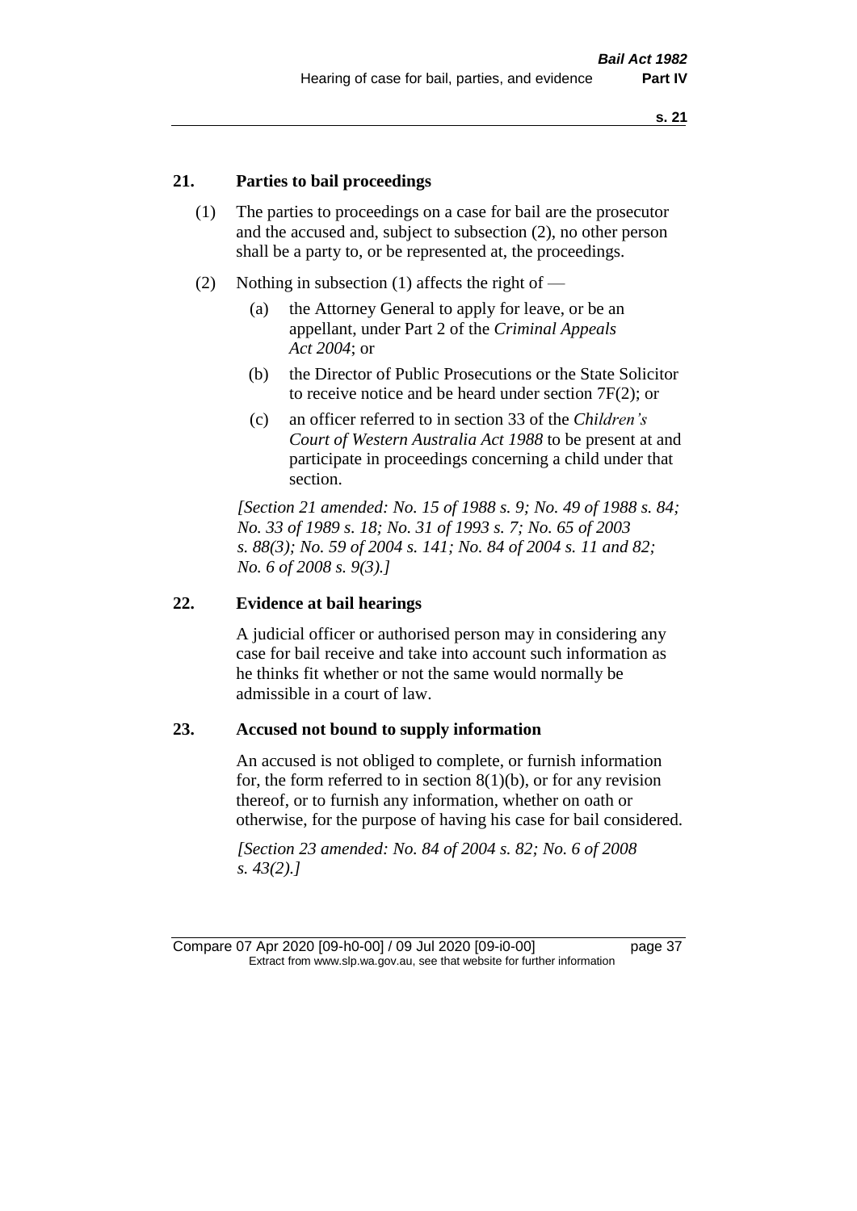## 21. Parties to bail proceedings

(1) The parties to proceedings on a case for bail are the prosecutor and the accused and, subject to subsection (2), no other person shall be a party to, or be represented at, the proceedings.

(2) Nothing in subsection (1) affects the right of —

(a) the Attorney General to apply for leave, or be an appellant, under Part 2 of the *Criminal Appeals Act 2004*; or

(b) the Director of Public Prosecutions or the State Solicitor to receive notice and be heard under section 7F(2); or

(c) an officer referred to in section 33 of the *Children's Court of Western Australia Act 1988* to be present at and participate in proceedings concerning a child under that section.

*[Section 21 amended: No. 15 of 1988 s. 9; No. 49 of 1988 s. 84; No. 33 of 1989 s. 18; No. 31 of 1993 s. 7; No. 65 of 2003 s. 88(3); No. 59 of 2004 s. 141; No. 84 of 2004 s. 11 and 82; No. 6 of 2008 s. 9(3).]*

## 22. Evidence at bail hearings

A judicial officer or authorised person may in considering any case for bail receive and take into account such information as he thinks fit whether or not the same would normally be admissible in a court of law.

## 23. Accused not bound to supply information

An accused is not obliged to complete, or furnish information for, the form referred to in section 8(1)(b), or for any revision thereof, or to furnish any information, whether on oath or otherwise, for the purpose of having his case for bail considered.

*[Section 23 amended: No. 84 of 2004 s. 82; No. 6 of 2008 s. 43(2).]*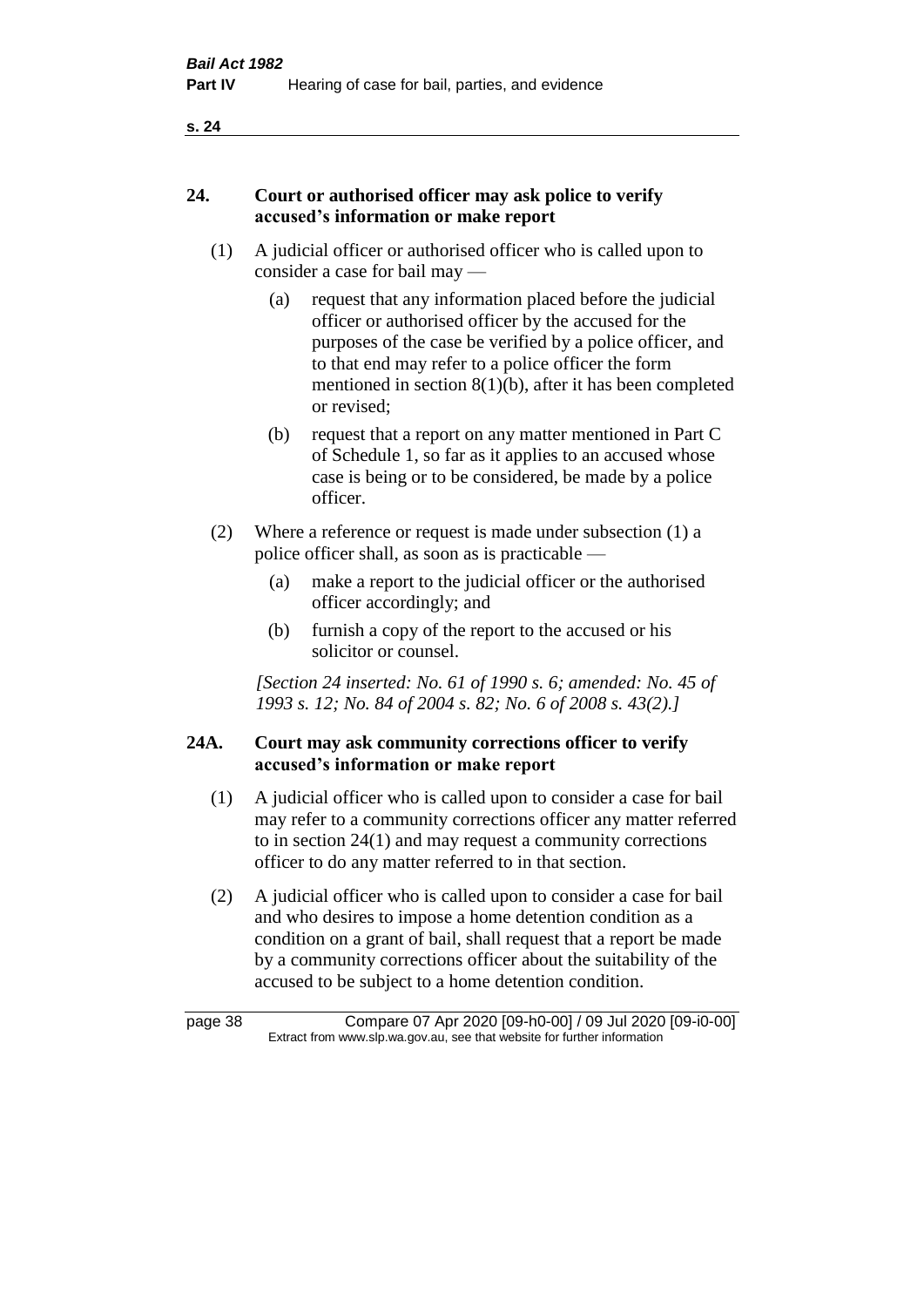## 24. Court or authorised officer may ask police to verify accused's information or make report

(1) A judicial officer or authorised officer who is called upon to consider a case for bail may —

(a) request that any information placed before the judicial officer or authorised officer by the accused for the purposes of the case be verified by a police officer, and to that end may refer to a police officer the form mentioned in section 8(1)(b), after it has been completed or revised;

(b) request that a report on any matter mentioned in Part C of Schedule 1, so far as it applies to an accused whose case is being or to be considered, be made by a police officer.

(2) Where a reference or request is made under subsection (1) a police officer shall, as soon as is practicable —

(a) make a report to the judicial officer or the authorised officer accordingly; and

(b) furnish a copy of the report to the accused or his solicitor or counsel.

*[Section 24 inserted: No. 61 of 1990 s. 6; amended: No. 45 of 1993 s. 12; No. 84 of 2004 s. 82; No. 6 of 2008 s. 43(2).]*

## 24A. Court may ask community corrections officer to verify accused's information or make report

(1) A judicial officer who is called upon to consider a case for bail may refer to a community corrections officer any matter referred to in section 24(1) and may request a community corrections officer to do any matter referred to in that section.

(2) A judicial officer who is called upon to consider a case for bail and who desires to impose a home detention condition as a condition on a grant of bail, shall request that a report be made by a community corrections officer about the suitability of the accused to be subject to a home detention condition.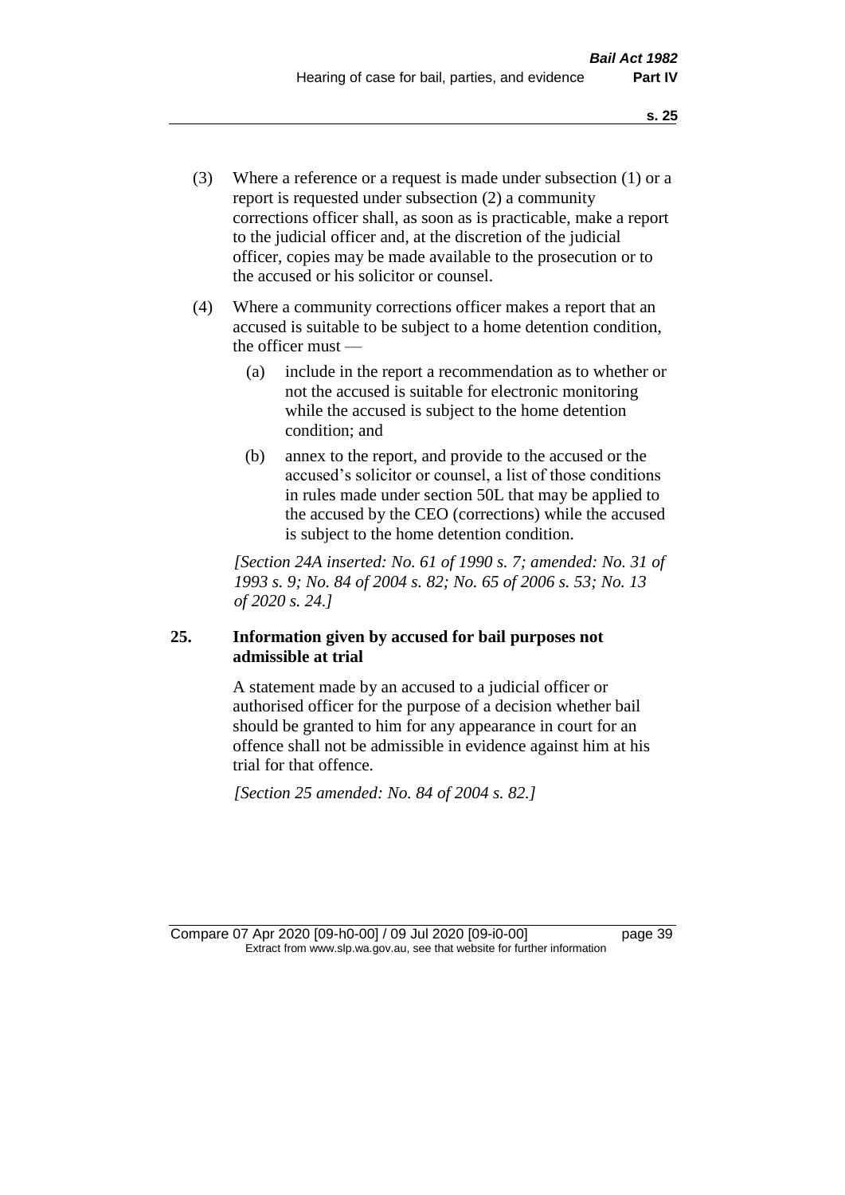(3) Where a reference or a request is made under subsection (1) or a report is requested under subsection (2) a community corrections officer shall, as soon as is practicable, make a report to the judicial officer and, at the discretion of the judicial officer, copies may be made available to the prosecution or to the accused or his solicitor or counsel.

(4) Where a community corrections officer makes a report that an accused is suitable to be subject to a home detention condition, the officer must —

(a) include in the report a recommendation as to whether or not the accused is suitable for electronic monitoring while the accused is subject to the home detention condition; and

(b) annex to the report, and provide to the accused or the accused's solicitor or counsel, a list of those conditions in rules made under section 50L that may be applied to the accused by the CEO (corrections) while the accused is subject to the home detention condition.

*[Section 24A inserted: No. 61 of 1990 s. 7; amended: No. 31 of 1993 s. 9; No. 84 of 2004 s. 82; No. 65 of 2006 s. 53; No. 13 of 2020 s. 24.]*

### 25. Information given by accused for bail purposes not admissible at trial

A statement made by an accused to a judicial officer or authorised officer for the purpose of a decision whether bail should be granted to him for any appearance in court for an offence shall not be admissible in evidence against him at his trial for that offence.

*[Section 25 amended: No. 84 of 2004 s. 82.]*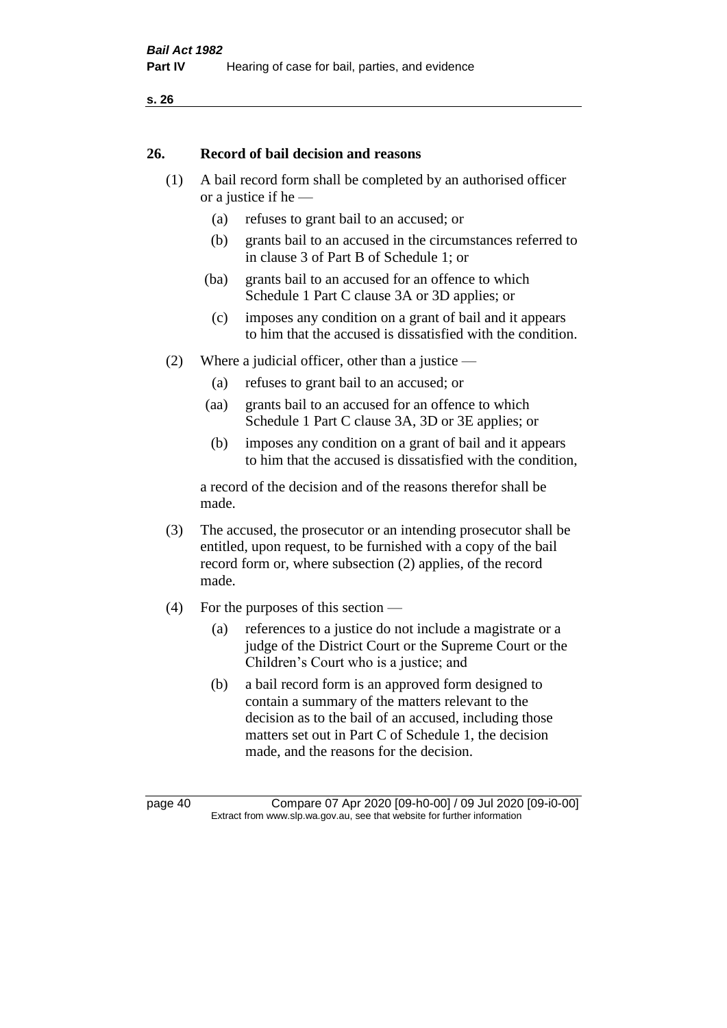## 26. Record of bail decision and reasons

(1) A bail record form shall be completed by an authorised officer or a justice if he —

(a) refuses to grant bail to an accused; or

(b) grants bail to an accused in the circumstances referred to in clause 3 of Part B of Schedule 1; or

(ba) grants bail to an accused for an offence to which Schedule 1 Part C clause 3A or 3D applies; or

(c) imposes any condition on a grant of bail and it appears to him that the accused is dissatisfied with the condition.

(2) Where a judicial officer, other than a justice —

(a) refuses to grant bail to an accused; or

(aa) grants bail to an accused for an offence to which Schedule 1 Part C clause 3A, 3D or 3E applies; or

(b) imposes any condition on a grant of bail and it appears to him that the accused is dissatisfied with the condition,

a record of the decision and of the reasons therefor shall be made.

(3) The accused, the prosecutor or an intending prosecutor shall be entitled, upon request, to be furnished with a copy of the bail record form or, where subsection (2) applies, of the record made.

(4) For the purposes of this section —

(a) references to a justice do not include a magistrate or a judge of the District Court or the Supreme Court or the Children's Court who is a justice; and

(b) a bail record form is an approved form designed to contain a summary of the matters relevant to the decision as to the bail of an accused, including those matters set out in Part C of Schedule 1, the decision made, and the reasons for the decision.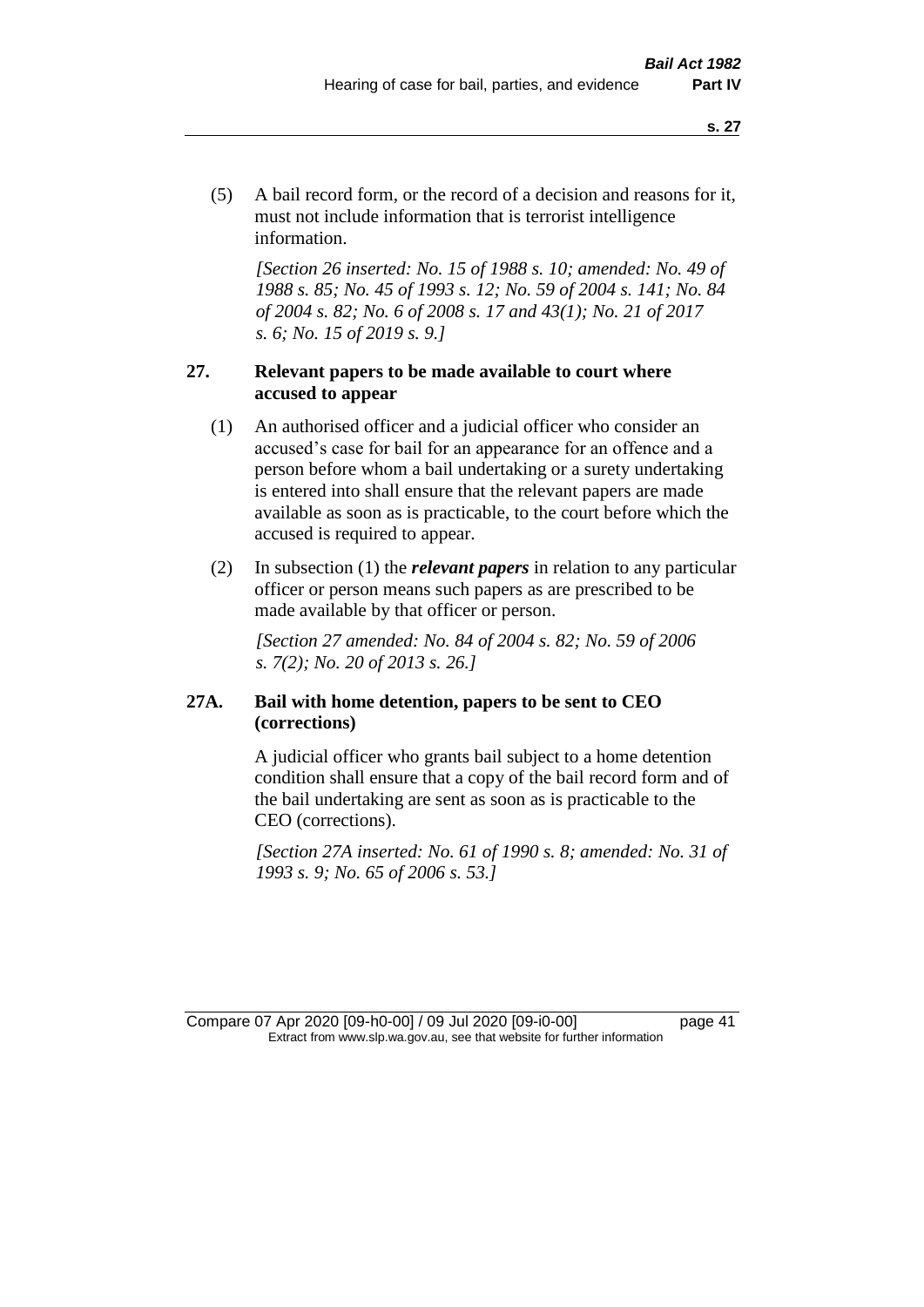(5) A bail record form, or the record of a decision and reasons for it, must not include information that is terrorist intelligence information.

*[Section 26 inserted: No. 15 of 1988 s. 10; amended: No. 49 of 1988 s. 85; No. 45 of 1993 s. 12; No. 59 of 2004 s. 141; No. 84 of 2004 s. 82; No. 6 of 2008 s. 17 and 43(1); No. 21 of 2017 s. 6; No. 15 of 2019 s. 9.]*

### 27. Relevant papers to be made available to court where accused to appear

(1) An authorised officer and a judicial officer who consider an accused's case for bail for an appearance for an offence and a person before whom a bail undertaking or a surety undertaking is entered into shall ensure that the relevant papers are made available as soon as is practicable, to the court before which the accused is required to appear.

(2) In subsection (1) the ***relevant papers*** in relation to any particular officer or person means such papers as are prescribed to be made available by that officer or person.

*[Section 27 amended: No. 84 of 2004 s. 82; No. 59 of 2006 s. 7(2); No. 20 of 2013 s. 26.]*

### 27A. Bail with home detention, papers to be sent to CEO (corrections)

A judicial officer who grants bail subject to a home detention condition shall ensure that a copy of the bail record form and of the bail undertaking are sent as soon as is practicable to the CEO (corrections).

*[Section 27A inserted: No. 61 of 1990 s. 8; amended: No. 31 of 1993 s. 9; No. 65 of 2006 s. 53.]*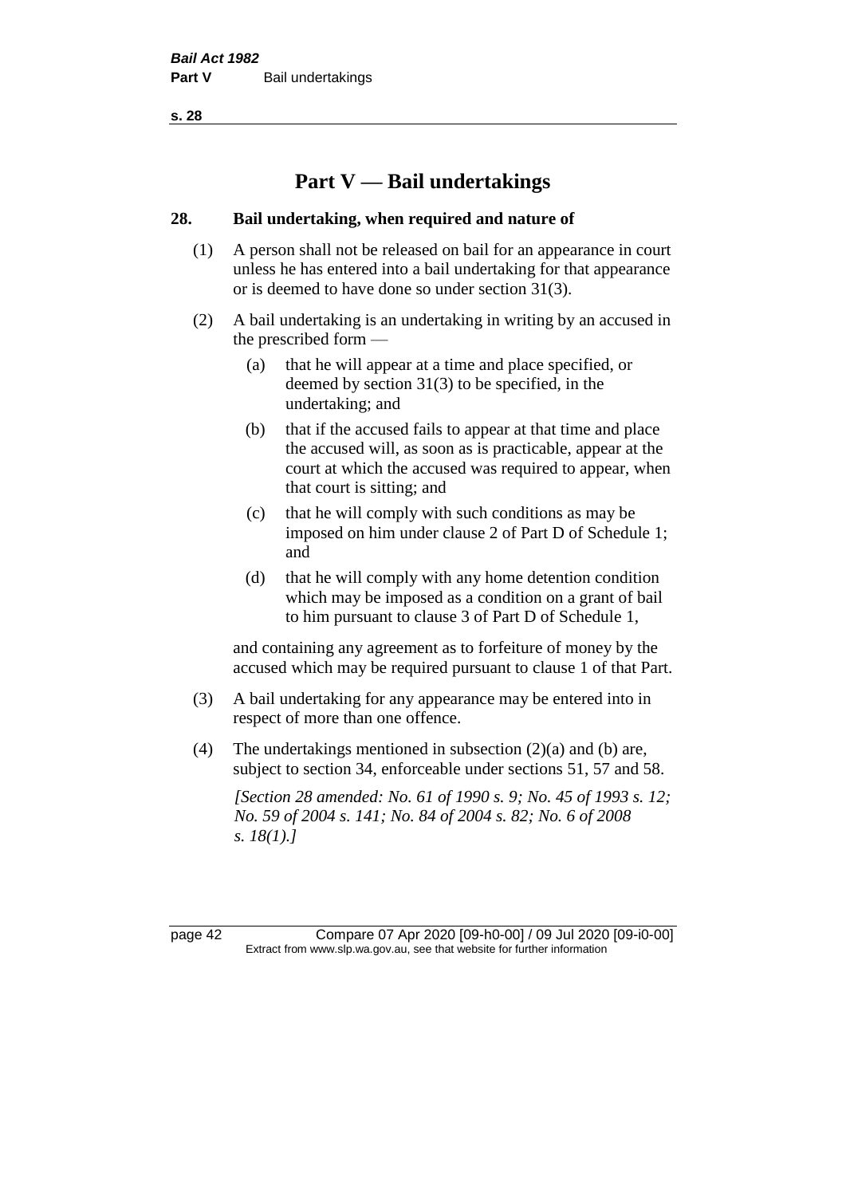# Part V — Bail undertakings

### 28. Bail undertaking, when required and nature of

(1) A person shall not be released on bail for an appearance in court unless he has entered into a bail undertaking for that appearance or is deemed to have done so under section 31(3).

(2) A bail undertaking is an undertaking in writing by an accused in the prescribed form —

(a) that he will appear at a time and place specified, or deemed by section 31(3) to be specified, in the undertaking; and

(b) that if the accused fails to appear at that time and place the accused will, as soon as is practicable, appear at the court at which the accused was required to appear, when that court is sitting; and

(c) that he will comply with such conditions as may be imposed on him under clause 2 of Part D of Schedule 1; and

(d) that he will comply with any home detention condition which may be imposed as a condition on a grant of bail to him pursuant to clause 3 of Part D of Schedule 1,

and containing any agreement as to forfeiture of money by the accused which may be required pursuant to clause 1 of that Part.

(3) A bail undertaking for any appearance may be entered into in respect of more than one offence.

(4) The undertakings mentioned in subsection (2)(a) and (b) are, subject to section 34, enforceable under sections 51, 57 and 58.

*[Section 28 amended: No. 61 of 1990 s. 9; No. 45 of 1993 s. 12; No. 59 of 2004 s. 141; No. 84 of 2004 s. 82; No. 6 of 2008 s. 18(1).]*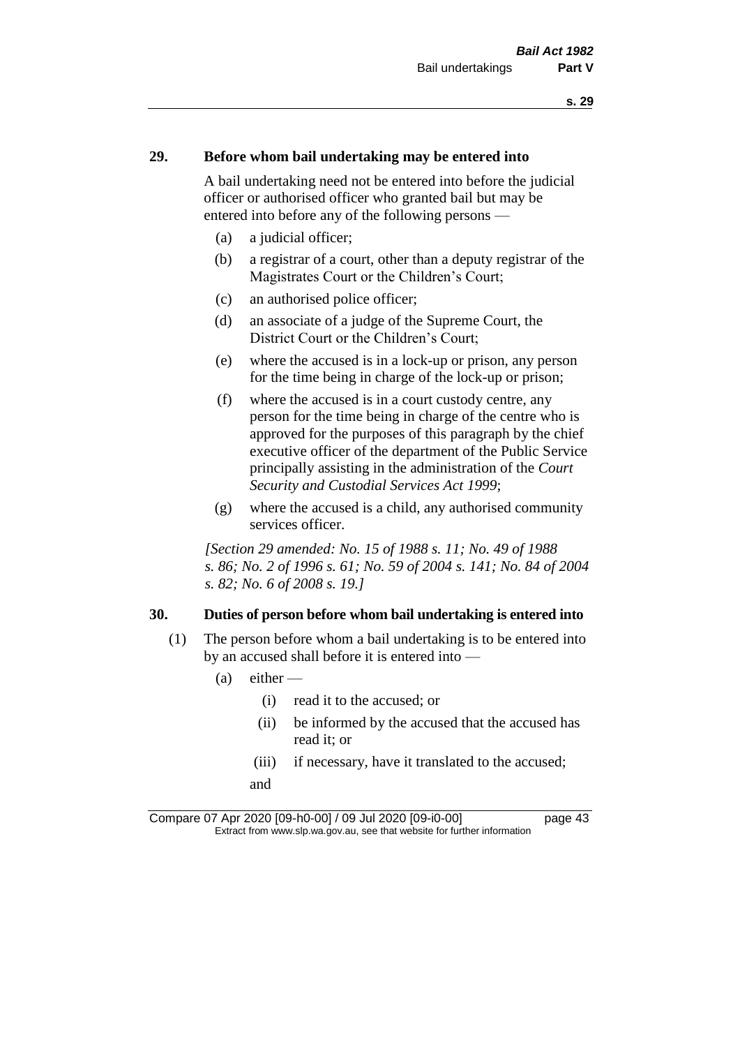## 29. Before whom bail undertaking may be entered into

A bail undertaking need not be entered into before the judicial officer or authorised officer who granted bail but may be entered into before any of the following persons —

- (a) a judicial officer;
- (b) a registrar of a court, other than a deputy registrar of the Magistrates Court or the Children's Court;
- (c) an authorised police officer;
- (d) an associate of a judge of the Supreme Court, the District Court or the Children's Court;
- (e) where the accused is in a lock-up or prison, any person for the time being in charge of the lock-up or prison;
- (f) where the accused is in a court custody centre, any person for the time being in charge of the centre who is approved for the purposes of this paragraph by the chief executive officer of the department of the Public Service principally assisting in the administration of the *Court Security and Custodial Services Act 1999*;
- (g) where the accused is a child, any authorised community services officer.

*[Section 29 amended: No. 15 of 1988 s. 11; No. 49 of 1988 s. 86; No. 2 of 1996 s. 61; No. 59 of 2004 s. 141; No. 84 of 2004 s. 82; No. 6 of 2008 s. 19.]*

## 30. Duties of person before whom bail undertaking is entered into

(1) The person before whom a bail undertaking is to be entered into by an accused shall before it is entered into —

- (a) either —
  - (i) read it to the accused; or
  - (ii) be informed by the accused that the accused has read it; or
  - (iii) if necessary, have it translated to the accused;

  and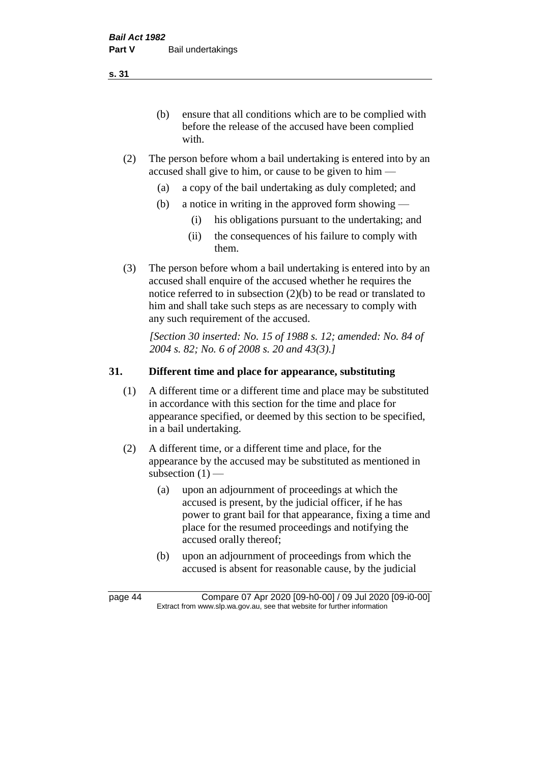(b) ensure that all conditions which are to be complied with before the release of the accused have been complied with.

(2) The person before whom a bail undertaking is entered into by an accused shall give to him, or cause to be given to him —

(a) a copy of the bail undertaking as duly completed; and

(b) a notice in writing in the approved form showing —

(i) his obligations pursuant to the undertaking; and

(ii) the consequences of his failure to comply with them.

(3) The person before whom a bail undertaking is entered into by an accused shall enquire of the accused whether he requires the notice referred to in subsection (2)(b) to be read or translated to him and shall take such steps as are necessary to comply with any such requirement of the accused.

*[Section 30 inserted: No. 15 of 1988 s. 12; amended: No. 84 of 2004 s. 82; No. 6 of 2008 s. 20 and 43(3).]*

## 31. Different time and place for appearance, substituting

(1) A different time or a different time and place may be substituted in accordance with this section for the time and place for appearance specified, or deemed by this section to be specified, in a bail undertaking.

(2) A different time, or a different time and place, for the appearance by the accused may be substituted as mentioned in subsection (1) —

(a) upon an adjournment of proceedings at which the accused is present, by the judicial officer, if he has power to grant bail for that appearance, fixing a time and place for the resumed proceedings and notifying the accused orally thereof;

(b) upon an adjournment of proceedings from which the accused is absent for reasonable cause, by the judicial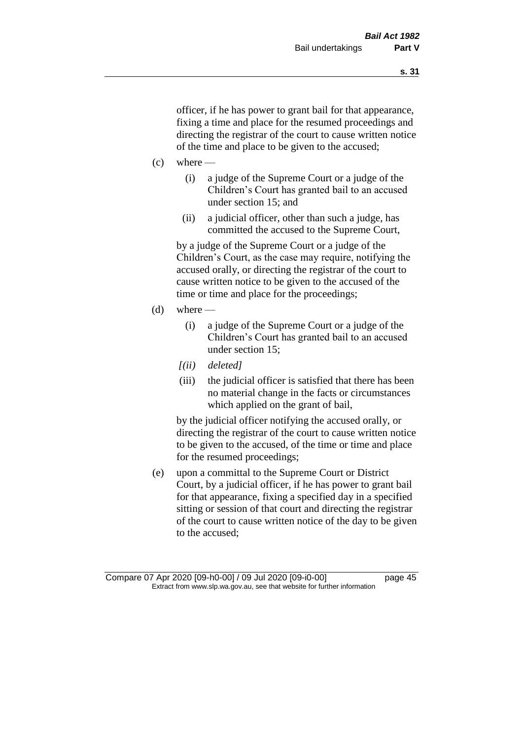officer, if he has power to grant bail for that appearance, fixing a time and place for the resumed proceedings and directing the registrar of the court to cause written notice of the time and place to be given to the accused;

(c) where —

(i) a judge of the Supreme Court or a judge of the Children's Court has granted bail to an accused under section 15; and

(ii) a judicial officer, other than such a judge, has committed the accused to the Supreme Court,

by a judge of the Supreme Court or a judge of the Children's Court, as the case may require, notifying the accused orally, or directing the registrar of the court to cause written notice to be given to the accused of the time or time and place for the proceedings;

(d) where —

(i) a judge of the Supreme Court or a judge of the Children's Court has granted bail to an accused under section 15;

*[(ii) deleted]*

(iii) the judicial officer is satisfied that there has been no material change in the facts or circumstances which applied on the grant of bail,

by the judicial officer notifying the accused orally, or directing the registrar of the court to cause written notice to be given to the accused, of the time or time and place for the resumed proceedings;

(e) upon a committal to the Supreme Court or District Court, by a judicial officer, if he has power to grant bail for that appearance, fixing a specified day in a specified sitting or session of that court and directing the registrar of the court to cause written notice of the day to be given to the accused;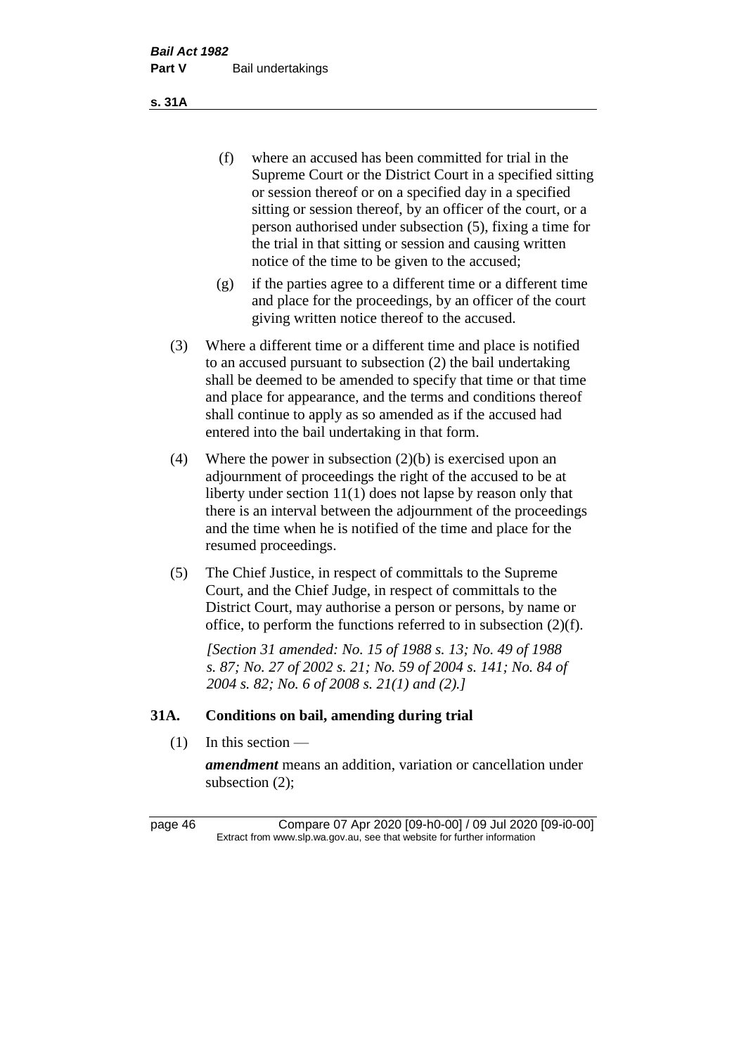(f) where an accused has been committed for trial in the Supreme Court or the District Court in a specified sitting or session thereof or on a specified day in a specified sitting or session thereof, by an officer of the court, or a person authorised under subsection (5), fixing a time for the trial in that sitting or session and causing written notice of the time to be given to the accused;

(g) if the parties agree to a different time or a different time and place for the proceedings, by an officer of the court giving written notice thereof to the accused.

(3) Where a different time or a different time and place is notified to an accused pursuant to subsection (2) the bail undertaking shall be deemed to be amended to specify that time or that time and place for appearance, and the terms and conditions thereof shall continue to apply as so amended as if the accused had entered into the bail undertaking in that form.

(4) Where the power in subsection (2)(b) is exercised upon an adjournment of proceedings the right of the accused to be at liberty under section 11(1) does not lapse by reason only that there is an interval between the adjournment of the proceedings and the time when he is notified of the time and place for the resumed proceedings.

(5) The Chief Justice, in respect of committals to the Supreme Court, and the Chief Judge, in respect of committals to the District Court, may authorise a person or persons, by name or office, to perform the functions referred to in subsection (2)(f).

*[Section 31 amended: No. 15 of 1988 s. 13; No. 49 of 1988 s. 87; No. 27 of 2002 s. 21; No. 59 of 2004 s. 141; No. 84 of 2004 s. 82; No. 6 of 2008 s. 21(1) and (2).]*

## 31A. Conditions on bail, amending during trial

(1) In this section —

***amendment*** means an addition, variation or cancellation under subsection (2);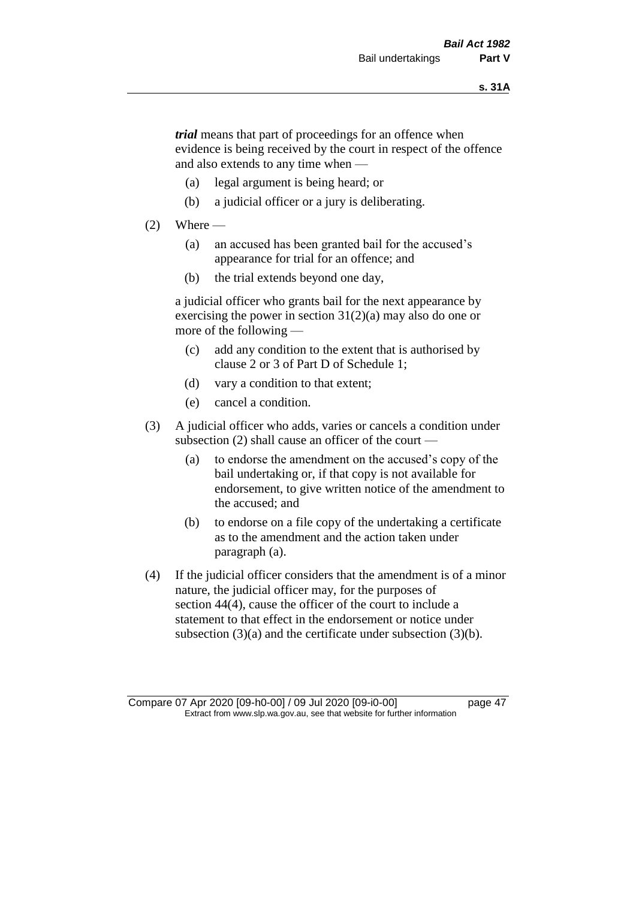***trial*** means that part of proceedings for an offence when evidence is being received by the court in respect of the offence and also extends to any time when —

(a) legal argument is being heard; or

(b) a judicial officer or a jury is deliberating.

(2) Where —

(a) an accused has been granted bail for the accused's appearance for trial for an offence; and

(b) the trial extends beyond one day,

a judicial officer who grants bail for the next appearance by exercising the power in section 31(2)(a) may also do one or more of the following —

(c) add any condition to the extent that is authorised by clause 2 or 3 of Part D of Schedule 1;

(d) vary a condition to that extent;

(e) cancel a condition.

(3) A judicial officer who adds, varies or cancels a condition under subsection (2) shall cause an officer of the court —

(a) to endorse the amendment on the accused's copy of the bail undertaking or, if that copy is not available for endorsement, to give written notice of the amendment to the accused; and

(b) to endorse on a file copy of the undertaking a certificate as to the amendment and the action taken under paragraph (a).

(4) If the judicial officer considers that the amendment is of a minor nature, the judicial officer may, for the purposes of section 44(4), cause the officer of the court to include a statement to that effect in the endorsement or notice under subsection (3)(a) and the certificate under subsection (3)(b).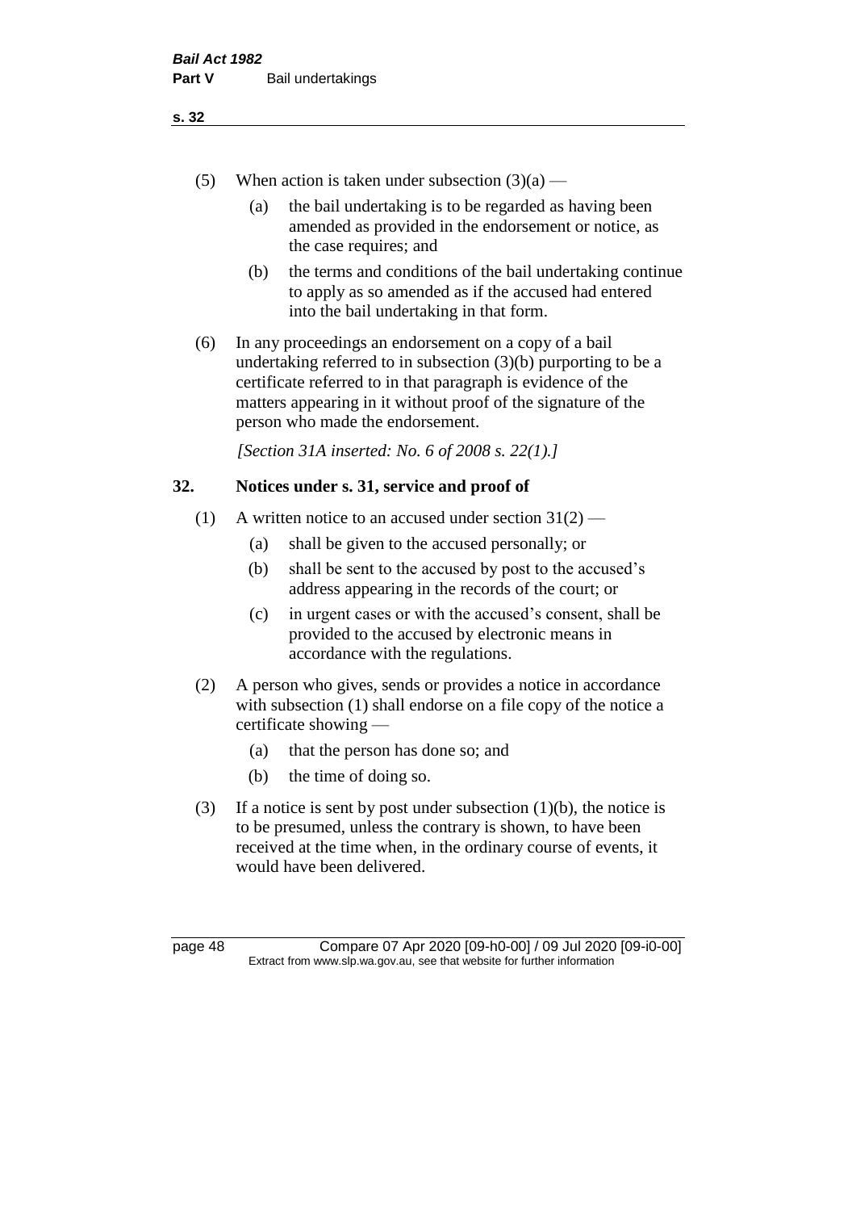(5) When action is taken under subsection (3)(a) —

  (a) the bail undertaking is to be regarded as having been amended as provided in the endorsement or notice, as the case requires; and

  (b) the terms and conditions of the bail undertaking continue to apply as so amended as if the accused had entered into the bail undertaking in that form.

(6) In any proceedings an endorsement on a copy of a bail undertaking referred to in subsection (3)(b) purporting to be a certificate referred to in that paragraph is evidence of the matters appearing in it without proof of the signature of the person who made the endorsement.

*[Section 31A inserted: No. 6 of 2008 s. 22(1).]*

## 32. Notices under s. 31, service and proof of

(1) A written notice to an accused under section 31(2) —

  (a) shall be given to the accused personally; or

  (b) shall be sent to the accused by post to the accused's address appearing in the records of the court; or

  (c) in urgent cases or with the accused's consent, shall be provided to the accused by electronic means in accordance with the regulations.

(2) A person who gives, sends or provides a notice in accordance with subsection (1) shall endorse on a file copy of the notice a certificate showing —

  (a) that the person has done so; and

  (b) the time of doing so.

(3) If a notice is sent by post under subsection (1)(b), the notice is to be presumed, unless the contrary is shown, to have been received at the time when, in the ordinary course of events, it would have been delivered.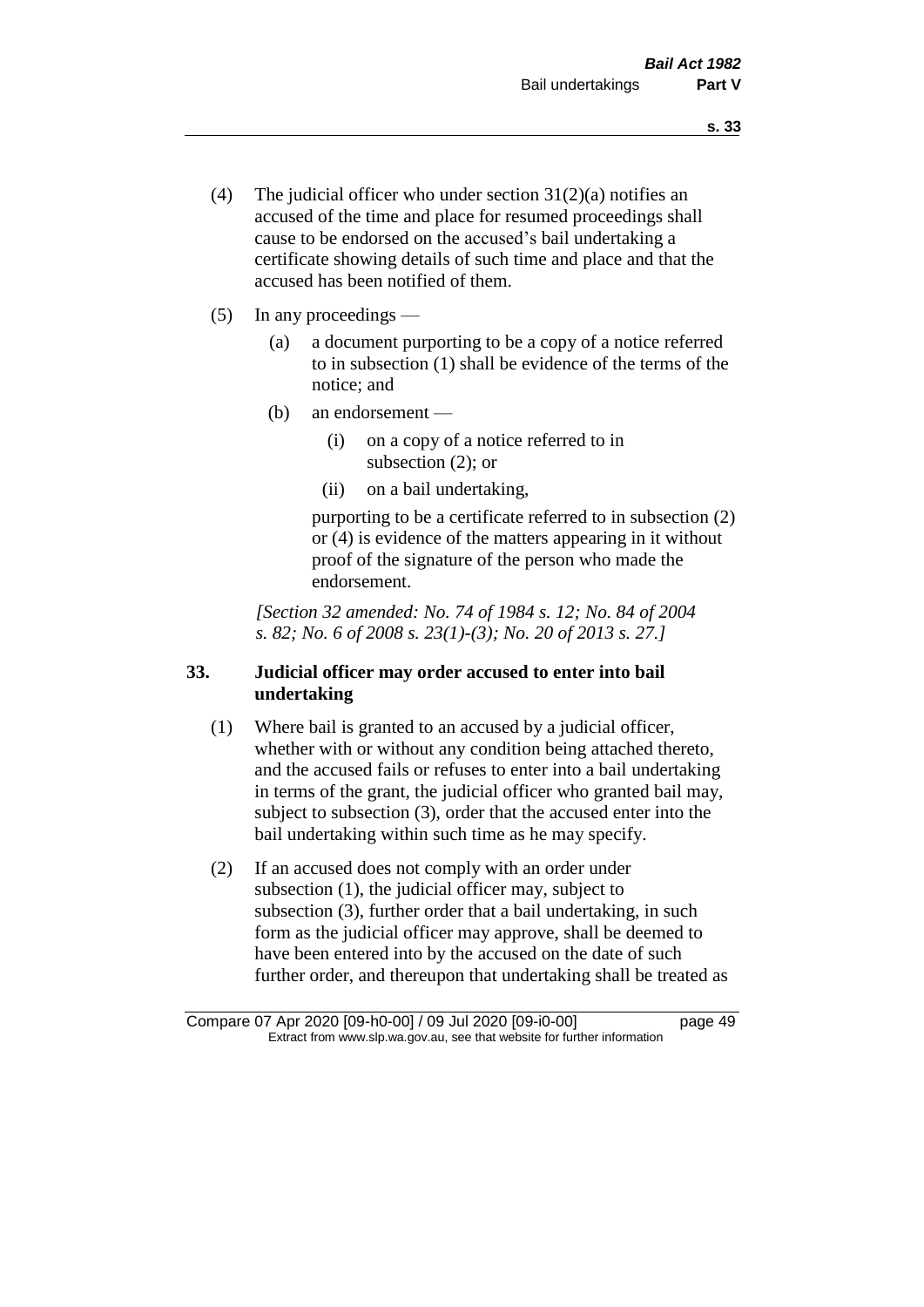(4) The judicial officer who under section 31(2)(a) notifies an accused of the time and place for resumed proceedings shall cause to be endorsed on the accused's bail undertaking a certificate showing details of such time and place and that the accused has been notified of them.

(5) In any proceedings —

(a) a document purporting to be a copy of a notice referred to in subsection (1) shall be evidence of the terms of the notice; and

(b) an endorsement —

(i) on a copy of a notice referred to in subsection (2); or

(ii) on a bail undertaking,

purporting to be a certificate referred to in subsection (2) or (4) is evidence of the matters appearing in it without proof of the signature of the person who made the endorsement.

*[Section 32 amended: No. 74 of 1984 s. 12; No. 84 of 2004 s. 82; No. 6 of 2008 s. 23(1)-(3); No. 20 of 2013 s. 27.]*

### 33. Judicial officer may order accused to enter into bail undertaking

(1) Where bail is granted to an accused by a judicial officer, whether with or without any condition being attached thereto, and the accused fails or refuses to enter into a bail undertaking in terms of the grant, the judicial officer who granted bail may, subject to subsection (3), order that the accused enter into the bail undertaking within such time as he may specify.

(2) If an accused does not comply with an order under subsection (1), the judicial officer may, subject to subsection (3), further order that a bail undertaking, in such form as the judicial officer may approve, shall be deemed to have been entered into by the accused on the date of such further order, and thereupon that undertaking shall be treated as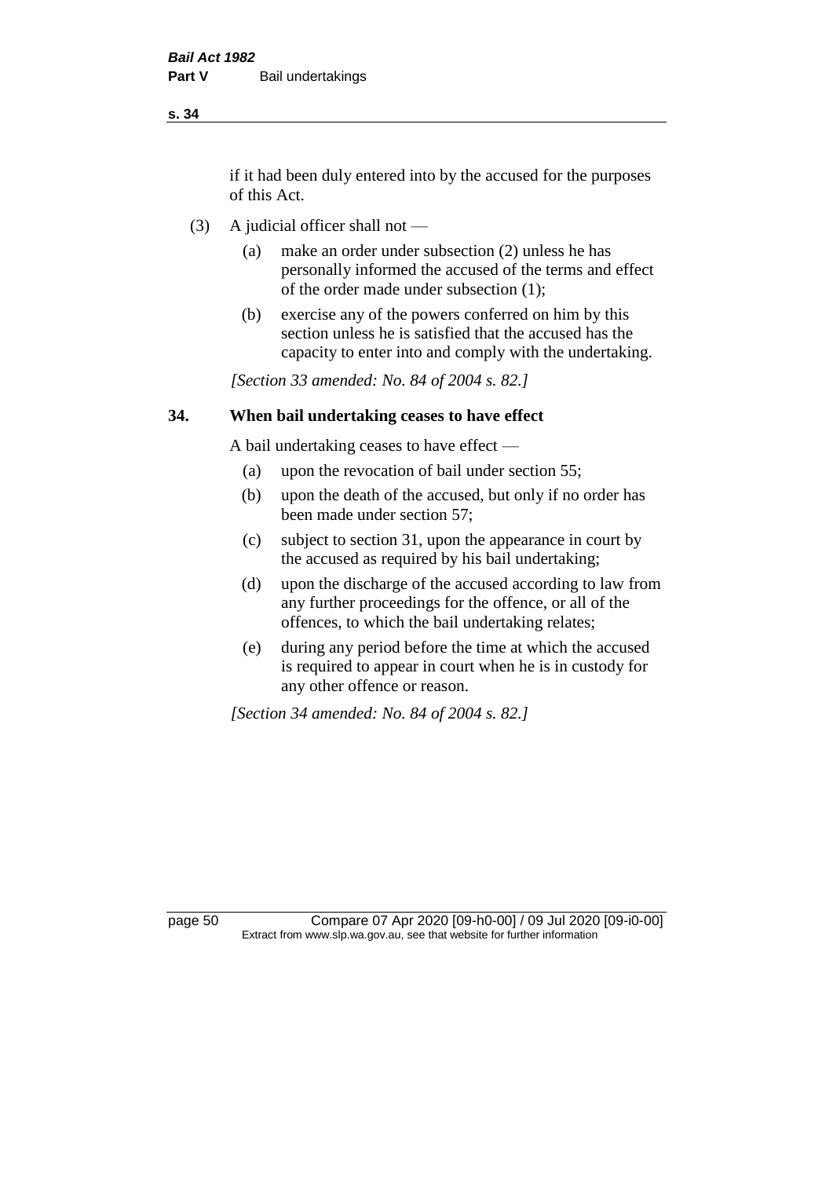if it had been duly entered into by the accused for the purposes of this Act.

(3) A judicial officer shall not —

  (a) make an order under subsection (2) unless he has personally informed the accused of the terms and effect of the order made under subsection (1);

  (b) exercise any of the powers conferred on him by this section unless he is satisfied that the accused has the capacity to enter into and comply with the undertaking.

*[Section 33 amended: No. 84 of 2004 s. 82.]*

## 34. When bail undertaking ceases to have effect

A bail undertaking ceases to have effect —

  (a) upon the revocation of bail under section 55;

  (b) upon the death of the accused, but only if no order has been made under section 57;

  (c) subject to section 31, upon the appearance in court by the accused as required by his bail undertaking;

  (d) upon the discharge of the accused according to law from any further proceedings for the offence, or all of the offences, to which the bail undertaking relates;

  (e) during any period before the time at which the accused is required to appear in court when he is in custody for any other offence or reason.

*[Section 34 amended: No. 84 of 2004 s. 82.]*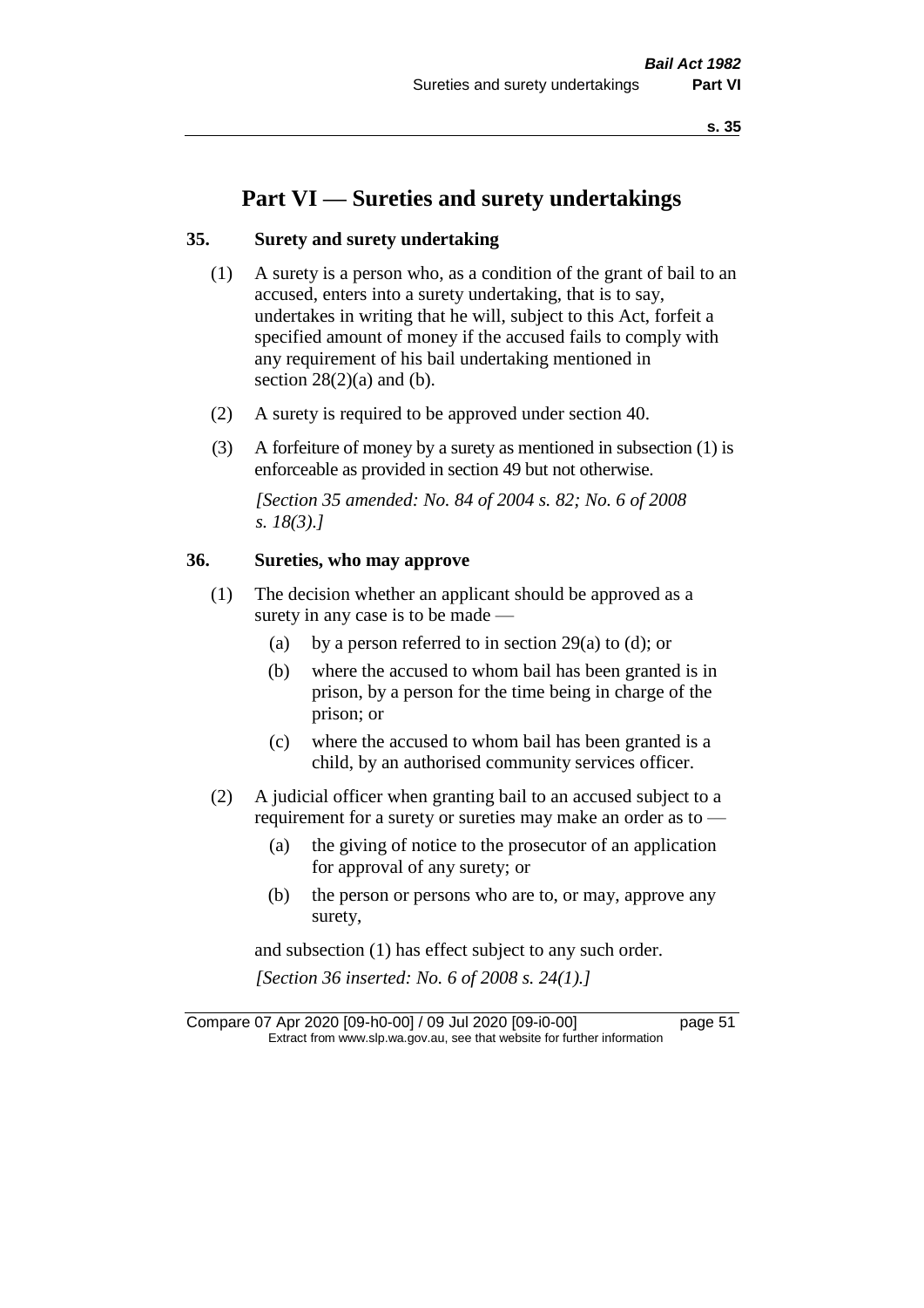# Part VI — Sureties and surety undertakings

## 35. Surety and surety undertaking

(1) A surety is a person who, as a condition of the grant of bail to an accused, enters into a surety undertaking, that is to say, undertakes in writing that he will, subject to this Act, forfeit a specified amount of money if the accused fails to comply with any requirement of his bail undertaking mentioned in section 28(2)(a) and (b).

(2) A surety is required to be approved under section 40.

(3) A forfeiture of money by a surety as mentioned in subsection (1) is enforceable as provided in section 49 but not otherwise.

*[Section 35 amended: No. 84 of 2004 s. 82; No. 6 of 2008 s. 18(3).]*

## 36. Sureties, who may approve

(1) The decision whether an applicant should be approved as a surety in any case is to be made —

- (a) by a person referred to in section 29(a) to (d); or
- (b) where the accused to whom bail has been granted is in prison, by a person for the time being in charge of the prison; or
- (c) where the accused to whom bail has been granted is a child, by an authorised community services officer.

(2) A judicial officer when granting bail to an accused subject to a requirement for a surety or sureties may make an order as to —

- (a) the giving of notice to the prosecutor of an application for approval of any surety; or
- (b) the person or persons who are to, or may, approve any surety,

and subsection (1) has effect subject to any such order.

*[Section 36 inserted: No. 6 of 2008 s. 24(1).]*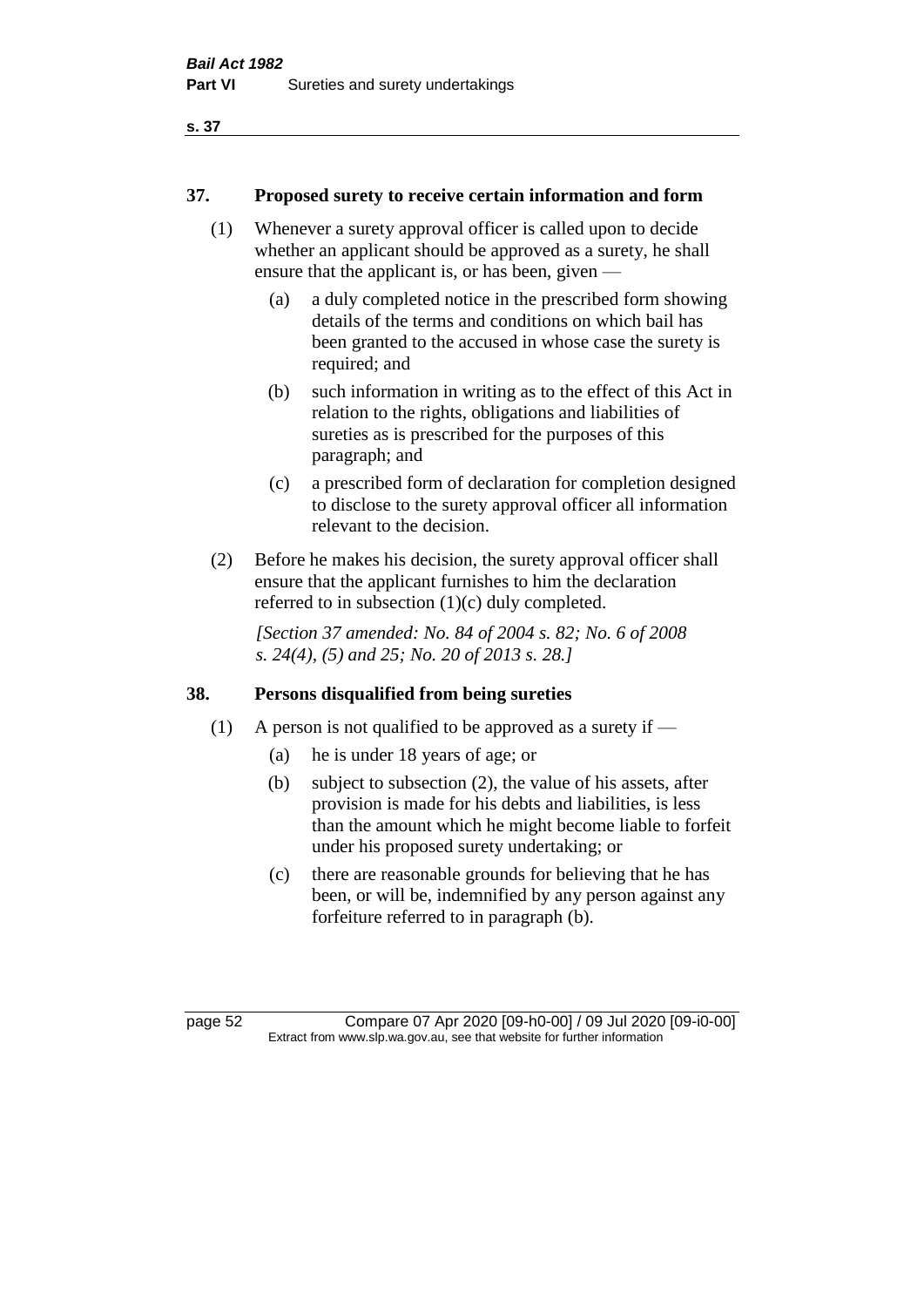## 37. Proposed surety to receive certain information and form

(1) Whenever a surety approval officer is called upon to decide whether an applicant should be approved as a surety, he shall ensure that the applicant is, or has been, given —

(a) a duly completed notice in the prescribed form showing details of the terms and conditions on which bail has been granted to the accused in whose case the surety is required; and

(b) such information in writing as to the effect of this Act in relation to the rights, obligations and liabilities of sureties as is prescribed for the purposes of this paragraph; and

(c) a prescribed form of declaration for completion designed to disclose to the surety approval officer all information relevant to the decision.

(2) Before he makes his decision, the surety approval officer shall ensure that the applicant furnishes to him the declaration referred to in subsection (1)(c) duly completed.

*[Section 37 amended: No. 84 of 2004 s. 82; No. 6 of 2008 s. 24(4), (5) and 25; No. 20 of 2013 s. 28.]*

## 38. Persons disqualified from being sureties

(1) A person is not qualified to be approved as a surety if —

(a) he is under 18 years of age; or

(b) subject to subsection (2), the value of his assets, after provision is made for his debts and liabilities, is less than the amount which he might become liable to forfeit under his proposed surety undertaking; or

(c) there are reasonable grounds for believing that he has been, or will be, indemnified by any person against any forfeiture referred to in paragraph (b).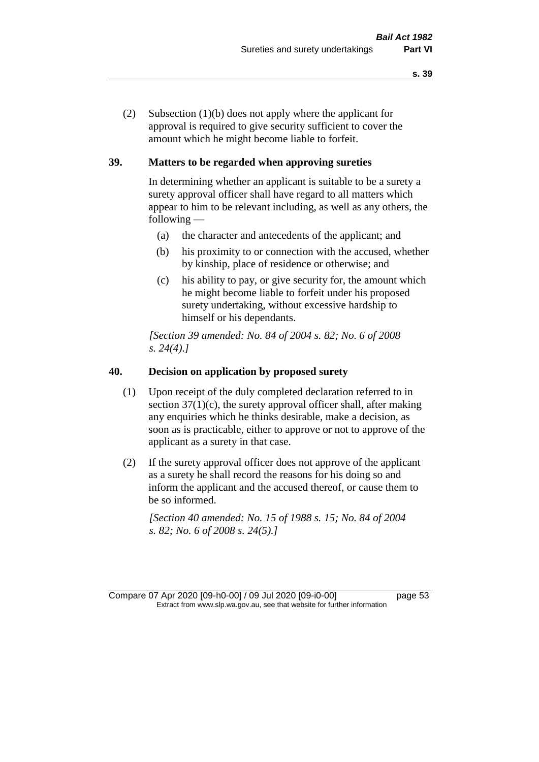(2) Subsection (1)(b) does not apply where the applicant for approval is required to give security sufficient to cover the amount which he might become liable to forfeit.

## 39. Matters to be regarded when approving sureties

In determining whether an applicant is suitable to be a surety a surety approval officer shall have regard to all matters which appear to him to be relevant including, as well as any others, the following —

(a) the character and antecedents of the applicant; and

(b) his proximity to or connection with the accused, whether by kinship, place of residence or otherwise; and

(c) his ability to pay, or give security for, the amount which he might become liable to forfeit under his proposed surety undertaking, without excessive hardship to himself or his dependants.

*[Section 39 amended: No. 84 of 2004 s. 82; No. 6 of 2008 s. 24(4).]*

## 40. Decision on application by proposed surety

(1) Upon receipt of the duly completed declaration referred to in section 37(1)(c), the surety approval officer shall, after making any enquiries which he thinks desirable, make a decision, as soon as is practicable, either to approve or not to approve of the applicant as a surety in that case.

(2) If the surety approval officer does not approve of the applicant as a surety he shall record the reasons for his doing so and inform the applicant and the accused thereof, or cause them to be so informed.

*[Section 40 amended: No. 15 of 1988 s. 15; No. 84 of 2004 s. 82; No. 6 of 2008 s. 24(5).]*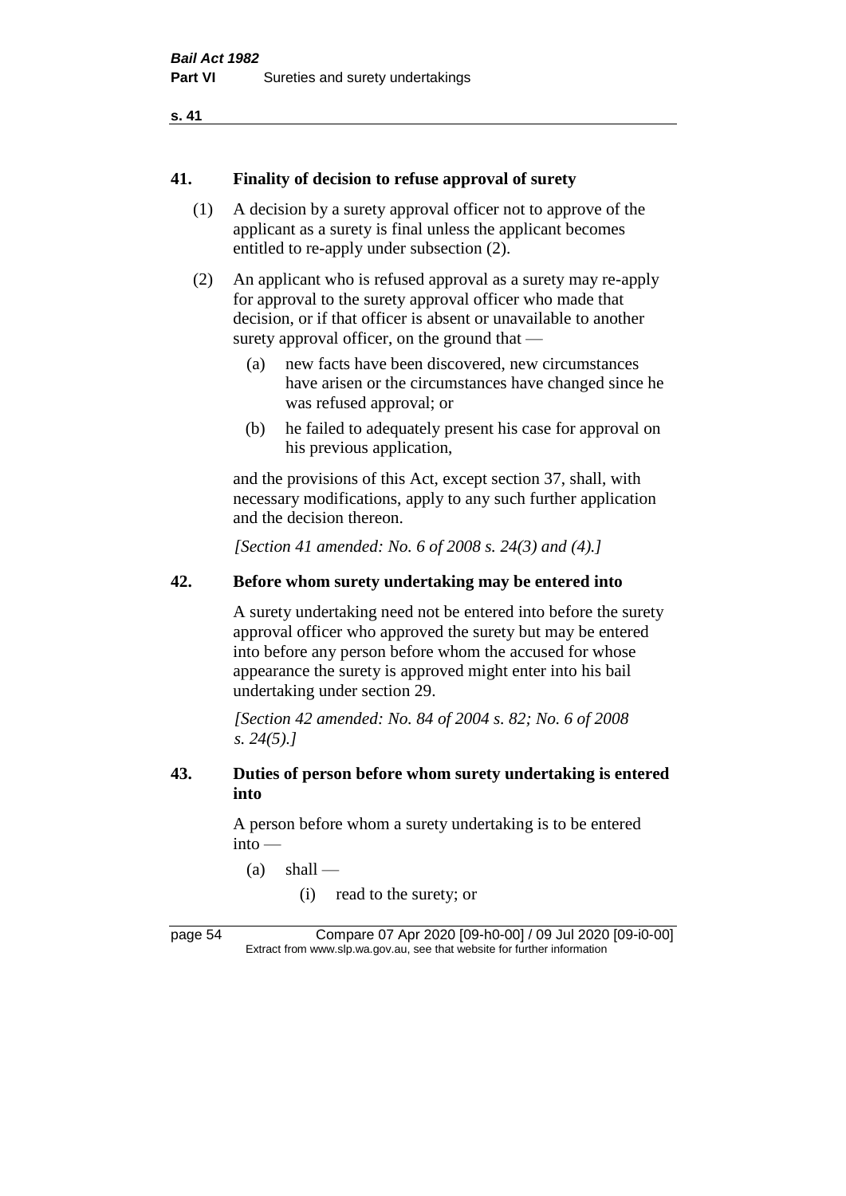## 41. Finality of decision to refuse approval of surety

(1) A decision by a surety approval officer not to approve of the applicant as a surety is final unless the applicant becomes entitled to re-apply under subsection (2).

(2) An applicant who is refused approval as a surety may re-apply for approval to the surety approval officer who made that decision, or if that officer is absent or unavailable to another surety approval officer, on the ground that —

- (a) new facts have been discovered, new circumstances have arisen or the circumstances have changed since he was refused approval; or
- (b) he failed to adequately present his case for approval on his previous application,

and the provisions of this Act, except section 37, shall, with necessary modifications, apply to any such further application and the decision thereon.

*[Section 41 amended: No. 6 of 2008 s. 24(3) and (4).]*

## 42. Before whom surety undertaking may be entered into

A surety undertaking need not be entered into before the surety approval officer who approved the surety but may be entered into before any person before whom the accused for whose appearance the surety is approved might enter into his bail undertaking under section 29.

*[Section 42 amended: No. 84 of 2004 s. 82; No. 6 of 2008 s. 24(5).]*

## 43. Duties of person before whom surety undertaking is entered into

A person before whom a surety undertaking is to be entered into —

- (a) shall —
  - (i) read to the surety; or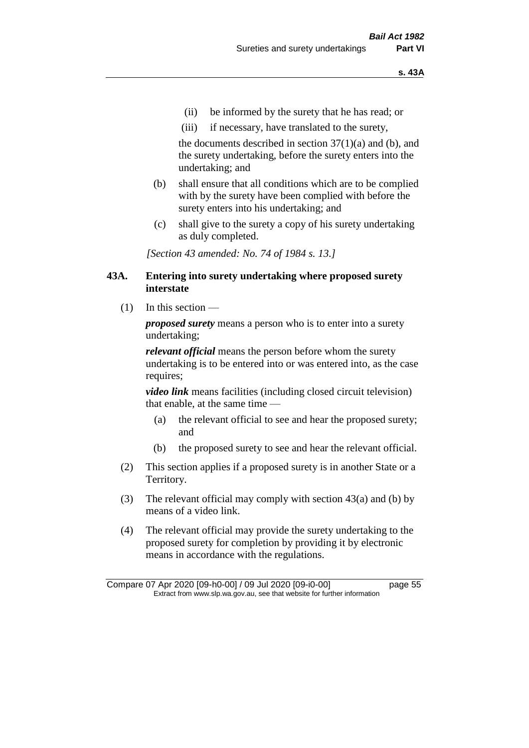- (ii) be informed by the surety that he has read; or
- (iii) if necessary, have translated to the surety,

the documents described in section 37(1)(a) and (b), and the surety undertaking, before the surety enters into the undertaking; and

- (b) shall ensure that all conditions which are to be complied with by the surety have been complied with before the surety enters into his undertaking; and
- (c) shall give to the surety a copy of his surety undertaking as duly completed.

*[Section 43 amended: No. 74 of 1984 s. 13.]*

## 43A. Entering into surety undertaking where proposed surety interstate

(1) In this section —

***proposed surety*** means a person who is to enter into a surety undertaking;

***relevant official*** means the person before whom the surety undertaking is to be entered into or was entered into, as the case requires;

***video link*** means facilities (including closed circuit television) that enable, at the same time —

- (a) the relevant official to see and hear the proposed surety; and
- (b) the proposed surety to see and hear the relevant official.

(2) This section applies if a proposed surety is in another State or a Territory.

(3) The relevant official may comply with section 43(a) and (b) by means of a video link.

(4) The relevant official may provide the surety undertaking to the proposed surety for completion by providing it by electronic means in accordance with the regulations.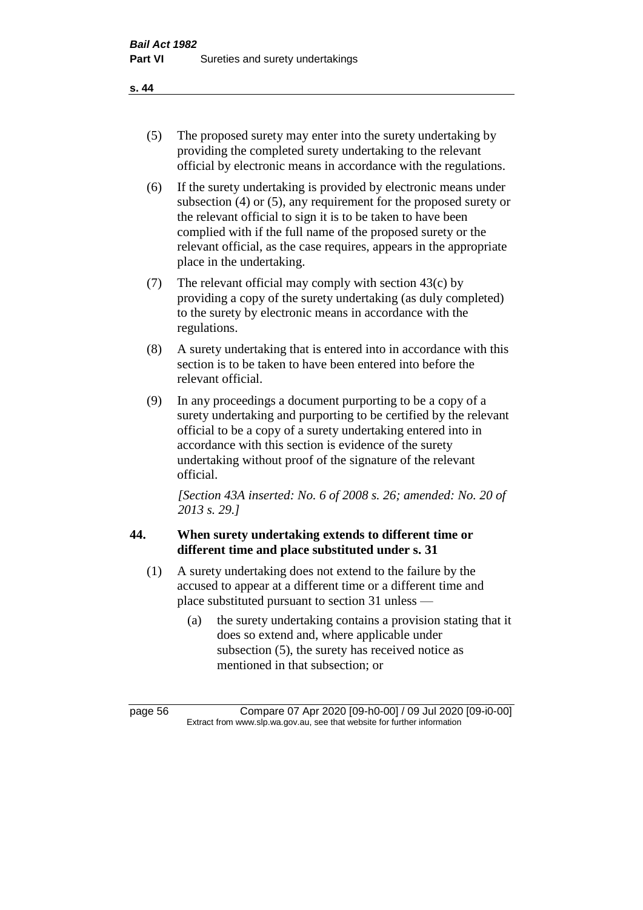(5) The proposed surety may enter into the surety undertaking by providing the completed surety undertaking to the relevant official by electronic means in accordance with the regulations.

(6) If the surety undertaking is provided by electronic means under subsection (4) or (5), any requirement for the proposed surety or the relevant official to sign it is to be taken to have been complied with if the full name of the proposed surety or the relevant official, as the case requires, appears in the appropriate place in the undertaking.

(7) The relevant official may comply with section 43(c) by providing a copy of the surety undertaking (as duly completed) to the surety by electronic means in accordance with the regulations.

(8) A surety undertaking that is entered into in accordance with this section is to be taken to have been entered into before the relevant official.

(9) In any proceedings a document purporting to be a copy of a surety undertaking and purporting to be certified by the relevant official to be a copy of a surety undertaking entered into in accordance with this section is evidence of the surety undertaking without proof of the signature of the relevant official.

*[Section 43A inserted: No. 6 of 2008 s. 26; amended: No. 20 of 2013 s. 29.]*

## 44. When surety undertaking extends to different time or different time and place substituted under s. 31

(1) A surety undertaking does not extend to the failure by the accused to appear at a different time or a different time and place substituted pursuant to section 31 unless —

(a) the surety undertaking contains a provision stating that it does so extend and, where applicable under subsection (5), the surety has received notice as mentioned in that subsection; or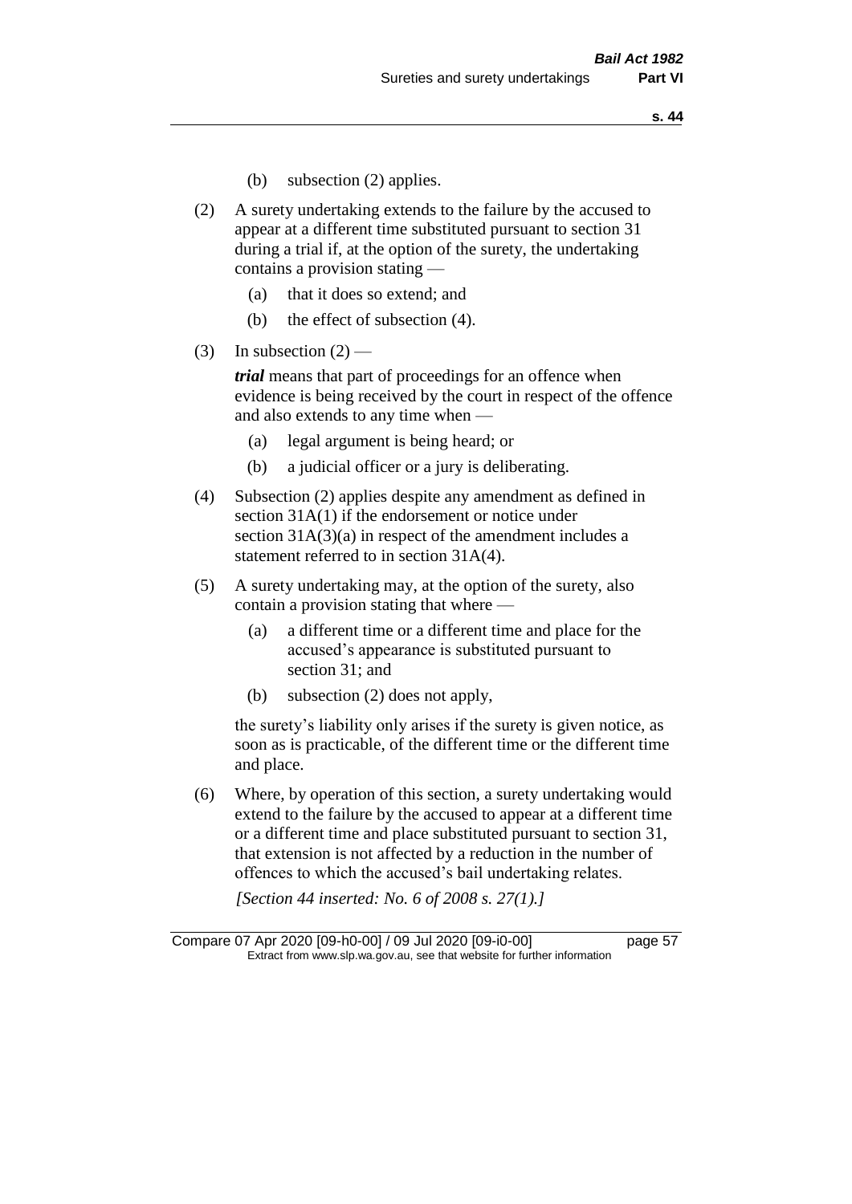(b) subsection (2) applies.

(2) A surety undertaking extends to the failure by the accused to appear at a different time substituted pursuant to section 31 during a trial if, at the option of the surety, the undertaking contains a provision stating —

(a) that it does so extend; and

(b) the effect of subsection (4).

(3) In subsection (2) —

***trial*** means that part of proceedings for an offence when evidence is being received by the court in respect of the offence and also extends to any time when —

(a) legal argument is being heard; or

(b) a judicial officer or a jury is deliberating.

(4) Subsection (2) applies despite any amendment as defined in section 31A(1) if the endorsement or notice under section 31A(3)(a) in respect of the amendment includes a statement referred to in section 31A(4).

(5) A surety undertaking may, at the option of the surety, also contain a provision stating that where —

(a) a different time or a different time and place for the accused's appearance is substituted pursuant to section 31; and

(b) subsection (2) does not apply,

the surety's liability only arises if the surety is given notice, as soon as is practicable, of the different time or the different time and place.

(6) Where, by operation of this section, a surety undertaking would extend to the failure by the accused to appear at a different time or a different time and place substituted pursuant to section 31, that extension is not affected by a reduction in the number of offences to which the accused's bail undertaking relates.

*[Section 44 inserted: No. 6 of 2008 s. 27(1).]*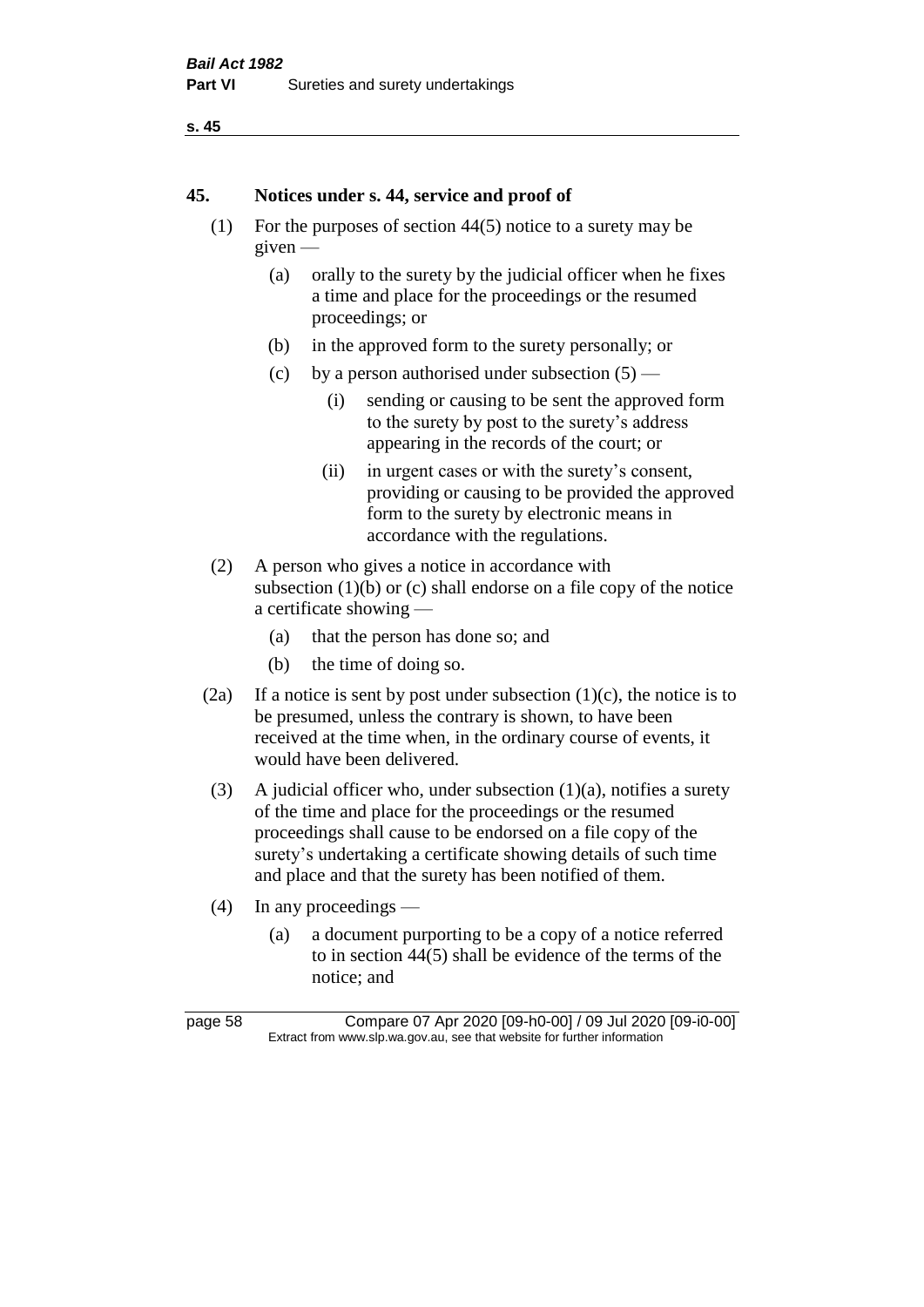## 45. Notices under s. 44, service and proof of

(1) For the purposes of section 44(5) notice to a surety may be given —

(a) orally to the surety by the judicial officer when he fixes a time and place for the proceedings or the resumed proceedings; or

(b) in the approved form to the surety personally; or

(c) by a person authorised under subsection (5) —

(i) sending or causing to be sent the approved form to the surety by post to the surety's address appearing in the records of the court; or

(ii) in urgent cases or with the surety's consent, providing or causing to be provided the approved form to the surety by electronic means in accordance with the regulations.

(2) A person who gives a notice in accordance with subsection (1)(b) or (c) shall endorse on a file copy of the notice a certificate showing —

(a) that the person has done so; and

(b) the time of doing so.

(2a) If a notice is sent by post under subsection (1)(c), the notice is to be presumed, unless the contrary is shown, to have been received at the time when, in the ordinary course of events, it would have been delivered.

(3) A judicial officer who, under subsection (1)(a), notifies a surety of the time and place for the proceedings or the resumed proceedings shall cause to be endorsed on a file copy of the surety's undertaking a certificate showing details of such time and place and that the surety has been notified of them.

(4) In any proceedings —

(a) a document purporting to be a copy of a notice referred to in section 44(5) shall be evidence of the terms of the notice; and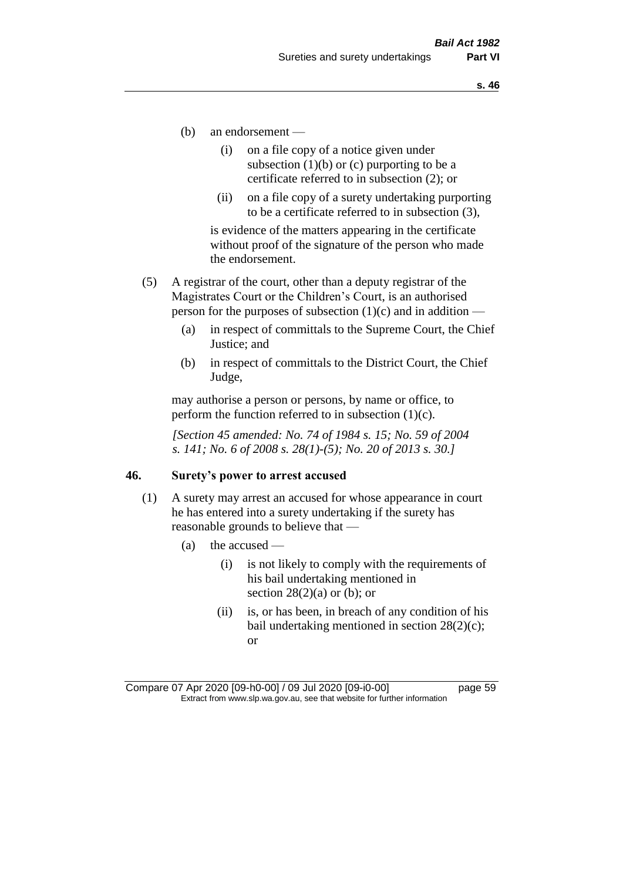(b) an endorsement —

   (i) on a file copy of a notice given under subsection (1)(b) or (c) purporting to be a certificate referred to in subsection (2); or

   (ii) on a file copy of a surety undertaking purporting to be a certificate referred to in subsection (3),

   is evidence of the matters appearing in the certificate without proof of the signature of the person who made the endorsement.

(5) A registrar of the court, other than a deputy registrar of the Magistrates Court or the Children's Court, is an authorised person for the purposes of subsection (1)(c) and in addition —

   (a) in respect of committals to the Supreme Court, the Chief Justice; and

   (b) in respect of committals to the District Court, the Chief Judge,

   may authorise a person or persons, by name or office, to perform the function referred to in subsection (1)(c).

*[Section 45 amended: No. 74 of 1984 s. 15; No. 59 of 2004 s. 141; No. 6 of 2008 s. 28(1)-(5); No. 20 of 2013 s. 30.]*

## 46. Surety's power to arrest accused

(1) A surety may arrest an accused for whose appearance in court he has entered into a surety undertaking if the surety has reasonable grounds to believe that —

   (a) the accused —

      (i) is not likely to comply with the requirements of his bail undertaking mentioned in section 28(2)(a) or (b); or

      (ii) is, or has been, in breach of any condition of his bail undertaking mentioned in section 28(2)(c); or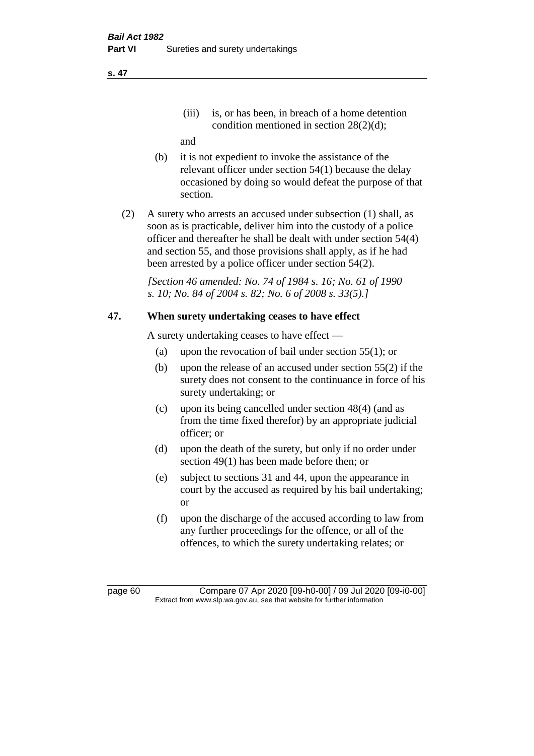(iii) is, or has been, in breach of a home detention condition mentioned in section 28(2)(d);

and

(b) it is not expedient to invoke the assistance of the relevant officer under section 54(1) because the delay occasioned by doing so would defeat the purpose of that section.

(2) A surety who arrests an accused under subsection (1) shall, as soon as is practicable, deliver him into the custody of a police officer and thereafter he shall be dealt with under section 54(4) and section 55, and those provisions shall apply, as if he had been arrested by a police officer under section 54(2).

*[Section 46 amended: No. 74 of 1984 s. 16; No. 61 of 1990 s. 10; No. 84 of 2004 s. 82; No. 6 of 2008 s. 33(5).]*

## 47. When surety undertaking ceases to have effect

A surety undertaking ceases to have effect —

(a) upon the revocation of bail under section 55(1); or

(b) upon the release of an accused under section 55(2) if the surety does not consent to the continuance in force of his surety undertaking; or

(c) upon its being cancelled under section 48(4) (and as from the time fixed therefor) by an appropriate judicial officer; or

(d) upon the death of the surety, but only if no order under section 49(1) has been made before then; or

(e) subject to sections 31 and 44, upon the appearance in court by the accused as required by his bail undertaking; or

(f) upon the discharge of the accused according to law from any further proceedings for the offence, or all of the offences, to which the surety undertaking relates; or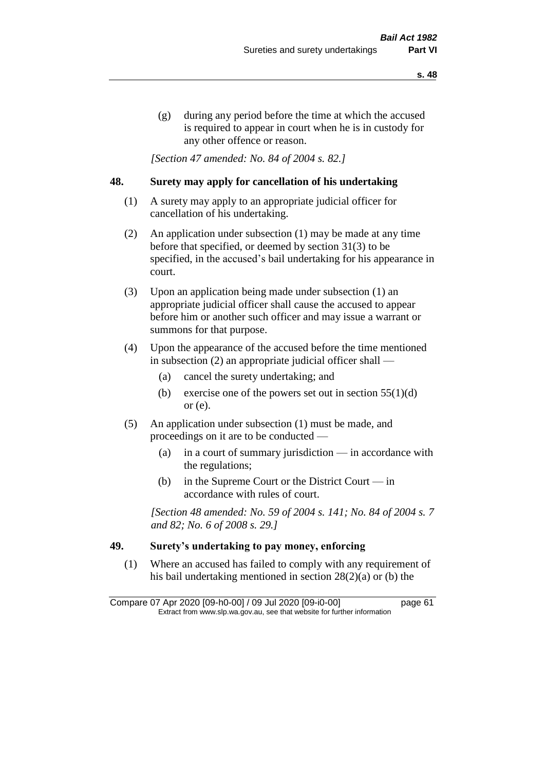(g) during any period before the time at which the accused is required to appear in court when he is in custody for any other offence or reason.

*[Section 47 amended: No. 84 of 2004 s. 82.]*

## 48. Surety may apply for cancellation of his undertaking

(1) A surety may apply to an appropriate judicial officer for cancellation of his undertaking.

(2) An application under subsection (1) may be made at any time before that specified, or deemed by section 31(3) to be specified, in the accused's bail undertaking for his appearance in court.

(3) Upon an application being made under subsection (1) an appropriate judicial officer shall cause the accused to appear before him or another such officer and may issue a warrant or summons for that purpose.

(4) Upon the appearance of the accused before the time mentioned in subsection (2) an appropriate judicial officer shall —

- (a) cancel the surety undertaking; and
- (b) exercise one of the powers set out in section 55(1)(d) or (e).

(5) An application under subsection (1) must be made, and proceedings on it are to be conducted —

- (a) in a court of summary jurisdiction — in accordance with the regulations;
- (b) in the Supreme Court or the District Court — in accordance with rules of court.

*[Section 48 amended: No. 59 of 2004 s. 141; No. 84 of 2004 s. 7 and 82; No. 6 of 2008 s. 29.]*

## 49. Surety's undertaking to pay money, enforcing

(1) Where an accused has failed to comply with any requirement of his bail undertaking mentioned in section 28(2)(a) or (b) the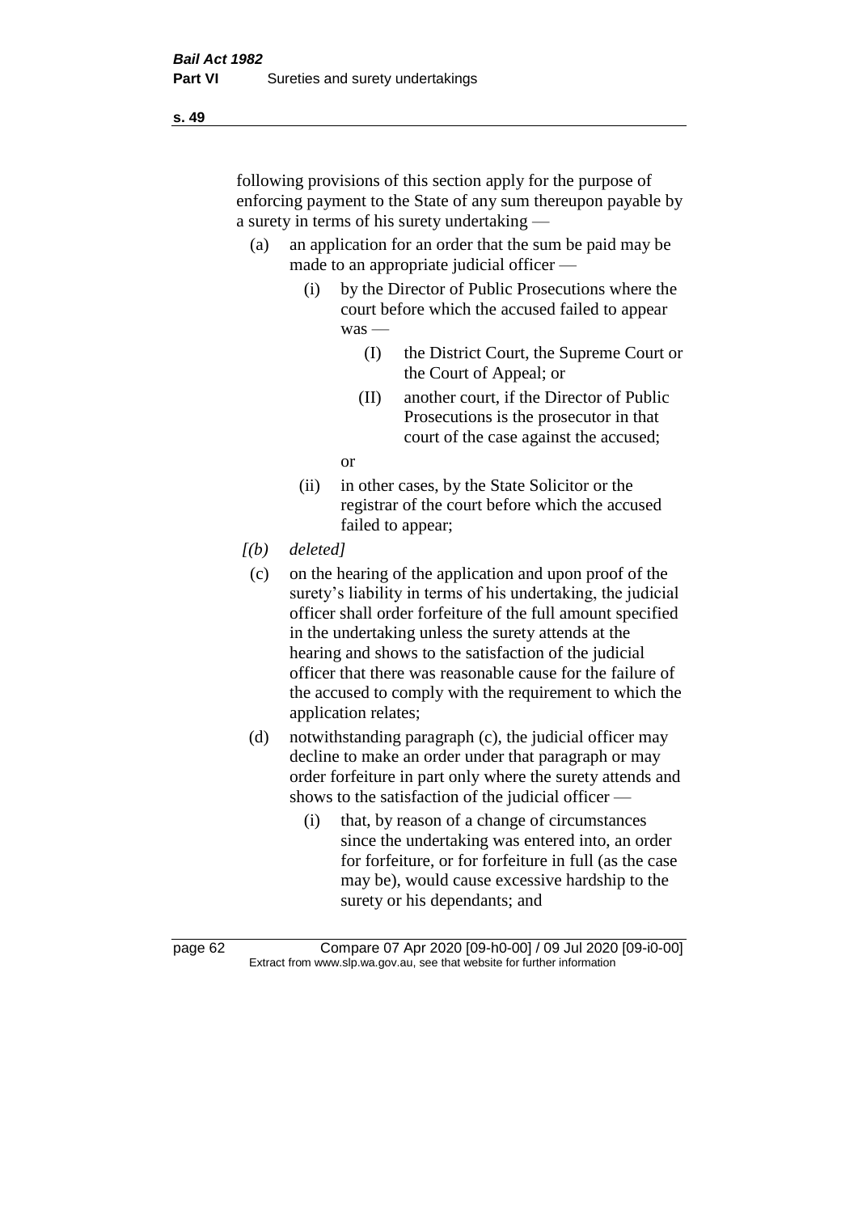following provisions of this section apply for the purpose of enforcing payment to the State of any sum thereupon payable by a surety in terms of his surety undertaking —

(a) an application for an order that the sum be paid may be made to an appropriate judicial officer —

  (i) by the Director of Public Prosecutions where the court before which the accused failed to appear was —

    (I) the District Court, the Supreme Court or the Court of Appeal; or

    (II) another court, if the Director of Public Prosecutions is the prosecutor in that court of the case against the accused;

  or

  (ii) in other cases, by the State Solicitor or the registrar of the court before which the accused failed to appear;

*[(b) deleted]*

(c) on the hearing of the application and upon proof of the surety's liability in terms of his undertaking, the judicial officer shall order forfeiture of the full amount specified in the undertaking unless the surety attends at the hearing and shows to the satisfaction of the judicial officer that there was reasonable cause for the failure of the accused to comply with the requirement to which the application relates;

(d) notwithstanding paragraph (c), the judicial officer may decline to make an order under that paragraph or may order forfeiture in part only where the surety attends and shows to the satisfaction of the judicial officer —

  (i) that, by reason of a change of circumstances since the undertaking was entered into, an order for forfeiture, or for forfeiture in full (as the case may be), would cause excessive hardship to the surety or his dependants; and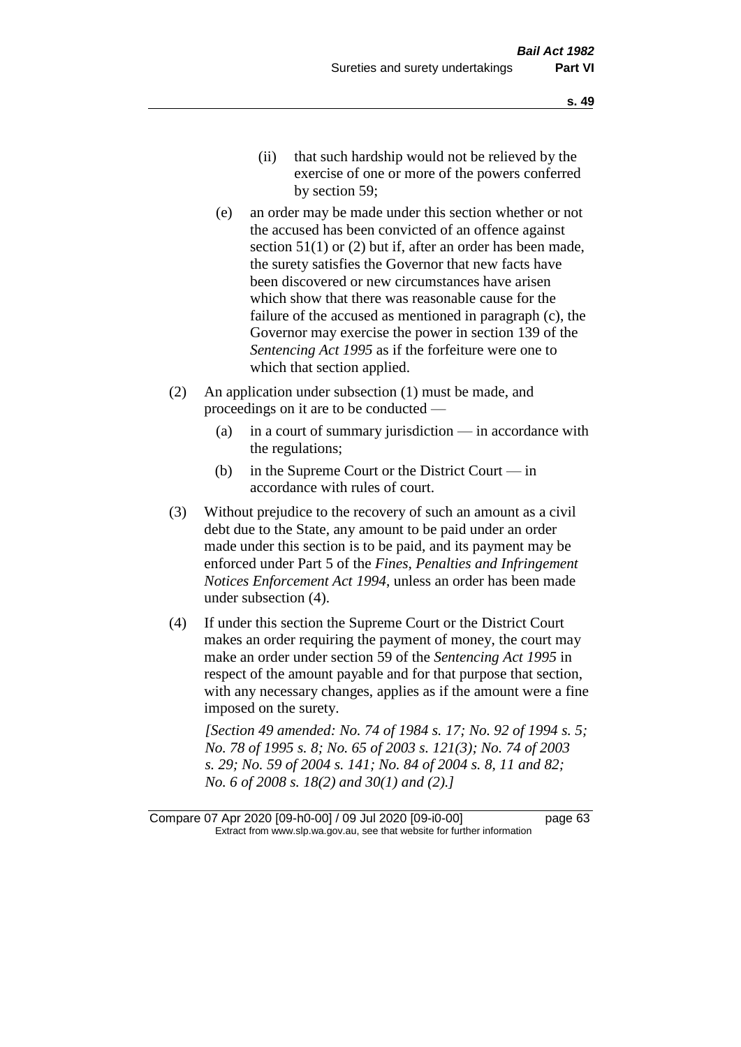(ii) that such hardship would not be relieved by the exercise of one or more of the powers conferred by section 59;

(e) an order may be made under this section whether or not the accused has been convicted of an offence against section 51(1) or (2) but if, after an order has been made, the surety satisfies the Governor that new facts have been discovered or new circumstances have arisen which show that there was reasonable cause for the failure of the accused as mentioned in paragraph (c), the Governor may exercise the power in section 139 of the *Sentencing Act 1995* as if the forfeiture were one to which that section applied.

(2) An application under subsection (1) must be made, and proceedings on it are to be conducted —

(a) in a court of summary jurisdiction — in accordance with the regulations;

(b) in the Supreme Court or the District Court — in accordance with rules of court.

(3) Without prejudice to the recovery of such an amount as a civil debt due to the State, any amount to be paid under an order made under this section is to be paid, and its payment may be enforced under Part 5 of the *Fines, Penalties and Infringement Notices Enforcement Act 1994*, unless an order has been made under subsection (4).

(4) If under this section the Supreme Court or the District Court makes an order requiring the payment of money, the court may make an order under section 59 of the *Sentencing Act 1995* in respect of the amount payable and for that purpose that section, with any necessary changes, applies as if the amount were a fine imposed on the surety.

*[Section 49 amended: No. 74 of 1984 s. 17; No. 92 of 1994 s. 5; No. 78 of 1995 s. 8; No. 65 of 2003 s. 121(3); No. 74 of 2003 s. 29; No. 59 of 2004 s. 141; No. 84 of 2004 s. 8, 11 and 82; No. 6 of 2008 s. 18(2) and 30(1) and (2).]*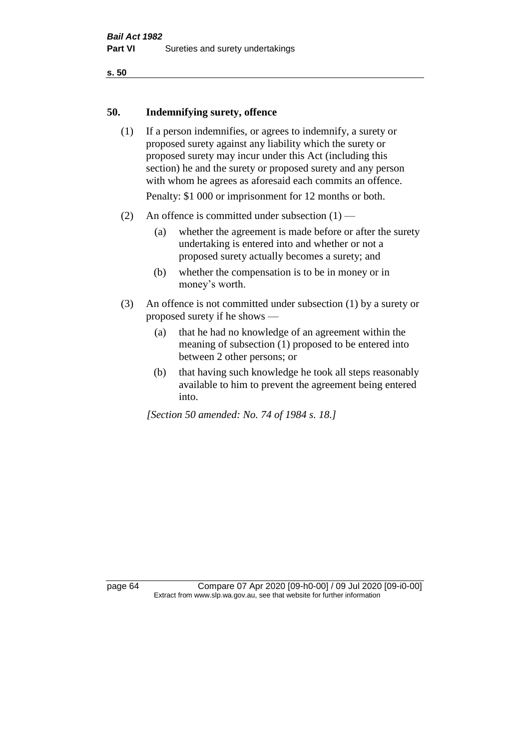## 50. Indemnifying surety, offence

(1) If a person indemnifies, or agrees to indemnify, a surety or proposed surety against any liability which the surety or proposed surety may incur under this Act (including this section) he and the surety or proposed surety and any person with whom he agrees as aforesaid each commits an offence.

Penalty: $1 000 or imprisonment for 12 months or both.

(2) An offence is committed under subsection (1) —

(a) whether the agreement is made before or after the surety undertaking is entered into and whether or not a proposed surety actually becomes a surety; and

(b) whether the compensation is to be in money or in money's worth.

(3) An offence is not committed under subsection (1) by a surety or proposed surety if he shows —

(a) that he had no knowledge of an agreement within the meaning of subsection (1) proposed to be entered into between 2 other persons; or

(b) that having such knowledge he took all steps reasonably available to him to prevent the agreement being entered into.

*[Section 50 amended: No. 74 of 1984 s. 18.]*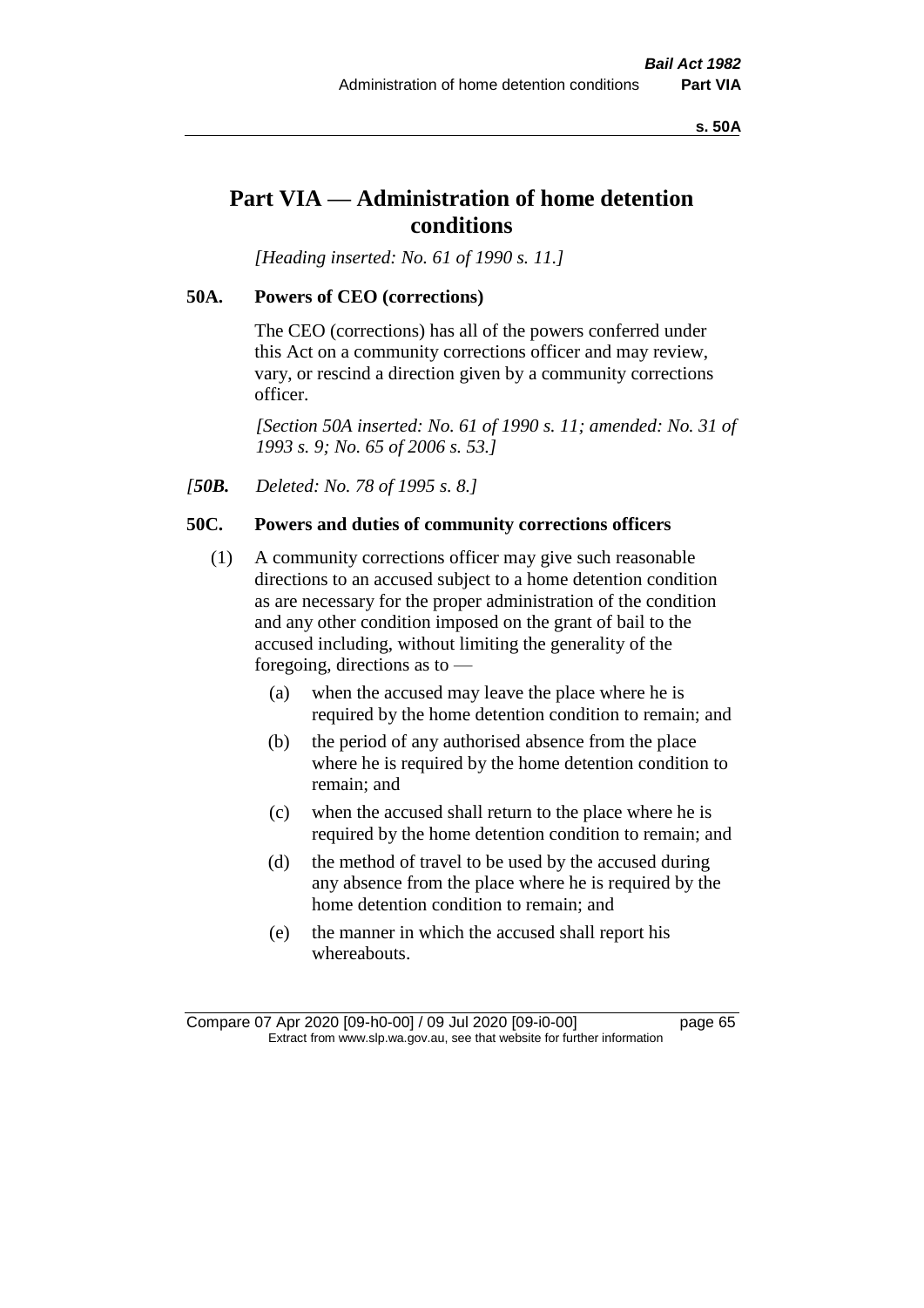# Part VIA — Administration of home detention conditions

*[Heading inserted: No. 61 of 1990 s. 11.]*

## 50A. Powers of CEO (corrections)

The CEO (corrections) has all of the powers conferred under this Act on a community corrections officer and may review, vary, or rescind a direction given by a community corrections officer.

*[Section 50A inserted: No. 61 of 1990 s. 11; amended: No. 31 of 1993 s. 9; No. 65 of 2006 s. 53.]*

*[**50B.** Deleted: No. 78 of 1995 s. 8.]*

## 50C. Powers and duties of community corrections officers

(1) A community corrections officer may give such reasonable directions to an accused subject to a home detention condition as are necessary for the proper administration of the condition and any other condition imposed on the grant of bail to the accused including, without limiting the generality of the foregoing, directions as to —

- (a) when the accused may leave the place where he is required by the home detention condition to remain; and
- (b) the period of any authorised absence from the place where he is required by the home detention condition to remain; and
- (c) when the accused shall return to the place where he is required by the home detention condition to remain; and
- (d) the method of travel to be used by the accused during any absence from the place where he is required by the home detention condition to remain; and
- (e) the manner in which the accused shall report his whereabouts.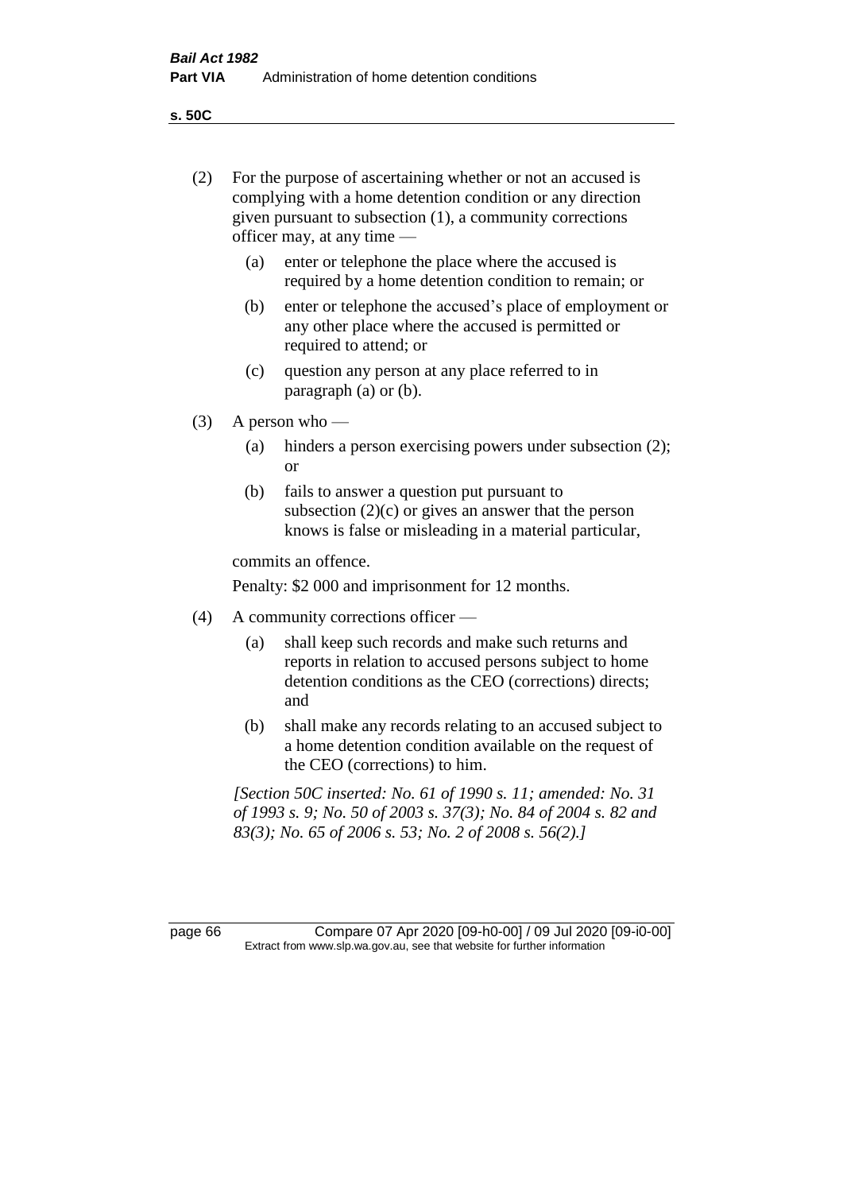(2) For the purpose of ascertaining whether or not an accused is complying with a home detention condition or any direction given pursuant to subsection (1), a community corrections officer may, at any time —

   (a) enter or telephone the place where the accused is required by a home detention condition to remain; or

   (b) enter or telephone the accused's place of employment or any other place where the accused is permitted or required to attend; or

   (c) question any person at any place referred to in paragraph (a) or (b).

(3) A person who —

   (a) hinders a person exercising powers under subsection (2); or

   (b) fails to answer a question put pursuant to subsection (2)(c) or gives an answer that the person knows is false or misleading in a material particular,

commits an offence.

Penalty: $2 000 and imprisonment for 12 months.

(4) A community corrections officer —

   (a) shall keep such records and make such returns and reports in relation to accused persons subject to home detention conditions as the CEO (corrections) directs; and

   (b) shall make any records relating to an accused subject to a home detention condition available on the request of the CEO (corrections) to him.

*[Section 50C inserted: No. 61 of 1990 s. 11; amended: No. 31 of 1993 s. 9; No. 50 of 2003 s. 37(3); No. 84 of 2004 s. 82 and 83(3); No. 65 of 2006 s. 53; No. 2 of 2008 s. 56(2).]*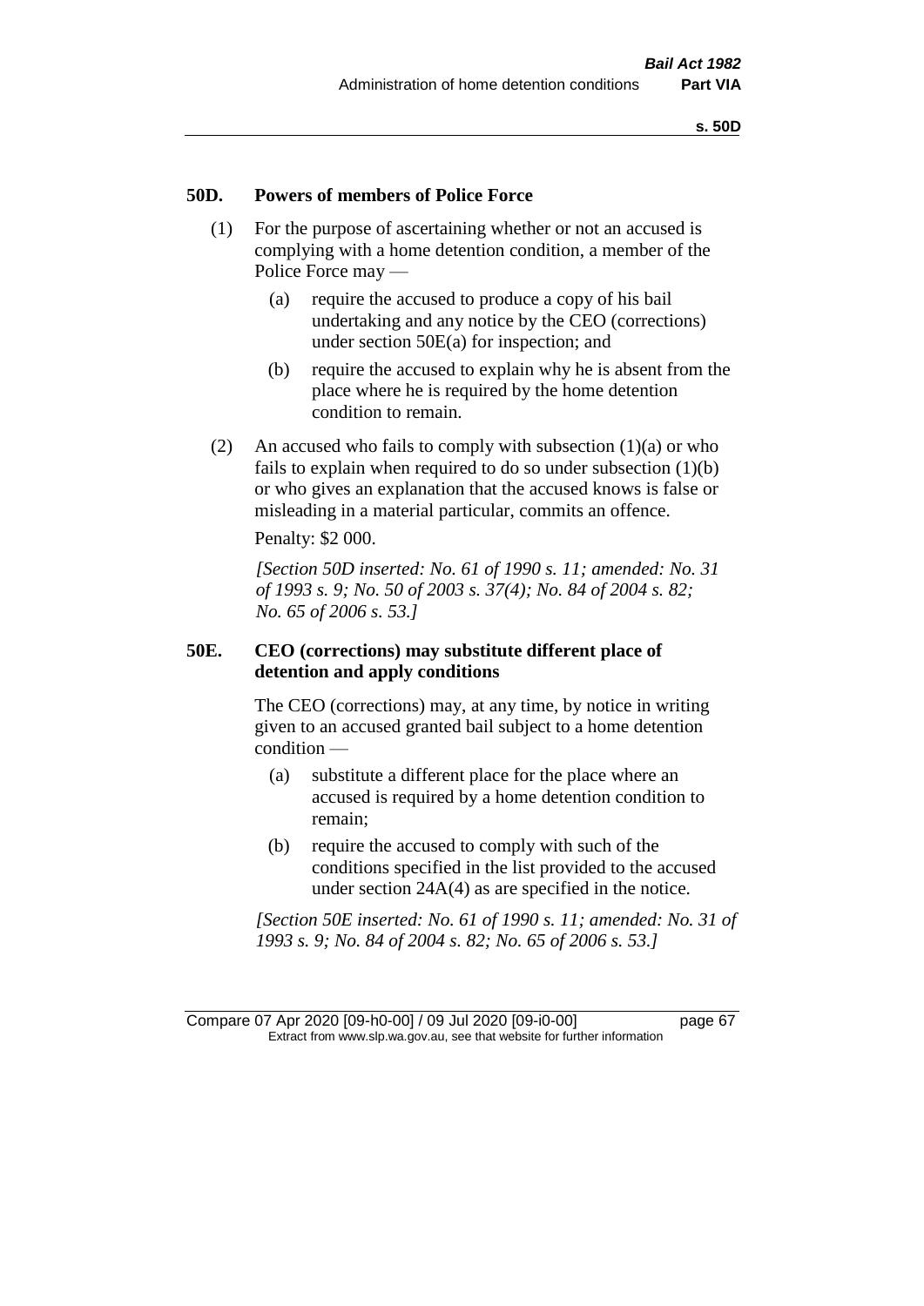## 50D. Powers of members of Police Force

(1) For the purpose of ascertaining whether or not an accused is complying with a home detention condition, a member of the Police Force may —

(a) require the accused to produce a copy of his bail undertaking and any notice by the CEO (corrections) under section 50E(a) for inspection; and

(b) require the accused to explain why he is absent from the place where he is required by the home detention condition to remain.

(2) An accused who fails to comply with subsection (1)(a) or who fails to explain when required to do so under subsection (1)(b) or who gives an explanation that the accused knows is false or misleading in a material particular, commits an offence.

Penalty: $2 000.

*[Section 50D inserted: No. 61 of 1990 s. 11; amended: No. 31 of 1993 s. 9; No. 50 of 2003 s. 37(4); No. 84 of 2004 s. 82; No. 65 of 2006 s. 53.]*

## 50E. CEO (corrections) may substitute different place of detention and apply conditions

The CEO (corrections) may, at any time, by notice in writing given to an accused granted bail subject to a home detention condition —

(a) substitute a different place for the place where an accused is required by a home detention condition to remain;

(b) require the accused to comply with such of the conditions specified in the list provided to the accused under section 24A(4) as are specified in the notice.

*[Section 50E inserted: No. 61 of 1990 s. 11; amended: No. 31 of 1993 s. 9; No. 84 of 2004 s. 82; No. 65 of 2006 s. 53.]*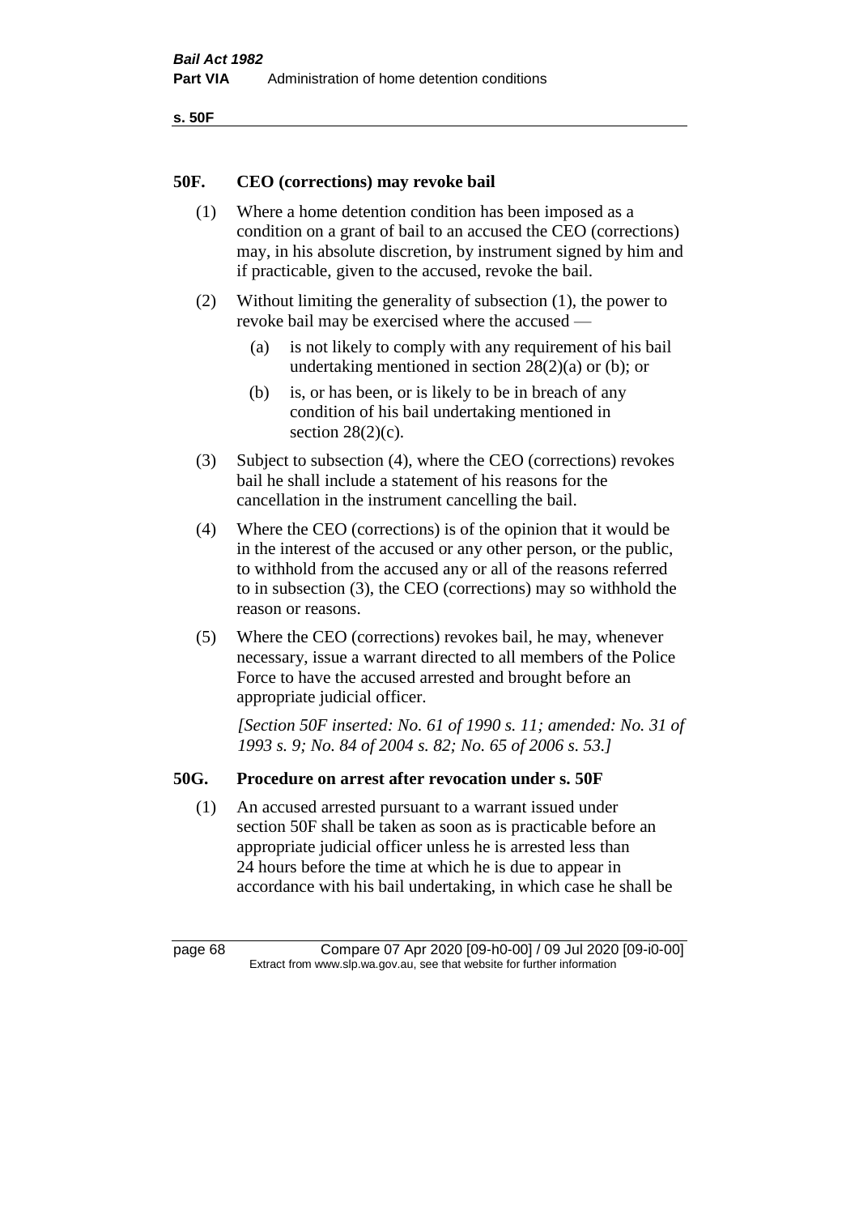## 50F. CEO (corrections) may revoke bail

(1) Where a home detention condition has been imposed as a condition on a grant of bail to an accused the CEO (corrections) may, in his absolute discretion, by instrument signed by him and if practicable, given to the accused, revoke the bail.

(2) Without limiting the generality of subsection (1), the power to revoke bail may be exercised where the accused —

- (a) is not likely to comply with any requirement of his bail undertaking mentioned in section 28(2)(a) or (b); or
- (b) is, or has been, or is likely to be in breach of any condition of his bail undertaking mentioned in section 28(2)(c).

(3) Subject to subsection (4), where the CEO (corrections) revokes bail he shall include a statement of his reasons for the cancellation in the instrument cancelling the bail.

(4) Where the CEO (corrections) is of the opinion that it would be in the interest of the accused or any other person, or the public, to withhold from the accused any or all of the reasons referred to in subsection (3), the CEO (corrections) may so withhold the reason or reasons.

(5) Where the CEO (corrections) revokes bail, he may, whenever necessary, issue a warrant directed to all members of the Police Force to have the accused arrested and brought before an appropriate judicial officer.

*[Section 50F inserted: No. 61 of 1990 s. 11; amended: No. 31 of 1993 s. 9; No. 84 of 2004 s. 82; No. 65 of 2006 s. 53.]*

## 50G. Procedure on arrest after revocation under s. 50F

(1) An accused arrested pursuant to a warrant issued under section 50F shall be taken as soon as is practicable before an appropriate judicial officer unless he is arrested less than 24 hours before the time at which he is due to appear in accordance with his bail undertaking, in which case he shall be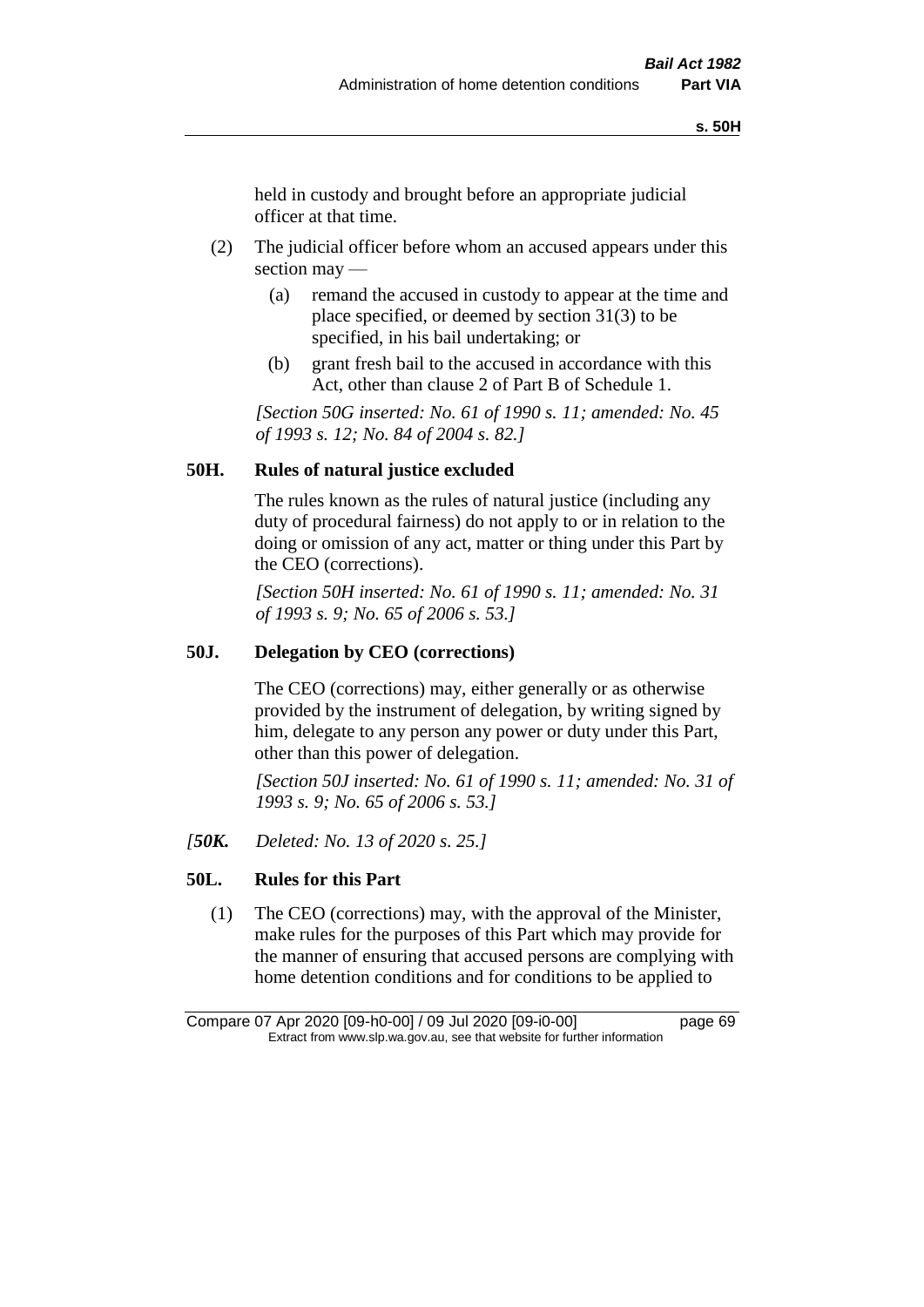held in custody and brought before an appropriate judicial officer at that time.

(2) The judicial officer before whom an accused appears under this section may —

(a) remand the accused in custody to appear at the time and place specified, or deemed by section 31(3) to be specified, in his bail undertaking; or

(b) grant fresh bail to the accused in accordance with this Act, other than clause 2 of Part B of Schedule 1.

*[Section 50G inserted: No. 61 of 1990 s. 11; amended: No. 45 of 1993 s. 12; No. 84 of 2004 s. 82.]*

### 50H. Rules of natural justice excluded

The rules known as the rules of natural justice (including any duty of procedural fairness) do not apply to or in relation to the doing or omission of any act, matter or thing under this Part by the CEO (corrections).

*[Section 50H inserted: No. 61 of 1990 s. 11; amended: No. 31 of 1993 s. 9; No. 65 of 2006 s. 53.]*

### 50J. Delegation by CEO (corrections)

The CEO (corrections) may, either generally or as otherwise provided by the instrument of delegation, by writing signed by him, delegate to any person any power or duty under this Part, other than this power of delegation.

*[Section 50J inserted: No. 61 of 1990 s. 11; amended: No. 31 of 1993 s. 9; No. 65 of 2006 s. 53.]*

*[**50K.** Deleted: No. 13 of 2020 s. 25.]*

### 50L. Rules for this Part

(1) The CEO (corrections) may, with the approval of the Minister, make rules for the purposes of this Part which may provide for the manner of ensuring that accused persons are complying with home detention conditions and for conditions to be applied to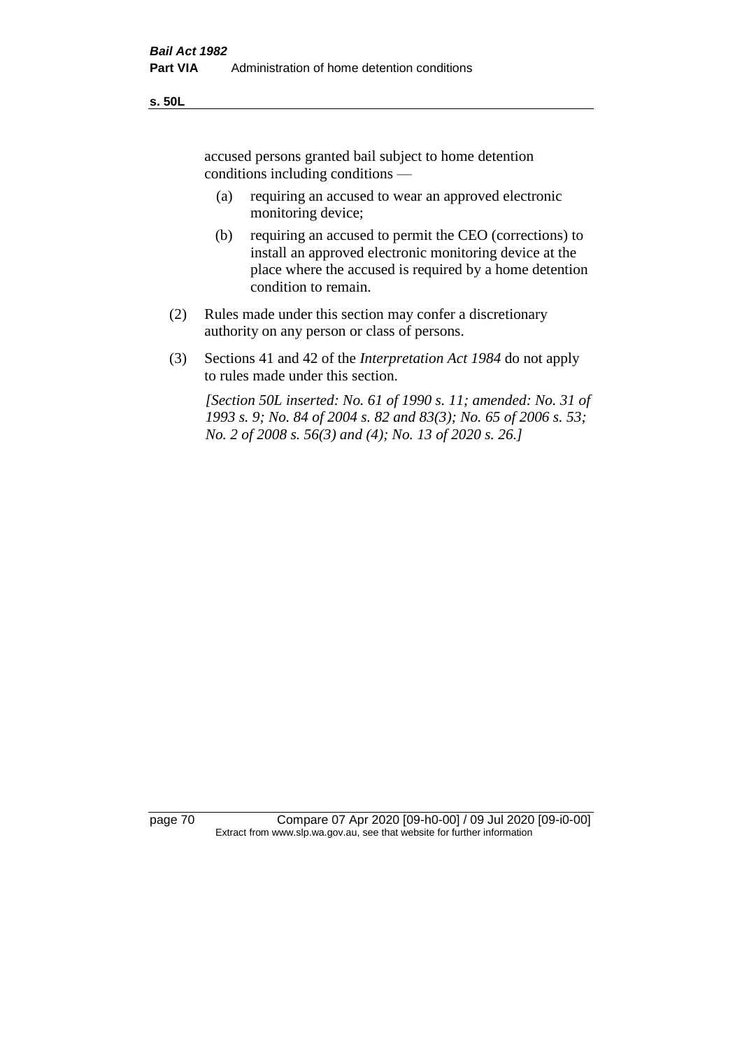accused persons granted bail subject to home detention conditions including conditions —

(a) requiring an accused to wear an approved electronic monitoring device;

(b) requiring an accused to permit the CEO (corrections) to install an approved electronic monitoring device at the place where the accused is required by a home detention condition to remain.

(2) Rules made under this section may confer a discretionary authority on any person or class of persons.

(3) Sections 41 and 42 of the *Interpretation Act 1984* do not apply to rules made under this section.

*[Section 50L inserted: No. 61 of 1990 s. 11; amended: No. 31 of 1993 s. 9; No. 84 of 2004 s. 82 and 83(3); No. 65 of 2006 s. 53; No. 2 of 2008 s. 56(3) and (4); No. 13 of 2020 s. 26.]*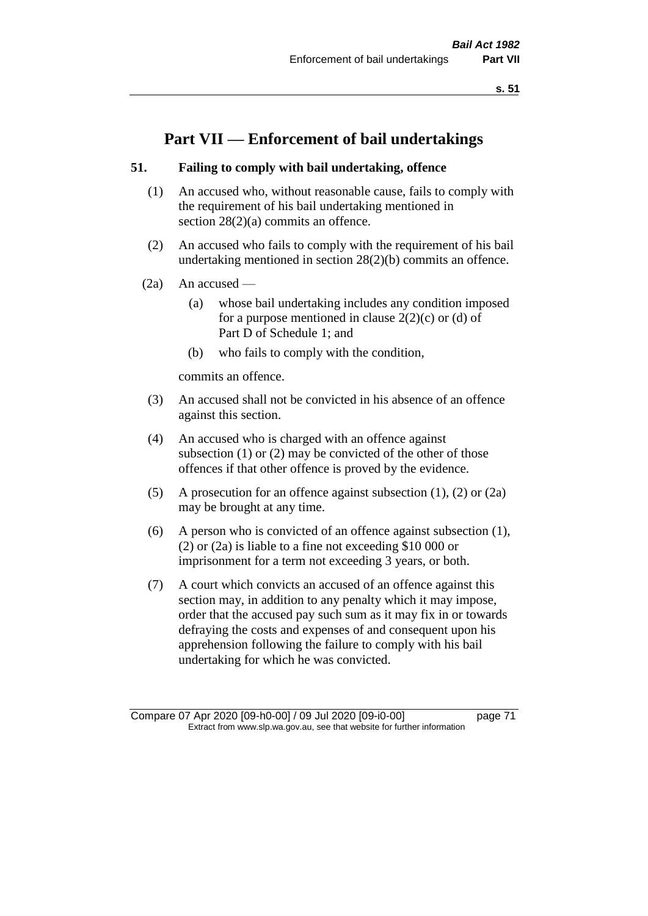# Part VII — Enforcement of bail undertakings

### 51. Failing to comply with bail undertaking, offence

(1) An accused who, without reasonable cause, fails to comply with the requirement of his bail undertaking mentioned in section 28(2)(a) commits an offence.

(2) An accused who fails to comply with the requirement of his bail undertaking mentioned in section 28(2)(b) commits an offence.

(2a) An accused —

- (a) whose bail undertaking includes any condition imposed for a purpose mentioned in clause 2(2)(c) or (d) of Part D of Schedule 1; and
- (b) who fails to comply with the condition,

commits an offence.

(3) An accused shall not be convicted in his absence of an offence against this section.

(4) An accused who is charged with an offence against subsection (1) or (2) may be convicted of the other of those offences if that other offence is proved by the evidence.

(5) A prosecution for an offence against subsection (1), (2) or (2a) may be brought at any time.

(6) A person who is convicted of an offence against subsection (1), (2) or (2a) is liable to a fine not exceeding $10 000 or imprisonment for a term not exceeding 3 years, or both.

(7) A court which convicts an accused of an offence against this section may, in addition to any penalty which it may impose, order that the accused pay such sum as it may fix in or towards defraying the costs and expenses of and consequent upon his apprehension following the failure to comply with his bail undertaking for which he was convicted.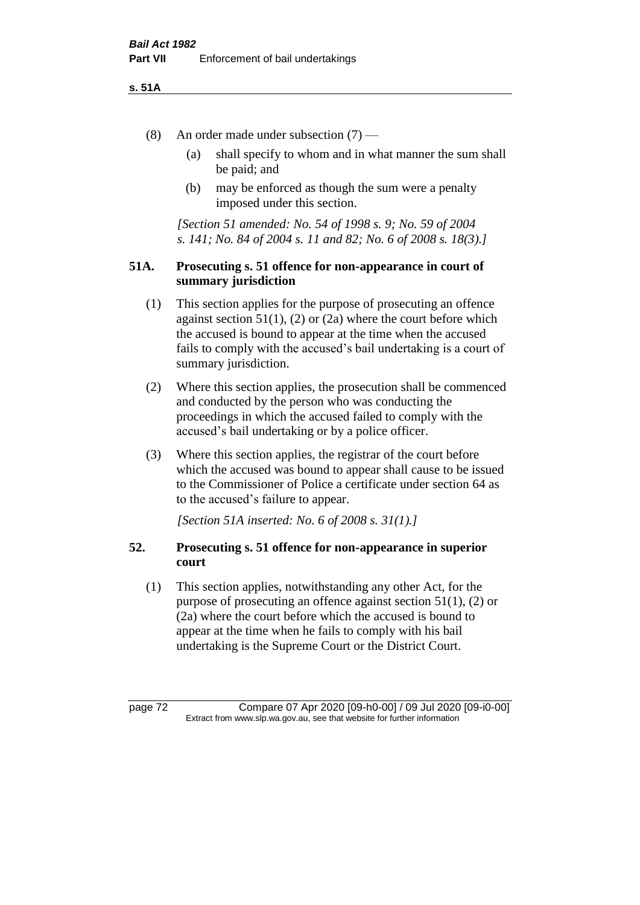(8) An order made under subsection (7) —

(a) shall specify to whom and in what manner the sum shall be paid; and

(b) may be enforced as though the sum were a penalty imposed under this section.

*[Section 51 amended: No. 54 of 1998 s. 9; No. 59 of 2004 s. 141; No. 84 of 2004 s. 11 and 82; No. 6 of 2008 s. 18(3).]*

## 51A. Prosecuting s. 51 offence for non-appearance in court of summary jurisdiction

(1) This section applies for the purpose of prosecuting an offence against section 51(1), (2) or (2a) where the court before which the accused is bound to appear at the time when the accused fails to comply with the accused's bail undertaking is a court of summary jurisdiction.

(2) Where this section applies, the prosecution shall be commenced and conducted by the person who was conducting the proceedings in which the accused failed to comply with the accused's bail undertaking or by a police officer.

(3) Where this section applies, the registrar of the court before which the accused was bound to appear shall cause to be issued to the Commissioner of Police a certificate under section 64 as to the accused's failure to appear.

*[Section 51A inserted: No. 6 of 2008 s. 31(1).]*

## 52. Prosecuting s. 51 offence for non-appearance in superior court

(1) This section applies, notwithstanding any other Act, for the purpose of prosecuting an offence against section 51(1), (2) or (2a) where the court before which the accused is bound to appear at the time when he fails to comply with his bail undertaking is the Supreme Court or the District Court.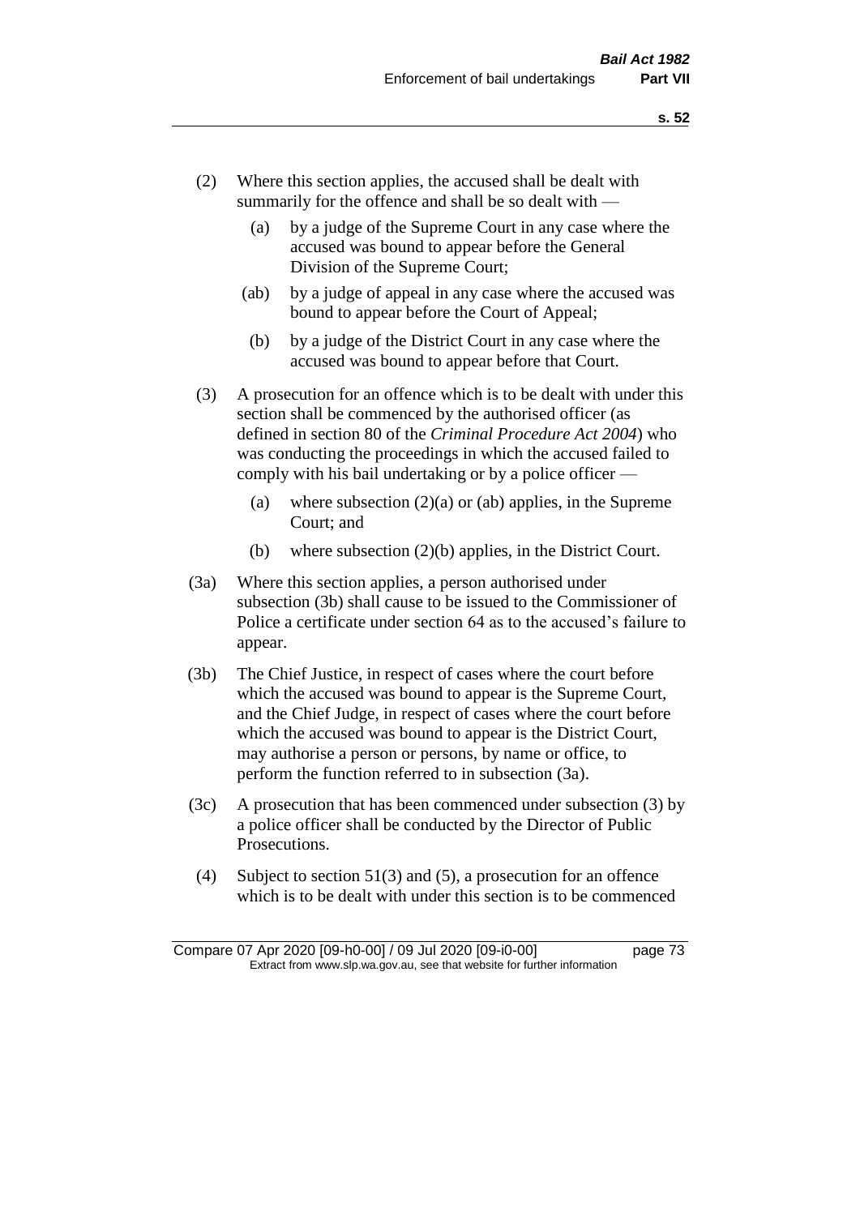(2) Where this section applies, the accused shall be dealt with summarily for the offence and shall be so dealt with —

  (a) by a judge of the Supreme Court in any case where the accused was bound to appear before the General Division of the Supreme Court;

  (ab) by a judge of appeal in any case where the accused was bound to appear before the Court of Appeal;

  (b) by a judge of the District Court in any case where the accused was bound to appear before that Court.

(3) A prosecution for an offence which is to be dealt with under this section shall be commenced by the authorised officer (as defined in section 80 of the *Criminal Procedure Act 2004*) who was conducting the proceedings in which the accused failed to comply with his bail undertaking or by a police officer —

  (a) where subsection (2)(a) or (ab) applies, in the Supreme Court; and

  (b) where subsection (2)(b) applies, in the District Court.

(3a) Where this section applies, a person authorised under subsection (3b) shall cause to be issued to the Commissioner of Police a certificate under section 64 as to the accused's failure to appear.

(3b) The Chief Justice, in respect of cases where the court before which the accused was bound to appear is the Supreme Court, and the Chief Judge, in respect of cases where the court before which the accused was bound to appear is the District Court, may authorise a person or persons, by name or office, to perform the function referred to in subsection (3a).

(3c) A prosecution that has been commenced under subsection (3) by a police officer shall be conducted by the Director of Public Prosecutions.

(4) Subject to section 51(3) and (5), a prosecution for an offence which is to be dealt with under this section is to be commenced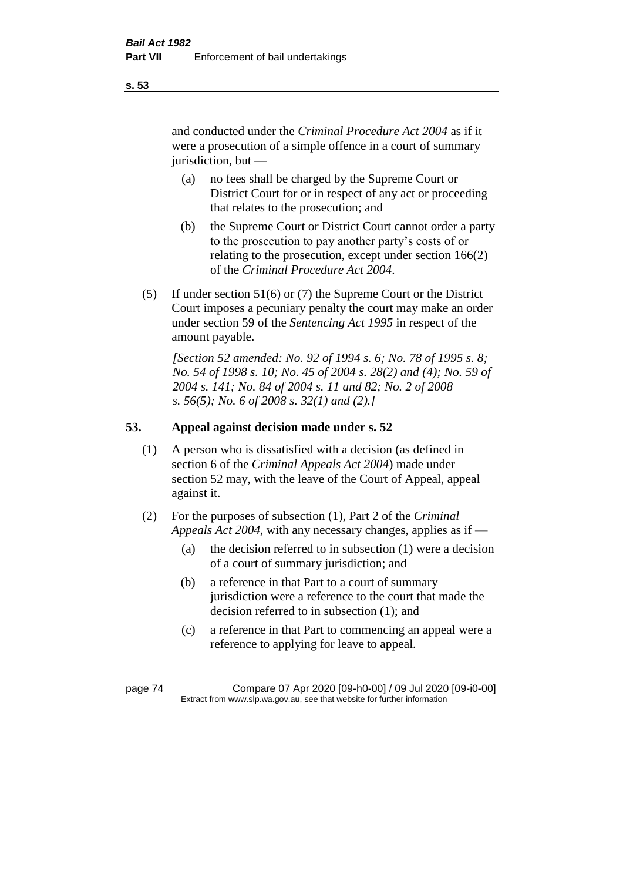and conducted under the *Criminal Procedure Act 2004* as if it were a prosecution of a simple offence in a court of summary jurisdiction, but —

(a) no fees shall be charged by the Supreme Court or District Court for or in respect of any act or proceeding that relates to the prosecution; and

(b) the Supreme Court or District Court cannot order a party to the prosecution to pay another party's costs of or relating to the prosecution, except under section 166(2) of the *Criminal Procedure Act 2004*.

(5) If under section 51(6) or (7) the Supreme Court or the District Court imposes a pecuniary penalty the court may make an order under section 59 of the *Sentencing Act 1995* in respect of the amount payable.

*[Section 52 amended: No. 92 of 1994 s. 6; No. 78 of 1995 s. 8; No. 54 of 1998 s. 10; No. 45 of 2004 s. 28(2) and (4); No. 59 of 2004 s. 141; No. 84 of 2004 s. 11 and 82; No. 2 of 2008 s. 56(5); No. 6 of 2008 s. 32(1) and (2).]*

## 53. Appeal against decision made under s. 52

(1) A person who is dissatisfied with a decision (as defined in section 6 of the *Criminal Appeals Act 2004*) made under section 52 may, with the leave of the Court of Appeal, appeal against it.

(2) For the purposes of subsection (1), Part 2 of the *Criminal Appeals Act 2004*, with any necessary changes, applies as if —

(a) the decision referred to in subsection (1) were a decision of a court of summary jurisdiction; and

(b) a reference in that Part to a court of summary jurisdiction were a reference to the court that made the decision referred to in subsection (1); and

(c) a reference in that Part to commencing an appeal were a reference to applying for leave to appeal.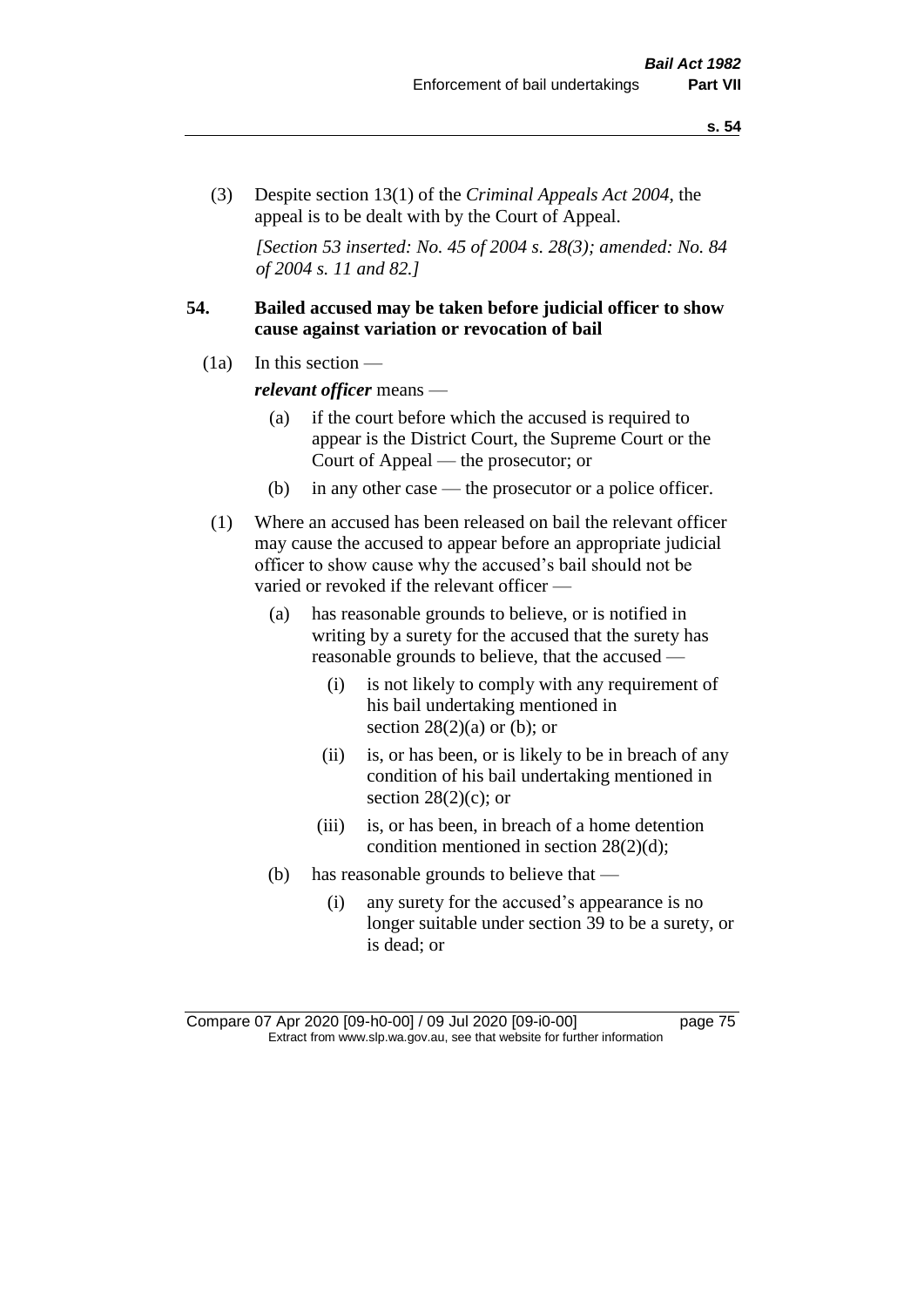(3) Despite section 13(1) of the *Criminal Appeals Act 2004*, the appeal is to be dealt with by the Court of Appeal.

*[Section 53 inserted: No. 45 of 2004 s. 28(3); amended: No. 84 of 2004 s. 11 and 82.]*

## 54. Bailed accused may be taken before judicial officer to show cause against variation or revocation of bail

(1a) In this section —

***relevant officer*** means —

(a) if the court before which the accused is required to appear is the District Court, the Supreme Court or the Court of Appeal — the prosecutor; or

(b) in any other case — the prosecutor or a police officer.

(1) Where an accused has been released on bail the relevant officer may cause the accused to appear before an appropriate judicial officer to show cause why the accused's bail should not be varied or revoked if the relevant officer —

(a) has reasonable grounds to believe, or is notified in writing by a surety for the accused that the surety has reasonable grounds to believe, that the accused —

(i) is not likely to comply with any requirement of his bail undertaking mentioned in section 28(2)(a) or (b); or

(ii) is, or has been, or is likely to be in breach of any condition of his bail undertaking mentioned in section 28(2)(c); or

(iii) is, or has been, in breach of a home detention condition mentioned in section 28(2)(d);

(b) has reasonable grounds to believe that —

(i) any surety for the accused's appearance is no longer suitable under section 39 to be a surety, or is dead; or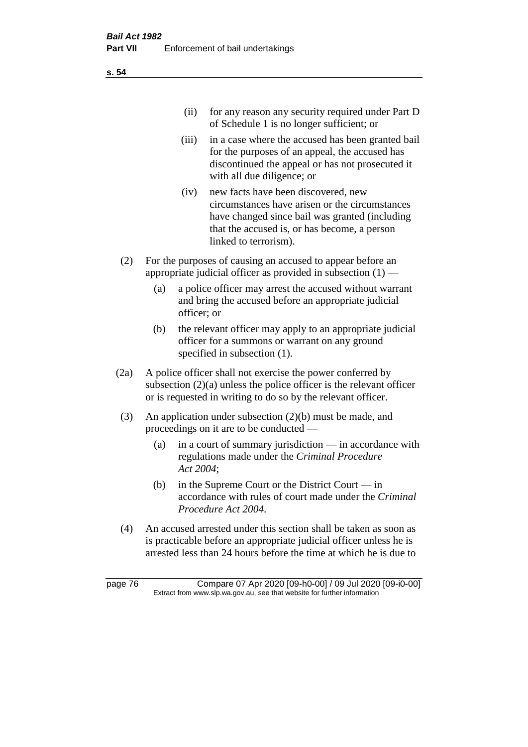(ii) for any reason any security required under Part D of Schedule 1 is no longer sufficient; or

(iii) in a case where the accused has been granted bail for the purposes of an appeal, the accused has discontinued the appeal or has not prosecuted it with all due diligence; or

(iv) new facts have been discovered, new circumstances have arisen or the circumstances have changed since bail was granted (including that the accused is, or has become, a person linked to terrorism).

(2) For the purposes of causing an accused to appear before an appropriate judicial officer as provided in subsection (1) —

(a) a police officer may arrest the accused without warrant and bring the accused before an appropriate judicial officer; or

(b) the relevant officer may apply to an appropriate judicial officer for a summons or warrant on any ground specified in subsection (1).

(2a) A police officer shall not exercise the power conferred by subsection (2)(a) unless the police officer is the relevant officer or is requested in writing to do so by the relevant officer.

(3) An application under subsection (2)(b) must be made, and proceedings on it are to be conducted —

(a) in a court of summary jurisdiction — in accordance with regulations made under the *Criminal Procedure Act 2004*;

(b) in the Supreme Court or the District Court — in accordance with rules of court made under the *Criminal Procedure Act 2004*.

(4) An accused arrested under this section shall be taken as soon as is practicable before an appropriate judicial officer unless he is arrested less than 24 hours before the time at which he is due to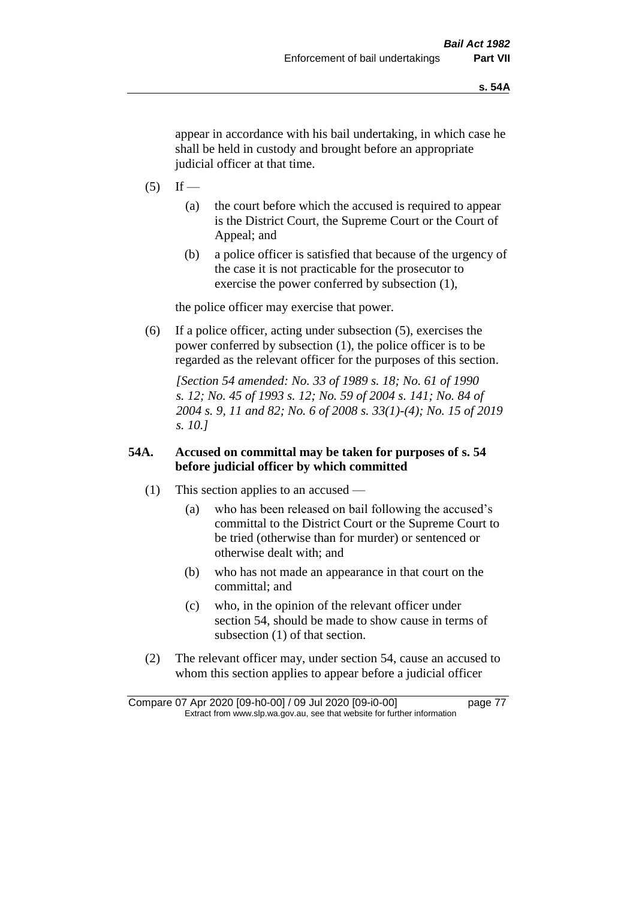appear in accordance with his bail undertaking, in which case he shall be held in custody and brought before an appropriate judicial officer at that time.

(5) If —

(a) the court before which the accused is required to appear is the District Court, the Supreme Court or the Court of Appeal; and

(b) a police officer is satisfied that because of the urgency of the case it is not practicable for the prosecutor to exercise the power conferred by subsection (1),

the police officer may exercise that power.

(6) If a police officer, acting under subsection (5), exercises the power conferred by subsection (1), the police officer is to be regarded as the relevant officer for the purposes of this section.

*[Section 54 amended: No. 33 of 1989 s. 18; No. 61 of 1990 s. 12; No. 45 of 1993 s. 12; No. 59 of 2004 s. 141; No. 84 of 2004 s. 9, 11 and 82; No. 6 of 2008 s. 33(1)-(4); No. 15 of 2019 s. 10.]*

### 54A. Accused on committal may be taken for purposes of s. 54 before judicial officer by which committed

(1) This section applies to an accused —

(a) who has been released on bail following the accused's committal to the District Court or the Supreme Court to be tried (otherwise than for murder) or sentenced or otherwise dealt with; and

(b) who has not made an appearance in that court on the committal; and

(c) who, in the opinion of the relevant officer under section 54, should be made to show cause in terms of subsection (1) of that section.

(2) The relevant officer may, under section 54, cause an accused to whom this section applies to appear before a judicial officer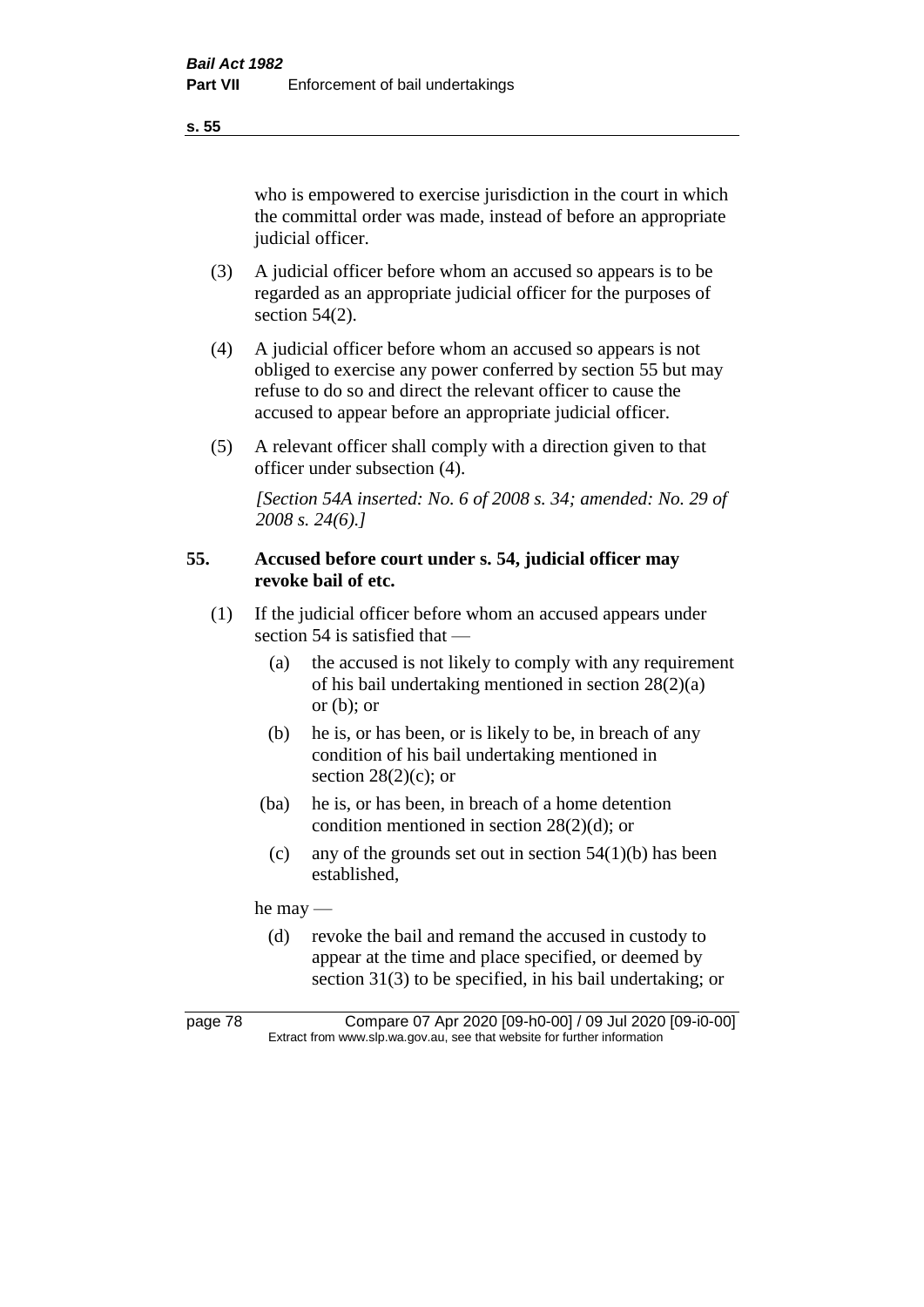who is empowered to exercise jurisdiction in the court in which the committal order was made, instead of before an appropriate judicial officer.

(3) A judicial officer before whom an accused so appears is to be regarded as an appropriate judicial officer for the purposes of section 54(2).

(4) A judicial officer before whom an accused so appears is not obliged to exercise any power conferred by section 55 but may refuse to do so and direct the relevant officer to cause the accused to appear before an appropriate judicial officer.

(5) A relevant officer shall comply with a direction given to that officer under subsection (4).

*[Section 54A inserted: No. 6 of 2008 s. 34; amended: No. 29 of 2008 s. 24(6).]*

**55. Accused before court under s. 54, judicial officer may revoke bail of etc.**

(1) If the judicial officer before whom an accused appears under section 54 is satisfied that —

(a) the accused is not likely to comply with any requirement of his bail undertaking mentioned in section 28(2)(a) or (b); or

(b) he is, or has been, or is likely to be, in breach of any condition of his bail undertaking mentioned in section 28(2)(c); or

(ba) he is, or has been, in breach of a home detention condition mentioned in section 28(2)(d); or

(c) any of the grounds set out in section 54(1)(b) has been established,

he may —

(d) revoke the bail and remand the accused in custody to appear at the time and place specified, or deemed by section 31(3) to be specified, in his bail undertaking; or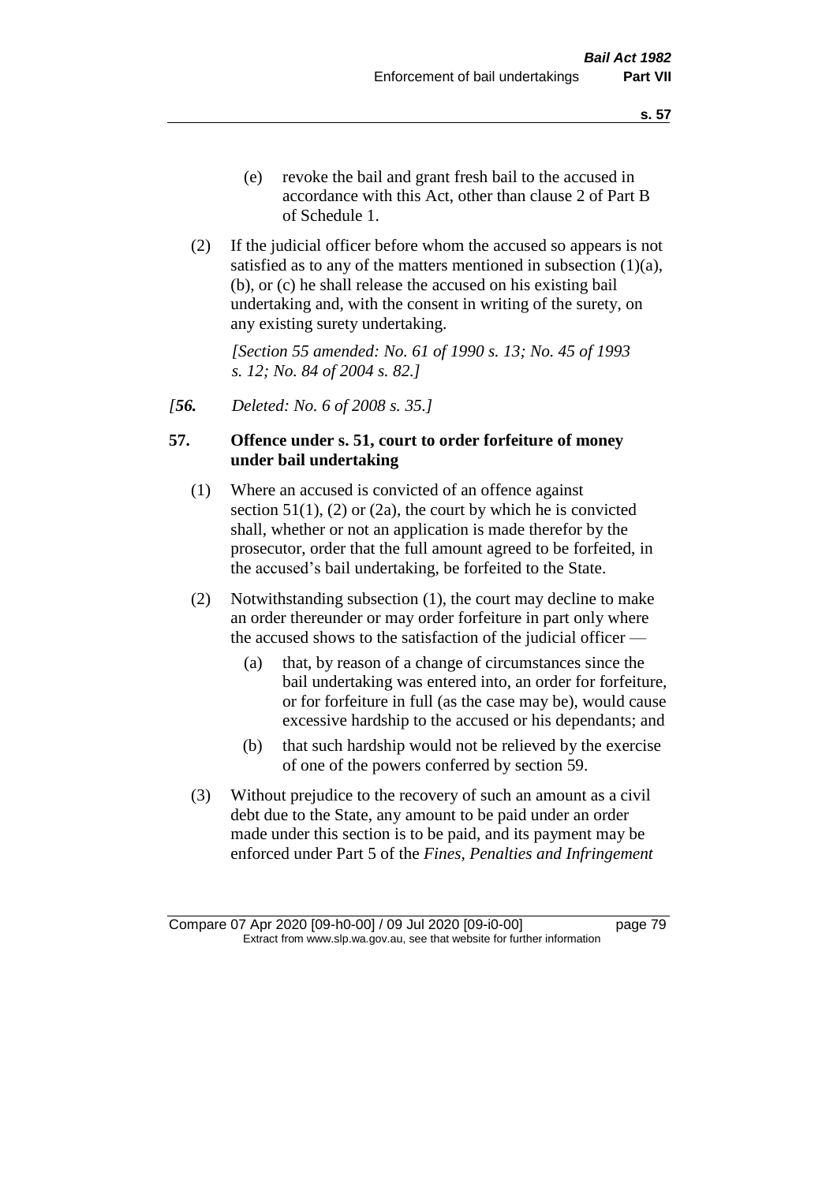(e) revoke the bail and grant fresh bail to the accused in accordance with this Act, other than clause 2 of Part B of Schedule 1.

(2) If the judicial officer before whom the accused so appears is not satisfied as to any of the matters mentioned in subsection (1)(a), (b), or (c) he shall release the accused on his existing bail undertaking and, with the consent in writing of the surety, on any existing surety undertaking.

*[Section 55 amended: No. 61 of 1990 s. 13; No. 45 of 1993 s. 12; No. 84 of 2004 s. 82.]*

*[**56.** Deleted: No. 6 of 2008 s. 35.]*

## 57. Offence under s. 51, court to order forfeiture of money under bail undertaking

(1) Where an accused is convicted of an offence against section 51(1), (2) or (2a), the court by which he is convicted shall, whether or not an application is made therefor by the prosecutor, order that the full amount agreed to be forfeited, in the accused's bail undertaking, be forfeited to the State.

(2) Notwithstanding subsection (1), the court may decline to make an order thereunder or may order forfeiture in part only where the accused shows to the satisfaction of the judicial officer —

(a) that, by reason of a change of circumstances since the bail undertaking was entered into, an order for forfeiture, or for forfeiture in full (as the case may be), would cause excessive hardship to the accused or his dependants; and

(b) that such hardship would not be relieved by the exercise of one of the powers conferred by section 59.

(3) Without prejudice to the recovery of such an amount as a civil debt due to the State, any amount to be paid under an order made under this section is to be paid, and its payment may be enforced under Part 5 of the *Fines, Penalties and Infringement*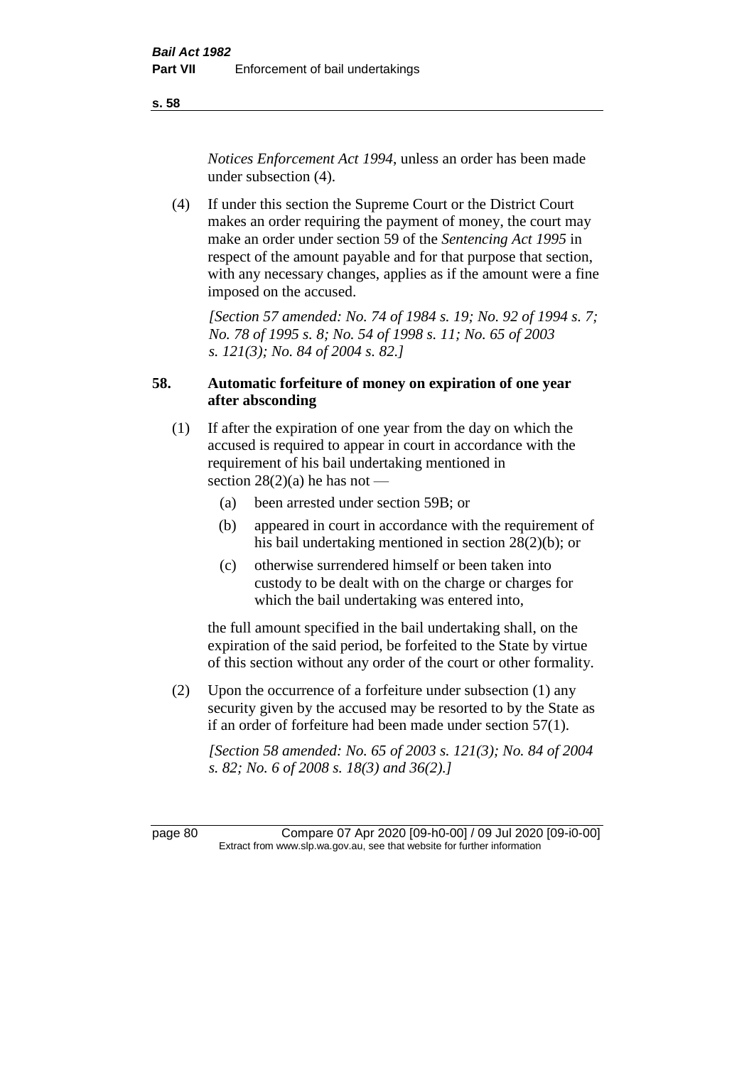*Notices Enforcement Act 1994*, unless an order has been made under subsection (4).

(4) If under this section the Supreme Court or the District Court makes an order requiring the payment of money, the court may make an order under section 59 of the *Sentencing Act 1995* in respect of the amount payable and for that purpose that section, with any necessary changes, applies as if the amount were a fine imposed on the accused.

*[Section 57 amended: No. 74 of 1984 s. 19; No. 92 of 1994 s. 7; No. 78 of 1995 s. 8; No. 54 of 1998 s. 11; No. 65 of 2003 s. 121(3); No. 84 of 2004 s. 82.]*

## 58. Automatic forfeiture of money on expiration of one year after absconding

(1) If after the expiration of one year from the day on which the accused is required to appear in court in accordance with the requirement of his bail undertaking mentioned in section 28(2)(a) he has not —

(a) been arrested under section 59B; or

(b) appeared in court in accordance with the requirement of his bail undertaking mentioned in section 28(2)(b); or

(c) otherwise surrendered himself or been taken into custody to be dealt with on the charge or charges for which the bail undertaking was entered into,

the full amount specified in the bail undertaking shall, on the expiration of the said period, be forfeited to the State by virtue of this section without any order of the court or other formality.

(2) Upon the occurrence of a forfeiture under subsection (1) any security given by the accused may be resorted to by the State as if an order of forfeiture had been made under section 57(1).

*[Section 58 amended: No. 65 of 2003 s. 121(3); No. 84 of 2004 s. 82; No. 6 of 2008 s. 18(3) and 36(2).]*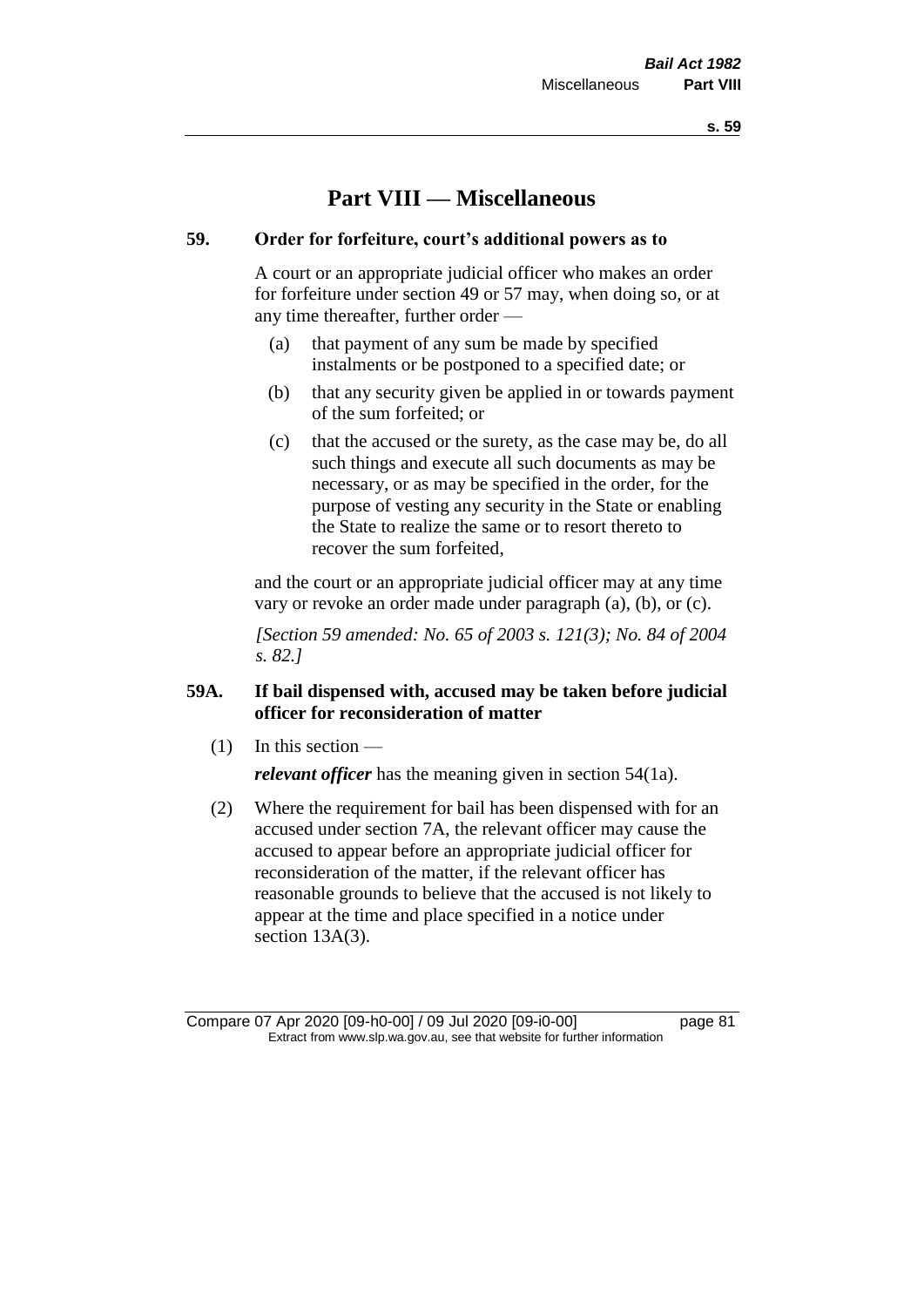# Part VIII — Miscellaneous

## 59. Order for forfeiture, court's additional powers as to

A court or an appropriate judicial officer who makes an order for forfeiture under section 49 or 57 may, when doing so, or at any time thereafter, further order —

(a) that payment of any sum be made by specified instalments or be postponed to a specified date; or

(b) that any security given be applied in or towards payment of the sum forfeited; or

(c) that the accused or the surety, as the case may be, do all such things and execute all such documents as may be necessary, or as may be specified in the order, for the purpose of vesting any security in the State or enabling the State to realize the same or to resort thereto to recover the sum forfeited,

and the court or an appropriate judicial officer may at any time vary or revoke an order made under paragraph (a), (b), or (c).

*[Section 59 amended: No. 65 of 2003 s. 121(3); No. 84 of 2004 s. 82.]*

## 59A. If bail dispensed with, accused may be taken before judicial officer for reconsideration of matter

(1) In this section —

***relevant officer*** has the meaning given in section 54(1a).

(2) Where the requirement for bail has been dispensed with for an accused under section 7A, the relevant officer may cause the accused to appear before an appropriate judicial officer for reconsideration of the matter, if the relevant officer has reasonable grounds to believe that the accused is not likely to appear at the time and place specified in a notice under section 13A(3).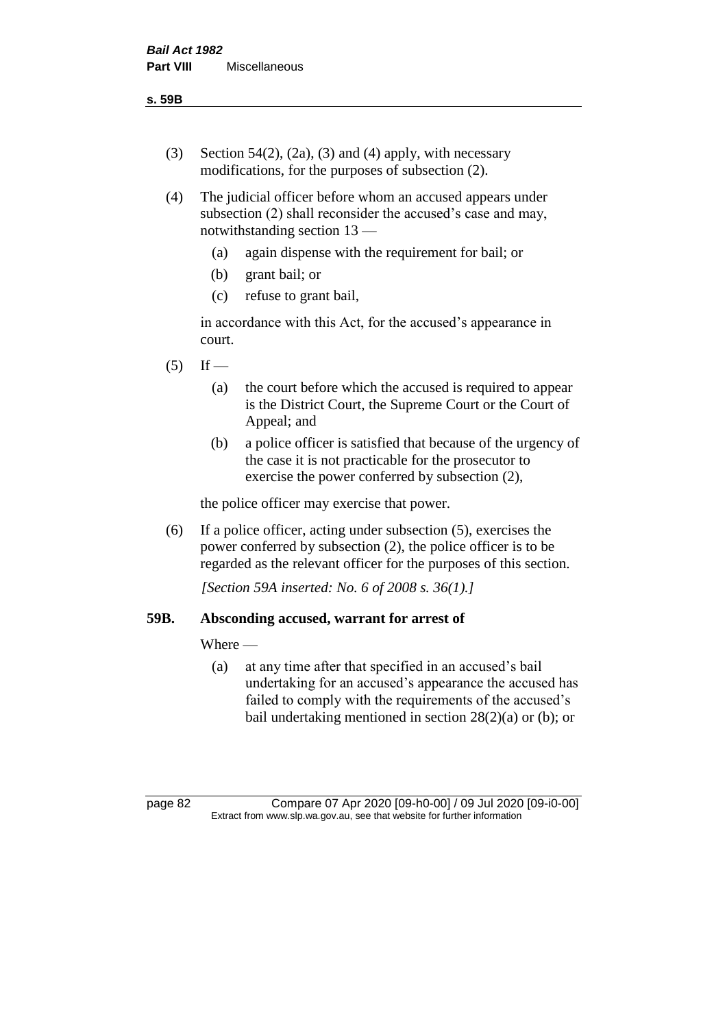(3) Section 54(2), (2a), (3) and (4) apply, with necessary modifications, for the purposes of subsection (2).

(4) The judicial officer before whom an accused appears under subsection (2) shall reconsider the accused's case and may, notwithstanding section 13 —

  (a) again dispense with the requirement for bail; or

  (b) grant bail; or

  (c) refuse to grant bail,

  in accordance with this Act, for the accused's appearance in court.

(5) If —

  (a) the court before which the accused is required to appear is the District Court, the Supreme Court or the Court of Appeal; and

  (b) a police officer is satisfied that because of the urgency of the case it is not practicable for the prosecutor to exercise the power conferred by subsection (2),

  the police officer may exercise that power.

(6) If a police officer, acting under subsection (5), exercises the power conferred by subsection (2), the police officer is to be regarded as the relevant officer for the purposes of this section.

*[Section 59A inserted: No. 6 of 2008 s. 36(1).]*

### 59B. Absconding accused, warrant for arrest of

Where —

  (a) at any time after that specified in an accused's bail undertaking for an accused's appearance the accused has failed to comply with the requirements of the accused's bail undertaking mentioned in section 28(2)(a) or (b); or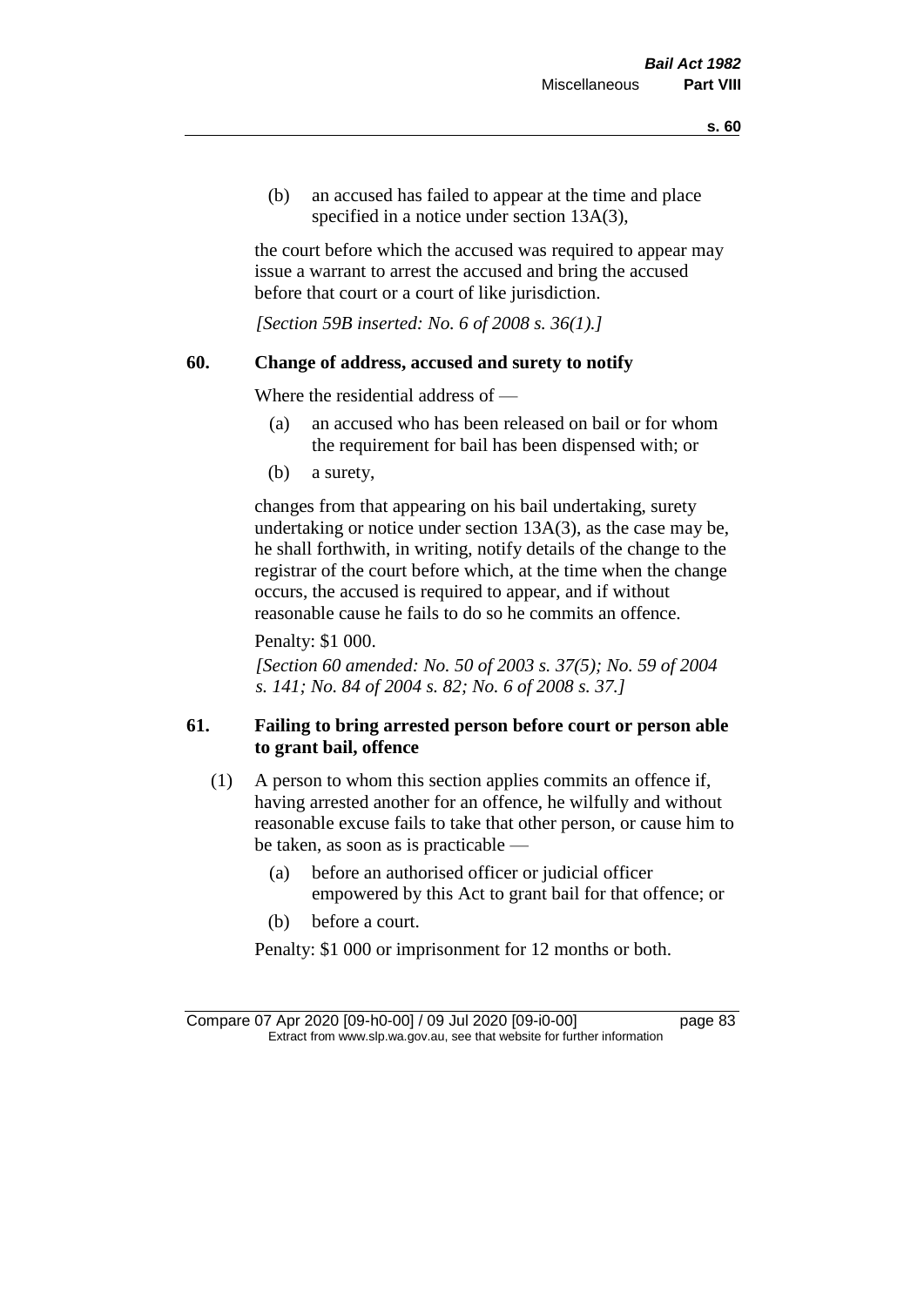(b) an accused has failed to appear at the time and place specified in a notice under section 13A(3),

the court before which the accused was required to appear may issue a warrant to arrest the accused and bring the accused before that court or a court of like jurisdiction.

*[Section 59B inserted: No. 6 of 2008 s. 36(1).]*

## 60. Change of address, accused and surety to notify

Where the residential address of —

(a) an accused who has been released on bail or for whom the requirement for bail has been dispensed with; or

(b) a surety,

changes from that appearing on his bail undertaking, surety undertaking or notice under section 13A(3), as the case may be, he shall forthwith, in writing, notify details of the change to the registrar of the court before which, at the time when the change occurs, the accused is required to appear, and if without reasonable cause he fails to do so he commits an offence.

Penalty: $1 000.

*[Section 60 amended: No. 50 of 2003 s. 37(5); No. 59 of 2004 s. 141; No. 84 of 2004 s. 82; No. 6 of 2008 s. 37.]*

## 61. Failing to bring arrested person before court or person able to grant bail, offence

(1) A person to whom this section applies commits an offence if, having arrested another for an offence, he wilfully and without reasonable excuse fails to take that other person, or cause him to be taken, as soon as is practicable —

(a) before an authorised officer or judicial officer empowered by this Act to grant bail for that offence; or

(b) before a court.

Penalty: $1 000 or imprisonment for 12 months or both.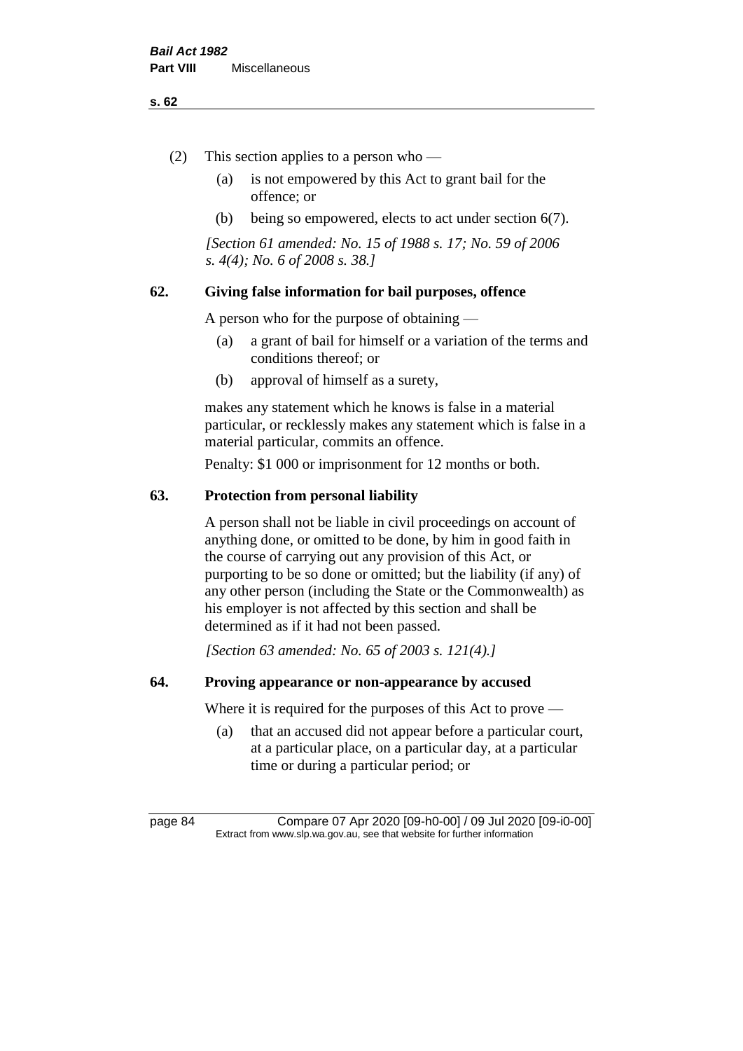(2) This section applies to a person who —

(a) is not empowered by this Act to grant bail for the offence; or

(b) being so empowered, elects to act under section 6(7).

*[Section 61 amended: No. 15 of 1988 s. 17; No. 59 of 2006 s. 4(4); No. 6 of 2008 s. 38.]*

## 62. Giving false information for bail purposes, offence

A person who for the purpose of obtaining —

(a) a grant of bail for himself or a variation of the terms and conditions thereof; or

(b) approval of himself as a surety,

makes any statement which he knows is false in a material particular, or recklessly makes any statement which is false in a material particular, commits an offence.

Penalty: $1 000 or imprisonment for 12 months or both.

## 63. Protection from personal liability

A person shall not be liable in civil proceedings on account of anything done, or omitted to be done, by him in good faith in the course of carrying out any provision of this Act, or purporting to be so done or omitted; but the liability (if any) of any other person (including the State or the Commonwealth) as his employer is not affected by this section and shall be determined as if it had not been passed.

*[Section 63 amended: No. 65 of 2003 s. 121(4).]*

## 64. Proving appearance or non-appearance by accused

Where it is required for the purposes of this Act to prove —

(a) that an accused did not appear before a particular court, at a particular place, on a particular day, at a particular time or during a particular period; or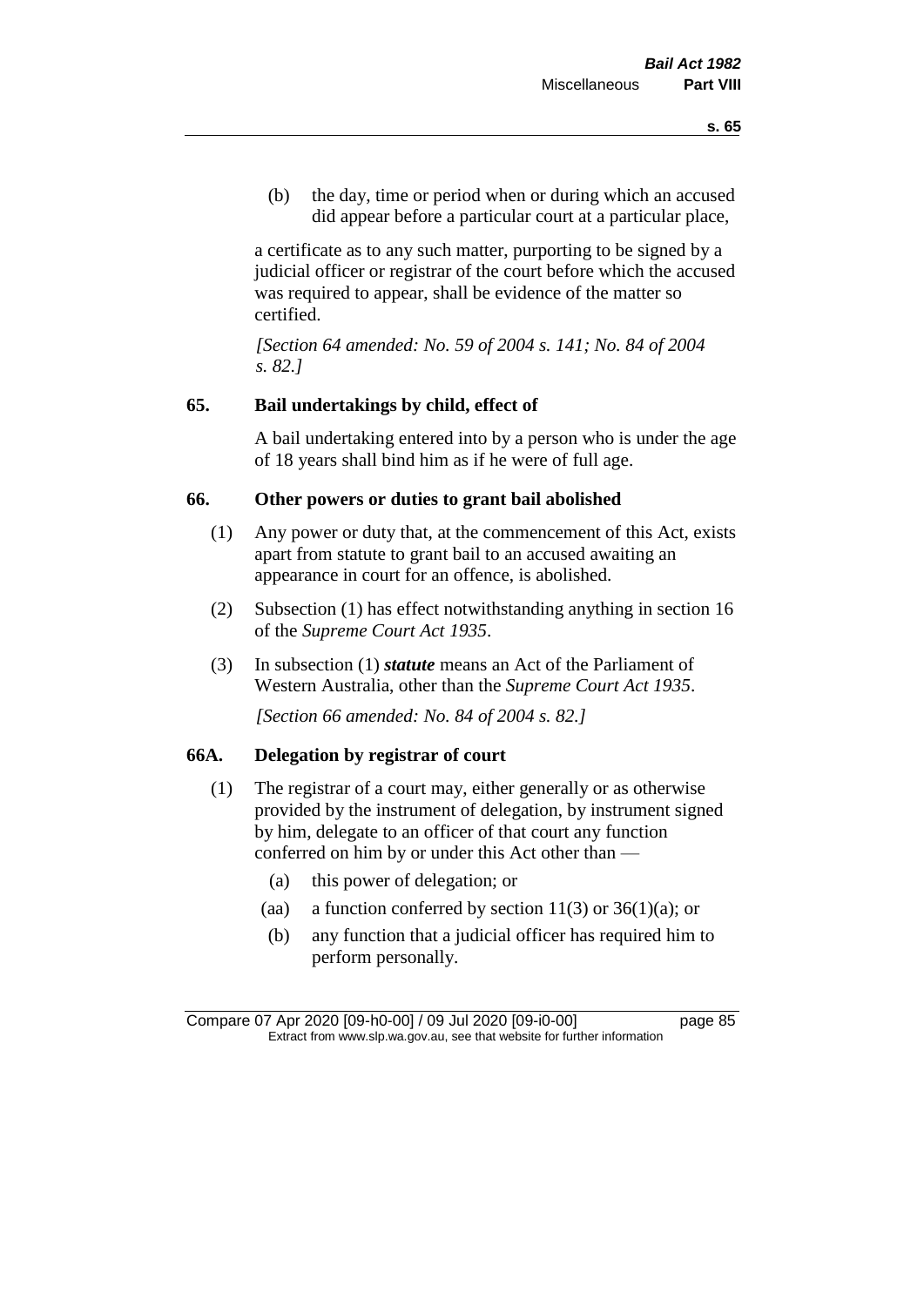(b) the day, time or period when or during which an accused did appear before a particular court at a particular place,

a certificate as to any such matter, purporting to be signed by a judicial officer or registrar of the court before which the accused was required to appear, shall be evidence of the matter so certified.

*[Section 64 amended: No. 59 of 2004 s. 141; No. 84 of 2004 s. 82.]*

## 65. Bail undertakings by child, effect of

A bail undertaking entered into by a person who is under the age of 18 years shall bind him as if he were of full age.

## 66. Other powers or duties to grant bail abolished

(1) Any power or duty that, at the commencement of this Act, exists apart from statute to grant bail to an accused awaiting an appearance in court for an offence, is abolished.

(2) Subsection (1) has effect notwithstanding anything in section 16 of the *Supreme Court Act 1935*.

(3) In subsection (1) ***statute*** means an Act of the Parliament of Western Australia, other than the *Supreme Court Act 1935*.

*[Section 66 amended: No. 84 of 2004 s. 82.]*

## 66A. Delegation by registrar of court

(1) The registrar of a court may, either generally or as otherwise provided by the instrument of delegation, by instrument signed by him, delegate to an officer of that court any function conferred on him by or under this Act other than —

(a) this power of delegation; or

(aa) a function conferred by section 11(3) or 36(1)(a); or

(b) any function that a judicial officer has required him to perform personally.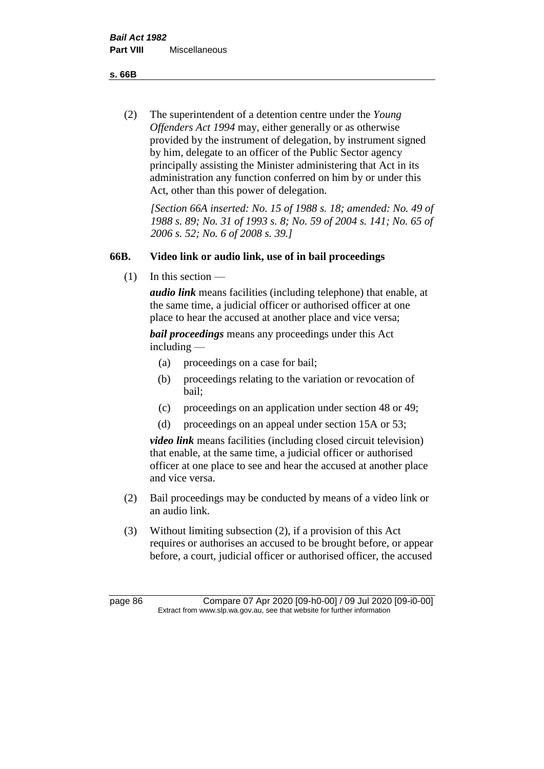(2) The superintendent of a detention centre under the *Young Offenders Act 1994* may, either generally or as otherwise provided by the instrument of delegation, by instrument signed by him, delegate to an officer of the Public Sector agency principally assisting the Minister administering that Act in its administration any function conferred on him by or under this Act, other than this power of delegation.

*[Section 66A inserted: No. 15 of 1988 s. 18; amended: No. 49 of 1988 s. 89; No. 31 of 1993 s. 8; No. 59 of 2004 s. 141; No. 65 of 2006 s. 52; No. 6 of 2008 s. 39.]*

## 66B. Video link or audio link, use of in bail proceedings

(1) In this section —

***audio link*** means facilities (including telephone) that enable, at the same time, a judicial officer or authorised officer at one place to hear the accused at another place and vice versa;

***bail proceedings*** means any proceedings under this Act including —

- (a) proceedings on a case for bail;
- (b) proceedings relating to the variation or revocation of bail;
- (c) proceedings on an application under section 48 or 49;
- (d) proceedings on an appeal under section 15A or 53;

***video link*** means facilities (including closed circuit television) that enable, at the same time, a judicial officer or authorised officer at one place to see and hear the accused at another place and vice versa.

(2) Bail proceedings may be conducted by means of a video link or an audio link.

(3) Without limiting subsection (2), if a provision of this Act requires or authorises an accused to be brought before, or appear before, a court, judicial officer or authorised officer, the accused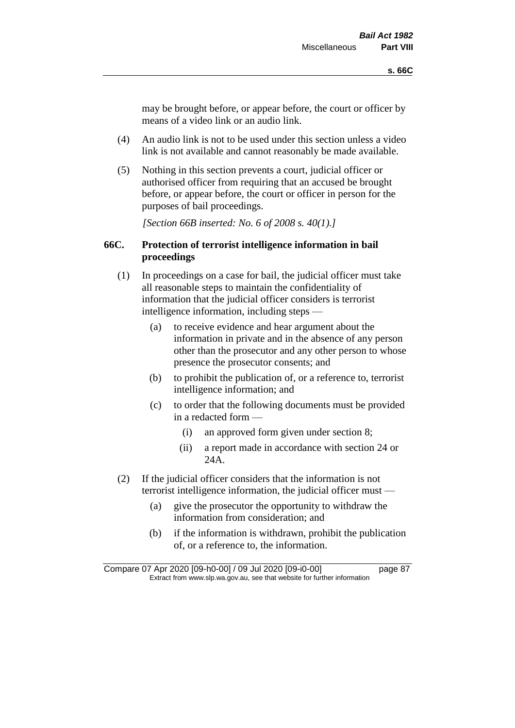may be brought before, or appear before, the court or officer by means of a video link or an audio link.

(4) An audio link is not to be used under this section unless a video link is not available and cannot reasonably be made available.

(5) Nothing in this section prevents a court, judicial officer or authorised officer from requiring that an accused be brought before, or appear before, the court or officer in person for the purposes of bail proceedings.

*[Section 66B inserted: No. 6 of 2008 s. 40(1).]*

### 66C. Protection of terrorist intelligence information in bail proceedings

(1) In proceedings on a case for bail, the judicial officer must take all reasonable steps to maintain the confidentiality of information that the judicial officer considers is terrorist intelligence information, including steps —

  (a) to receive evidence and hear argument about the information in private and in the absence of any person other than the prosecutor and any other person to whose presence the prosecutor consents; and

  (b) to prohibit the publication of, or a reference to, terrorist intelligence information; and

  (c) to order that the following documents must be provided in a redacted form —

    (i) an approved form given under section 8;

    (ii) a report made in accordance with section 24 or 24A.

(2) If the judicial officer considers that the information is not terrorist intelligence information, the judicial officer must —

  (a) give the prosecutor the opportunity to withdraw the information from consideration; and

  (b) if the information is withdrawn, prohibit the publication of, or a reference to, the information.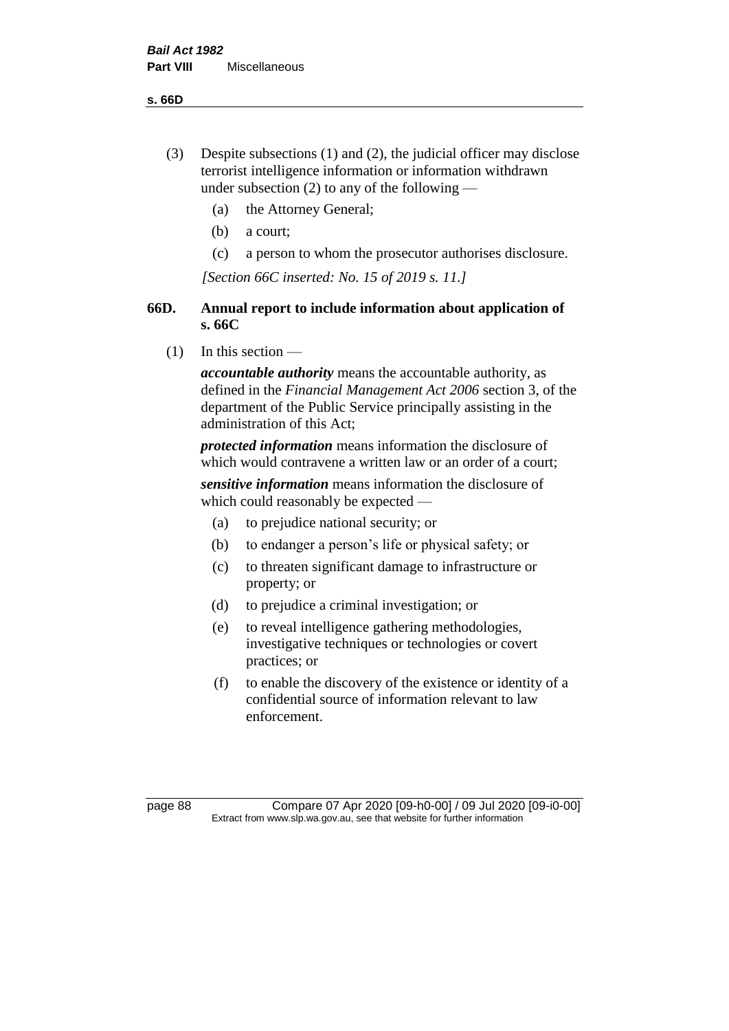(3) Despite subsections (1) and (2), the judicial officer may disclose terrorist intelligence information or information withdrawn under subsection (2) to any of the following —

(a) the Attorney General;

(b) a court;

(c) a person to whom the prosecutor authorises disclosure.

*[Section 66C inserted: No. 15 of 2019 s. 11.]*

### 66D. Annual report to include information about application of s. 66C

(1) In this section —

***accountable authority*** means the accountable authority, as defined in the *Financial Management Act 2006* section 3, of the department of the Public Service principally assisting in the administration of this Act;

***protected information*** means information the disclosure of which would contravene a written law or an order of a court;

***sensitive information*** means information the disclosure of which could reasonably be expected —

(a) to prejudice national security; or

(b) to endanger a person's life or physical safety; or

(c) to threaten significant damage to infrastructure or property; or

(d) to prejudice a criminal investigation; or

(e) to reveal intelligence gathering methodologies, investigative techniques or technologies or covert practices; or

(f) to enable the discovery of the existence or identity of a confidential source of information relevant to law enforcement.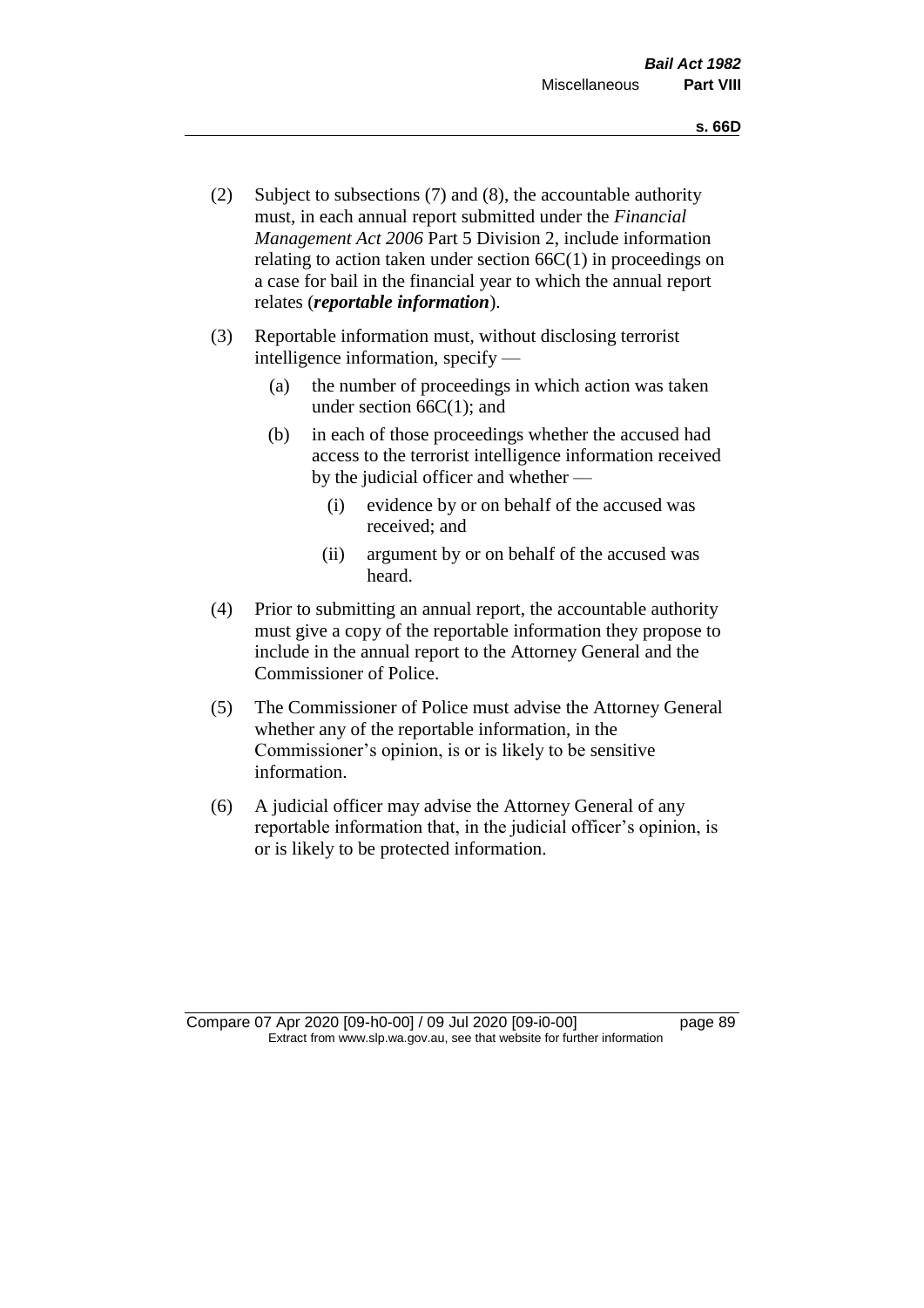(2) Subject to subsections (7) and (8), the accountable authority must, in each annual report submitted under the *Financial Management Act 2006* Part 5 Division 2, include information relating to action taken under section 66C(1) in proceedings on a case for bail in the financial year to which the annual report relates (***reportable information***).

(3) Reportable information must, without disclosing terrorist intelligence information, specify —

  (a) the number of proceedings in which action was taken under section 66C(1); and

  (b) in each of those proceedings whether the accused had access to the terrorist intelligence information received by the judicial officer and whether —

    (i) evidence by or on behalf of the accused was received; and

    (ii) argument by or on behalf of the accused was heard.

(4) Prior to submitting an annual report, the accountable authority must give a copy of the reportable information they propose to include in the annual report to the Attorney General and the Commissioner of Police.

(5) The Commissioner of Police must advise the Attorney General whether any of the reportable information, in the Commissioner's opinion, is or is likely to be sensitive information.

(6) A judicial officer may advise the Attorney General of any reportable information that, in the judicial officer's opinion, is or is likely to be protected information.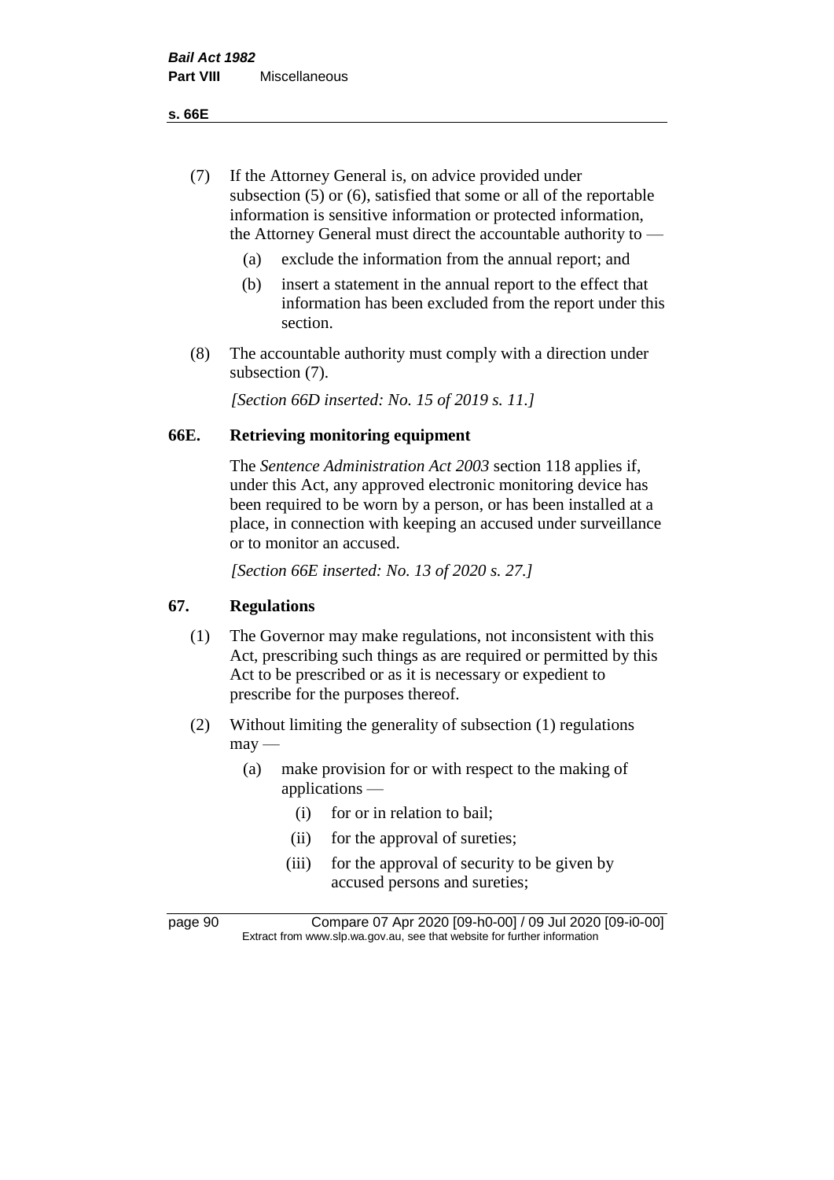(7) If the Attorney General is, on advice provided under subsection (5) or (6), satisfied that some or all of the reportable information is sensitive information or protected information, the Attorney General must direct the accountable authority to —

  (a) exclude the information from the annual report; and

  (b) insert a statement in the annual report to the effect that information has been excluded from the report under this section.

(8) The accountable authority must comply with a direction under subsection (7).

*[Section 66D inserted: No. 15 of 2019 s. 11.]*

### 66E. Retrieving monitoring equipment

The *Sentence Administration Act 2003* section 118 applies if, under this Act, any approved electronic monitoring device has been required to be worn by a person, or has been installed at a place, in connection with keeping an accused under surveillance or to monitor an accused.

*[Section 66E inserted: No. 13 of 2020 s. 27.]*

### 67. Regulations

(1) The Governor may make regulations, not inconsistent with this Act, prescribing such things as are required or permitted by this Act to be prescribed or as it is necessary or expedient to prescribe for the purposes thereof.

(2) Without limiting the generality of subsection (1) regulations may —

  (a) make provision for or with respect to the making of applications —

    (i) for or in relation to bail;

    (ii) for the approval of sureties;

    (iii) for the approval of security to be given by accused persons and sureties;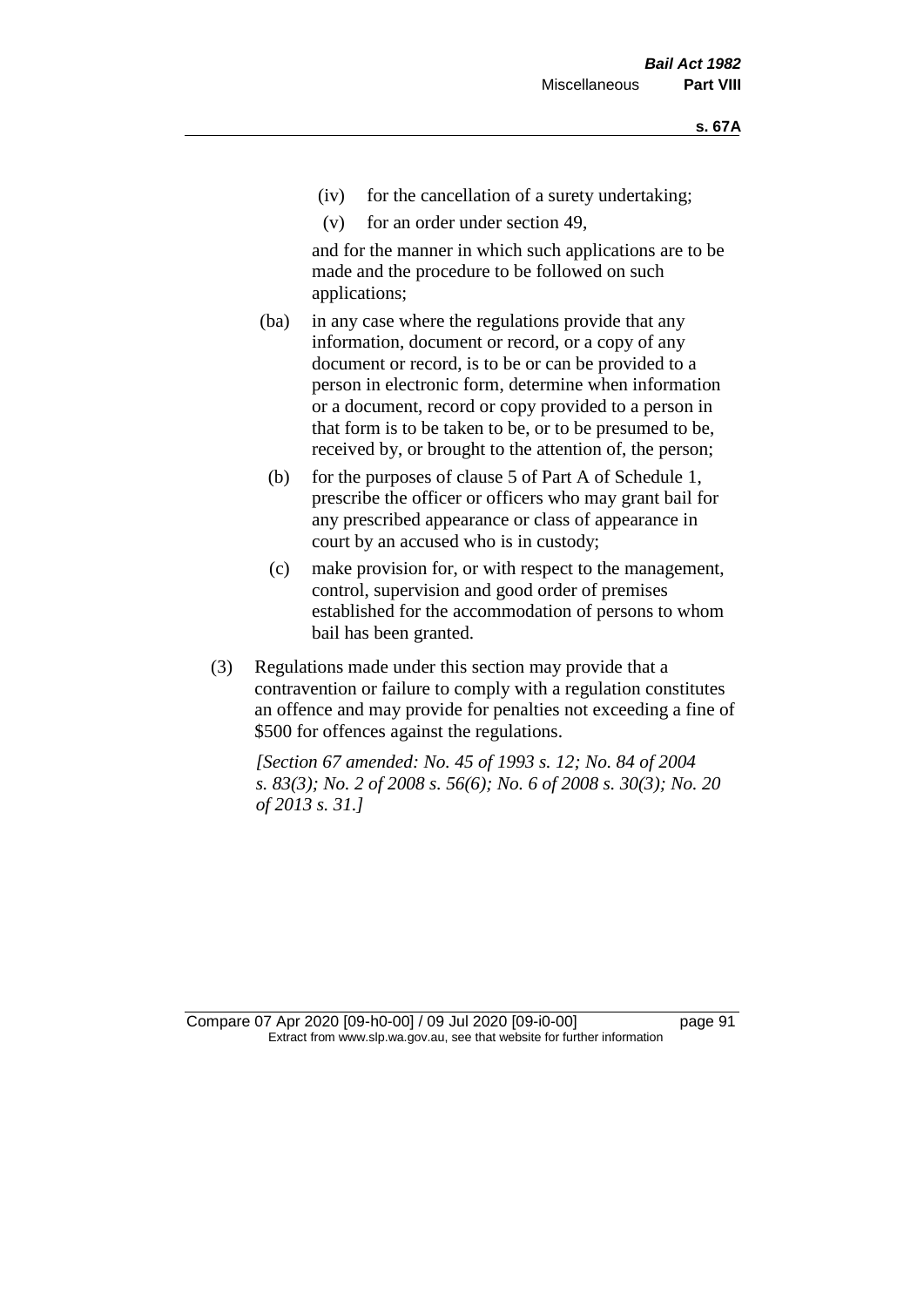(iv) for the cancellation of a surety undertaking;

(v) for an order under section 49,

and for the manner in which such applications are to be made and the procedure to be followed on such applications;

(ba) in any case where the regulations provide that any information, document or record, or a copy of any document or record, is to be or can be provided to a person in electronic form, determine when information or a document, record or copy provided to a person in that form is to be taken to be, or to be presumed to be, received by, or brought to the attention of, the person;

(b) for the purposes of clause 5 of Part A of Schedule 1, prescribe the officer or officers who may grant bail for any prescribed appearance or class of appearance in court by an accused who is in custody;

(c) make provision for, or with respect to the management, control, supervision and good order of premises established for the accommodation of persons to whom bail has been granted.

(3) Regulations made under this section may provide that a contravention or failure to comply with a regulation constitutes an offence and may provide for penalties not exceeding a fine of $500 for offences against the regulations.

*[Section 67 amended: No. 45 of 1993 s. 12; No. 84 of 2004 s. 83(3); No. 2 of 2008 s. 56(6); No. 6 of 2008 s. 30(3); No. 20 of 2013 s. 31.]*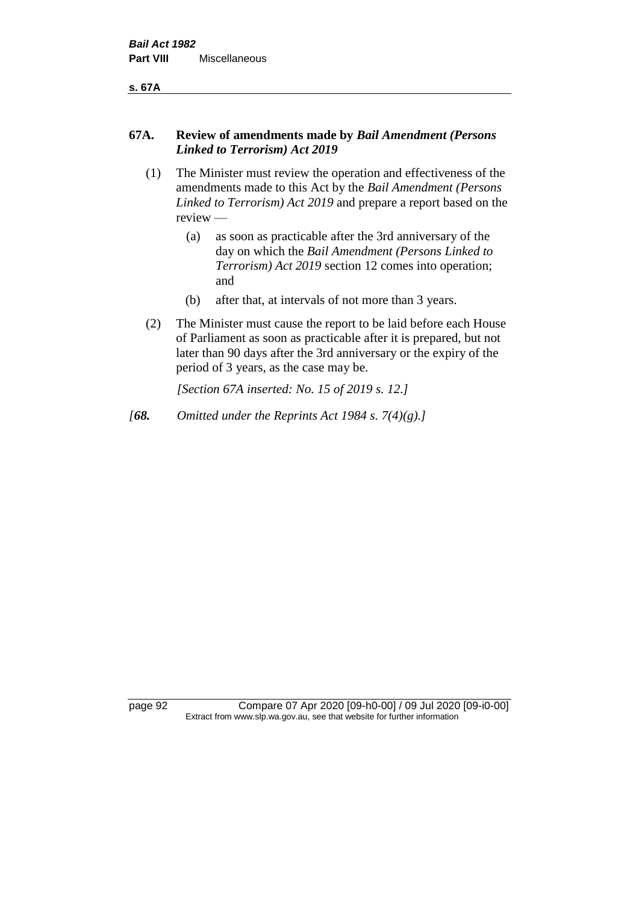## 67A. Review of amendments made by *Bail Amendment (Persons Linked to Terrorism) Act 2019*

(1) The Minister must review the operation and effectiveness of the amendments made to this Act by the *Bail Amendment (Persons Linked to Terrorism) Act 2019* and prepare a report based on the review —

- (a) as soon as practicable after the 3rd anniversary of the day on which the *Bail Amendment (Persons Linked to Terrorism) Act 2019* section 12 comes into operation; and
- (b) after that, at intervals of not more than 3 years.

(2) The Minister must cause the report to be laid before each House of Parliament as soon as practicable after it is prepared, but not later than 90 days after the 3rd anniversary or the expiry of the period of 3 years, as the case may be.

*[Section 67A inserted: No. 15 of 2019 s. 12.]*

*[**68.** Omitted under the Reprints Act 1984 s. 7(4)(g).]*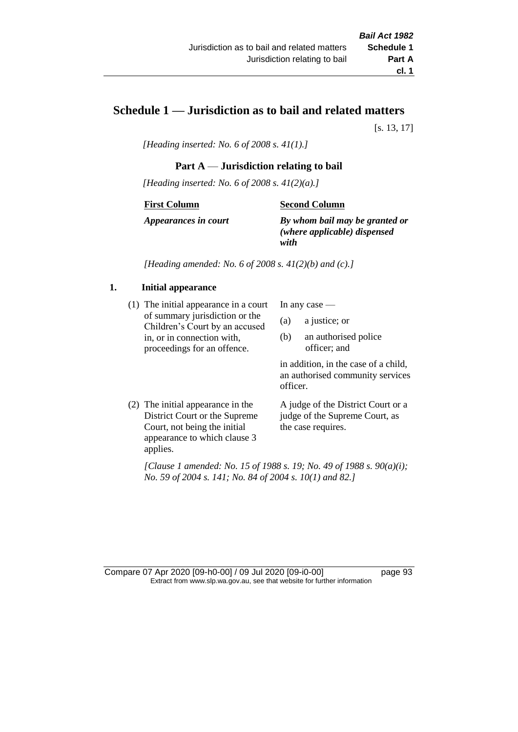# Schedule 1 — Jurisdiction as to bail and related matters

[s. 13, 17]

*[Heading inserted: No. 6 of 2008 s. 41(1).]*

## Part A — Jurisdiction relating to bail

*[Heading inserted: No. 6 of 2008 s. 41(2)(a).]*

| First Column | Second Column |
|---|---|
| ***Appearances in court*** | ***By whom bail may be granted or (where applicable) dispensed with*** |

*[Heading amended: No. 6 of 2008 s. 41(2)(b) and (c).]*

### 1. Initial appearance

| First Column | Second Column |
|---|---|
| (1) The initial appearance in a court of summary jurisdiction or the Children's Court by an accused in, or in connection with, proceedings for an offence. | In any case — (a) a justice; or (b) an authorised police officer; and in addition, in the case of a child, an authorised community services officer. |
| (2) The initial appearance in the District Court or the Supreme Court, not being the initial appearance to which clause 3 applies. | A judge of the District Court or a judge of the Supreme Court, as the case requires. |

*[Clause 1 amended: No. 15 of 1988 s. 19; No. 49 of 1988 s. 90(a)(i); No. 59 of 2004 s. 141; No. 84 of 2004 s. 10(1) and 82.]*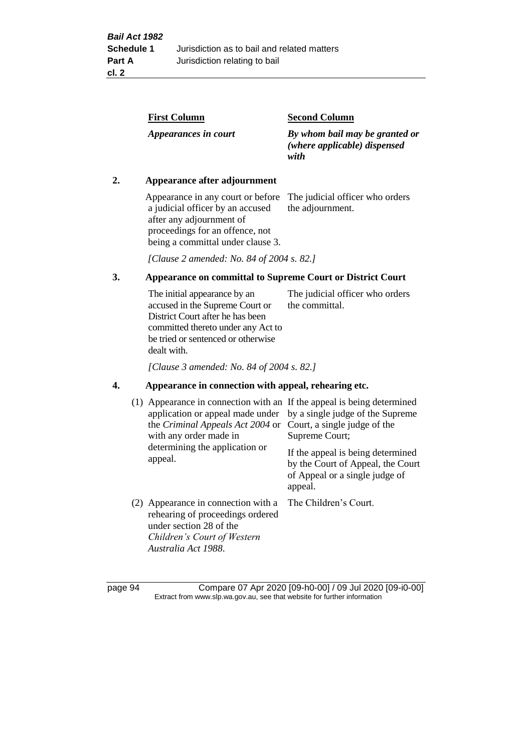| First Column | Second Column |
| --- | --- |
| *Appearances in court* | *By whom bail may be granted or (where applicable) dispensed with* |

**2. Appearance after adjournment**

| | |
| --- | --- |
| Appearance in any court or before a judicial officer by an accused after any adjournment of proceedings for an offence, not being a committal under clause 3. | The judicial officer who orders the adjournment. |

*[Clause 2 amended: No. 84 of 2004 s. 82.]*

**3. Appearance on committal to Supreme Court or District Court**

| | |
| --- | --- |
| The initial appearance by an accused in the Supreme Court or District Court after he has been committed thereto under any Act to be tried or sentenced or otherwise dealt with. | The judicial officer who orders the committal. |

*[Clause 3 amended: No. 84 of 2004 s. 82.]*

**4. Appearance in connection with appeal, rehearing etc.**

| | |
| --- | --- |
| (1) Appearance in connection with an application or appeal made under the *Criminal Appeals Act 2004* or with any order made in determining the application or appeal. | If the appeal is being determined by a single judge of the Supreme Court, a single judge of the Supreme Court; If the appeal is being determined by the Court of Appeal, the Court of Appeal or a single judge of appeal. |
| (2) Appearance in connection with a rehearing of proceedings ordered under section 28 of the *Children's Court of Western Australia Act 1988*. | The Children's Court. |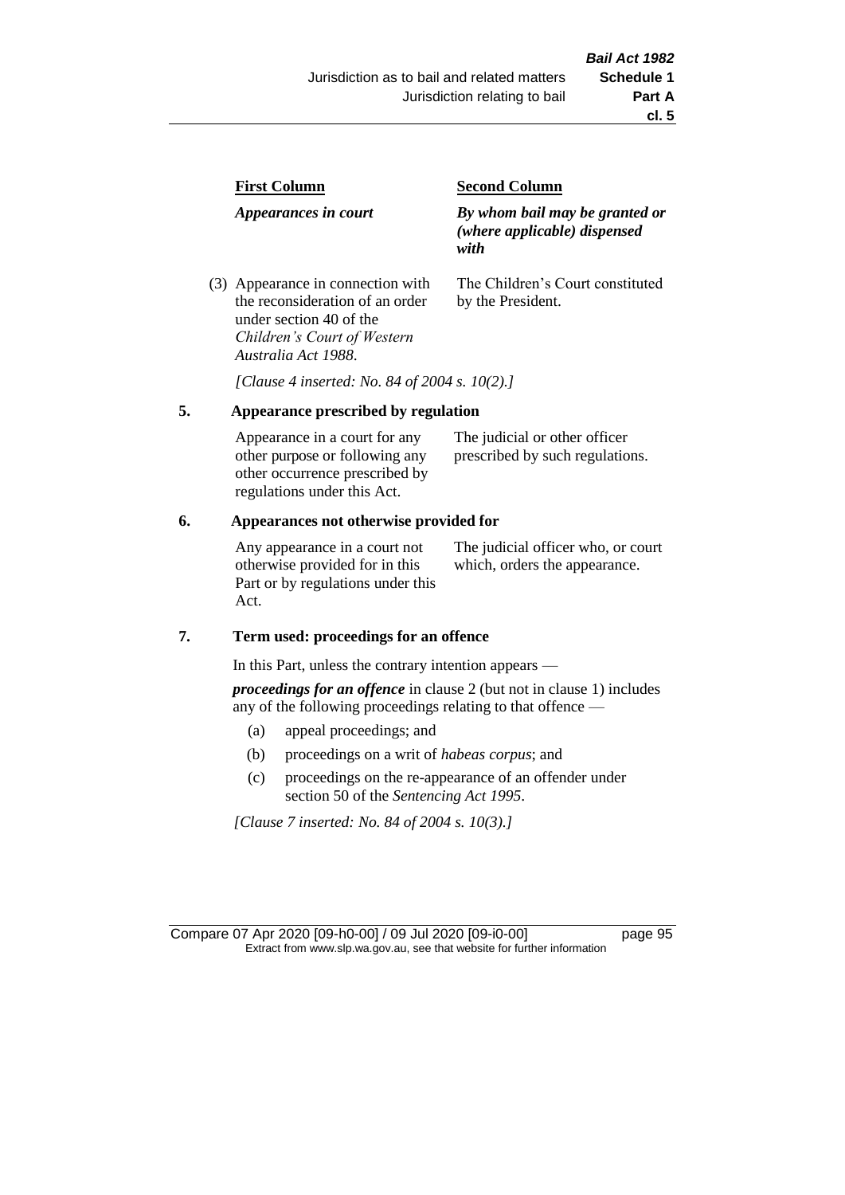| First Column | Second Column |
| --- | --- |
| *Appearances in court* | *By whom bail may be granted or (where applicable) dispensed with* |
| (3) Appearance in connection with the reconsideration of an order under section 40 of the *Children's Court of Western Australia Act 1988*. | The Children's Court constituted by the President. |

*[Clause 4 inserted: No. 84 of 2004 s. 10(2).]*

### 5. Appearance prescribed by regulation

| | |
| --- | --- |
| Appearance in a court for any other purpose or following any other occurrence prescribed by regulations under this Act. | The judicial or other officer prescribed by such regulations. |

### 6. Appearances not otherwise provided for

| | |
| --- | --- |
| Any appearance in a court not otherwise provided for in this Part or by regulations under this Act. | The judicial officer who, or court which, orders the appearance. |

### 7. Term used: proceedings for an offence

In this Part, unless the contrary intention appears —

***proceedings for an offence*** in clause 2 (but not in clause 1) includes any of the following proceedings relating to that offence —

(a) appeal proceedings; and

(b) proceedings on a writ of *habeas corpus*; and

(c) proceedings on the re-appearance of an offender under section 50 of the *Sentencing Act 1995*.

*[Clause 7 inserted: No. 84 of 2004 s. 10(3).]*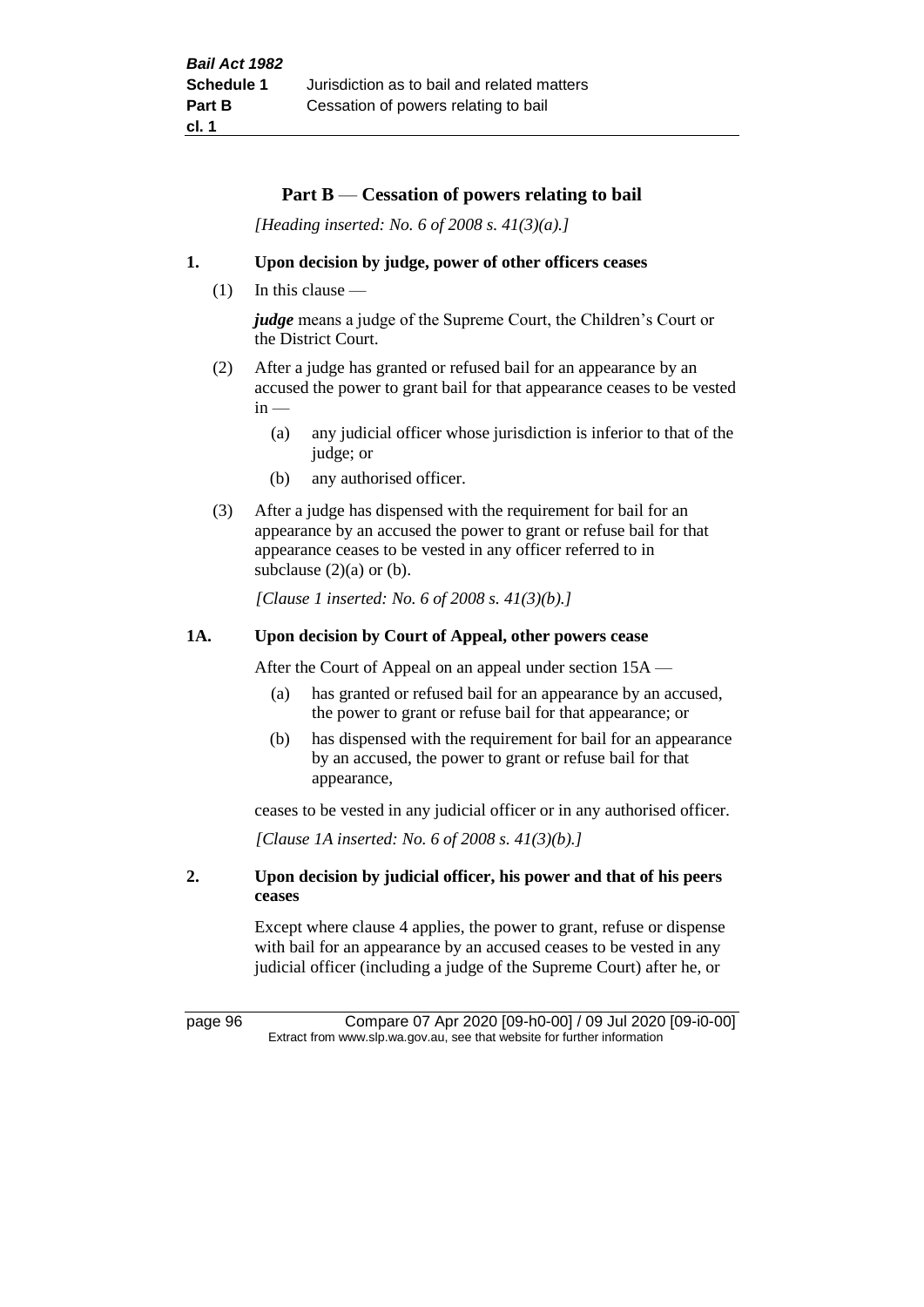## Part B — Cessation of powers relating to bail

*[Heading inserted: No. 6 of 2008 s. 41(3)(a).]*

### 1. Upon decision by judge, power of other officers ceases

(1) In this clause —

***judge*** means a judge of the Supreme Court, the Children's Court or the District Court.

(2) After a judge has granted or refused bail for an appearance by an accused the power to grant bail for that appearance ceases to be vested in —

- (a) any judicial officer whose jurisdiction is inferior to that of the judge; or
- (b) any authorised officer.

(3) After a judge has dispensed with the requirement for bail for an appearance by an accused the power to grant or refuse bail for that appearance ceases to be vested in any officer referred to in subclause (2)(a) or (b).

*[Clause 1 inserted: No. 6 of 2008 s. 41(3)(b).]*

### 1A. Upon decision by Court of Appeal, other powers cease

After the Court of Appeal on an appeal under section 15A —

- (a) has granted or refused bail for an appearance by an accused, the power to grant or refuse bail for that appearance; or
- (b) has dispensed with the requirement for bail for an appearance by an accused, the power to grant or refuse bail for that appearance,

ceases to be vested in any judicial officer or in any authorised officer.

*[Clause 1A inserted: No. 6 of 2008 s. 41(3)(b).]*

### 2. Upon decision by judicial officer, his power and that of his peers ceases

Except where clause 4 applies, the power to grant, refuse or dispense with bail for an appearance by an accused ceases to be vested in any judicial officer (including a judge of the Supreme Court) after he, or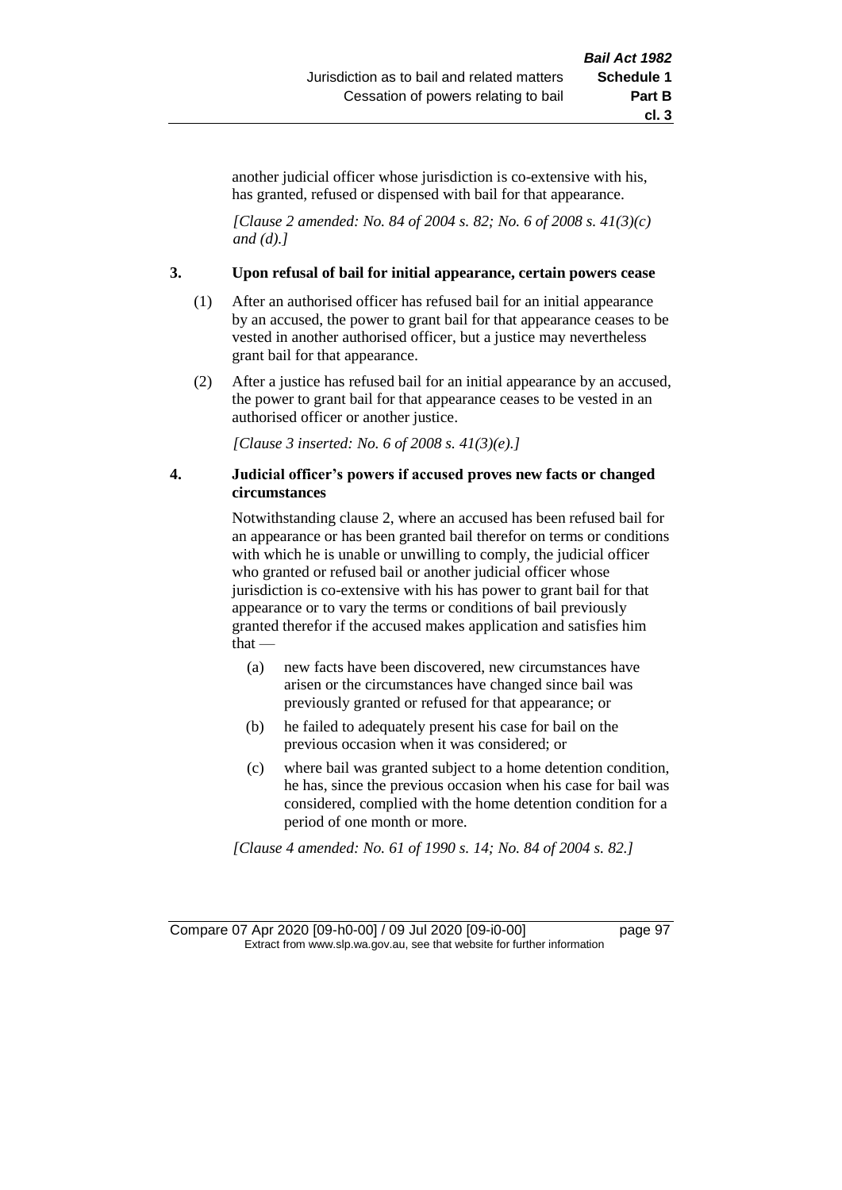another judicial officer whose jurisdiction is co-extensive with his, has granted, refused or dispensed with bail for that appearance.

*[Clause 2 amended: No. 84 of 2004 s. 82; No. 6 of 2008 s. 41(3)(c) and (d).]*

**3. Upon refusal of bail for initial appearance, certain powers cease**

(1) After an authorised officer has refused bail for an initial appearance by an accused, the power to grant bail for that appearance ceases to be vested in another authorised officer, but a justice may nevertheless grant bail for that appearance.

(2) After a justice has refused bail for an initial appearance by an accused, the power to grant bail for that appearance ceases to be vested in an authorised officer or another justice.

*[Clause 3 inserted: No. 6 of 2008 s. 41(3)(e).]*

**4. Judicial officer's powers if accused proves new facts or changed circumstances**

Notwithstanding clause 2, where an accused has been refused bail for an appearance or has been granted bail therefor on terms or conditions with which he is unable or unwilling to comply, the judicial officer who granted or refused bail or another judicial officer whose jurisdiction is co-extensive with his has power to grant bail for that appearance or to vary the terms or conditions of bail previously granted therefor if the accused makes application and satisfies him that —

(a) new facts have been discovered, new circumstances have arisen or the circumstances have changed since bail was previously granted or refused for that appearance; or

(b) he failed to adequately present his case for bail on the previous occasion when it was considered; or

(c) where bail was granted subject to a home detention condition, he has, since the previous occasion when his case for bail was considered, complied with the home detention condition for a period of one month or more.

*[Clause 4 amended: No. 61 of 1990 s. 14; No. 84 of 2004 s. 82.]*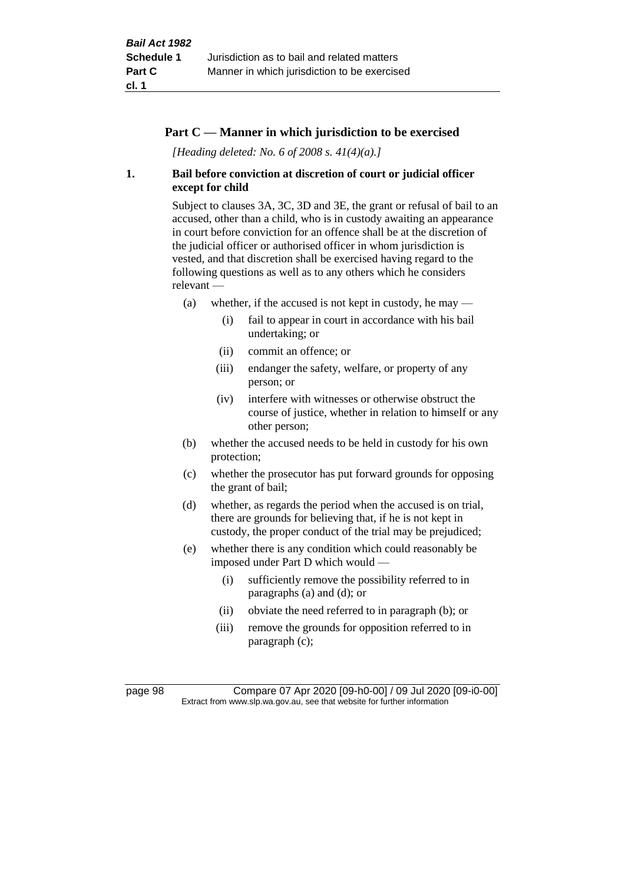## Part C — Manner in which jurisdiction to be exercised

*[Heading deleted: No. 6 of 2008 s. 41(4)(a).]*

### 1. Bail before conviction at discretion of court or judicial officer except for child

Subject to clauses 3A, 3C, 3D and 3E, the grant or refusal of bail to an accused, other than a child, who is in custody awaiting an appearance in court before conviction for an offence shall be at the discretion of the judicial officer or authorised officer in whom jurisdiction is vested, and that discretion shall be exercised having regard to the following questions as well as to any others which he considers relevant —

- (a) whether, if the accused is not kept in custody, he may —
  - (i) fail to appear in court in accordance with his bail undertaking; or
  - (ii) commit an offence; or
  - (iii) endanger the safety, welfare, or property of any person; or
  - (iv) interfere with witnesses or otherwise obstruct the course of justice, whether in relation to himself or any other person;
- (b) whether the accused needs to be held in custody for his own protection;
- (c) whether the prosecutor has put forward grounds for opposing the grant of bail;
- (d) whether, as regards the period when the accused is on trial, there are grounds for believing that, if he is not kept in custody, the proper conduct of the trial may be prejudiced;
- (e) whether there is any condition which could reasonably be imposed under Part D which would —
  - (i) sufficiently remove the possibility referred to in paragraphs (a) and (d); or
  - (ii) obviate the need referred to in paragraph (b); or
  - (iii) remove the grounds for opposition referred to in paragraph (c);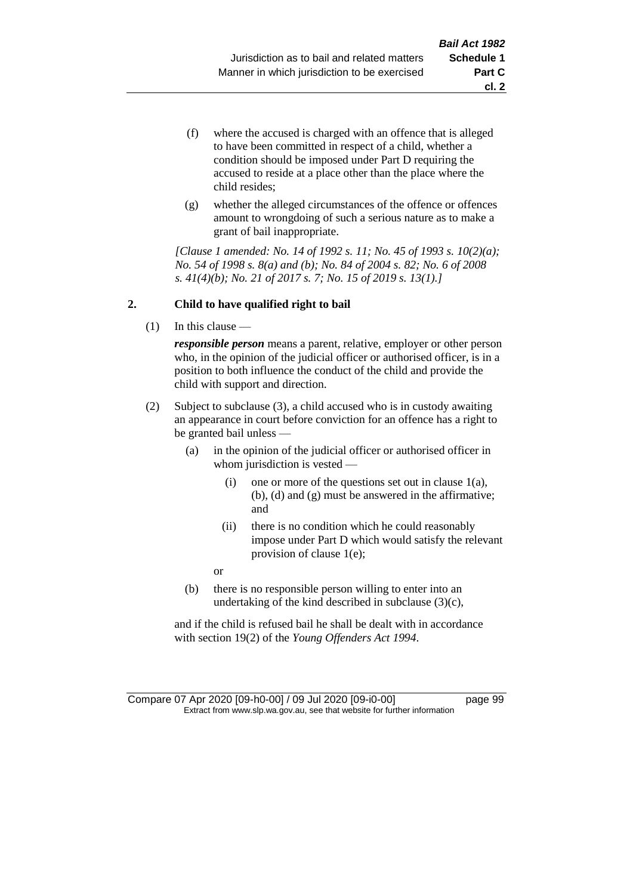(f) where the accused is charged with an offence that is alleged to have been committed in respect of a child, whether a condition should be imposed under Part D requiring the accused to reside at a place other than the place where the child resides;

(g) whether the alleged circumstances of the offence or offences amount to wrongdoing of such a serious nature as to make a grant of bail inappropriate.

*[Clause 1 amended: No. 14 of 1992 s. 11; No. 45 of 1993 s. 10(2)(a); No. 54 of 1998 s. 8(a) and (b); No. 84 of 2004 s. 82; No. 6 of 2008 s. 41(4)(b); No. 21 of 2017 s. 7; No. 15 of 2019 s. 13(1).]*

**2. Child to have qualified right to bail**

(1) In this clause —

***responsible person*** means a parent, relative, employer or other person who, in the opinion of the judicial officer or authorised officer, is in a position to both influence the conduct of the child and provide the child with support and direction.

(2) Subject to subclause (3), a child accused who is in custody awaiting an appearance in court before conviction for an offence has a right to be granted bail unless —

(a) in the opinion of the judicial officer or authorised officer in whom jurisdiction is vested —

(i) one or more of the questions set out in clause 1(a), (b), (d) and (g) must be answered in the affirmative; and

(ii) there is no condition which he could reasonably impose under Part D which would satisfy the relevant provision of clause 1(e);

or

(b) there is no responsible person willing to enter into an undertaking of the kind described in subclause (3)(c),

and if the child is refused bail he shall be dealt with in accordance with section 19(2) of the *Young Offenders Act 1994*.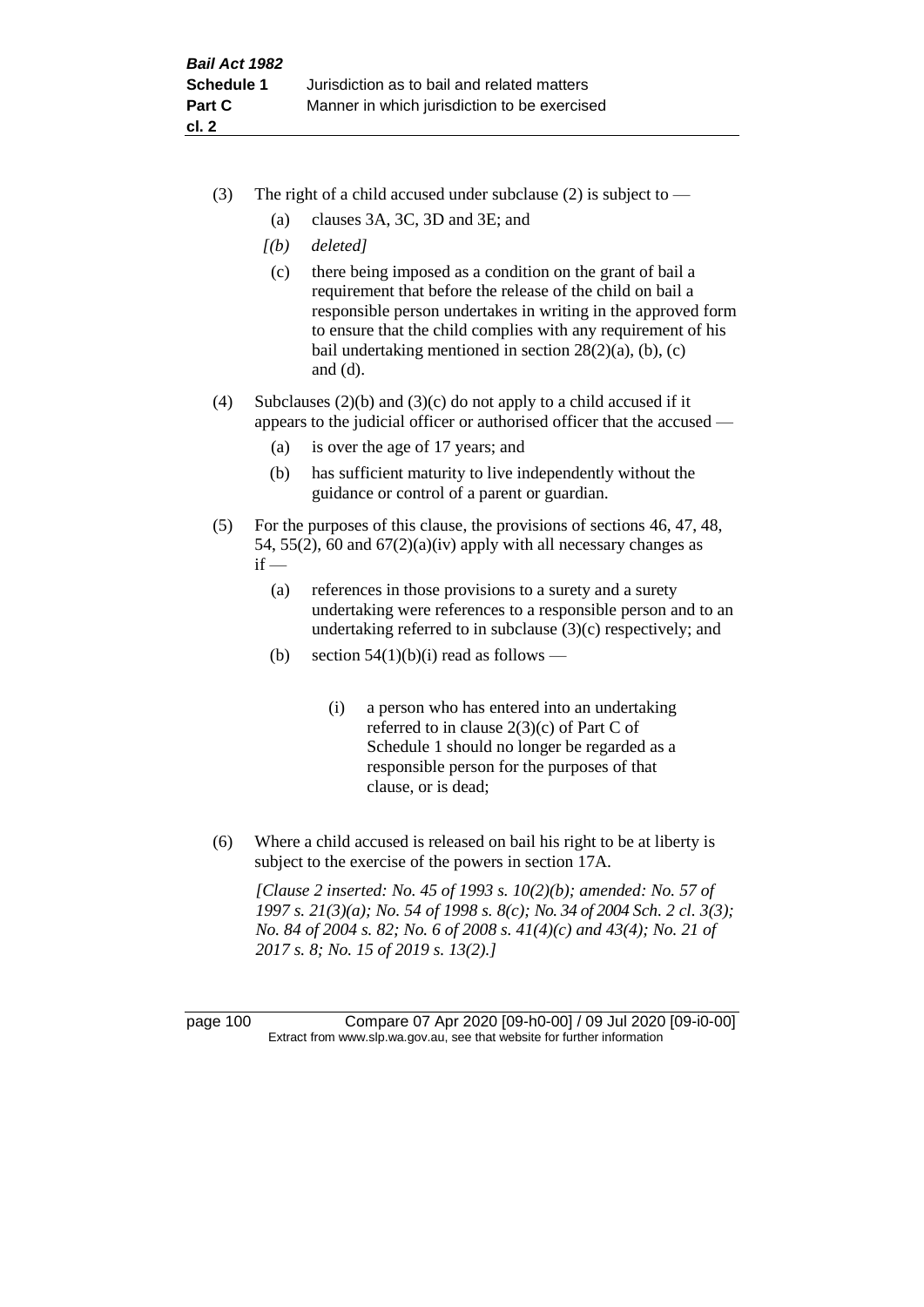(3) The right of a child accused under subclause (2) is subject to —

   (a) clauses 3A, 3C, 3D and 3E; and

   *[(b) deleted]*

   (c) there being imposed as a condition on the grant of bail a requirement that before the release of the child on bail a responsible person undertakes in writing in the approved form to ensure that the child complies with any requirement of his bail undertaking mentioned in section 28(2)(a), (b), (c) and (d).

(4) Subclauses (2)(b) and (3)(c) do not apply to a child accused if it appears to the judicial officer or authorised officer that the accused —

   (a) is over the age of 17 years; and

   (b) has sufficient maturity to live independently without the guidance or control of a parent or guardian.

(5) For the purposes of this clause, the provisions of sections 46, 47, 48, 54, 55(2), 60 and 67(2)(a)(iv) apply with all necessary changes as if —

   (a) references in those provisions to a surety and a surety undertaking were references to a responsible person and to an undertaking referred to in subclause (3)(c) respectively; and

   (b) section 54(1)(b)(i) read as follows —

      (i) a person who has entered into an undertaking referred to in clause 2(3)(c) of Part C of Schedule 1 should no longer be regarded as a responsible person for the purposes of that clause, or is dead;

(6) Where a child accused is released on bail his right to be at liberty is subject to the exercise of the powers in section 17A.

*[Clause 2 inserted: No. 45 of 1993 s. 10(2)(b); amended: No. 57 of 1997 s. 21(3)(a); No. 54 of 1998 s. 8(c); No. 34 of 2004 Sch. 2 cl. 3(3); No. 84 of 2004 s. 82; No. 6 of 2008 s. 41(4)(c) and 43(4); No. 21 of 2017 s. 8; No. 15 of 2019 s. 13(2).]*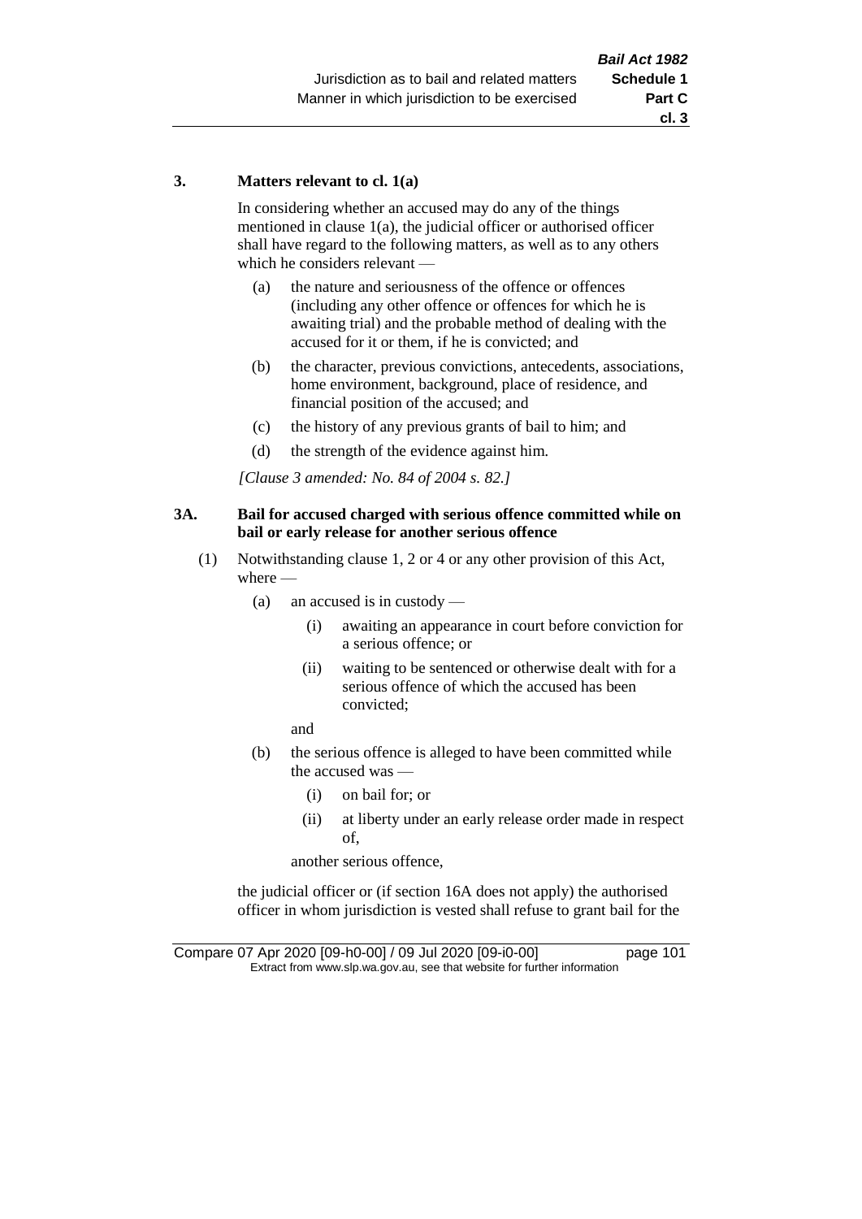**3. Matters relevant to cl. 1(a)**

In considering whether an accused may do any of the things mentioned in clause 1(a), the judicial officer or authorised officer shall have regard to the following matters, as well as to any others which he considers relevant —

(a) the nature and seriousness of the offence or offences (including any other offence or offences for which he is awaiting trial) and the probable method of dealing with the accused for it or them, if he is convicted; and

(b) the character, previous convictions, antecedents, associations, home environment, background, place of residence, and financial position of the accused; and

(c) the history of any previous grants of bail to him; and

(d) the strength of the evidence against him.

*[Clause 3 amended: No. 84 of 2004 s. 82.]*

**3A. Bail for accused charged with serious offence committed while on bail or early release for another serious offence**

(1) Notwithstanding clause 1, 2 or 4 or any other provision of this Act, where —

(a) an accused is in custody —

(i) awaiting an appearance in court before conviction for a serious offence; or

(ii) waiting to be sentenced or otherwise dealt with for a serious offence of which the accused has been convicted;

and

(b) the serious offence is alleged to have been committed while the accused was —

(i) on bail for; or

(ii) at liberty under an early release order made in respect of,

another serious offence,

the judicial officer or (if section 16A does not apply) the authorised officer in whom jurisdiction is vested shall refuse to grant bail for the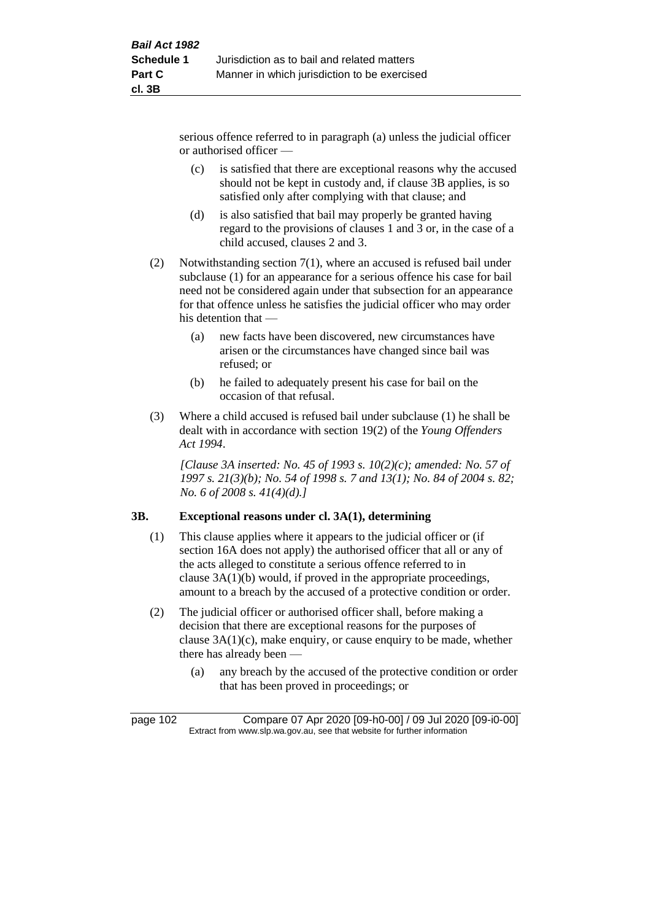serious offence referred to in paragraph (a) unless the judicial officer or authorised officer —

(c) is satisfied that there are exceptional reasons why the accused should not be kept in custody and, if clause 3B applies, is so satisfied only after complying with that clause; and

(d) is also satisfied that bail may properly be granted having regard to the provisions of clauses 1 and 3 or, in the case of a child accused, clauses 2 and 3.

(2) Notwithstanding section 7(1), where an accused is refused bail under subclause (1) for an appearance for a serious offence his case for bail need not be considered again under that subsection for an appearance for that offence unless he satisfies the judicial officer who may order his detention that —

(a) new facts have been discovered, new circumstances have arisen or the circumstances have changed since bail was refused; or

(b) he failed to adequately present his case for bail on the occasion of that refusal.

(3) Where a child accused is refused bail under subclause (1) he shall be dealt with in accordance with section 19(2) of the *Young Offenders Act 1994*.

*[Clause 3A inserted: No. 45 of 1993 s. 10(2)(c); amended: No. 57 of 1997 s. 21(3)(b); No. 54 of 1998 s. 7 and 13(1); No. 84 of 2004 s. 82; No. 6 of 2008 s. 41(4)(d).]*

### 3B. Exceptional reasons under cl. 3A(1), determining

(1) This clause applies where it appears to the judicial officer or (if section 16A does not apply) the authorised officer that all or any of the acts alleged to constitute a serious offence referred to in clause 3A(1)(b) would, if proved in the appropriate proceedings, amount to a breach by the accused of a protective condition or order.

(2) The judicial officer or authorised officer shall, before making a decision that there are exceptional reasons for the purposes of clause 3A(1)(c), make enquiry, or cause enquiry to be made, whether there has already been —

(a) any breach by the accused of the protective condition or order that has been proved in proceedings; or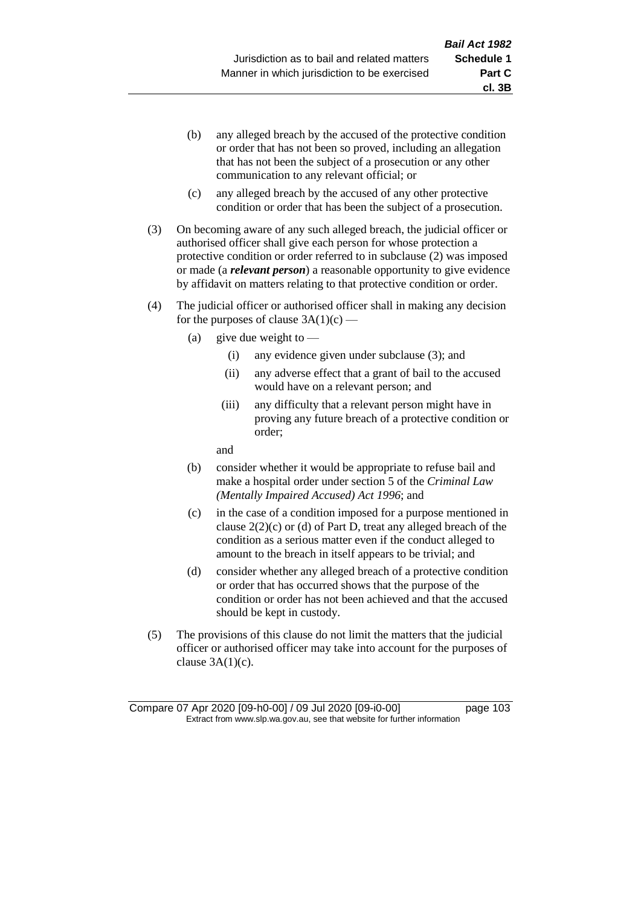(b) any alleged breach by the accused of the protective condition or order that has not been so proved, including an allegation that has not been the subject of a prosecution or any other communication to any relevant official; or

(c) any alleged breach by the accused of any other protective condition or order that has been the subject of a prosecution.

(3) On becoming aware of any such alleged breach, the judicial officer or authorised officer shall give each person for whose protection a protective condition or order referred to in subclause (2) was imposed or made (a ***relevant person***) a reasonable opportunity to give evidence by affidavit on matters relating to that protective condition or order.

(4) The judicial officer or authorised officer shall in making any decision for the purposes of clause 3A(1)(c) —

(a) give due weight to —

(i) any evidence given under subclause (3); and

(ii) any adverse effect that a grant of bail to the accused would have on a relevant person; and

(iii) any difficulty that a relevant person might have in proving any future breach of a protective condition or order;

and

(b) consider whether it would be appropriate to refuse bail and make a hospital order under section 5 of the *Criminal Law (Mentally Impaired Accused) Act 1996*; and

(c) in the case of a condition imposed for a purpose mentioned in clause 2(2)(c) or (d) of Part D, treat any alleged breach of the condition as a serious matter even if the conduct alleged to amount to the breach in itself appears to be trivial; and

(d) consider whether any alleged breach of a protective condition or order that has occurred shows that the purpose of the condition or order has not been achieved and that the accused should be kept in custody.

(5) The provisions of this clause do not limit the matters that the judicial officer or authorised officer may take into account for the purposes of clause 3A(1)(c).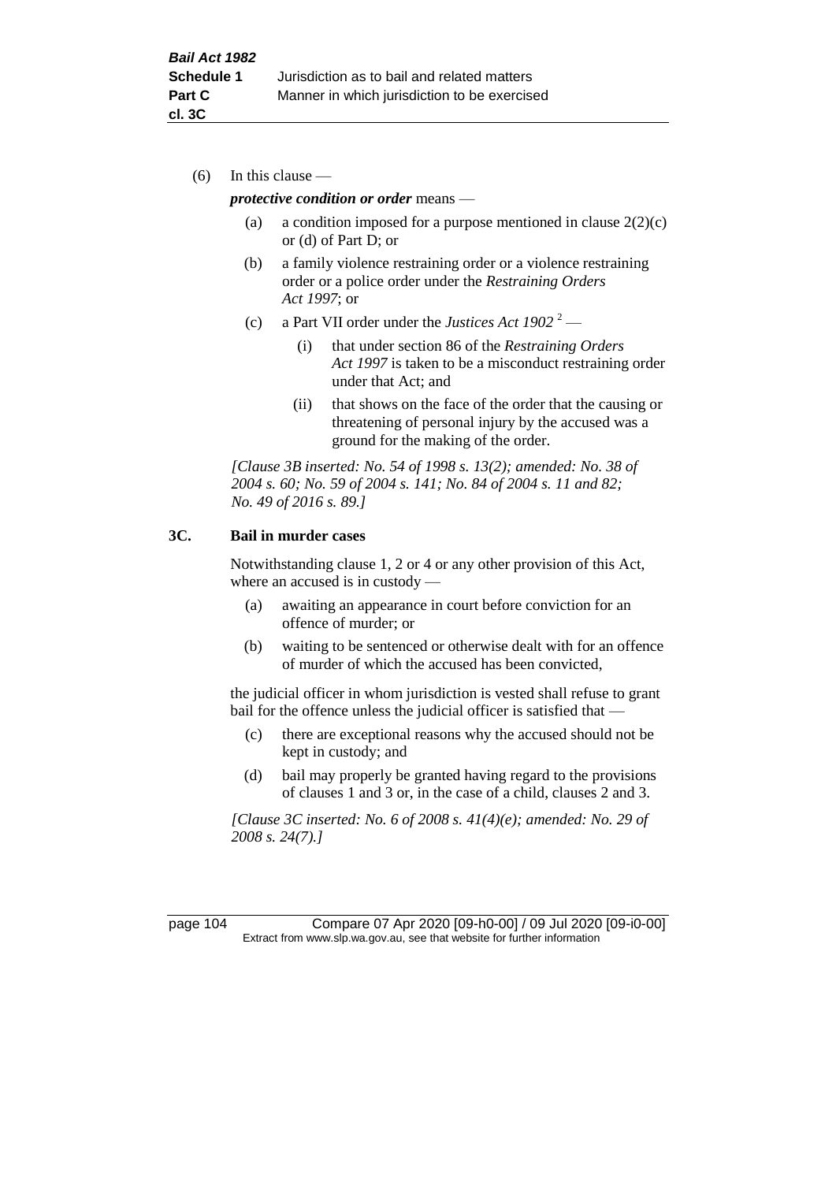(6) In this clause —

*protective condition or order* means —

(a) a condition imposed for a purpose mentioned in clause 2(2)(c) or (d) of Part D; or

(b) a family violence restraining order or a violence restraining order or a police order under the *Restraining Orders Act 1997*; or

(c) a Part VII order under the *Justices Act 1902* [2] —

(i) that under section 86 of the *Restraining Orders Act 1997* is taken to be a misconduct restraining order under that Act; and

(ii) that shows on the face of the order that the causing or threatening of personal injury by the accused was a ground for the making of the order.

*[Clause 3B inserted: No. 54 of 1998 s. 13(2); amended: No. 38 of 2004 s. 60; No. 59 of 2004 s. 141; No. 84 of 2004 s. 11 and 82; No. 49 of 2016 s. 89.]*

### 3C. Bail in murder cases

Notwithstanding clause 1, 2 or 4 or any other provision of this Act, where an accused is in custody —

(a) awaiting an appearance in court before conviction for an offence of murder; or

(b) waiting to be sentenced or otherwise dealt with for an offence of murder of which the accused has been convicted,

the judicial officer in whom jurisdiction is vested shall refuse to grant bail for the offence unless the judicial officer is satisfied that —

(c) there are exceptional reasons why the accused should not be kept in custody; and

(d) bail may properly be granted having regard to the provisions of clauses 1 and 3 or, in the case of a child, clauses 2 and 3.

*[Clause 3C inserted: No. 6 of 2008 s. 41(4)(e); amended: No. 29 of 2008 s. 24(7).]*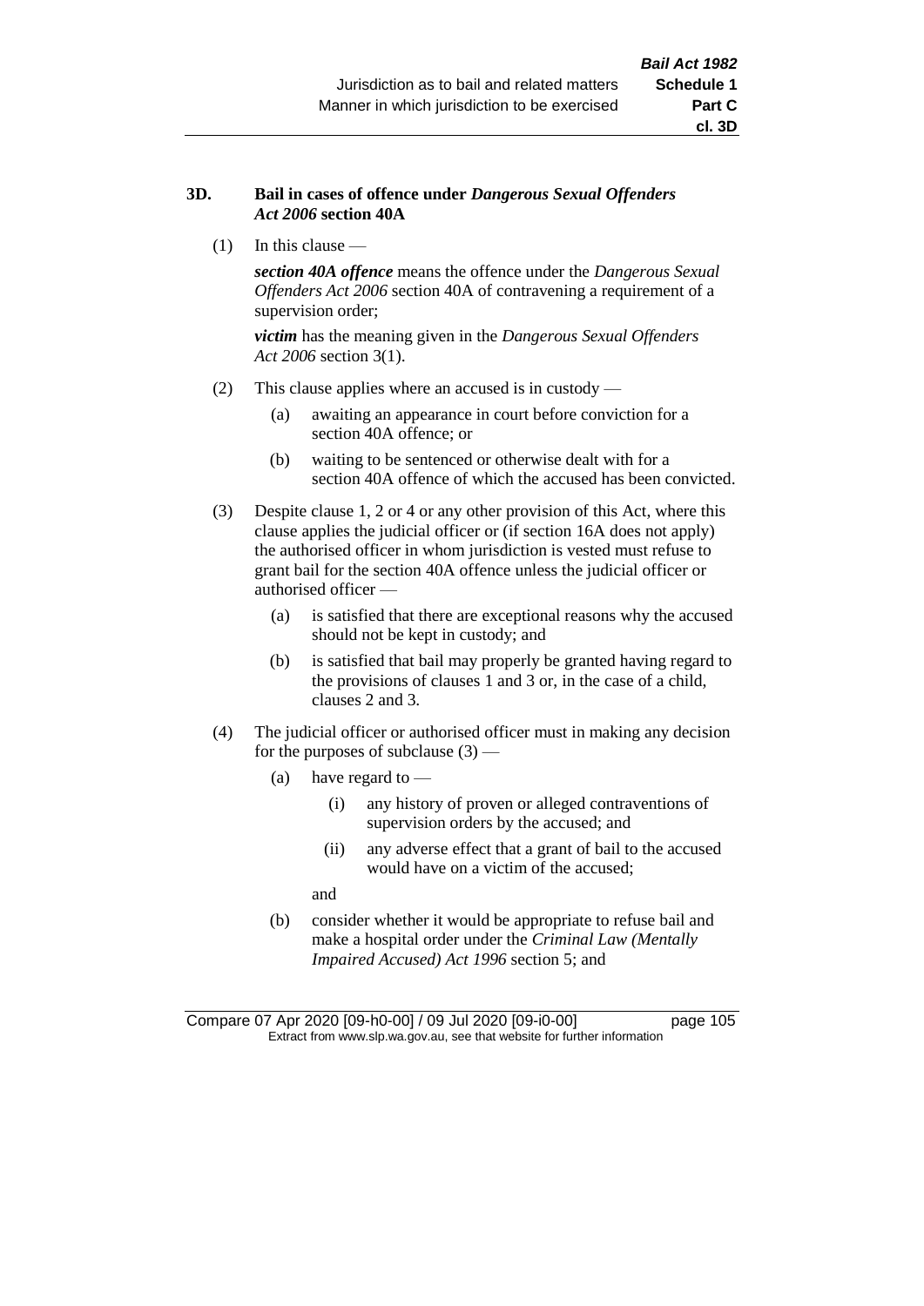**3D. Bail in cases of offence under *Dangerous Sexual Offenders Act 2006* section 40A**

(1) In this clause —

***section 40A offence*** means the offence under the *Dangerous Sexual Offenders Act 2006* section 40A of contravening a requirement of a supervision order;

***victim*** has the meaning given in the *Dangerous Sexual Offenders Act 2006* section 3(1).

(2) This clause applies where an accused is in custody —

(a) awaiting an appearance in court before conviction for a section 40A offence; or

(b) waiting to be sentenced or otherwise dealt with for a section 40A offence of which the accused has been convicted.

(3) Despite clause 1, 2 or 4 or any other provision of this Act, where this clause applies the judicial officer or (if section 16A does not apply) the authorised officer in whom jurisdiction is vested must refuse to grant bail for the section 40A offence unless the judicial officer or authorised officer —

(a) is satisfied that there are exceptional reasons why the accused should not be kept in custody; and

(b) is satisfied that bail may properly be granted having regard to the provisions of clauses 1 and 3 or, in the case of a child, clauses 2 and 3.

(4) The judicial officer or authorised officer must in making any decision for the purposes of subclause (3) —

(a) have regard to —

(i) any history of proven or alleged contraventions of supervision orders by the accused; and

(ii) any adverse effect that a grant of bail to the accused would have on a victim of the accused;

and

(b) consider whether it would be appropriate to refuse bail and make a hospital order under the *Criminal Law (Mentally Impaired Accused) Act 1996* section 5; and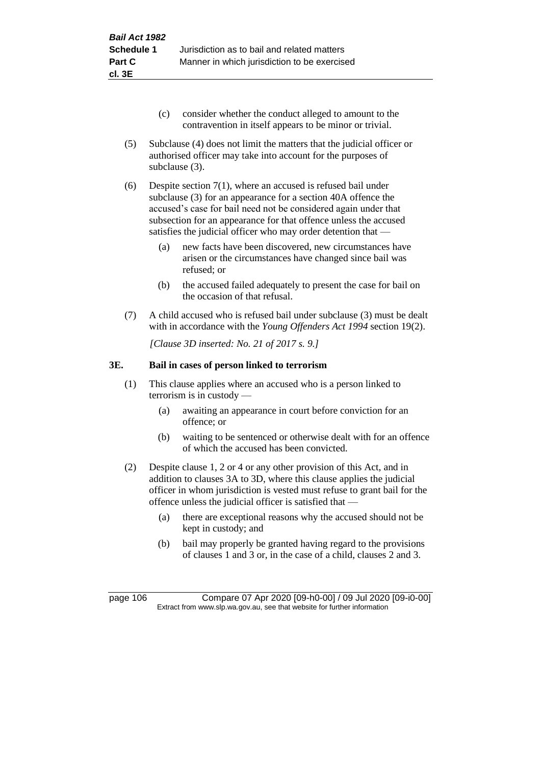(c) consider whether the conduct alleged to amount to the contravention in itself appears to be minor or trivial.

(5) Subclause (4) does not limit the matters that the judicial officer or authorised officer may take into account for the purposes of subclause (3).

(6) Despite section 7(1), where an accused is refused bail under subclause (3) for an appearance for a section 40A offence the accused's case for bail need not be considered again under that subsection for an appearance for that offence unless the accused satisfies the judicial officer who may order detention that —

(a) new facts have been discovered, new circumstances have arisen or the circumstances have changed since bail was refused; or

(b) the accused failed adequately to present the case for bail on the occasion of that refusal.

(7) A child accused who is refused bail under subclause (3) must be dealt with in accordance with the *Young Offenders Act 1994* section 19(2).

*[Clause 3D inserted: No. 21 of 2017 s. 9.]*

### 3E. Bail in cases of person linked to terrorism

(1) This clause applies where an accused who is a person linked to terrorism is in custody —

(a) awaiting an appearance in court before conviction for an offence; or

(b) waiting to be sentenced or otherwise dealt with for an offence of which the accused has been convicted.

(2) Despite clause 1, 2 or 4 or any other provision of this Act, and in addition to clauses 3A to 3D, where this clause applies the judicial officer in whom jurisdiction is vested must refuse to grant bail for the offence unless the judicial officer is satisfied that —

(a) there are exceptional reasons why the accused should not be kept in custody; and

(b) bail may properly be granted having regard to the provisions of clauses 1 and 3 or, in the case of a child, clauses 2 and 3.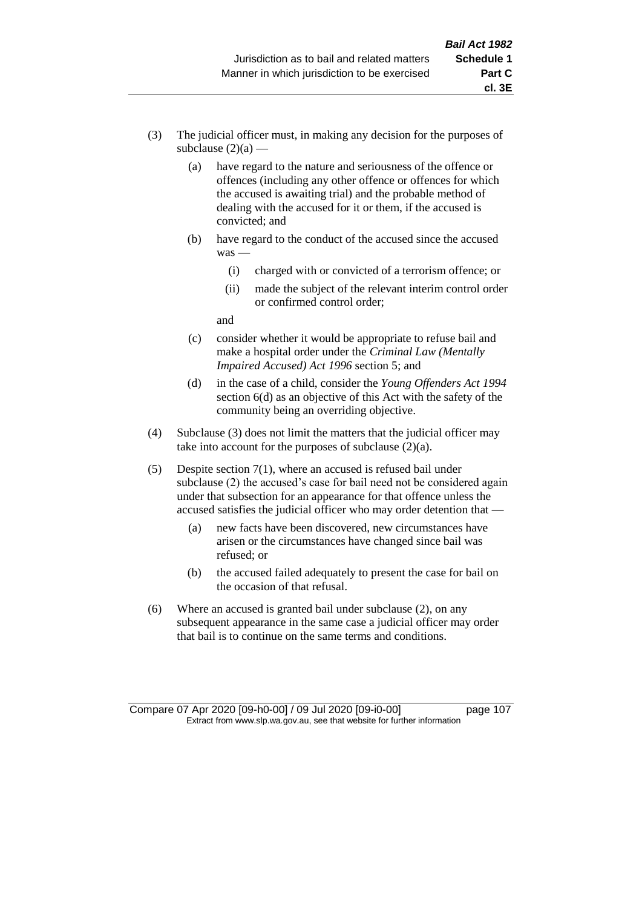(3) The judicial officer must, in making any decision for the purposes of subclause (2)(a) —

   (a) have regard to the nature and seriousness of the offence or offences (including any other offence or offences for which the accused is awaiting trial) and the probable method of dealing with the accused for it or them, if the accused is convicted; and

   (b) have regard to the conduct of the accused since the accused was —

      (i) charged with or convicted of a terrorism offence; or

      (ii) made the subject of the relevant interim control order or confirmed control order;

   and

   (c) consider whether it would be appropriate to refuse bail and make a hospital order under the *Criminal Law (Mentally Impaired Accused) Act 1996* section 5; and

   (d) in the case of a child, consider the *Young Offenders Act 1994* section 6(d) as an objective of this Act with the safety of the community being an overriding objective.

(4) Subclause (3) does not limit the matters that the judicial officer may take into account for the purposes of subclause (2)(a).

(5) Despite section 7(1), where an accused is refused bail under subclause (2) the accused's case for bail need not be considered again under that subsection for an appearance for that offence unless the accused satisfies the judicial officer who may order detention that —

   (a) new facts have been discovered, new circumstances have arisen or the circumstances have changed since bail was refused; or

   (b) the accused failed adequately to present the case for bail on the occasion of that refusal.

(6) Where an accused is granted bail under subclause (2), on any subsequent appearance in the same case a judicial officer may order that bail is to continue on the same terms and conditions.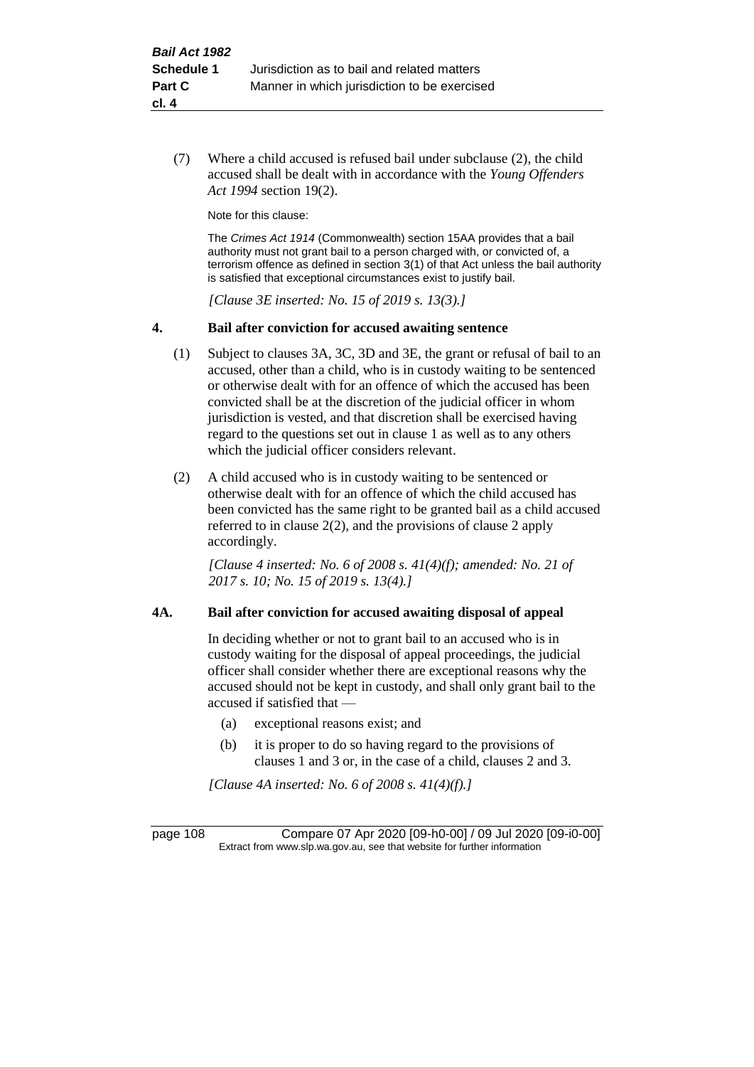(7) Where a child accused is refused bail under subclause (2), the child accused shall be dealt with in accordance with the *Young Offenders Act 1994* section 19(2).

Note for this clause:

The *Crimes Act 1914* (Commonwealth) section 15AA provides that a bail authority must not grant bail to a person charged with, or convicted of, a terrorism offence as defined in section 3(1) of that Act unless the bail authority is satisfied that exceptional circumstances exist to justify bail.

*[Clause 3E inserted: No. 15 of 2019 s. 13(3).]*

### 4. Bail after conviction for accused awaiting sentence

(1) Subject to clauses 3A, 3C, 3D and 3E, the grant or refusal of bail to an accused, other than a child, who is in custody waiting to be sentenced or otherwise dealt with for an offence of which the accused has been convicted shall be at the discretion of the judicial officer in whom jurisdiction is vested, and that discretion shall be exercised having regard to the questions set out in clause 1 as well as to any others which the judicial officer considers relevant.

(2) A child accused who is in custody waiting to be sentenced or otherwise dealt with for an offence of which the child accused has been convicted has the same right to be granted bail as a child accused referred to in clause 2(2), and the provisions of clause 2 apply accordingly.

*[Clause 4 inserted: No. 6 of 2008 s. 41(4)(f); amended: No. 21 of 2017 s. 10; No. 15 of 2019 s. 13(4).]*

### 4A. Bail after conviction for accused awaiting disposal of appeal

In deciding whether or not to grant bail to an accused who is in custody waiting for the disposal of appeal proceedings, the judicial officer shall consider whether there are exceptional reasons why the accused should not be kept in custody, and shall only grant bail to the accused if satisfied that —

(a) exceptional reasons exist; and

(b) it is proper to do so having regard to the provisions of clauses 1 and 3 or, in the case of a child, clauses 2 and 3.

*[Clause 4A inserted: No. 6 of 2008 s. 41(4)(f).]*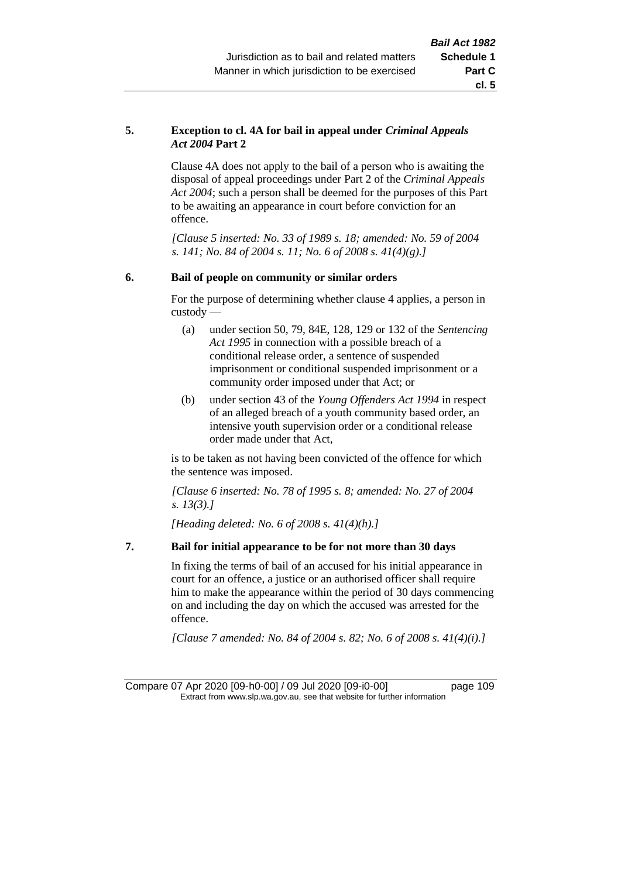**5. Exception to cl. 4A for bail in appeal under *Criminal Appeals Act 2004* Part 2**

Clause 4A does not apply to the bail of a person who is awaiting the disposal of appeal proceedings under Part 2 of the *Criminal Appeals Act 2004*; such a person shall be deemed for the purposes of this Part to be awaiting an appearance in court before conviction for an offence.

*[Clause 5 inserted: No. 33 of 1989 s. 18; amended: No. 59 of 2004 s. 141; No. 84 of 2004 s. 11; No. 6 of 2008 s. 41(4)(g).]*

**6. Bail of people on community or similar orders**

For the purpose of determining whether clause 4 applies, a person in custody —

(a) under section 50, 79, 84E, 128, 129 or 132 of the *Sentencing Act 1995* in connection with a possible breach of a conditional release order, a sentence of suspended imprisonment or conditional suspended imprisonment or a community order imposed under that Act; or

(b) under section 43 of the *Young Offenders Act 1994* in respect of an alleged breach of a youth community based order, an intensive youth supervision order or a conditional release order made under that Act,

is to be taken as not having been convicted of the offence for which the sentence was imposed.

*[Clause 6 inserted: No. 78 of 1995 s. 8; amended: No. 27 of 2004 s. 13(3).]*

*[Heading deleted: No. 6 of 2008 s. 41(4)(h).]*

**7. Bail for initial appearance to be for not more than 30 days**

In fixing the terms of bail of an accused for his initial appearance in court for an offence, a justice or an authorised officer shall require him to make the appearance within the period of 30 days commencing on and including the day on which the accused was arrested for the offence.

*[Clause 7 amended: No. 84 of 2004 s. 82; No. 6 of 2008 s. 41(4)(i).]*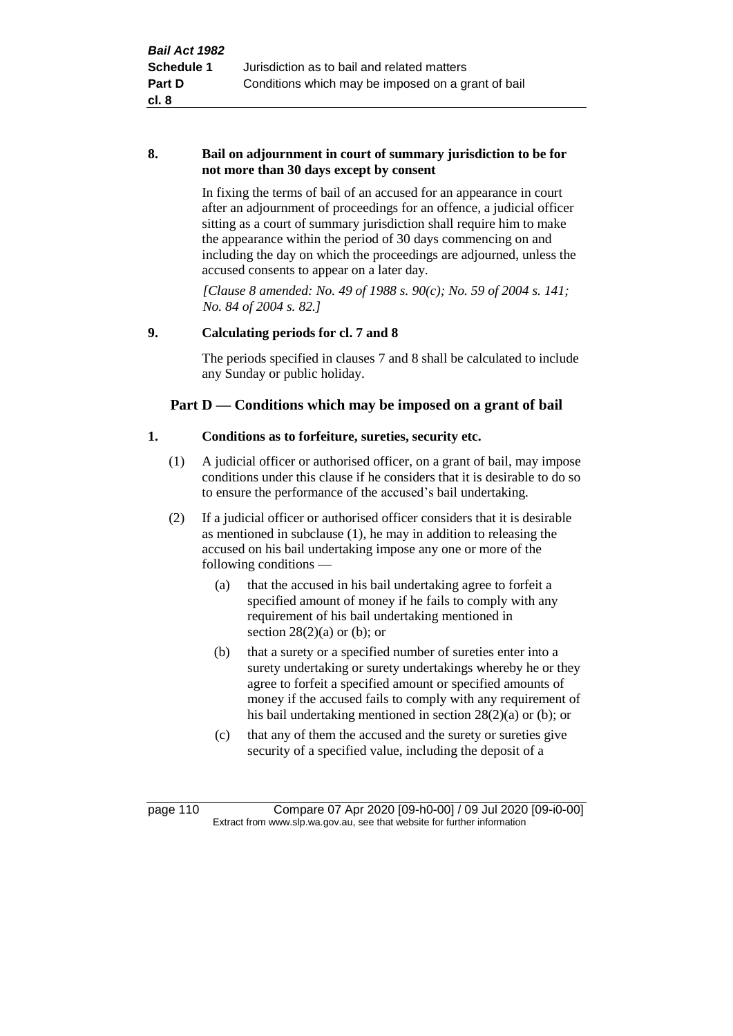**8. Bail on adjournment in court of summary jurisdiction to be for not more than 30 days except by consent**

In fixing the terms of bail of an accused for an appearance in court after an adjournment of proceedings for an offence, a judicial officer sitting as a court of summary jurisdiction shall require him to make the appearance within the period of 30 days commencing on and including the day on which the proceedings are adjourned, unless the accused consents to appear on a later day.

*[Clause 8 amended: No. 49 of 1988 s. 90(c); No. 59 of 2004 s. 141; No. 84 of 2004 s. 82.]*

**9. Calculating periods for cl. 7 and 8**

The periods specified in clauses 7 and 8 shall be calculated to include any Sunday or public holiday.

## Part D — Conditions which may be imposed on a grant of bail

**1. Conditions as to forfeiture, sureties, security etc.**

(1) A judicial officer or authorised officer, on a grant of bail, may impose conditions under this clause if he considers that it is desirable to do so to ensure the performance of the accused's bail undertaking.

(2) If a judicial officer or authorised officer considers that it is desirable as mentioned in subclause (1), he may in addition to releasing the accused on his bail undertaking impose any one or more of the following conditions —

(a) that the accused in his bail undertaking agree to forfeit a specified amount of money if he fails to comply with any requirement of his bail undertaking mentioned in section 28(2)(a) or (b); or

(b) that a surety or a specified number of sureties enter into a surety undertaking or surety undertakings whereby he or they agree to forfeit a specified amount or specified amounts of money if the accused fails to comply with any requirement of his bail undertaking mentioned in section 28(2)(a) or (b); or

(c) that any of them the accused and the surety or sureties give security of a specified value, including the deposit of a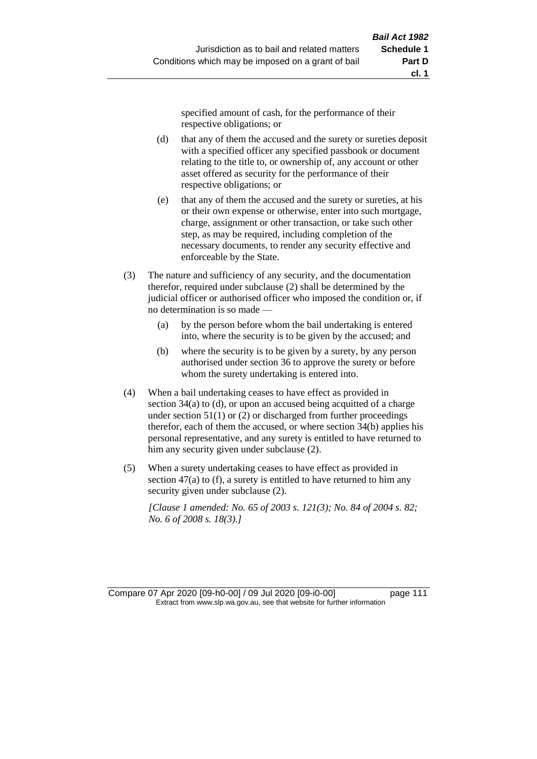specified amount of cash, for the performance of their respective obligations; or

(d) that any of them the accused and the surety or sureties deposit with a specified officer any specified passbook or document relating to the title to, or ownership of, any account or other asset offered as security for the performance of their respective obligations; or

(e) that any of them the accused and the surety or sureties, at his or their own expense or otherwise, enter into such mortgage, charge, assignment or other transaction, or take such other step, as may be required, including completion of the necessary documents, to render any security effective and enforceable by the State.

(3) The nature and sufficiency of any security, and the documentation therefor, required under subclause (2) shall be determined by the judicial officer or authorised officer who imposed the condition or, if no determination is so made —

(a) by the person before whom the bail undertaking is entered into, where the security is to be given by the accused; and

(b) where the security is to be given by a surety, by any person authorised under section 36 to approve the surety or before whom the surety undertaking is entered into.

(4) When a bail undertaking ceases to have effect as provided in section 34(a) to (d), or upon an accused being acquitted of a charge under section 51(1) or (2) or discharged from further proceedings therefor, each of them the accused, or where section 34(b) applies his personal representative, and any surety is entitled to have returned to him any security given under subclause (2).

(5) When a surety undertaking ceases to have effect as provided in section 47(a) to (f), a surety is entitled to have returned to him any security given under subclause (2).

*[Clause 1 amended: No. 65 of 2003 s. 121(3); No. 84 of 2004 s. 82; No. 6 of 2008 s. 18(3).]*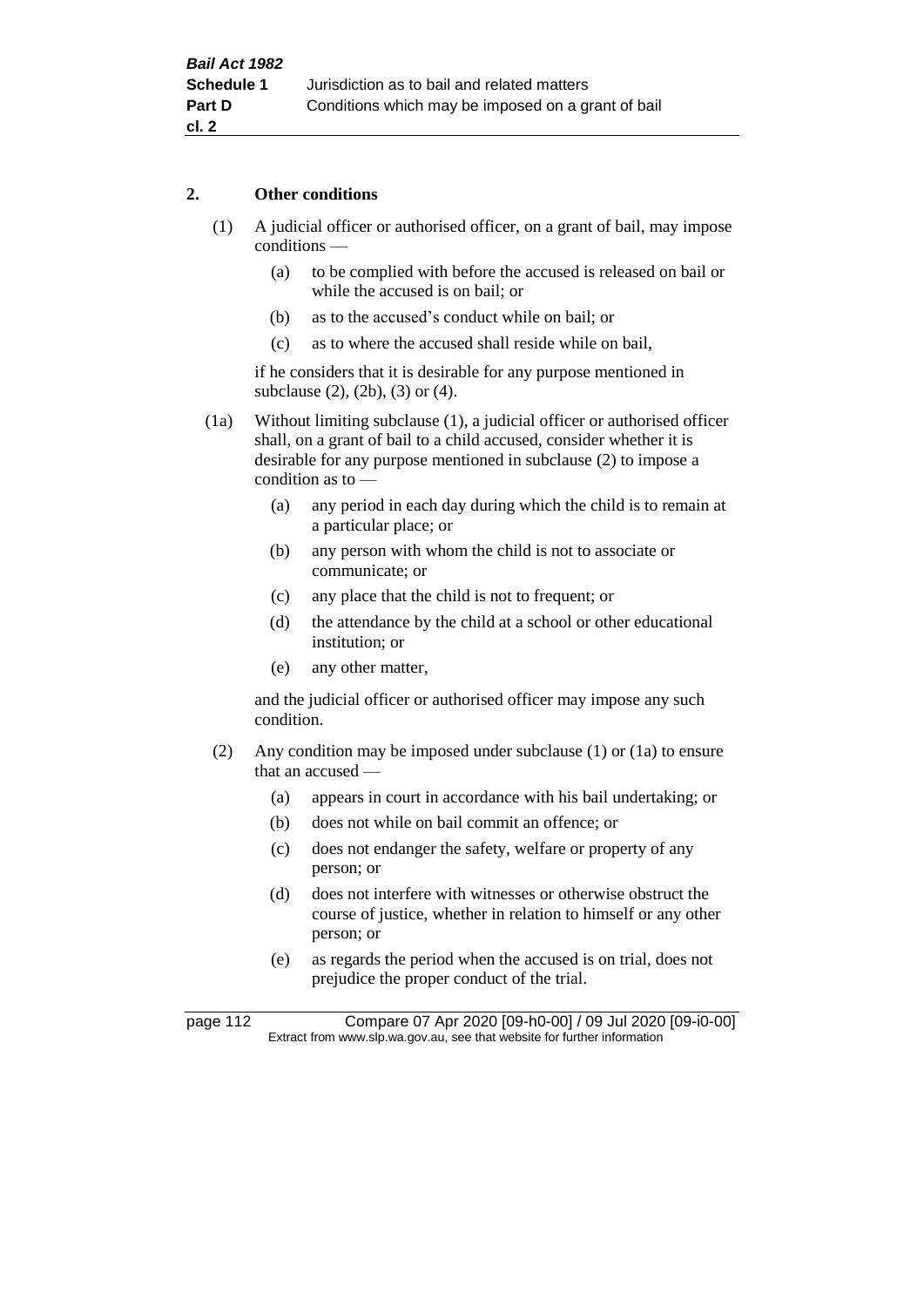## 2. Other conditions

(1) A judicial officer or authorised officer, on a grant of bail, may impose conditions —

(a) to be complied with before the accused is released on bail or while the accused is on bail; or

(b) as to the accused's conduct while on bail; or

(c) as to where the accused shall reside while on bail,

if he considers that it is desirable for any purpose mentioned in subclause (2), (2b), (3) or (4).

(1a) Without limiting subclause (1), a judicial officer or authorised officer shall, on a grant of bail to a child accused, consider whether it is desirable for any purpose mentioned in subclause (2) to impose a condition as to —

(a) any period in each day during which the child is to remain at a particular place; or

(b) any person with whom the child is not to associate or communicate; or

(c) any place that the child is not to frequent; or

(d) the attendance by the child at a school or other educational institution; or

(e) any other matter,

and the judicial officer or authorised officer may impose any such condition.

(2) Any condition may be imposed under subclause (1) or (1a) to ensure that an accused —

(a) appears in court in accordance with his bail undertaking; or

(b) does not while on bail commit an offence; or

(c) does not endanger the safety, welfare or property of any person; or

(d) does not interfere with witnesses or otherwise obstruct the course of justice, whether in relation to himself or any other person; or

(e) as regards the period when the accused is on trial, does not prejudice the proper conduct of the trial.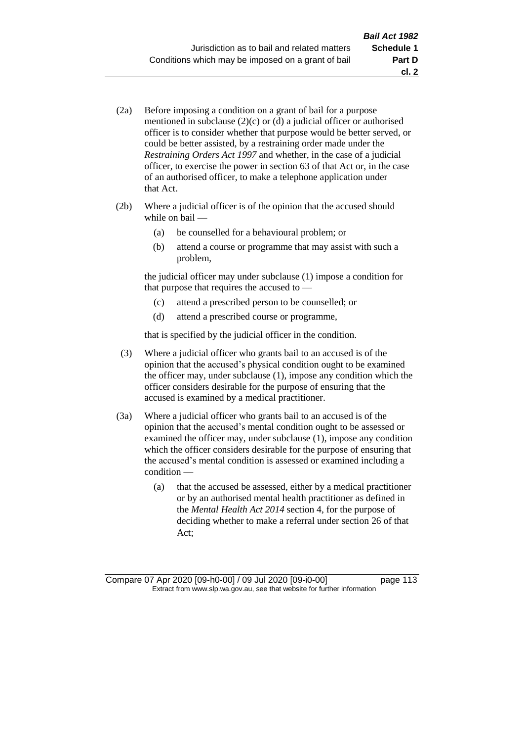(2a) Before imposing a condition on a grant of bail for a purpose mentioned in subclause (2)(c) or (d) a judicial officer or authorised officer is to consider whether that purpose would be better served, or could be better assisted, by a restraining order made under the *Restraining Orders Act 1997* and whether, in the case of a judicial officer, to exercise the power in section 63 of that Act or, in the case of an authorised officer, to make a telephone application under that Act.

(2b) Where a judicial officer is of the opinion that the accused should while on bail —

- (a) be counselled for a behavioural problem; or
- (b) attend a course or programme that may assist with such a problem,

the judicial officer may under subclause (1) impose a condition for that purpose that requires the accused to —

- (c) attend a prescribed person to be counselled; or
- (d) attend a prescribed course or programme,

that is specified by the judicial officer in the condition.

(3) Where a judicial officer who grants bail to an accused is of the opinion that the accused's physical condition ought to be examined the officer may, under subclause (1), impose any condition which the officer considers desirable for the purpose of ensuring that the accused is examined by a medical practitioner.

(3a) Where a judicial officer who grants bail to an accused is of the opinion that the accused's mental condition ought to be assessed or examined the officer may, under subclause (1), impose any condition which the officer considers desirable for the purpose of ensuring that the accused's mental condition is assessed or examined including a condition —

- (a) that the accused be assessed, either by a medical practitioner or by an authorised mental health practitioner as defined in the *Mental Health Act 2014* section 4, for the purpose of deciding whether to make a referral under section 26 of that Act;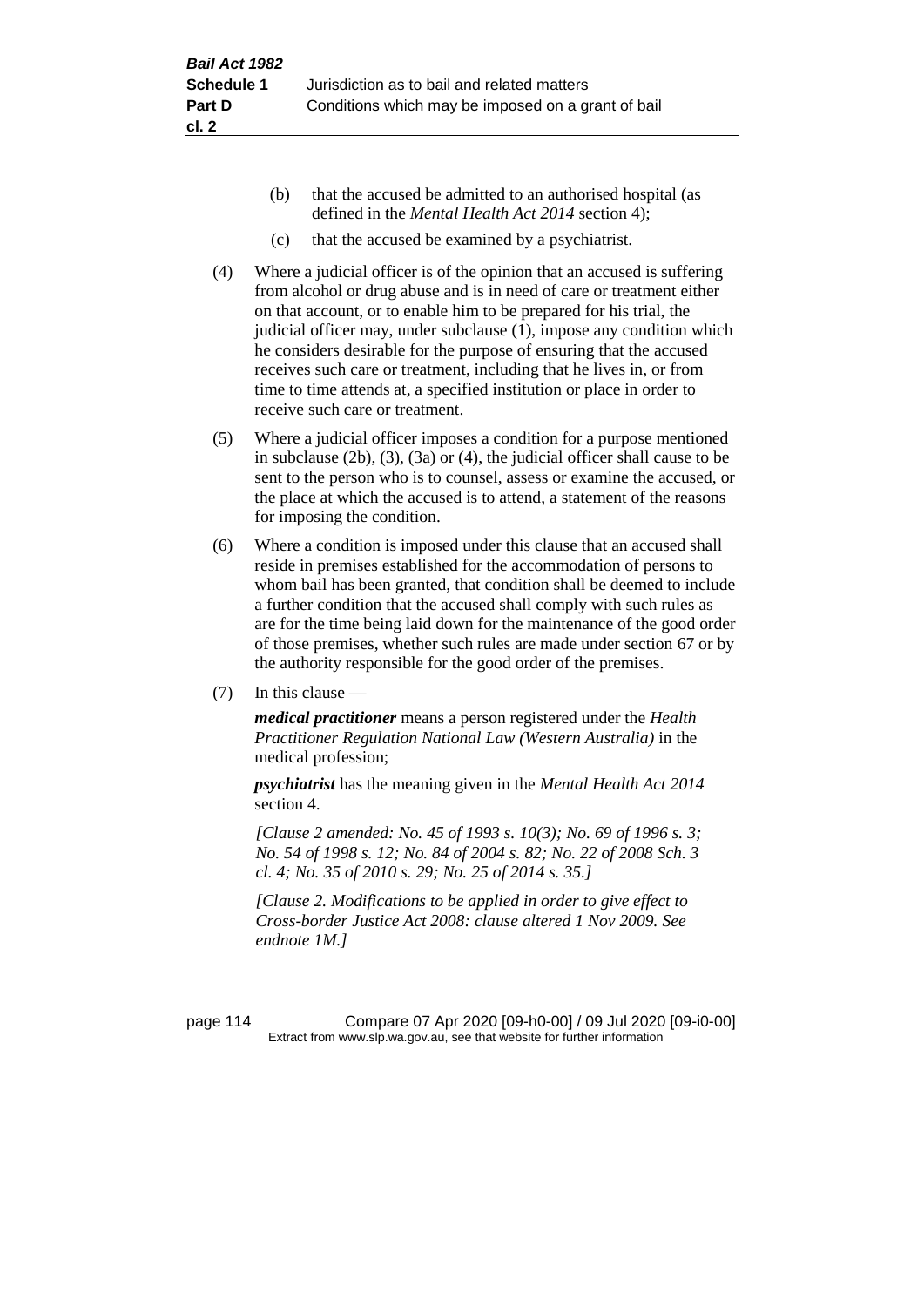(b) that the accused be admitted to an authorised hospital (as defined in the *Mental Health Act 2014* section 4);

(c) that the accused be examined by a psychiatrist.

(4) Where a judicial officer is of the opinion that an accused is suffering from alcohol or drug abuse and is in need of care or treatment either on that account, or to enable him to be prepared for his trial, the judicial officer may, under subclause (1), impose any condition which he considers desirable for the purpose of ensuring that the accused receives such care or treatment, including that he lives in, or from time to time attends at, a specified institution or place in order to receive such care or treatment.

(5) Where a judicial officer imposes a condition for a purpose mentioned in subclause (2b), (3), (3a) or (4), the judicial officer shall cause to be sent to the person who is to counsel, assess or examine the accused, or the place at which the accused is to attend, a statement of the reasons for imposing the condition.

(6) Where a condition is imposed under this clause that an accused shall reside in premises established for the accommodation of persons to whom bail has been granted, that condition shall be deemed to include a further condition that the accused shall comply with such rules as are for the time being laid down for the maintenance of the good order of those premises, whether such rules are made under section 67 or by the authority responsible for the good order of the premises.

(7) In this clause —

***medical practitioner*** means a person registered under the *Health Practitioner Regulation National Law (Western Australia)* in the medical profession;

***psychiatrist*** has the meaning given in the *Mental Health Act 2014* section 4.

*[Clause 2 amended: No. 45 of 1993 s. 10(3); No. 69 of 1996 s. 3; No. 54 of 1998 s. 12; No. 84 of 2004 s. 82; No. 22 of 2008 Sch. 3 cl. 4; No. 35 of 2010 s. 29; No. 25 of 2014 s. 35.]*

*[Clause 2. Modifications to be applied in order to give effect to Cross-border Justice Act 2008: clause altered 1 Nov 2009. See endnote 1M.]*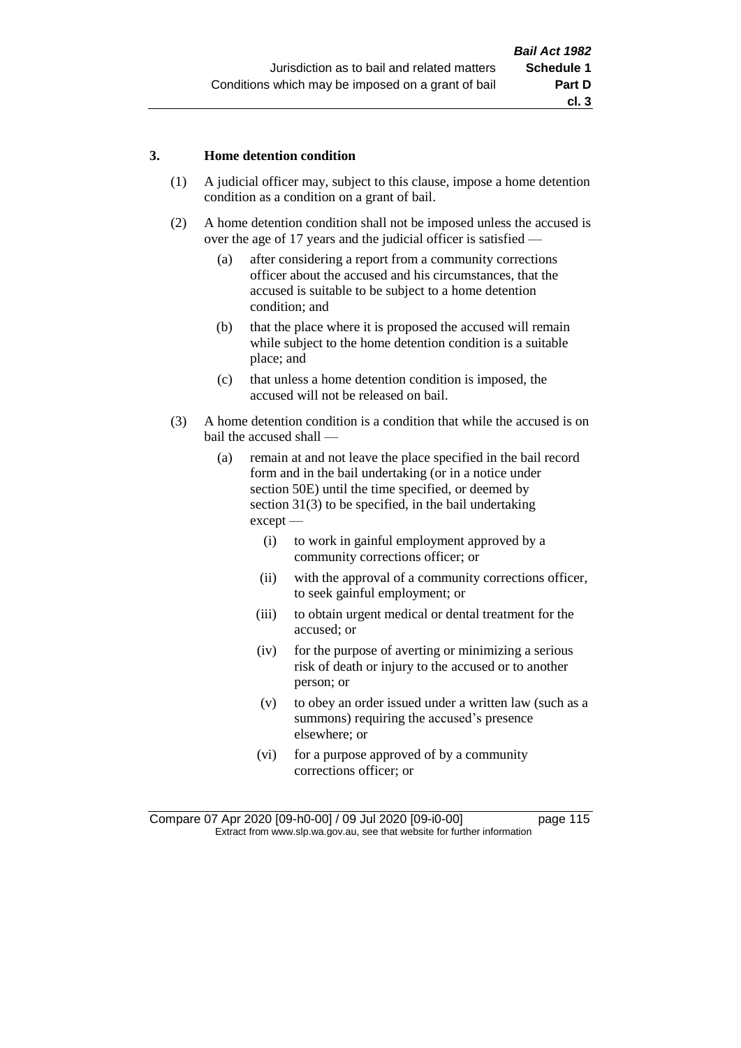### 3. Home detention condition

(1) A judicial officer may, subject to this clause, impose a home detention condition as a condition on a grant of bail.

(2) A home detention condition shall not be imposed unless the accused is over the age of 17 years and the judicial officer is satisfied —

- (a) after considering a report from a community corrections officer about the accused and his circumstances, that the accused is suitable to be subject to a home detention condition; and
- (b) that the place where it is proposed the accused will remain while subject to the home detention condition is a suitable place; and
- (c) that unless a home detention condition is imposed, the accused will not be released on bail.

(3) A home detention condition is a condition that while the accused is on bail the accused shall —

- (a) remain at and not leave the place specified in the bail record form and in the bail undertaking (or in a notice under section 50E) until the time specified, or deemed by section 31(3) to be specified, in the bail undertaking except —
  - (i) to work in gainful employment approved by a community corrections officer; or
  - (ii) with the approval of a community corrections officer, to seek gainful employment; or
  - (iii) to obtain urgent medical or dental treatment for the accused; or
  - (iv) for the purpose of averting or minimizing a serious risk of death or injury to the accused or to another person; or
  - (v) to obey an order issued under a written law (such as a summons) requiring the accused's presence elsewhere; or
  - (vi) for a purpose approved of by a community corrections officer; or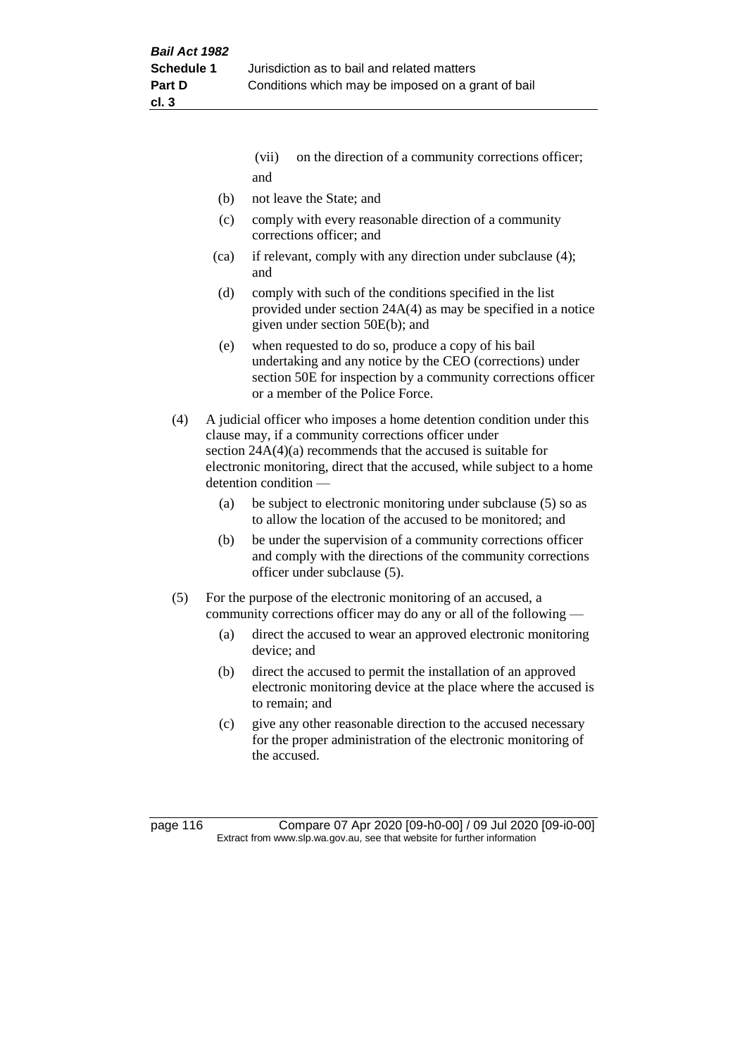(vii) on the direction of a community corrections officer; and

(b) not leave the State; and

(c) comply with every reasonable direction of a community corrections officer; and

(ca) if relevant, comply with any direction under subclause (4); and

(d) comply with such of the conditions specified in the list provided under section 24A(4) as may be specified in a notice given under section 50E(b); and

(e) when requested to do so, produce a copy of his bail undertaking and any notice by the CEO (corrections) under section 50E for inspection by a community corrections officer or a member of the Police Force.

(4) A judicial officer who imposes a home detention condition under this clause may, if a community corrections officer under section 24A(4)(a) recommends that the accused is suitable for electronic monitoring, direct that the accused, while subject to a home detention condition —

(a) be subject to electronic monitoring under subclause (5) so as to allow the location of the accused to be monitored; and

(b) be under the supervision of a community corrections officer and comply with the directions of the community corrections officer under subclause (5).

(5) For the purpose of the electronic monitoring of an accused, a community corrections officer may do any or all of the following —

(a) direct the accused to wear an approved electronic monitoring device; and

(b) direct the accused to permit the installation of an approved electronic monitoring device at the place where the accused is to remain; and

(c) give any other reasonable direction to the accused necessary for the proper administration of the electronic monitoring of the accused.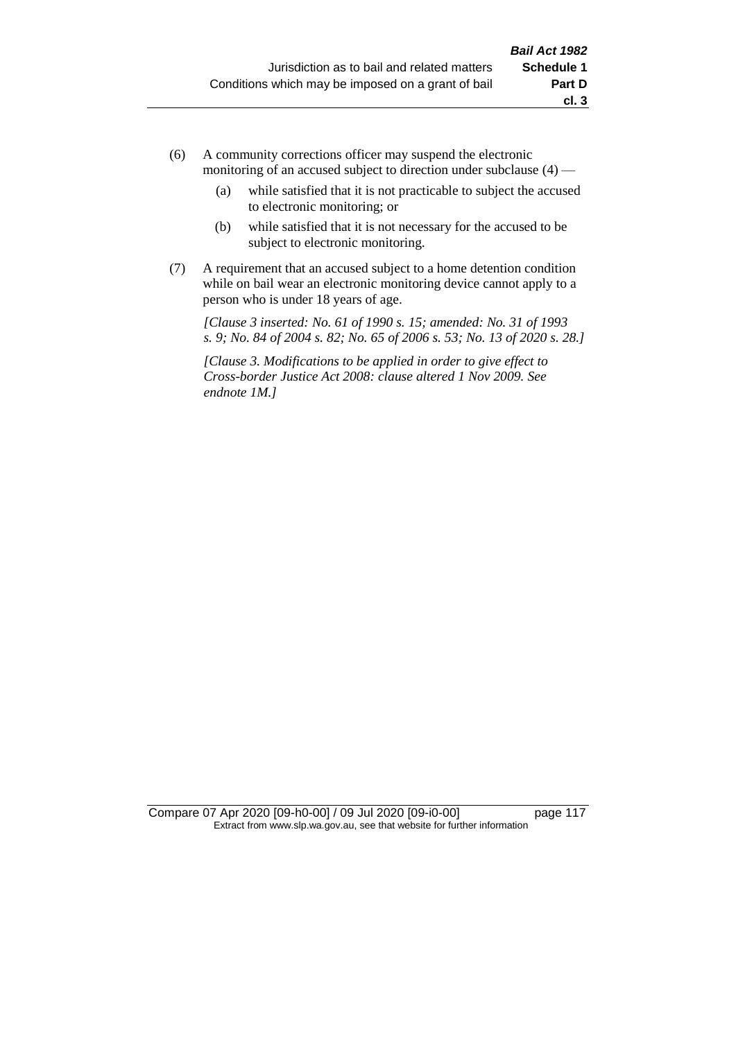(6) A community corrections officer may suspend the electronic monitoring of an accused subject to direction under subclause (4) —

  (a) while satisfied that it is not practicable to subject the accused to electronic monitoring; or

  (b) while satisfied that it is not necessary for the accused to be subject to electronic monitoring.

(7) A requirement that an accused subject to a home detention condition while on bail wear an electronic monitoring device cannot apply to a person who is under 18 years of age.

*[Clause 3 inserted: No. 61 of 1990 s. 15; amended: No. 31 of 1993 s. 9; No. 84 of 2004 s. 82; No. 65 of 2006 s. 53; No. 13 of 2020 s. 28.]*

*[Clause 3. Modifications to be applied in order to give effect to Cross-border Justice Act 2008: clause altered 1 Nov 2009. See endnote 1M.]*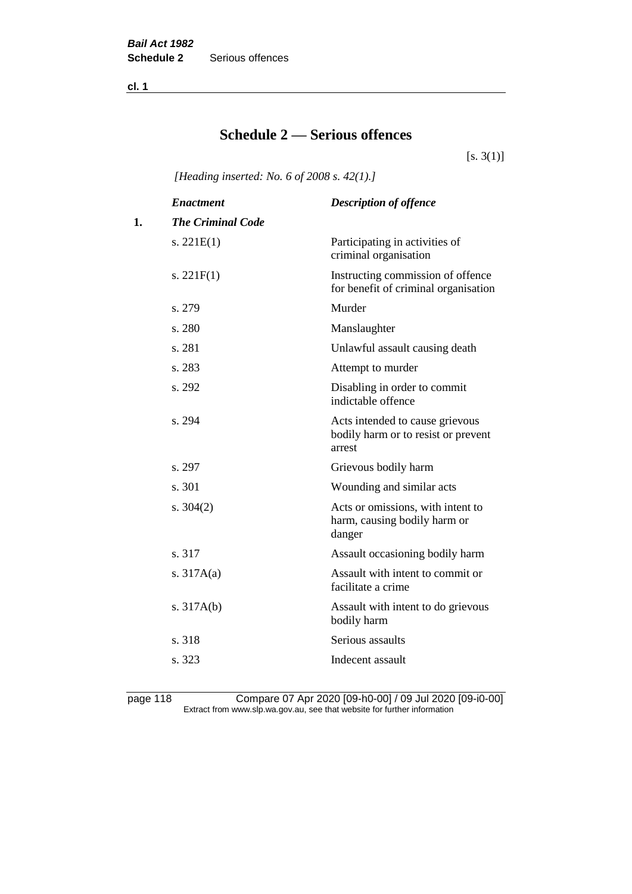# Schedule 2 — Serious offences

[s. 3(1)]

*[Heading inserted: No. 6 of 2008 s. 42(1).]*

| | *Enactment* | *Description of offence* |
|---|---|---|
| **1.** | ***The Criminal Code*** | |
| | s. 221E(1) | Participating in activities of criminal organisation |
| | s. 221F(1) | Instructing commission of offence for benefit of criminal organisation |
| | s. 279 | Murder |
| | s. 280 | Manslaughter |
| | s. 281 | Unlawful assault causing death |
| | s. 283 | Attempt to murder |
| | s. 292 | Disabling in order to commit indictable offence |
| | s. 294 | Acts intended to cause grievous bodily harm or to resist or prevent arrest |
| | s. 297 | Grievous bodily harm |
| | s. 301 | Wounding and similar acts |
| | s. 304(2) | Acts or omissions, with intent to harm, causing bodily harm or danger |
| | s. 317 | Assault occasioning bodily harm |
| | s. 317A(a) | Assault with intent to commit or facilitate a crime |
| | s. 317A(b) | Assault with intent to do grievous bodily harm |
| | s. 318 | Serious assaults |
| | s. 323 | Indecent assault |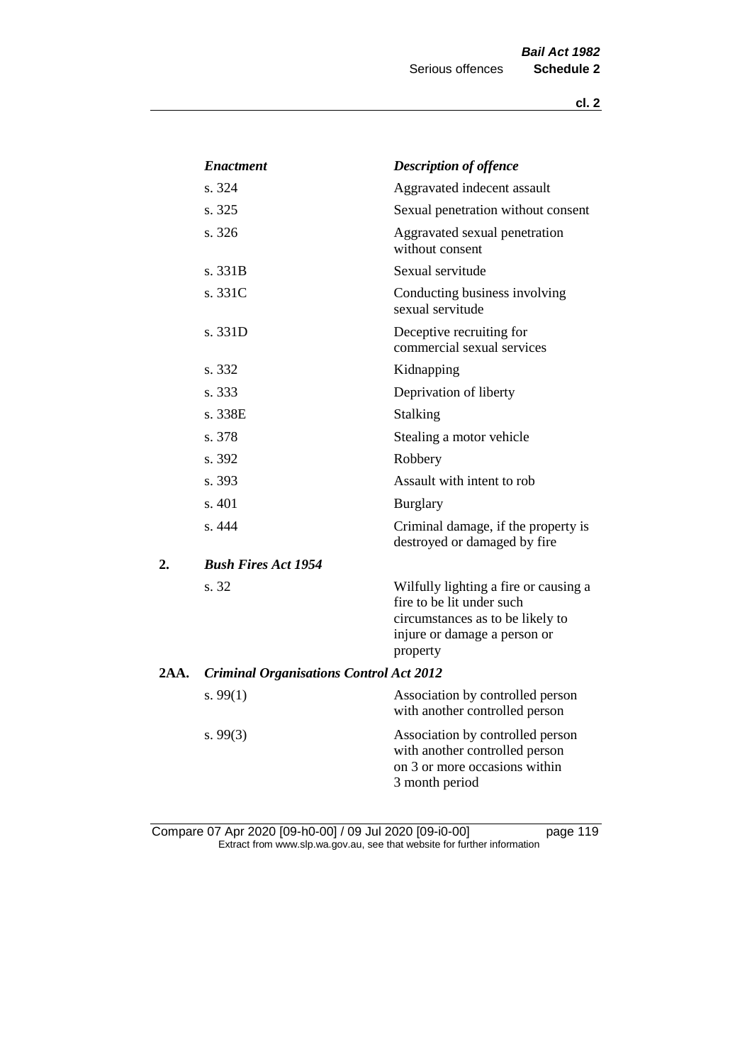| | *Enactment* | *Description of offence* |
|---|---|---|
| | s. 324 | Aggravated indecent assault |
| | s. 325 | Sexual penetration without consent |
| | s. 326 | Aggravated sexual penetration without consent |
| | s. 331B | Sexual servitude |
| | s. 331C | Conducting business involving sexual servitude |
| | s. 331D | Deceptive recruiting for commercial sexual services |
| | s. 332 | Kidnapping |
| | s. 333 | Deprivation of liberty |
| | s. 338E | Stalking |
| | s. 378 | Stealing a motor vehicle |
| | s. 392 | Robbery |
| | s. 393 | Assault with intent to rob |
| | s. 401 | Burglary |
| | s. 444 | Criminal damage, if the property is destroyed or damaged by fire |
| **2.** | ***Bush Fires Act 1954*** | |
| | s. 32 | Wilfully lighting a fire or causing a fire to be lit under such circumstances as to be likely to injure or damage a person or property |
| **2AA.** | ***Criminal Organisations Control Act 2012*** | |
| | s. 99(1) | Association by controlled person with another controlled person |
| | s. 99(3) | Association by controlled person with another controlled person on 3 or more occasions within 3 month period |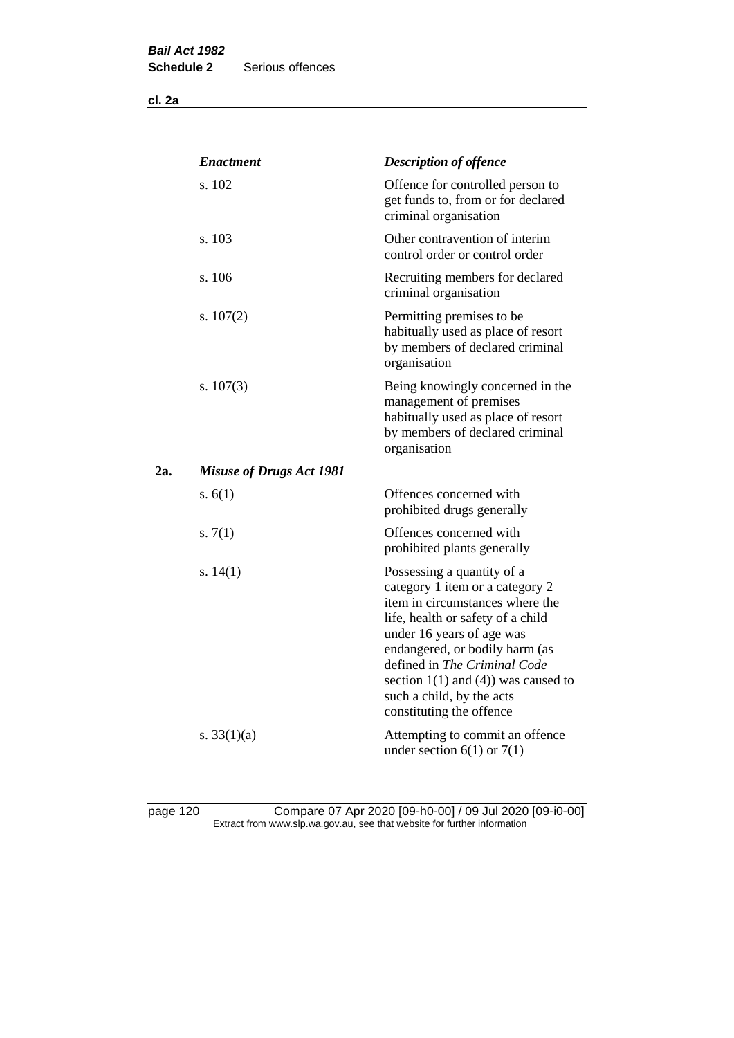| | *Enactment* | *Description of offence* |
|---|---|---|
| | s. 102 | Offence for controlled person to get funds to, from or for declared criminal organisation |
| | s. 103 | Other contravention of interim control order or control order |
| | s. 106 | Recruiting members for declared criminal organisation |
| | s. 107(2) | Permitting premises to be habitually used as place of resort by members of declared criminal organisation |
| | s. 107(3) | Being knowingly concerned in the management of premises habitually used as place of resort by members of declared criminal organisation |
| **2a.** | ***Misuse of Drugs Act 1981*** | |
| | s. 6(1) | Offences concerned with prohibited drugs generally |
| | s. 7(1) | Offences concerned with prohibited plants generally |
| | s. 14(1) | Possessing a quantity of a category 1 item or a category 2 item in circumstances where the life, health or safety of a child under 16 years of age was endangered, or bodily harm (as defined in *The Criminal Code* section 1(1) and (4)) was caused to such a child, by the acts constituting the offence |
| | s. 33(1)(a) | Attempting to commit an offence under section 6(1) or 7(1) |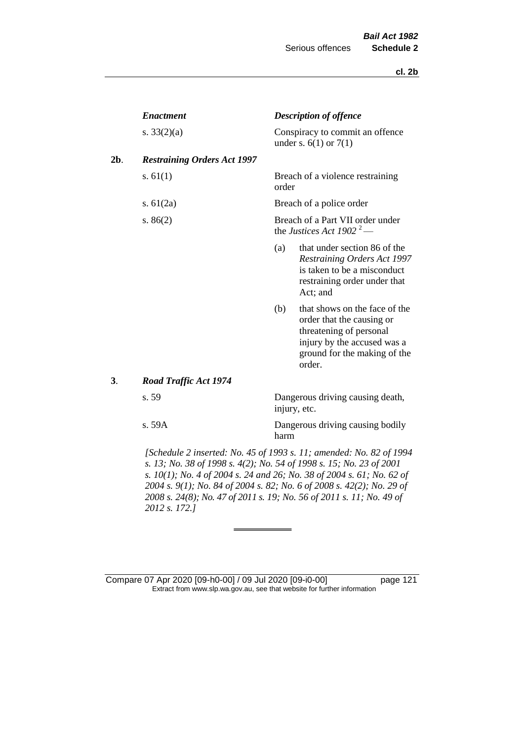| | *Enactment* | *Description of offence* |
|---|---|---|
| | s. 33(2)(a) | Conspiracy to commit an offence under s. 6(1) or 7(1) |
| **2b**. | ***Restraining Orders Act 1997*** | |
| | s. 61(1) | Breach of a violence restraining order |
| | s. 61(2a) | Breach of a police order |
| | s. 86(2) | Breach of a Part VII order under the *Justices Act 1902* [2] — (a) that under section 86 of the *Restraining Orders Act 1997* is taken to be a misconduct restraining order under that Act; and (b) that shows on the face of the order that the causing or threatening of personal injury by the accused was a ground for the making of the order. |
| **3**. | ***Road Traffic Act 1974*** | |
| | s. 59 | Dangerous driving causing death, injury, etc. |
| | s. 59A | Dangerous driving causing bodily harm |

*[Schedule 2 inserted: No. 45 of 1993 s. 11; amended: No. 82 of 1994 s. 13; No. 38 of 1998 s. 4(2); No. 54 of 1998 s. 15; No. 23 of 2001 s. 10(1); No. 4 of 2004 s. 24 and 26; No. 38 of 2004 s. 61; No. 62 of 2004 s. 9(1); No. 84 of 2004 s. 82; No. 6 of 2008 s. 42(2); No. 29 of 2008 s. 24(8); No. 47 of 2011 s. 19; No. 56 of 2011 s. 11; No. 49 of 2012 s. 172.]*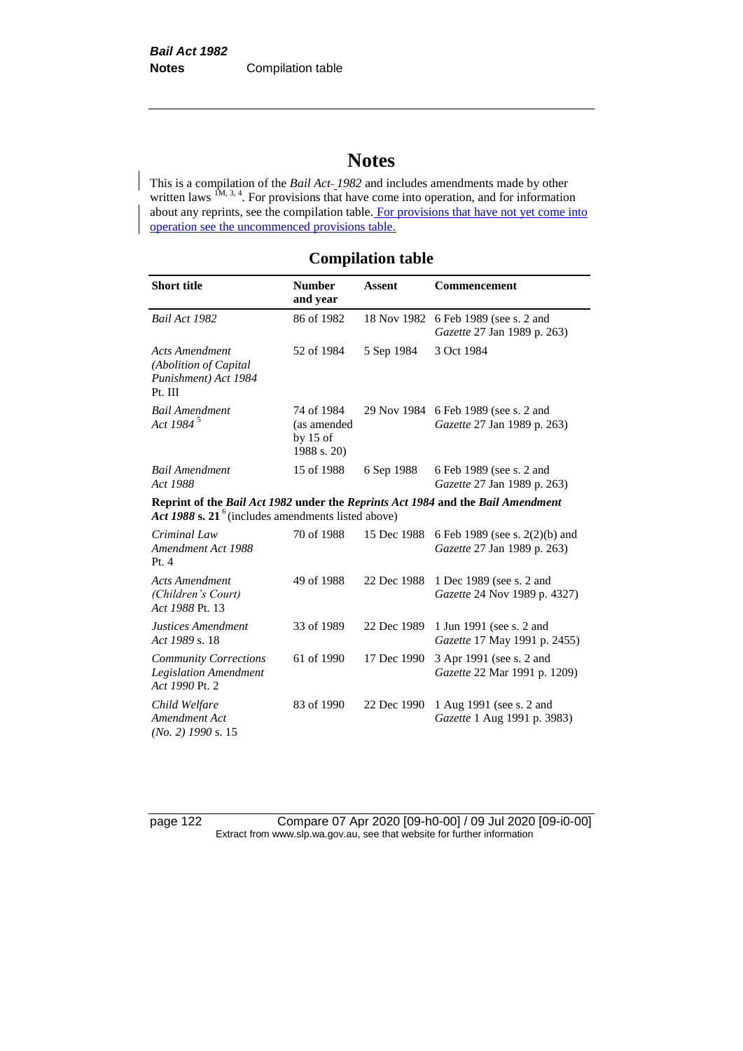# Notes

This is a compilation of the *Bail Act 1982* and includes amendments made by other written laws [1M, 3, 4]. For provisions that have come into operation, and for information about any reprints, see the compilation table. For provisions that have not yet come into operation see the uncommenced provisions table.

## Compilation table

| Short title | Number and year | Assent | Commencement |
|---|---|---|---|
| *Bail Act 1982* | 86 of 1982 | 18 Nov 1982 | 6 Feb 1989 (see s. 2 and *Gazette* 27 Jan 1989 p. 263) |
| *Acts Amendment (Abolition of Capital Punishment) Act 1984* Pt. III | 52 of 1984 | 5 Sep 1984 | 3 Oct 1984 |
| *Bail Amendment Act 1984* [5] | 74 of 1984 (as amended by 15 of 1988 s. 20) | 29 Nov 1984 | 6 Feb 1989 (see s. 2 and *Gazette* 27 Jan 1989 p. 263) |
| *Bail Amendment Act 1988* | 15 of 1988 | 6 Sep 1988 | 6 Feb 1989 (see s. 2 and *Gazette* 27 Jan 1989 p. 263) |
| **Reprint of the *Bail Act 1982* under the *Reprints Act 1984* and the *Bail Amendment Act 1988* s. 21** [6] (includes amendments listed above) | | | |
| *Criminal Law Amendment Act 1988* Pt. 4 | 70 of 1988 | 15 Dec 1988 | 6 Feb 1989 (see s. 2(2)(b) and *Gazette* 27 Jan 1989 p. 263) |
| *Acts Amendment (Children's Court) Act 1988* Pt. 13 | 49 of 1988 | 22 Dec 1988 | 1 Dec 1989 (see s. 2 and *Gazette* 24 Nov 1989 p. 4327) |
| *Justices Amendment Act 1989* s. 18 | 33 of 1989 | 22 Dec 1989 | 1 Jun 1991 (see s. 2 and *Gazette* 17 May 1991 p. 2455) |
| *Community Corrections Legislation Amendment Act 1990* Pt. 2 | 61 of 1990 | 17 Dec 1990 | 3 Apr 1991 (see s. 2 and *Gazette* 22 Mar 1991 p. 1209) |
| *Child Welfare Amendment Act (No. 2) 1990* s. 15 | 83 of 1990 | 22 Dec 1990 | 1 Aug 1991 (see s. 2 and *Gazette* 1 Aug 1991 p. 3983) |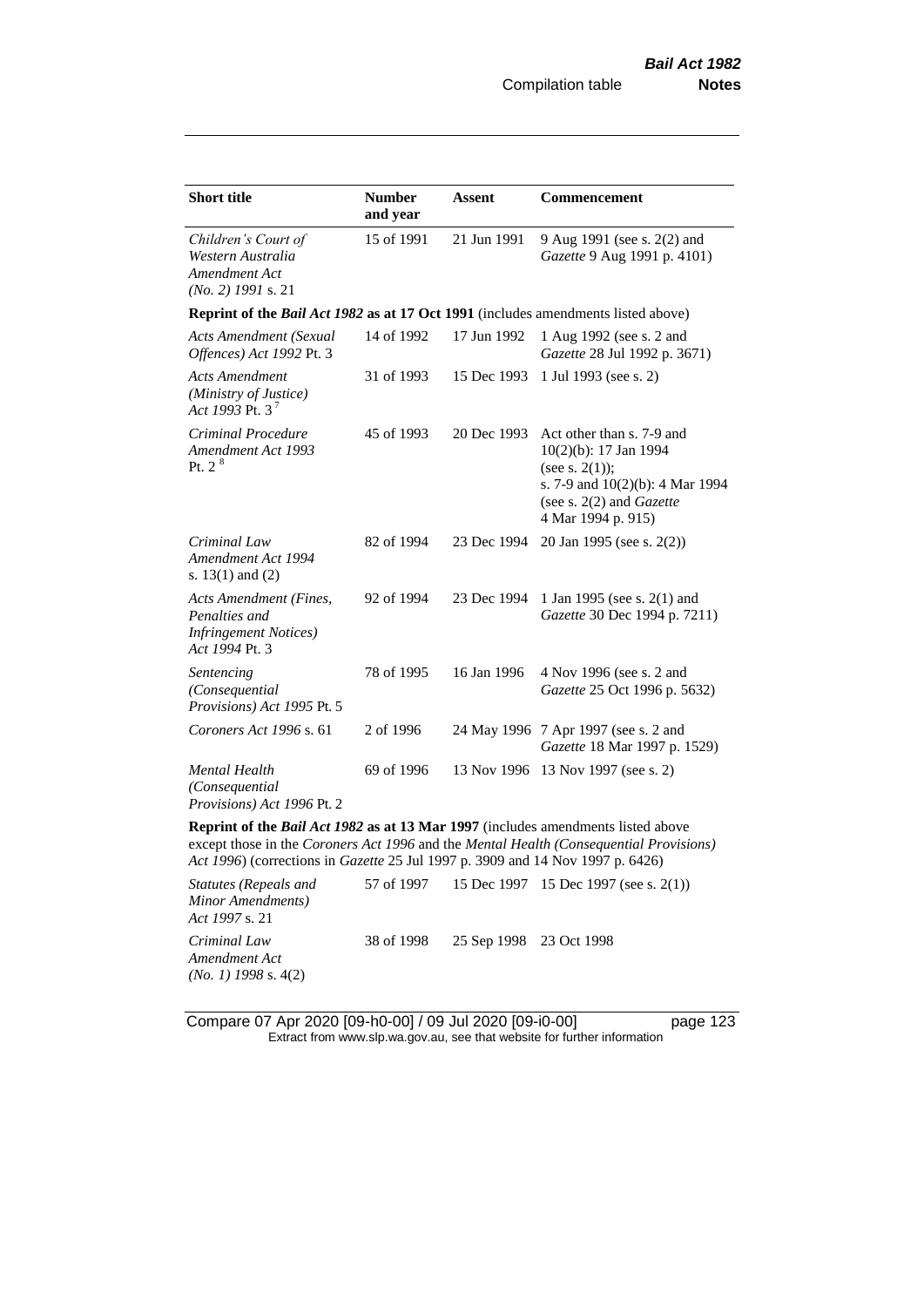| Short title | Number and year | Assent | Commencement |
|---|---|---|---|
| *Children's Court of Western Australia Amendment Act (No. 2) 1991* s. 21 | 15 of 1991 | 21 Jun 1991 | 9 Aug 1991 (see s. 2(2) and *Gazette* 9 Aug 1991 p. 4101) |
| **Reprint of the *Bail Act 1982* as at 17 Oct 1991** (includes amendments listed above) | | | |
| *Acts Amendment (Sexual Offences) Act 1992* Pt. 3 | 14 of 1992 | 17 Jun 1992 | 1 Aug 1992 (see s. 2 and *Gazette* 28 Jul 1992 p. 3671) |
| *Acts Amendment (Ministry of Justice) Act 1993* Pt. 3 [7] | 31 of 1993 | 15 Dec 1993 | 1 Jul 1993 (see s. 2) |
| *Criminal Procedure Amendment Act 1993* Pt. 2 [8] | 45 of 1993 | 20 Dec 1993 | Act other than s. 7-9 and 10(2)(b): 17 Jan 1994 (see s. 2(1)); s. 7-9 and 10(2)(b): 4 Mar 1994 (see s. 2(2) and *Gazette* 4 Mar 1994 p. 915) |
| *Criminal Law Amendment Act 1994* s. 13(1) and (2) | 82 of 1994 | 23 Dec 1994 | 20 Jan 1995 (see s. 2(2)) |
| *Acts Amendment (Fines, Penalties and Infringement Notices) Act 1994* Pt. 3 | 92 of 1994 | 23 Dec 1994 | 1 Jan 1995 (see s. 2(1) and *Gazette* 30 Dec 1994 p. 7211) |
| *Sentencing (Consequential Provisions) Act 1995* Pt. 5 | 78 of 1995 | 16 Jan 1996 | 4 Nov 1996 (see s. 2 and *Gazette* 25 Oct 1996 p. 5632) |
| *Coroners Act 1996* s. 61 | 2 of 1996 | 24 May 1996 | 7 Apr 1997 (see s. 2 and *Gazette* 18 Mar 1997 p. 1529) |
| *Mental Health (Consequential Provisions) Act 1996* Pt. 2 | 69 of 1996 | 13 Nov 1996 | 13 Nov 1997 (see s. 2) |
| **Reprint of the *Bail Act 1982* as at 13 Mar 1997** (includes amendments listed above except those in the *Coroners Act 1996* and the *Mental Health (Consequential Provisions) Act 1996*) (corrections in *Gazette* 25 Jul 1997 p. 3909 and 14 Nov 1997 p. 6426) | | | |
| *Statutes (Repeals and Minor Amendments) Act 1997* s. 21 | 57 of 1997 | 15 Dec 1997 | 15 Dec 1997 (see s. 2(1)) |
| *Criminal Law Amendment Act (No. 1) 1998* s. 4(2) | 38 of 1998 | 25 Sep 1998 | 23 Oct 1998 |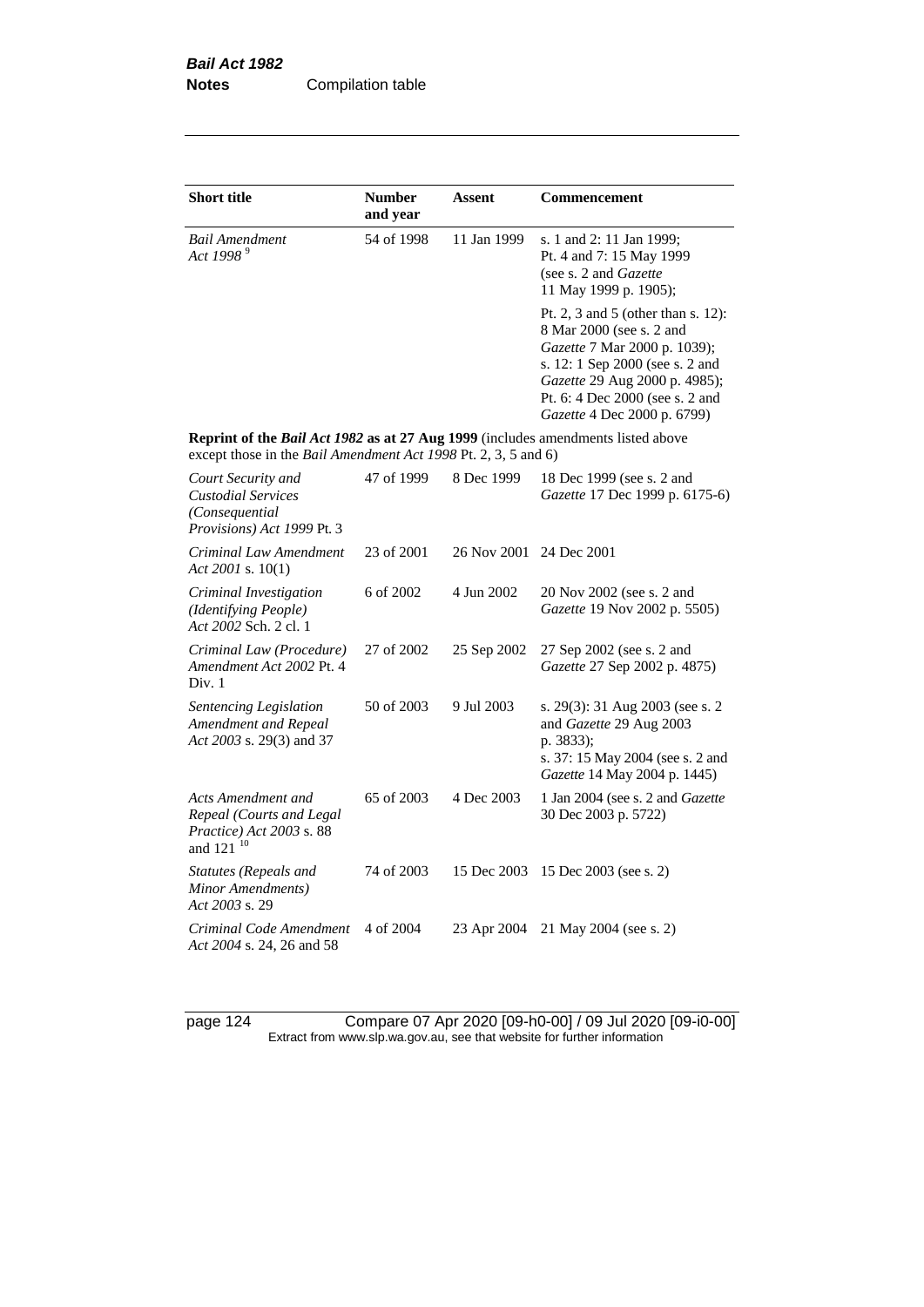| Short title | Number and year | Assent | Commencement |
|---|---|---|---|
| *Bail Amendment Act 1998* [9] | 54 of 1998 | 11 Jan 1999 | s. 1 and 2: 11 Jan 1999; Pt. 4 and 7: 15 May 1999 (see s. 2 and *Gazette* 11 May 1999 p. 1905); Pt. 2, 3 and 5 (other than s. 12): 8 Mar 2000 (see s. 2 and *Gazette* 7 Mar 2000 p. 1039); s. 12: 1 Sep 2000 (see s. 2 and *Gazette* 29 Aug 2000 p. 4985); Pt. 6: 4 Dec 2000 (see s. 2 and *Gazette* 4 Dec 2000 p. 6799) |
| **Reprint of the *Bail Act 1982* as at 27 Aug 1999** (includes amendments listed above except those in the *Bail Amendment Act 1998* Pt. 2, 3, 5 and 6) | | | |
| *Court Security and Custodial Services (Consequential Provisions) Act 1999* Pt. 3 | 47 of 1999 | 8 Dec 1999 | 18 Dec 1999 (see s. 2 and *Gazette* 17 Dec 1999 p. 6175-6) |
| *Criminal Law Amendment Act 2001* s. 10(1) | 23 of 2001 | 26 Nov 2001 | 24 Dec 2001 |
| *Criminal Investigation (Identifying People) Act 2002* Sch. 2 cl. 1 | 6 of 2002 | 4 Jun 2002 | 20 Nov 2002 (see s. 2 and *Gazette* 19 Nov 2002 p. 5505) |
| *Criminal Law (Procedure) Amendment Act 2002* Pt. 4 Div. 1 | 27 of 2002 | 25 Sep 2002 | 27 Sep 2002 (see s. 2 and *Gazette* 27 Sep 2002 p. 4875) |
| *Sentencing Legislation Amendment and Repeal Act 2003* s. 29(3) and 37 | 50 of 2003 | 9 Jul 2003 | s. 29(3): 31 Aug 2003 (see s. 2 and *Gazette* 29 Aug 2003 p. 3833); s. 37: 15 May 2004 (see s. 2 and *Gazette* 14 May 2004 p. 1445) |
| *Acts Amendment and Repeal (Courts and Legal Practice) Act 2003* s. 88 and 121 [10] | 65 of 2003 | 4 Dec 2003 | 1 Jan 2004 (see s. 2 and *Gazette* 30 Dec 2003 p. 5722) |
| *Statutes (Repeals and Minor Amendments) Act 2003* s. 29 | 74 of 2003 | 15 Dec 2003 | 15 Dec 2003 (see s. 2) |
| *Criminal Code Amendment Act 2004* s. 24, 26 and 58 | 4 of 2004 | 23 Apr 2004 | 21 May 2004 (see s. 2) |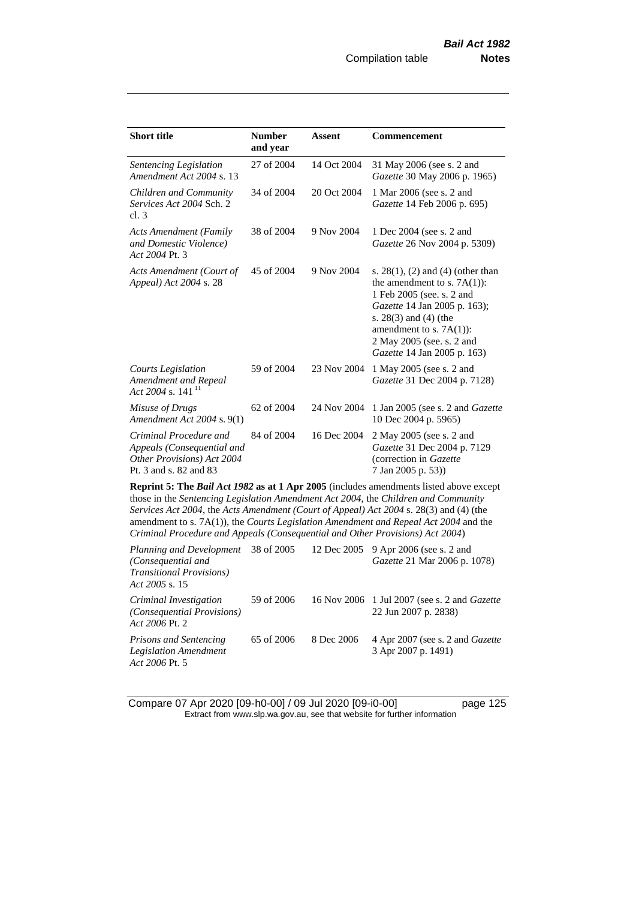| Short title | Number and year | Assent | Commencement |
|---|---|---|---|
| *Sentencing Legislation Amendment Act 2004* s. 13 | 27 of 2004 | 14 Oct 2004 | 31 May 2006 (see s. 2 and *Gazette* 30 May 2006 p. 1965) |
| *Children and Community Services Act 2004* Sch. 2 cl. 3 | 34 of 2004 | 20 Oct 2004 | 1 Mar 2006 (see s. 2 and *Gazette* 14 Feb 2006 p. 695) |
| *Acts Amendment (Family and Domestic Violence) Act 2004* Pt. 3 | 38 of 2004 | 9 Nov 2004 | 1 Dec 2004 (see s. 2 and *Gazette* 26 Nov 2004 p. 5309) |
| *Acts Amendment (Court of Appeal) Act 2004* s. 28 | 45 of 2004 | 9 Nov 2004 | s. 28(1), (2) and (4) (other than the amendment to s. 7A(1)): 1 Feb 2005 (see. s. 2 and *Gazette* 14 Jan 2005 p. 163); s. 28(3) and (4) (the amendment to s. 7A(1)): 2 May 2005 (see. s. 2 and *Gazette* 14 Jan 2005 p. 163) |
| *Courts Legislation Amendment and Repeal Act 2004* s. 141 [11] | 59 of 2004 | 23 Nov 2004 | 1 May 2005 (see s. 2 and *Gazette* 31 Dec 2004 p. 7128) |
| *Misuse of Drugs Amendment Act 2004* s. 9(1) | 62 of 2004 | 24 Nov 2004 | 1 Jan 2005 (see s. 2 and *Gazette* 10 Dec 2004 p. 5965) |
| *Criminal Procedure and Appeals (Consequential and Other Provisions) Act 2004* Pt. 3 and s. 82 and 83 | 84 of 2004 | 16 Dec 2004 | 2 May 2005 (see s. 2 and *Gazette* 31 Dec 2004 p. 7129 (correction in *Gazette* 7 Jan 2005 p. 53)) |
| **Reprint 5: The *Bail Act 1982* as at 1 Apr 2005** (includes amendments listed above except those in the *Sentencing Legislation Amendment Act 2004*, the *Children and Community Services Act 2004*, the *Acts Amendment (Court of Appeal) Act 2004* s. 28(3) and (4) (the amendment to s. 7A(1)), the *Courts Legislation Amendment and Repeal Act 2004* and the *Criminal Procedure and Appeals (Consequential and Other Provisions) Act 2004*) | | | |
| *Planning and Development (Consequential and Transitional Provisions) Act 2005* s. 15 | 38 of 2005 | 12 Dec 2005 | 9 Apr 2006 (see s. 2 and *Gazette* 21 Mar 2006 p. 1078) |
| *Criminal Investigation (Consequential Provisions) Act 2006* Pt. 2 | 59 of 2006 | 16 Nov 2006 | 1 Jul 2007 (see s. 2 and *Gazette* 22 Jun 2007 p. 2838) |
| *Prisons and Sentencing Legislation Amendment Act 2006* Pt. 5 | 65 of 2006 | 8 Dec 2006 | 4 Apr 2007 (see s. 2 and *Gazette* 3 Apr 2007 p. 1491) |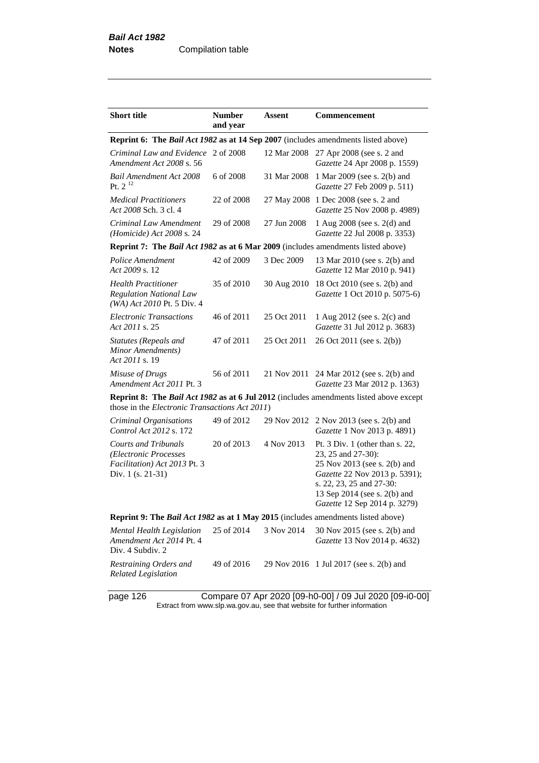| Short title | Number and year | Assent | Commencement |
|---|---|---|---|
| **Reprint 6: The *Bail Act 1982* as at 14 Sep 2007** (includes amendments listed above) | | | |
| *Criminal Law and Evidence Amendment Act 2008* s. 56 | 2 of 2008 | 12 Mar 2008 | 27 Apr 2008 (see s. 2 and *Gazette* 24 Apr 2008 p. 1559) |
| *Bail Amendment Act 2008* Pt. 2 [12] | 6 of 2008 | 31 Mar 2008 | 1 Mar 2009 (see s. 2(b) and *Gazette* 27 Feb 2009 p. 511) |
| *Medical Practitioners Act 2008* Sch. 3 cl. 4 | 22 of 2008 | 27 May 2008 | 1 Dec 2008 (see s. 2 and *Gazette* 25 Nov 2008 p. 4989) |
| *Criminal Law Amendment (Homicide) Act 2008* s. 24 | 29 of 2008 | 27 Jun 2008 | 1 Aug 2008 (see s. 2(d) and *Gazette* 22 Jul 2008 p. 3353) |
| **Reprint 7: The *Bail Act 1982* as at 6 Mar 2009** (includes amendments listed above) | | | |
| *Police Amendment Act 2009* s. 12 | 42 of 2009 | 3 Dec 2009 | 13 Mar 2010 (see s. 2(b) and *Gazette* 12 Mar 2010 p. 941) |
| *Health Practitioner Regulation National Law (WA) Act 2010* Pt. 5 Div. 4 | 35 of 2010 | 30 Aug 2010 | 18 Oct 2010 (see s. 2(b) and *Gazette* 1 Oct 2010 p. 5075-6) |
| *Electronic Transactions Act 2011* s. 25 | 46 of 2011 | 25 Oct 2011 | 1 Aug 2012 (see s. 2(c) and *Gazette* 31 Jul 2012 p. 3683) |
| *Statutes (Repeals and Minor Amendments) Act 2011* s. 19 | 47 of 2011 | 25 Oct 2011 | 26 Oct 2011 (see s. 2(b)) |
| *Misuse of Drugs Amendment Act 2011* Pt. 3 | 56 of 2011 | 21 Nov 2011 | 24 Mar 2012 (see s. 2(b) and *Gazette* 23 Mar 2012 p. 1363) |
| **Reprint 8: The *Bail Act 1982* as at 6 Jul 2012** (includes amendments listed above except those in the *Electronic Transactions Act 2011*) | | | |
| *Criminal Organisations Control Act 2012* s. 172 | 49 of 2012 | 29 Nov 2012 | 2 Nov 2013 (see s. 2(b) and *Gazette* 1 Nov 2013 p. 4891) |
| *Courts and Tribunals (Electronic Processes Facilitation) Act 2013* Pt. 3 Div. 1 (s. 21-31) | 20 of 2013 | 4 Nov 2013 | Pt. 3 Div. 1 (other than s. 22, 23, 25 and 27-30): 25 Nov 2013 (see s. 2(b) and *Gazette* 22 Nov 2013 p. 5391); s. 22, 23, 25 and 27-30: 13 Sep 2014 (see s. 2(b) and *Gazette* 12 Sep 2014 p. 3279) |
| **Reprint 9: The *Bail Act 1982* as at 1 May 2015** (includes amendments listed above) | | | |
| *Mental Health Legislation Amendment Act 2014* Pt. 4 Div. 4 Subdiv. 2 | 25 of 2014 | 3 Nov 2014 | 30 Nov 2015 (see s. 2(b) and *Gazette* 13 Nov 2014 p. 4632) |
| *Restraining Orders and Related Legislation* | 49 of 2016 | 29 Nov 2016 | 1 Jul 2017 (see s. 2(b) and |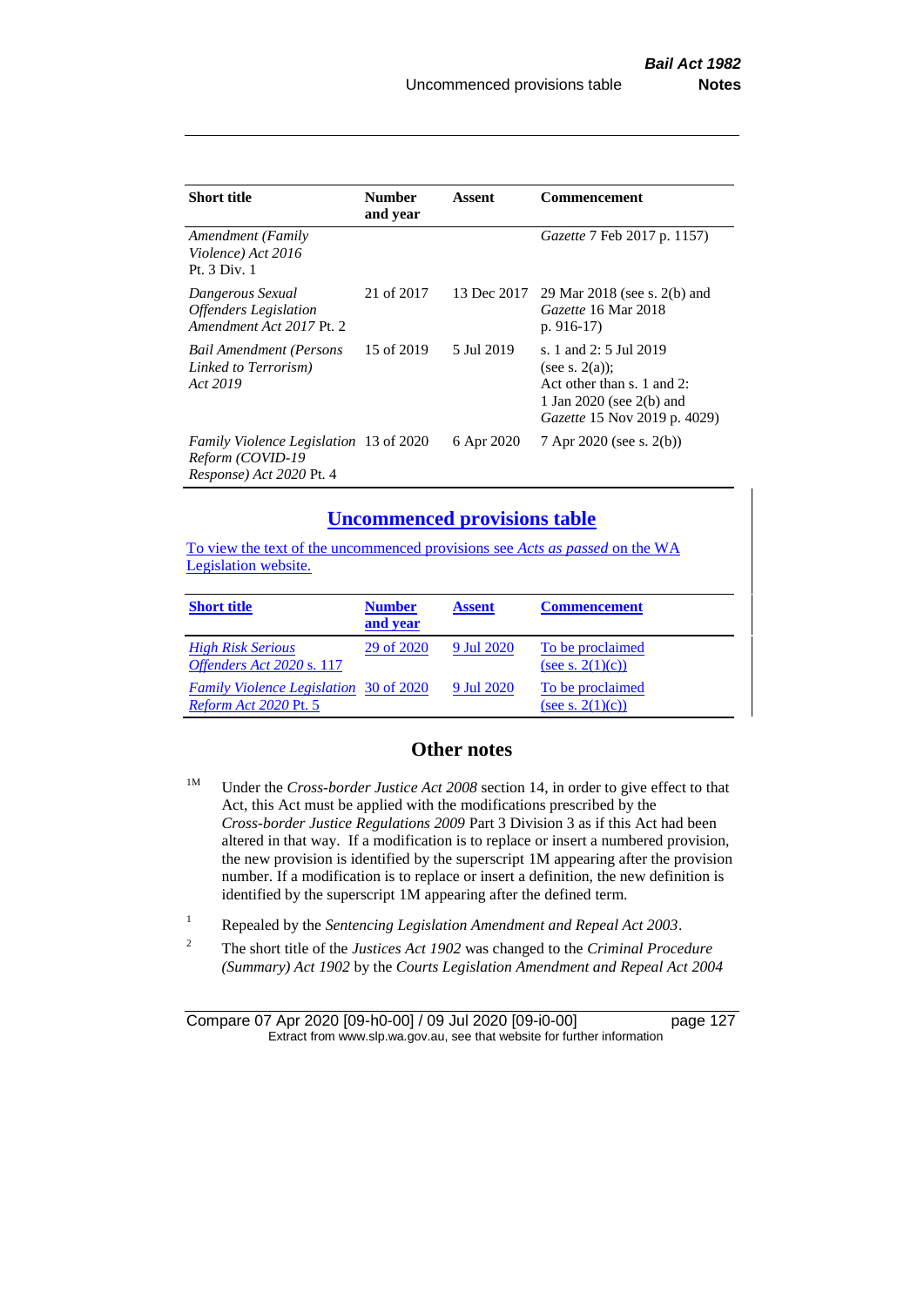| Short title | Number and year | Assent | Commencement |
|---|---|---|---|
| *Amendment (Family Violence) Act 2016* Pt. 3 Div. 1 | | | *Gazette* 7 Feb 2017 p. 1157) |
| *Dangerous Sexual Offenders Legislation Amendment Act 2017* Pt. 2 | 21 of 2017 | 13 Dec 2017 | 29 Mar 2018 (see s. 2(b) and *Gazette* 16 Mar 2018 p. 916-17) |
| *Bail Amendment (Persons Linked to Terrorism) Act 2019* | 15 of 2019 | 5 Jul 2019 | s. 1 and 2: 5 Jul 2019 (see s. 2(a)); Act other than s. 1 and 2: 1 Jan 2020 (see 2(b) and *Gazette* 15 Nov 2019 p. 4029) |
| *Family Violence Legislation Reform (COVID-19 Response) Act 2020* Pt. 4 | 13 of 2020 | 6 Apr 2020 | 7 Apr 2020 (see s. 2(b)) |

## Uncommenced provisions table

To view the text of the uncommenced provisions see *Acts as passed* on the WA Legislation website.

| Short title | Number and year | Assent | Commencement |
|---|---|---|---|
| *High Risk Serious Offenders Act 2020* s. 117 | 29 of 2020 | 9 Jul 2020 | To be proclaimed (see s. 2(1)(c)) |
| *Family Violence Legislation Reform Act 2020* Pt. 5 | 30 of 2020 | 9 Jul 2020 | To be proclaimed (see s. 2(1)(c)) |

## Other notes

[1M] Under the *Cross-border Justice Act 2008* section 14, in order to give effect to that Act, this Act must be applied with the modifications prescribed by the *Cross-border Justice Regulations 2009* Part 3 Division 3 as if this Act had been altered in that way. If a modification is to replace or insert a numbered provision, the new provision is identified by the superscript 1M appearing after the provision number. If a modification is to replace or insert a definition, the new definition is identified by the superscript 1M appearing after the defined term.

[1] Repealed by the *Sentencing Legislation Amendment and Repeal Act 2003*.

[2] The short title of the *Justices Act 1902* was changed to the *Criminal Procedure (Summary) Act 1902* by the *Courts Legislation Amendment and Repeal Act 2004*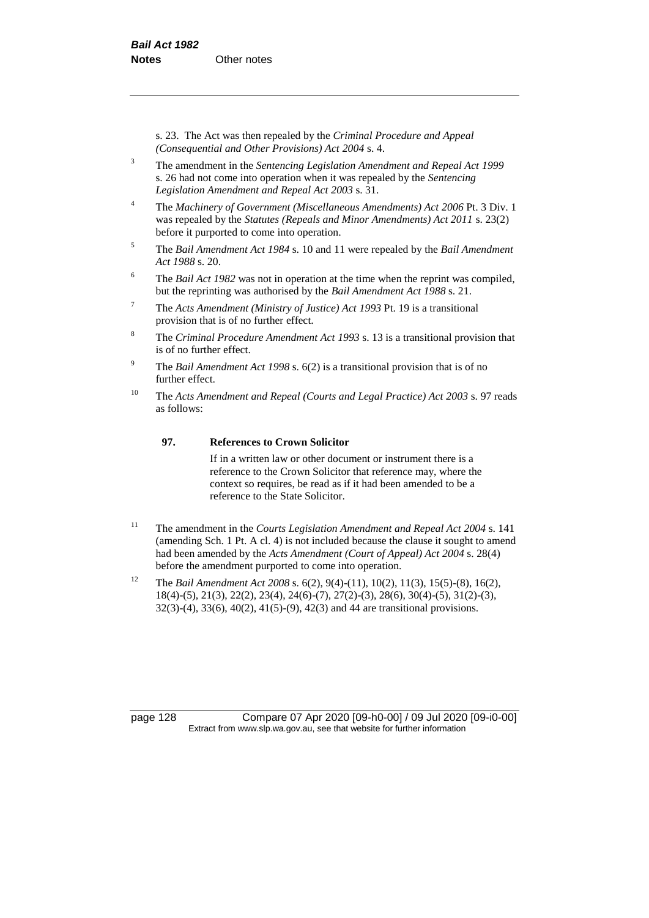s. 23. The Act was then repealed by the *Criminal Procedure and Appeal (Consequential and Other Provisions) Act 2004* s. 4.

[3] The amendment in the *Sentencing Legislation Amendment and Repeal Act 1999* s. 26 had not come into operation when it was repealed by the *Sentencing Legislation Amendment and Repeal Act 2003* s. 31.

[4] The *Machinery of Government (Miscellaneous Amendments) Act 2006* Pt. 3 Div. 1 was repealed by the *Statutes (Repeals and Minor Amendments) Act 2011* s. 23(2) before it purported to come into operation.

[5] The *Bail Amendment Act 1984* s. 10 and 11 were repealed by the *Bail Amendment Act 1988* s. 20.

[6] The *Bail Act 1982* was not in operation at the time when the reprint was compiled, but the reprinting was authorised by the *Bail Amendment Act 1988* s. 21.

[7] The *Acts Amendment (Ministry of Justice) Act 1993* Pt. 19 is a transitional provision that is of no further effect.

[8] The *Criminal Procedure Amendment Act 1993* s. 13 is a transitional provision that is of no further effect.

[9] The *Bail Amendment Act 1998* s. 6(2) is a transitional provision that is of no further effect.

[10] The *Acts Amendment and Repeal (Courts and Legal Practice) Act 2003* s. 97 reads as follows:

> **97. References to Crown Solicitor**
>
> If in a written law or other document or instrument there is a reference to the Crown Solicitor that reference may, where the context so requires, be read as if it had been amended to be a reference to the State Solicitor.

[11] The amendment in the *Courts Legislation Amendment and Repeal Act 2004* s. 141 (amending Sch. 1 Pt. A cl. 4) is not included because the clause it sought to amend had been amended by the *Acts Amendment (Court of Appeal) Act 2004* s. 28(4) before the amendment purported to come into operation.

[12] The *Bail Amendment Act 2008* s. 6(2), 9(4)-(11), 10(2), 11(3), 15(5)-(8), 16(2), 18(4)-(5), 21(3), 22(2), 23(4), 24(6)-(7), 27(2)-(3), 28(6), 30(4)-(5), 31(2)-(3), 32(3)-(4), 33(6), 40(2), 41(5)-(9), 42(3) and 44 are transitional provisions.